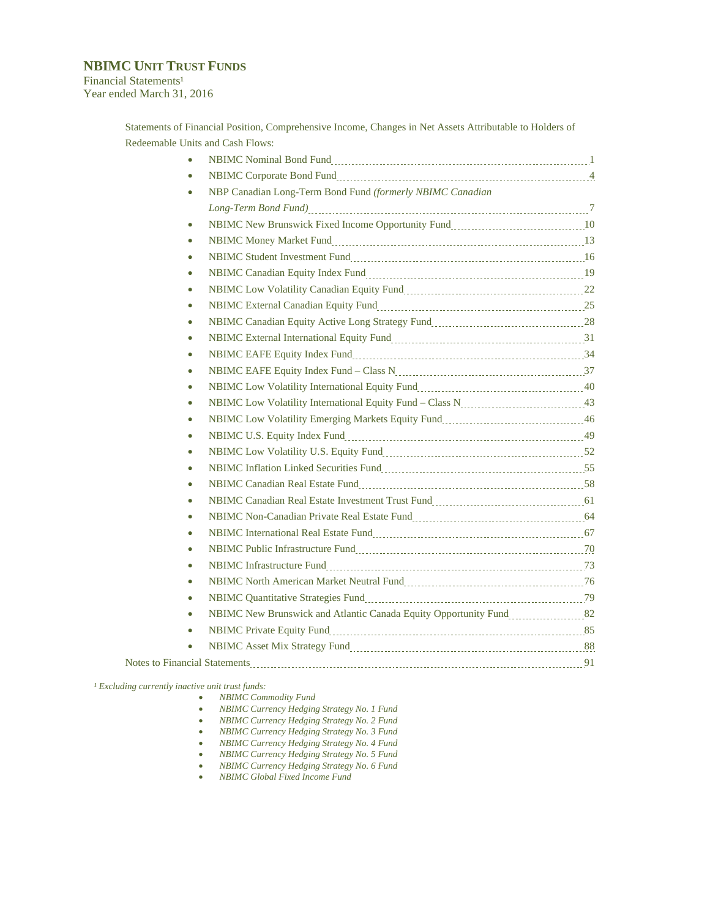# NBIMC UNIT TRUST FUNDS

Financial Statements[1]
Year ended March 31, 2016

Statements of Financial Position, Comprehensive Income, Changes in Net Assets Attributable to Holders of Redeemable Units and Cash Flows:

- NBIMC Nominal Bond Fund .......... 1
- NBIMC Corporate Bond Fund .......... 4
- NBP Canadian Long-Term Bond Fund *(formerly NBIMC Canadian Long-Term Bond Fund)* .......... 7
- NBIMC New Brunswick Fixed Income Opportunity Fund .......... 10
- NBIMC Money Market Fund .......... 13
- NBIMC Student Investment Fund .......... 16
- NBIMC Canadian Equity Index Fund .......... 19
- NBIMC Low Volatility Canadian Equity Fund .......... 22
- NBIMC External Canadian Equity Fund .......... 25
- NBIMC Canadian Equity Active Long Strategy Fund .......... 28
- NBIMC External International Equity Fund .......... 31
- NBIMC EAFE Equity Index Fund .......... 34
- NBIMC EAFE Equity Index Fund – Class N .......... 37
- NBIMC Low Volatility International Equity Fund .......... 40
- NBIMC Low Volatility International Equity Fund – Class N .......... 43
- NBIMC Low Volatility Emerging Markets Equity Fund .......... 46
- NBIMC U.S. Equity Index Fund .......... 49
- NBIMC Low Volatility U.S. Equity Fund .......... 52
- NBIMC Inflation Linked Securities Fund .......... 55
- NBIMC Canadian Real Estate Fund .......... 58
- NBIMC Canadian Real Estate Investment Trust Fund .......... 61
- NBIMC Non-Canadian Private Real Estate Fund .......... 64
- NBIMC International Real Estate Fund .......... 67
- NBIMC Public Infrastructure Fund .......... 70
- NBIMC Infrastructure Fund .......... 73
- NBIMC North American Market Neutral Fund .......... 76
- NBIMC Quantitative Strategies Fund .......... 79
- NBIMC New Brunswick and Atlantic Canada Equity Opportunity Fund .......... 82
- NBIMC Private Equity Fund .......... 85
- NBIMC Asset Mix Strategy Fund .......... 88

Notes to Financial Statements .......... 91

*[1] Excluding currently inactive unit trust funds:*

- *NBIMC Commodity Fund*
- *NBIMC Currency Hedging Strategy No. 1 Fund*
- *NBIMC Currency Hedging Strategy No. 2 Fund*
- *NBIMC Currency Hedging Strategy No. 3 Fund*
- *NBIMC Currency Hedging Strategy No. 4 Fund*
- *NBIMC Currency Hedging Strategy No. 5 Fund*
- *NBIMC Currency Hedging Strategy No. 6 Fund*
- *NBIMC Global Fixed Income Fund*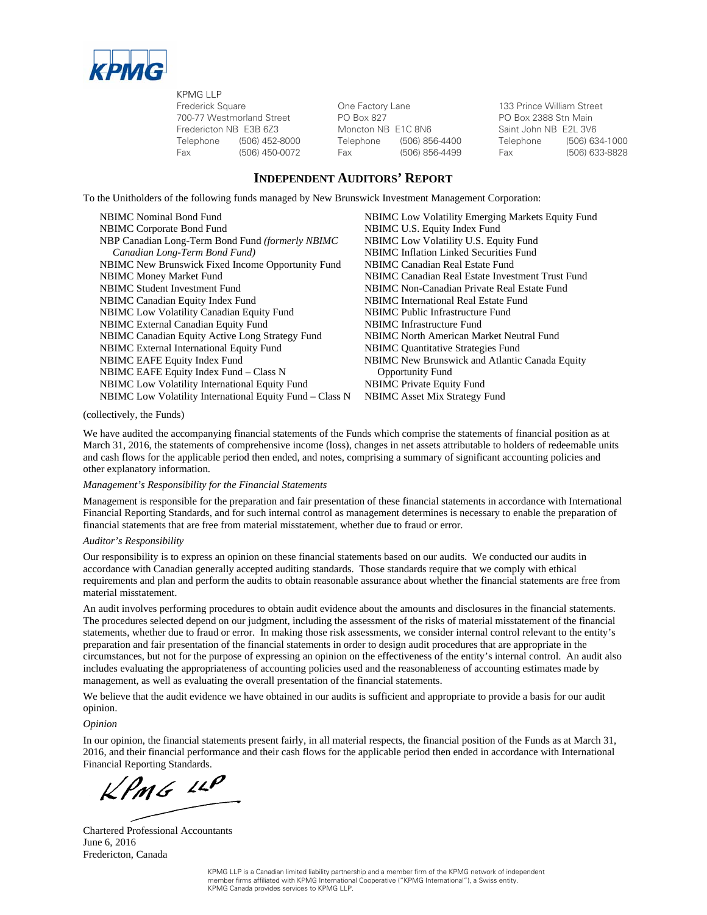KPMG

KPMG LLP
Frederick Square
700-77 Westmorland Street
Fredericton NB E3B 6Z3
Telephone (506) 452-8000
Fax (506) 450-0072

One Factory Lane
PO Box 827
Moncton NB E1C 8N6
Telephone (506) 856-4400
Fax (506) 856-4499

133 Prince William Street
PO Box 2388 Stn Main
Saint John NB E2L 3V6
Telephone (506) 634-1000
Fax (506) 633-8828

# INDEPENDENT AUDITORS' REPORT

To the Unitholders of the following funds managed by New Brunswick Investment Management Corporation:

- NBIMC Nominal Bond Fund
- NBIMC Corporate Bond Fund
- NBP Canadian Long-Term Bond Fund *(formerly NBIMC Canadian Long-Term Bond Fund)*
- NBIMC New Brunswick Fixed Income Opportunity Fund
- NBIMC Money Market Fund
- NBIMC Student Investment Fund
- NBIMC Canadian Equity Index Fund
- NBIMC Low Volatility Canadian Equity Fund
- NBIMC External Canadian Equity Fund
- NBIMC Canadian Equity Active Long Strategy Fund
- NBIMC External International Equity Fund
- NBIMC EAFE Equity Index Fund
- NBIMC EAFE Equity Index Fund – Class N
- NBIMC Low Volatility International Equity Fund
- NBIMC Low Volatility International Equity Fund – Class N
- NBIMC Low Volatility Emerging Markets Equity Fund
- NBIMC U.S. Equity Index Fund
- NBIMC Low Volatility U.S. Equity Fund
- NBIMC Inflation Linked Securities Fund
- NBIMC Canadian Real Estate Fund
- NBIMC Canadian Real Estate Investment Trust Fund
- NBIMC Non-Canadian Private Real Estate Fund
- NBIMC International Real Estate Fund
- NBIMC Public Infrastructure Fund
- NBIMC Infrastructure Fund
- NBIMC North American Market Neutral Fund
- NBIMC Quantitative Strategies Fund
- NBIMC New Brunswick and Atlantic Canada Equity Opportunity Fund
- NBIMC Private Equity Fund
- NBIMC Asset Mix Strategy Fund

(collectively, the Funds)

We have audited the accompanying financial statements of the Funds which comprise the statements of financial position as at March 31, 2016, the statements of comprehensive income (loss), changes in net assets attributable to holders of redeemable units and cash flows for the applicable period then ended, and notes, comprising a summary of significant accounting policies and other explanatory information.

*Management's Responsibility for the Financial Statements*

Management is responsible for the preparation and fair presentation of these financial statements in accordance with International Financial Reporting Standards, and for such internal control as management determines is necessary to enable the preparation of financial statements that are free from material misstatement, whether due to fraud or error.

*Auditor's Responsibility*

Our responsibility is to express an opinion on these financial statements based on our audits. We conducted our audits in accordance with Canadian generally accepted auditing standards. Those standards require that we comply with ethical requirements and plan and perform the audits to obtain reasonable assurance about whether the financial statements are free from material misstatement.

An audit involves performing procedures to obtain audit evidence about the amounts and disclosures in the financial statements. The procedures selected depend on our judgment, including the assessment of the risks of material misstatement of the financial statements, whether due to fraud or error. In making those risk assessments, we consider internal control relevant to the entity's preparation and fair presentation of the financial statements in order to design audit procedures that are appropriate in the circumstances, but not for the purpose of expressing an opinion on the effectiveness of the entity's internal control. An audit also includes evaluating the appropriateness of accounting policies used and the reasonableness of accounting estimates made by management, as well as evaluating the overall presentation of the financial statements.

We believe that the audit evidence we have obtained in our audits is sufficient and appropriate to provide a basis for our audit opinion.

*Opinion*

In our opinion, the financial statements present fairly, in all material respects, the financial position of the Funds as at March 31, 2016, and their financial performance and their cash flows for the applicable period then ended in accordance with International Financial Reporting Standards.

KPMG LLP

Chartered Professional Accountants
June 6, 2016
Fredericton, Canada

KPMG LLP is a Canadian limited liability partnership and a member firm of the KPMG network of independent member firms affiliated with KPMG International Cooperative ("KPMG International"), a Swiss entity. KPMG Canada provides services to KPMG LLP.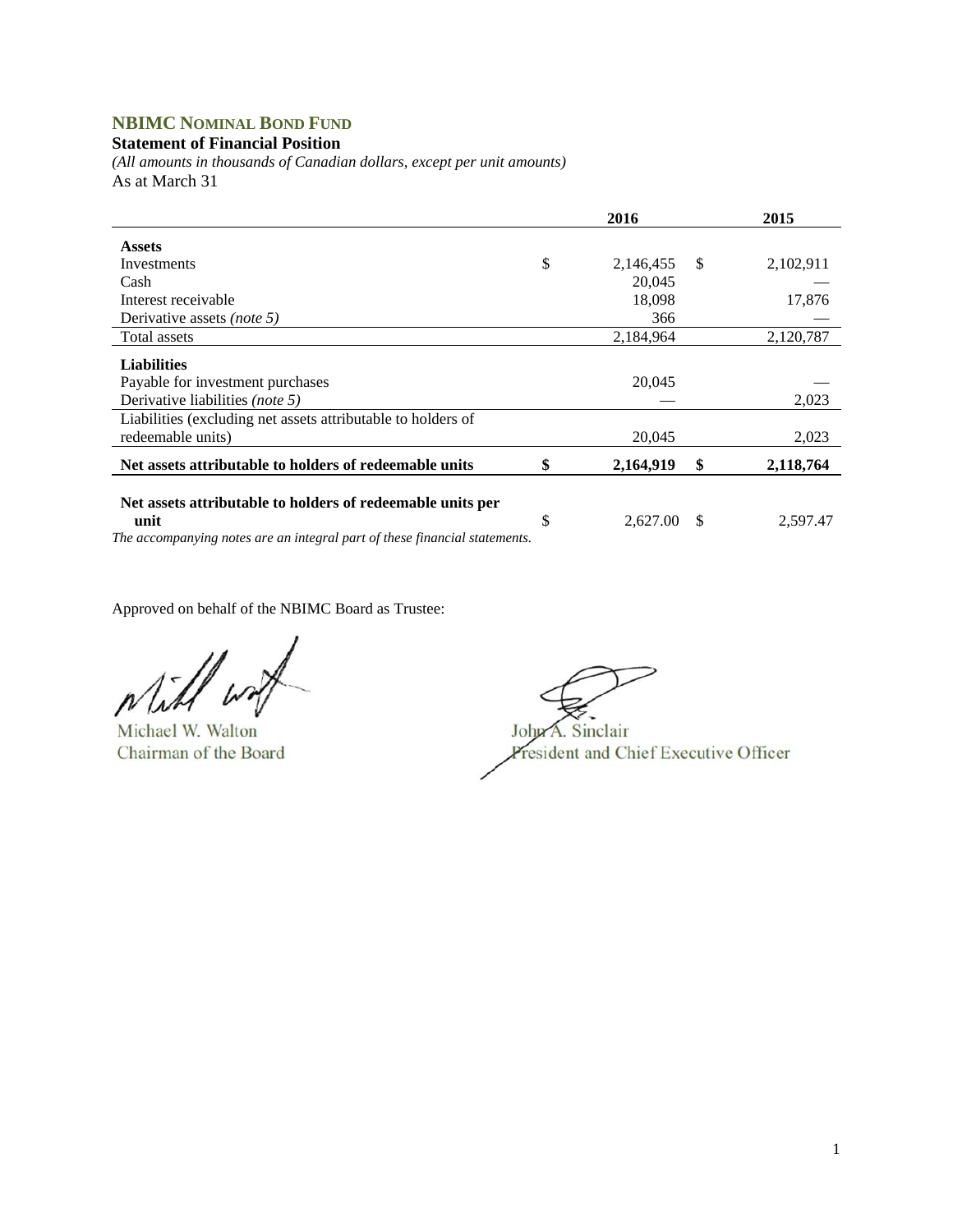## NBIMC Nominal Bond Fund

**Statement of Financial Position**

*(All amounts in thousands of Canadian dollars, except per unit amounts)*

As at March 31

| | 2016 | 2015 |
|---|---|---|
| **Assets** | | |
| Investments | $ 2,146,455 | $ 2,102,911 |
| Cash | 20,045 | — |
| Interest receivable | 18,098 | 17,876 |
| Derivative assets *(note 5)* | 366 | — |
| Total assets | 2,184,964 | 2,120,787 |
| **Liabilities** | | |
| Payable for investment purchases | 20,045 | — |
| Derivative liabilities *(note 5)* | — | 2,023 |
| Liabilities (excluding net assets attributable to holders of redeemable units) | 20,045 | 2,023 |
| **Net assets attributable to holders of redeemable units** | **$ 2,164,919** | **$ 2,118,764** |
| **Net assets attributable to holders of redeemable units per unit** | $ 2,627.00 | $ 2,597.47 |

*The accompanying notes are an integral part of these financial statements.*

Approved on behalf of the NBIMC Board as Trustee:

Michael W. Walton
Chairman of the Board

John A. Sinclair
President and Chief Executive Officer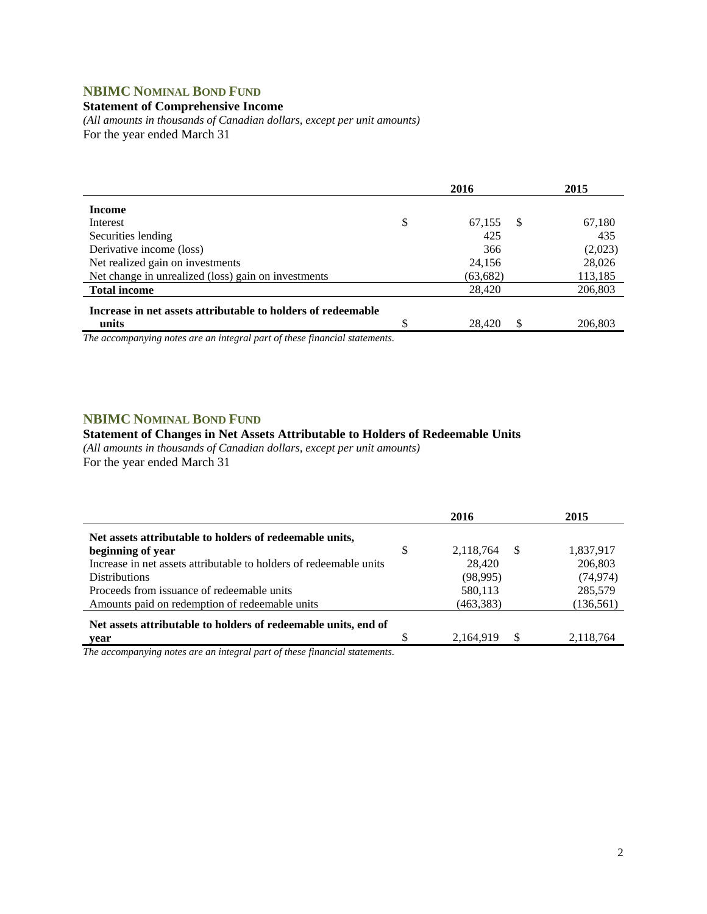## NBIMC Nominal Bond Fund

**Statement of Comprehensive Income**

*(All amounts in thousands of Canadian dollars, except per unit amounts)*

For the year ended March 31

| | 2016 | 2015 |
|---|---|---|
| **Income** | | |
| Interest | $ 67,155 | $ 67,180 |
| Securities lending | 425 | 435 |
| Derivative income (loss) | 366 | (2,023) |
| Net realized gain on investments | 24,156 | 28,026 |
| Net change in unrealized (loss) gain on investments | (63,682) | 113,185 |
| **Total income** | 28,420 | 206,803 |
| **Increase in net assets attributable to holders of redeemable units** | $ 28,420 | $ 206,803 |

*The accompanying notes are an integral part of these financial statements.*

## NBIMC Nominal Bond Fund

**Statement of Changes in Net Assets Attributable to Holders of Redeemable Units**

*(All amounts in thousands of Canadian dollars, except per unit amounts)*

For the year ended March 31

| | 2016 | 2015 |
|---|---|---|
| **Net assets attributable to holders of redeemable units, beginning of year** | $ 2,118,764 | $ 1,837,917 |
| Increase in net assets attributable to holders of redeemable units | 28,420 | 206,803 |
| Distributions | (98,995) | (74,974) |
| Proceeds from issuance of redeemable units | 580,113 | 285,579 |
| Amounts paid on redemption of redeemable units | (463,383) | (136,561) |
| **Net assets attributable to holders of redeemable units, end of year** | $ 2,164,919 | $ 2,118,764 |

*The accompanying notes are an integral part of these financial statements.*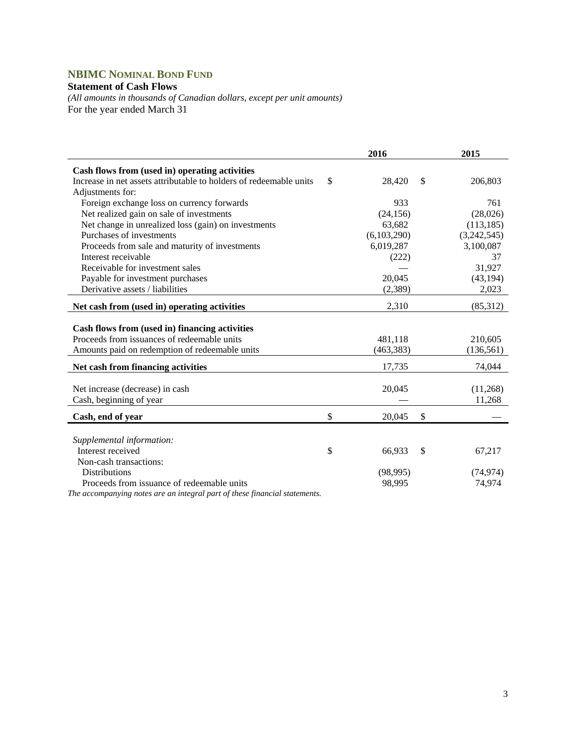## NBIMC Nominal Bond Fund

**Statement of Cash Flows**

*(All amounts in thousands of Canadian dollars, except per unit amounts)*

For the year ended March 31

| | 2016 | 2015 |
|---|---|---|
| **Cash flows from (used in) operating activities** | | |
| Increase in net assets attributable to holders of redeemable units | $ 28,420 | $ 206,803 |
| Adjustments for: | | |
| Foreign exchange loss on currency forwards | 933 | 761 |
| Net realized gain on sale of investments | (24,156) | (28,026) |
| Net change in unrealized loss (gain) on investments | 63,682 | (113,185) |
| Purchases of investments | (6,103,290) | (3,242,545) |
| Proceeds from sale and maturity of investments | 6,019,287 | 3,100,087 |
| Interest receivable | (222) | 37 |
| Receivable for investment sales | — | 31,927 |
| Payable for investment purchases | 20,045 | (43,194) |
| Derivative assets / liabilities | (2,389) | 2,023 |
| **Net cash from (used in) operating activities** | 2,310 | (85,312) |
| | | |
| **Cash flows from (used in) financing activities** | | |
| Proceeds from issuances of redeemable units | 481,118 | 210,605 |
| Amounts paid on redemption of redeemable units | (463,383) | (136,561) |
| **Net cash from financing activities** | 17,735 | 74,044 |
| | | |
| Net increase (decrease) in cash | 20,045 | (11,268) |
| Cash, beginning of year | — | 11,268 |
| **Cash, end of year** | $ 20,045 | $ — |
| | | |
| *Supplemental information:* | | |
| Interest received | $ 66,933 | $ 67,217 |
| Non-cash transactions: | | |
| Distributions | (98,995) | (74,974) |
| Proceeds from issuance of redeemable units | 98,995 | 74,974 |

*The accompanying notes are an integral part of these financial statements.*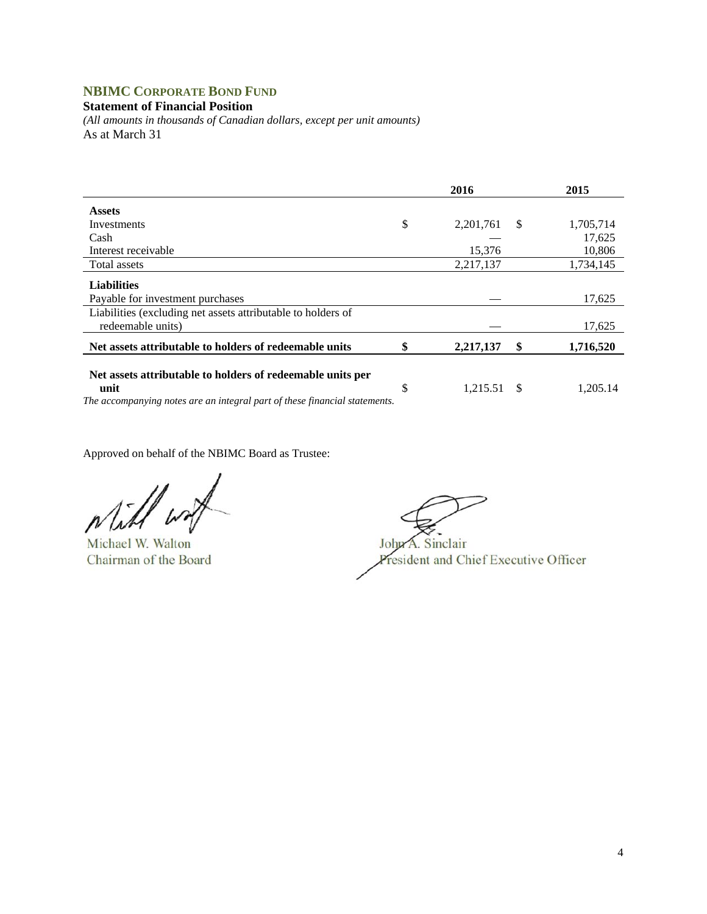# NBIMC CORPORATE BOND FUND

**Statement of Financial Position**

*(All amounts in thousands of Canadian dollars, except per unit amounts)*

As at March 31

| | 2016 | 2015 |
|---|---|---|
| **Assets** | | |
| Investments | $ 2,201,761 | $ 1,705,714 |
| Cash | — | 17,625 |
| Interest receivable | 15,376 | 10,806 |
| Total assets | 2,217,137 | 1,734,145 |
| **Liabilities** | | |
| Payable for investment purchases | — | 17,625 |
| Liabilities (excluding net assets attributable to holders of redeemable units) | — | 17,625 |
| **Net assets attributable to holders of redeemable units** | **$ 2,217,137** | **$ 1,716,520** |
| **Net assets attributable to holders of redeemable units per unit** | $ 1,215.51 | $ 1,205.14 |

*The accompanying notes are an integral part of these financial statements.*

Approved on behalf of the NBIMC Board as Trustee:

Michael W. Walton
Chairman of the Board

John A. Sinclair
President and Chief Executive Officer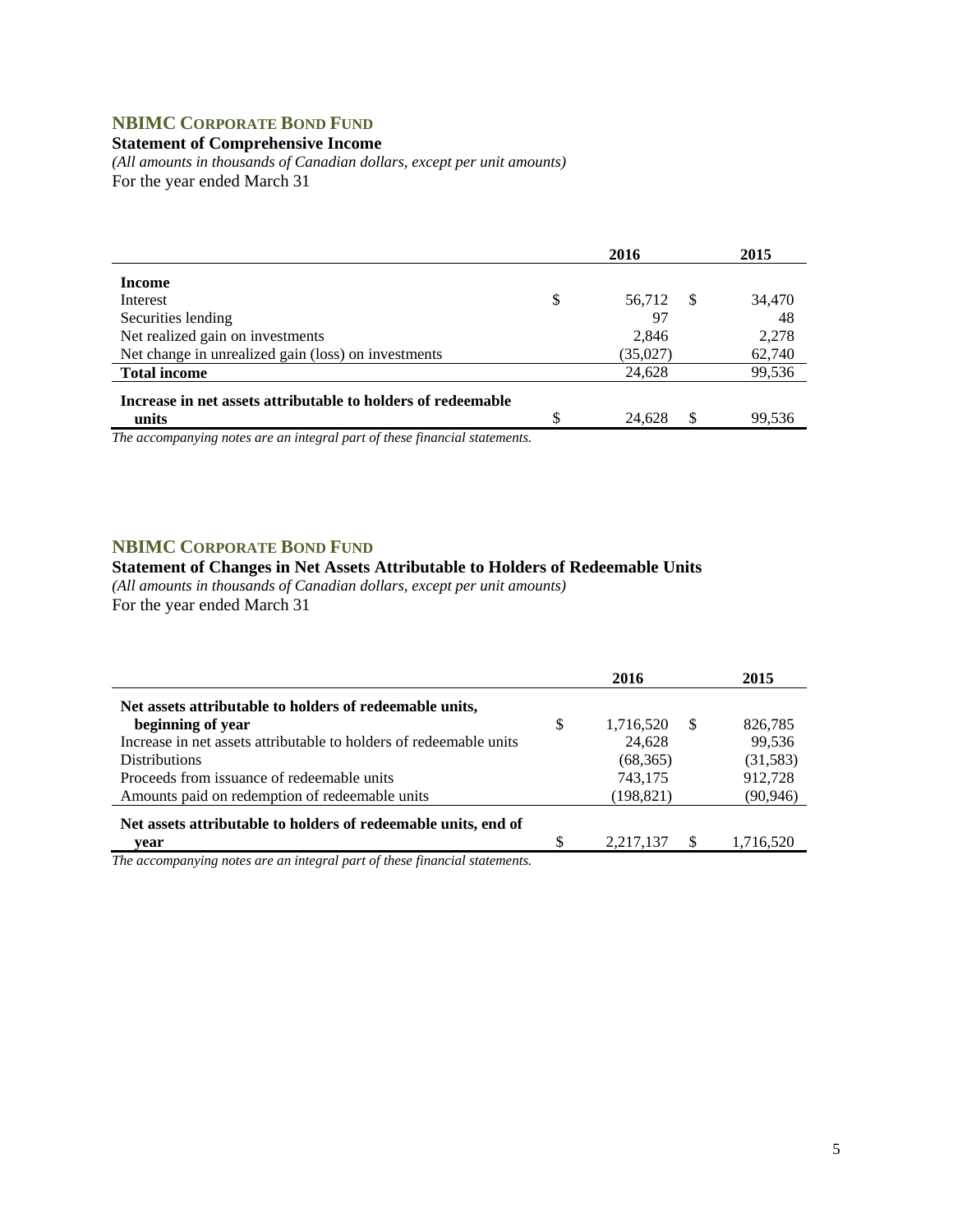## NBIMC CORPORATE BOND FUND

**Statement of Comprehensive Income**

*(All amounts in thousands of Canadian dollars, except per unit amounts)*

For the year ended March 31

| | 2016 | 2015 |
|---|---|---|
| **Income** | | |
| Interest | $ 56,712 | $ 34,470 |
| Securities lending | 97 | 48 |
| Net realized gain on investments | 2,846 | 2,278 |
| Net change in unrealized gain (loss) on investments | (35,027) | 62,740 |
| **Total income** | 24,628 | 99,536 |
| **Increase in net assets attributable to holders of redeemable units** | $ 24,628 | $ 99,536 |

*The accompanying notes are an integral part of these financial statements.*

## NBIMC CORPORATE BOND FUND

**Statement of Changes in Net Assets Attributable to Holders of Redeemable Units**

*(All amounts in thousands of Canadian dollars, except per unit amounts)*

For the year ended March 31

| | 2016 | 2015 |
|---|---|---|
| **Net assets attributable to holders of redeemable units, beginning of year** | $ 1,716,520 | $ 826,785 |
| Increase in net assets attributable to holders of redeemable units | 24,628 | 99,536 |
| Distributions | (68,365) | (31,583) |
| Proceeds from issuance of redeemable units | 743,175 | 912,728 |
| Amounts paid on redemption of redeemable units | (198,821) | (90,946) |
| **Net assets attributable to holders of redeemable units, end of year** | $ 2,217,137 | $ 1,716,520 |

*The accompanying notes are an integral part of these financial statements.*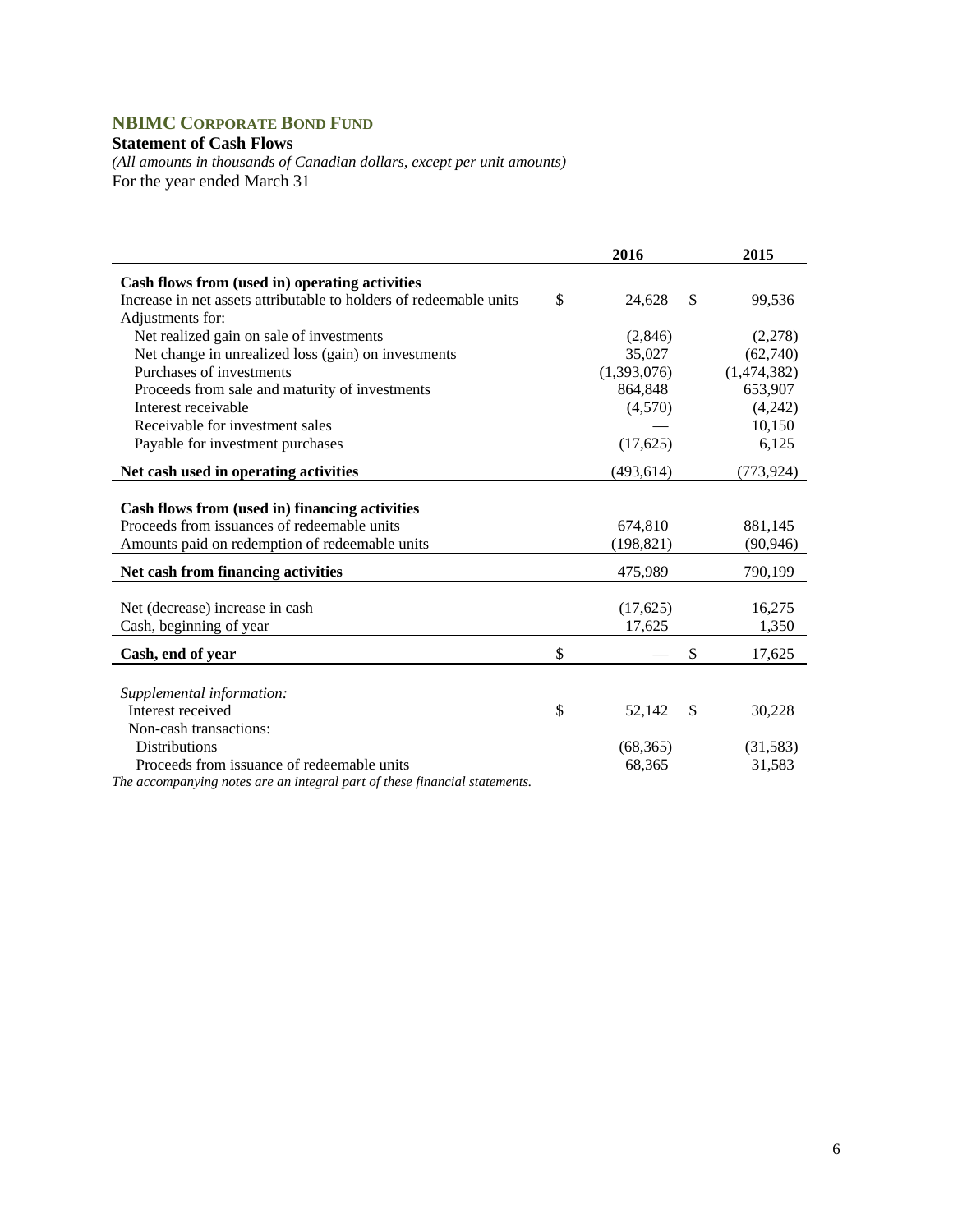## NBIMC CORPORATE BOND FUND

**Statement of Cash Flows**

*(All amounts in thousands of Canadian dollars, except per unit amounts)*

For the year ended March 31

| | 2016 | 2015 |
|---|---|---|
| **Cash flows from (used in) operating activities** | | |
| Increase in net assets attributable to holders of redeemable units | $ 24,628 | $ 99,536 |
| Adjustments for: | | |
| Net realized gain on sale of investments | (2,846) | (2,278) |
| Net change in unrealized loss (gain) on investments | 35,027 | (62,740) |
| Purchases of investments | (1,393,076) | (1,474,382) |
| Proceeds from sale and maturity of investments | 864,848 | 653,907 |
| Interest receivable | (4,570) | (4,242) |
| Receivable for investment sales | — | 10,150 |
| Payable for investment purchases | (17,625) | 6,125 |
| **Net cash used in operating activities** | (493,614) | (773,924) |
| | | |
| **Cash flows from (used in) financing activities** | | |
| Proceeds from issuances of redeemable units | 674,810 | 881,145 |
| Amounts paid on redemption of redeemable units | (198,821) | (90,946) |
| **Net cash from financing activities** | 475,989 | 790,199 |
| | | |
| Net (decrease) increase in cash | (17,625) | 16,275 |
| Cash, beginning of year | 17,625 | 1,350 |
| **Cash, end of year** | $ — | $ 17,625 |
| | | |
| *Supplemental information:* | | |
| Interest received | $ 52,142 | $ 30,228 |
| Non-cash transactions: | | |
| Distributions | (68,365) | (31,583) |
| Proceeds from issuance of redeemable units | 68,365 | 31,583 |

*The accompanying notes are an integral part of these financial statements.*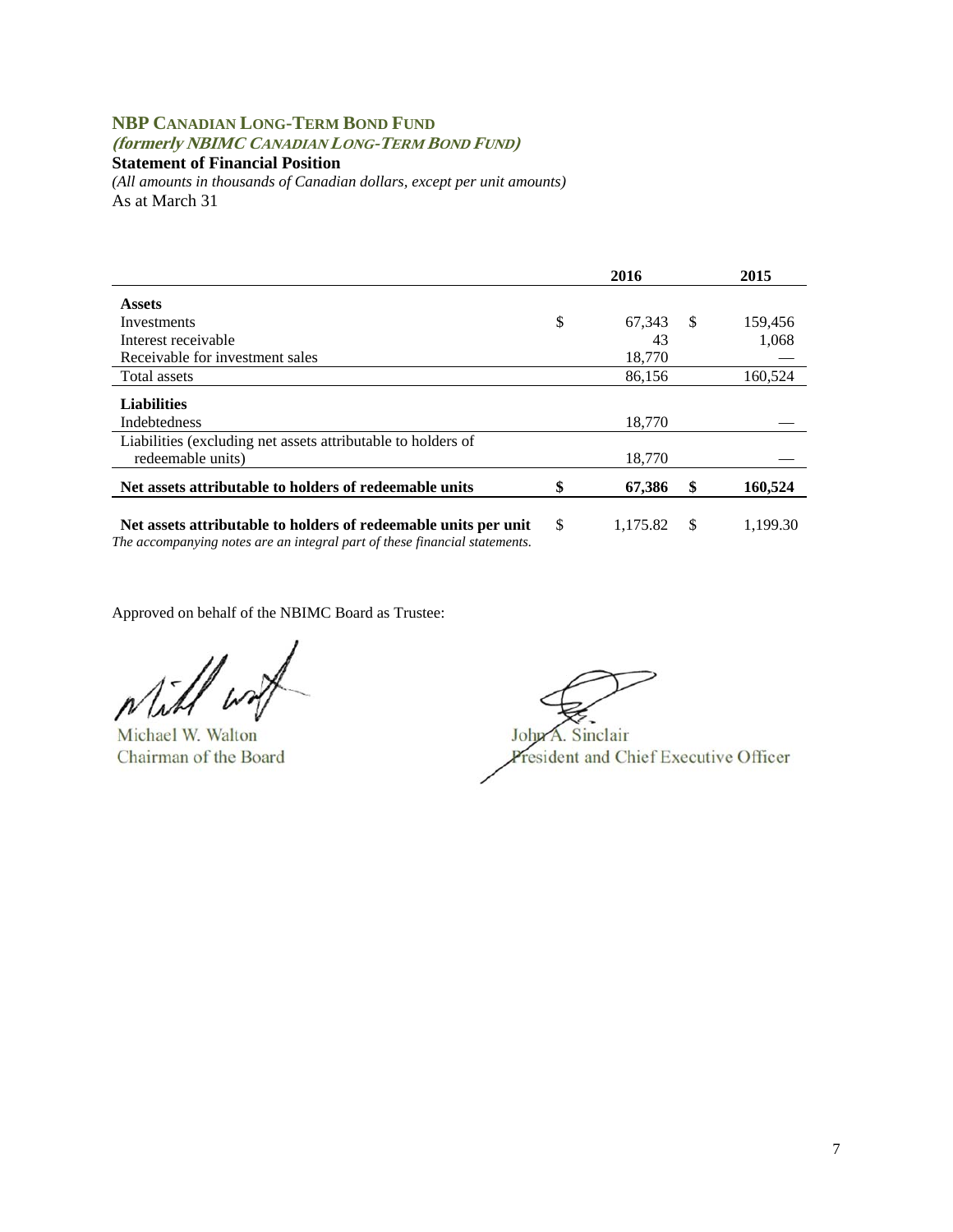**NBP CANADIAN LONG-TERM BOND FUND**
***(formerly NBIMC CANADIAN LONG-TERM BOND FUND)***

**Statement of Financial Position**

*(All amounts in thousands of Canadian dollars, except per unit amounts)*

As at March 31

| | 2016 | 2015 |
|---|---|---|
| **Assets** | | |
| Investments | $ 67,343 | $ 159,456 |
| Interest receivable | 43 | 1,068 |
| Receivable for investment sales | 18,770 | — |
| Total assets | 86,156 | 160,524 |
| **Liabilities** | | |
| Indebtedness | 18,770 | — |
| Liabilities (excluding net assets attributable to holders of redeemable units) | 18,770 | — |
| **Net assets attributable to holders of redeemable units** | **$ 67,386** | **$ 160,524** |
| **Net assets attributable to holders of redeemable units per unit** | $ 1,175.82 | $ 1,199.30 |

*The accompanying notes are an integral part of these financial statements.*

Approved on behalf of the NBIMC Board as Trustee:

Michael W. Walton
Chairman of the Board

John A. Sinclair
President and Chief Executive Officer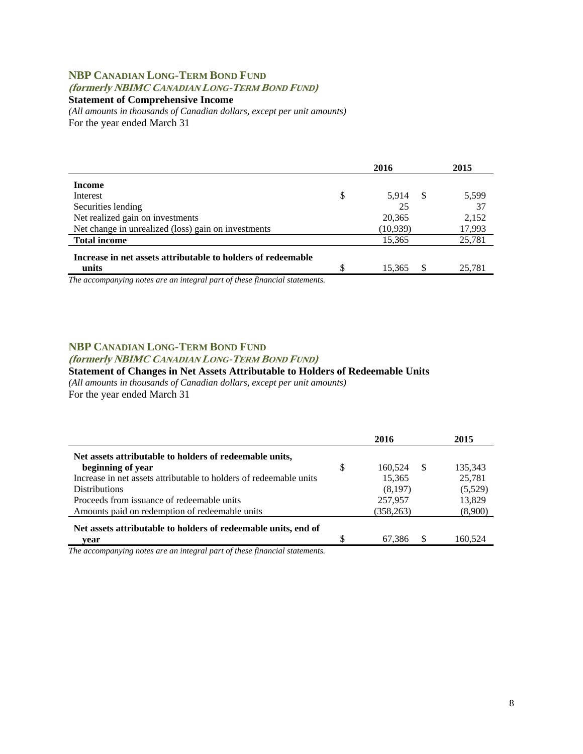## NBP CANADIAN LONG-TERM BOND FUND

***(formerly NBIMC CANADIAN LONG-TERM BOND FUND)***

**Statement of Comprehensive Income**

*(All amounts in thousands of Canadian dollars, except per unit amounts)*

For the year ended March 31

| | 2016 | 2015 |
|---|---|---|
| **Income** | | |
| Interest | $ 5,914 | $ 5,599 |
| Securities lending | 25 | 37 |
| Net realized gain on investments | 20,365 | 2,152 |
| Net change in unrealized (loss) gain on investments | (10,939) | 17,993 |
| **Total income** | 15,365 | 25,781 |
| **Increase in net assets attributable to holders of redeemable units** | $ 15,365 | $ 25,781 |

*The accompanying notes are an integral part of these financial statements.*

## NBP CANADIAN LONG-TERM BOND FUND

***(formerly NBIMC CANADIAN LONG-TERM BOND FUND)***

**Statement of Changes in Net Assets Attributable to Holders of Redeemable Units**

*(All amounts in thousands of Canadian dollars, except per unit amounts)*

For the year ended March 31

| | 2016 | 2015 |
|---|---|---|
| **Net assets attributable to holders of redeemable units, beginning of year** | $ 160,524 | $ 135,343 |
| Increase in net assets attributable to holders of redeemable units | 15,365 | 25,781 |
| Distributions | (8,197) | (5,529) |
| Proceeds from issuance of redeemable units | 257,957 | 13,829 |
| Amounts paid on redemption of redeemable units | (358,263) | (8,900) |
| **Net assets attributable to holders of redeemable units, end of year** | $ 67,386 | $ 160,524 |

*The accompanying notes are an integral part of these financial statements.*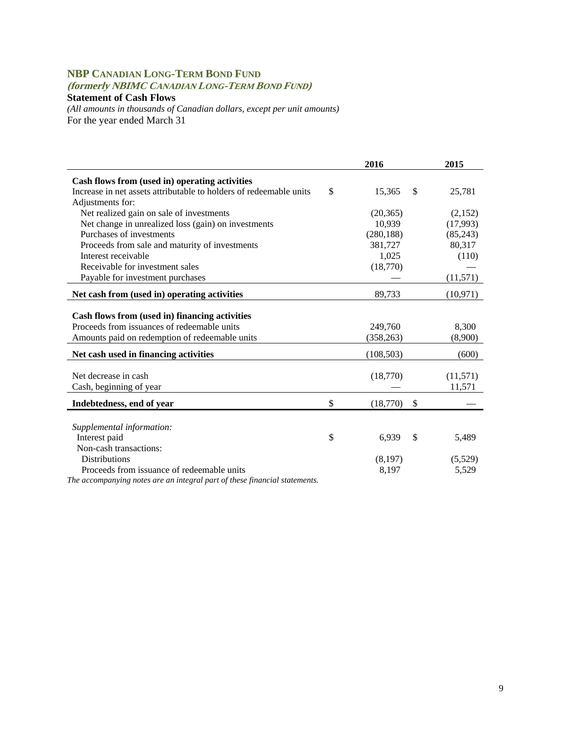# NBP Canadian Long-Term Bond Fund

***(formerly NBIMC Canadian Long-Term Bond Fund)***

**Statement of Cash Flows**

*(All amounts in thousands of Canadian dollars, except per unit amounts)*

For the year ended March 31

| | 2016 | 2015 |
|---|---|---|
| **Cash flows from (used in) operating activities** | | |
| Increase in net assets attributable to holders of redeemable units | $ 15,365 | $ 25,781 |
| Adjustments for: | | |
| Net realized gain on sale of investments | (20,365) | (2,152) |
| Net change in unrealized loss (gain) on investments | 10,939 | (17,993) |
| Purchases of investments | (280,188) | (85,243) |
| Proceeds from sale and maturity of investments | 381,727 | 80,317 |
| Interest receivable | 1,025 | (110) |
| Receivable for investment sales | (18,770) | — |
| Payable for investment purchases | — | (11,571) |
| **Net cash from (used in) operating activities** | 89,733 | (10,971) |
| | | |
| **Cash flows from (used in) financing activities** | | |
| Proceeds from issuances of redeemable units | 249,760 | 8,300 |
| Amounts paid on redemption of redeemable units | (358,263) | (8,900) |
| **Net cash used in financing activities** | (108,503) | (600) |
| | | |
| Net decrease in cash | (18,770) | (11,571) |
| Cash, beginning of year | — | 11,571 |
| **Indebtedness, end of year** | $ (18,770) | $ — |
| | | |
| *Supplemental information:* | | |
| Interest paid | $ 6,939 | $ 5,489 |
| Non-cash transactions: | | |
| Distributions | (8,197) | (5,529) |
| Proceeds from issuance of redeemable units | 8,197 | 5,529 |

*The accompanying notes are an integral part of these financial statements.*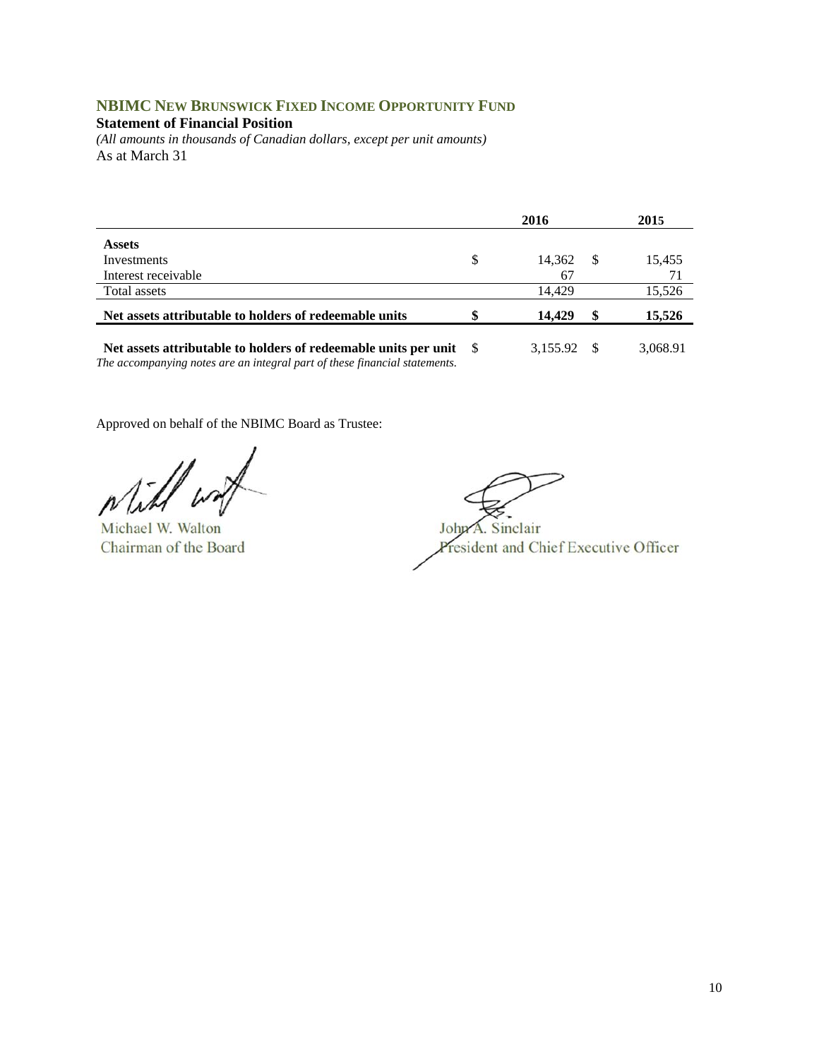## NBIMC NEW BRUNSWICK FIXED INCOME OPPORTUNITY FUND

**Statement of Financial Position**

*(All amounts in thousands of Canadian dollars, except per unit amounts)*

As at March 31

| | 2016 | 2015 |
|---|---|---|
| **Assets** | | |
| Investments | $ 14,362 | $ 15,455 |
| Interest receivable | 67 | 71 |
| Total assets | 14,429 | 15,526 |
| **Net assets attributable to holders of redeemable units** | **$ 14,429** | **$ 15,526** |
| **Net assets attributable to holders of redeemable units per unit** | $ 3,155.92 | $ 3,068.91 |

*The accompanying notes are an integral part of these financial statements.*

Approved on behalf of the NBIMC Board as Trustee:

Michael W. Walton
Chairman of the Board

John A. Sinclair
President and Chief Executive Officer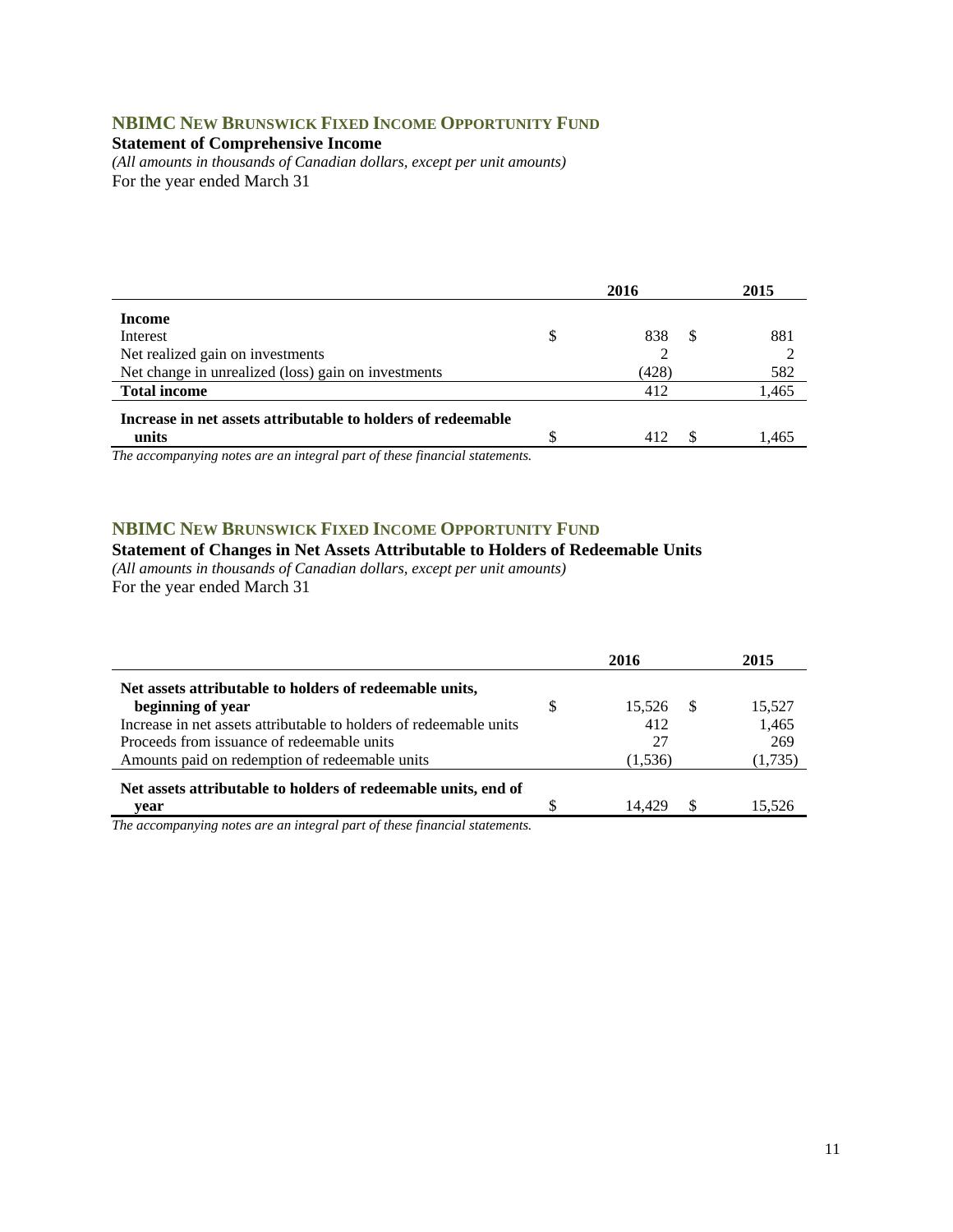## NBIMC NEW BRUNSWICK FIXED INCOME OPPORTUNITY FUND

**Statement of Comprehensive Income**

*(All amounts in thousands of Canadian dollars, except per unit amounts)*

For the year ended March 31

| | 2016 | 2015 |
|---|---|---|
| **Income** | | |
| Interest | $ 838 | $ 881 |
| Net realized gain on investments | 2 | 2 |
| Net change in unrealized (loss) gain on investments | (428) | 582 |
| **Total income** | 412 | 1,465 |
| **Increase in net assets attributable to holders of redeemable units** | $ 412 | $ 1,465 |

*The accompanying notes are an integral part of these financial statements.*

## NBIMC NEW BRUNSWICK FIXED INCOME OPPORTUNITY FUND

**Statement of Changes in Net Assets Attributable to Holders of Redeemable Units**

*(All amounts in thousands of Canadian dollars, except per unit amounts)*

For the year ended March 31

| | 2016 | 2015 |
|---|---|---|
| **Net assets attributable to holders of redeemable units, beginning of year** | $ 15,526 | $ 15,527 |
| Increase in net assets attributable to holders of redeemable units | 412 | 1,465 |
| Proceeds from issuance of redeemable units | 27 | 269 |
| Amounts paid on redemption of redeemable units | (1,536) | (1,735) |
| **Net assets attributable to holders of redeemable units, end of year** | $ 14,429 | $ 15,526 |

*The accompanying notes are an integral part of these financial statements.*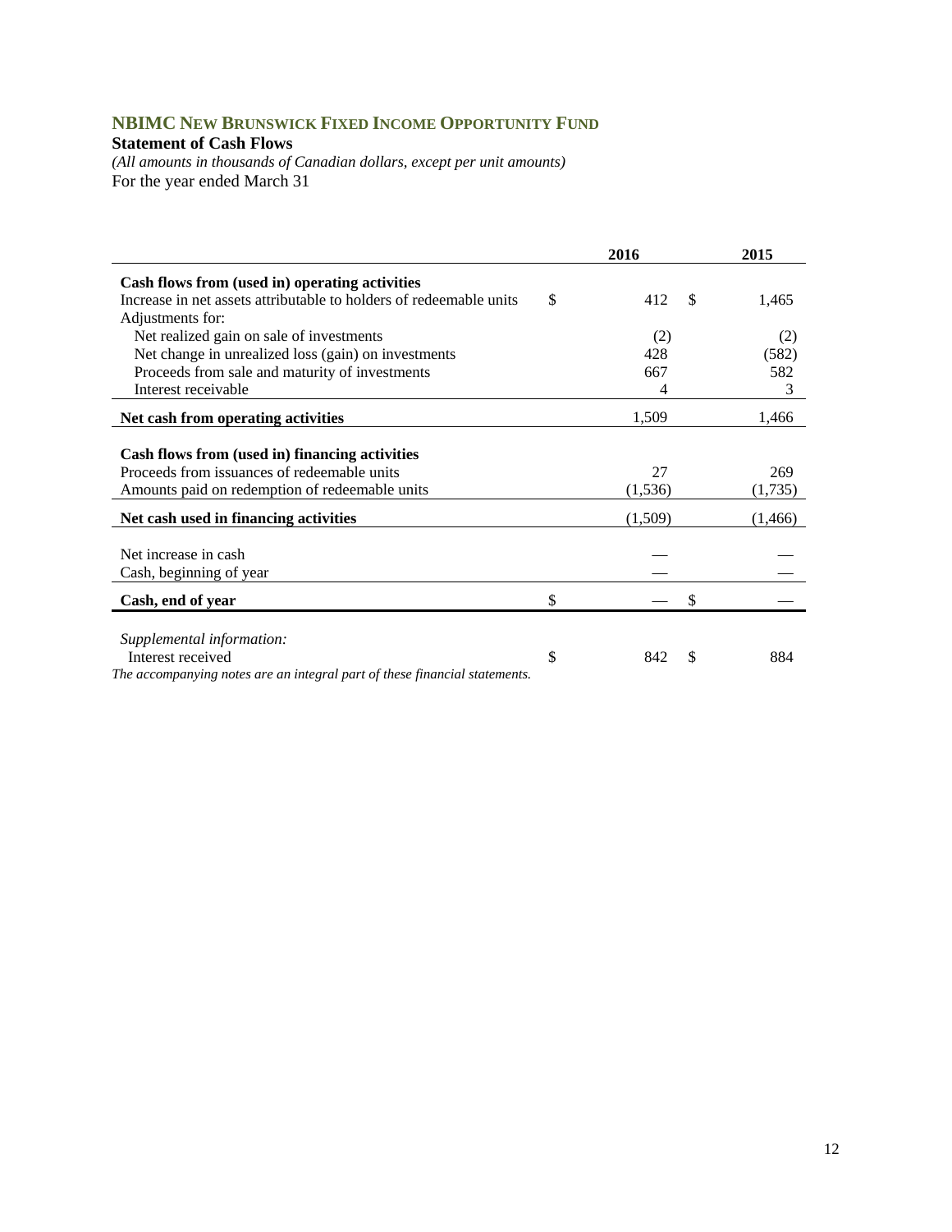# NBIMC NEW BRUNSWICK FIXED INCOME OPPORTUNITY FUND

**Statement of Cash Flows**

*(All amounts in thousands of Canadian dollars, except per unit amounts)*

For the year ended March 31

| | 2016 | 2015 |
|---|---|---|
| **Cash flows from (used in) operating activities** | | |
| Increase in net assets attributable to holders of redeemable units | $ 412 | $ 1,465 |
| Adjustments for: | | |
| Net realized gain on sale of investments | (2) | (2) |
| Net change in unrealized loss (gain) on investments | 428 | (582) |
| Proceeds from sale and maturity of investments | 667 | 582 |
| Interest receivable | 4 | 3 |
| **Net cash from operating activities** | 1,509 | 1,466 |
| **Cash flows from (used in) financing activities** | | |
| Proceeds from issuances of redeemable units | 27 | 269 |
| Amounts paid on redemption of redeemable units | (1,536) | (1,735) |
| **Net cash used in financing activities** | (1,509) | (1,466) |
| Net increase in cash | — | — |
| Cash, beginning of year | — | — |
| **Cash, end of year** | $ — | $ — |
| *Supplemental information:* | | |
| Interest received | $ 842 | $ 884 |

*The accompanying notes are an integral part of these financial statements.*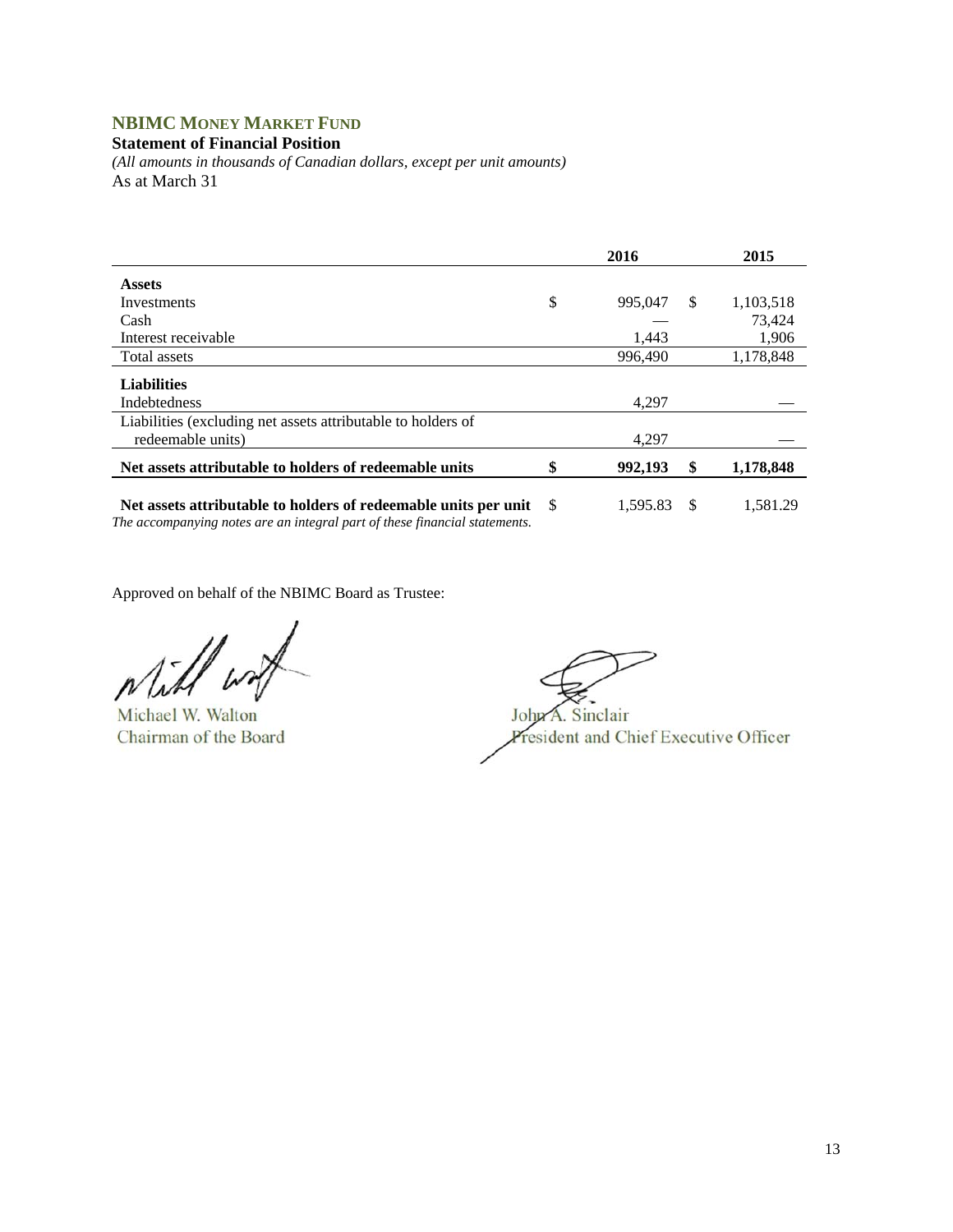## NBIMC MONEY MARKET FUND

**Statement of Financial Position**

*(All amounts in thousands of Canadian dollars, except per unit amounts)*

As at March 31

| | 2016 | 2015 |
|---|---|---|
| **Assets** | | |
| Investments | $ 995,047 | $ 1,103,518 |
| Cash | — | 73,424 |
| Interest receivable | 1,443 | 1,906 |
| Total assets | 996,490 | 1,178,848 |
| **Liabilities** | | |
| Indebtedness | 4,297 | — |
| Liabilities (excluding net assets attributable to holders of redeemable units) | 4,297 | — |
| **Net assets attributable to holders of redeemable units** | **$ 992,193** | **$ 1,178,848** |
| **Net assets attributable to holders of redeemable units per unit** | $ 1,595.83 | $ 1,581.29 |

*The accompanying notes are an integral part of these financial statements.*

Approved on behalf of the NBIMC Board as Trustee:

Michael W. Walton
Chairman of the Board

John A. Sinclair
President and Chief Executive Officer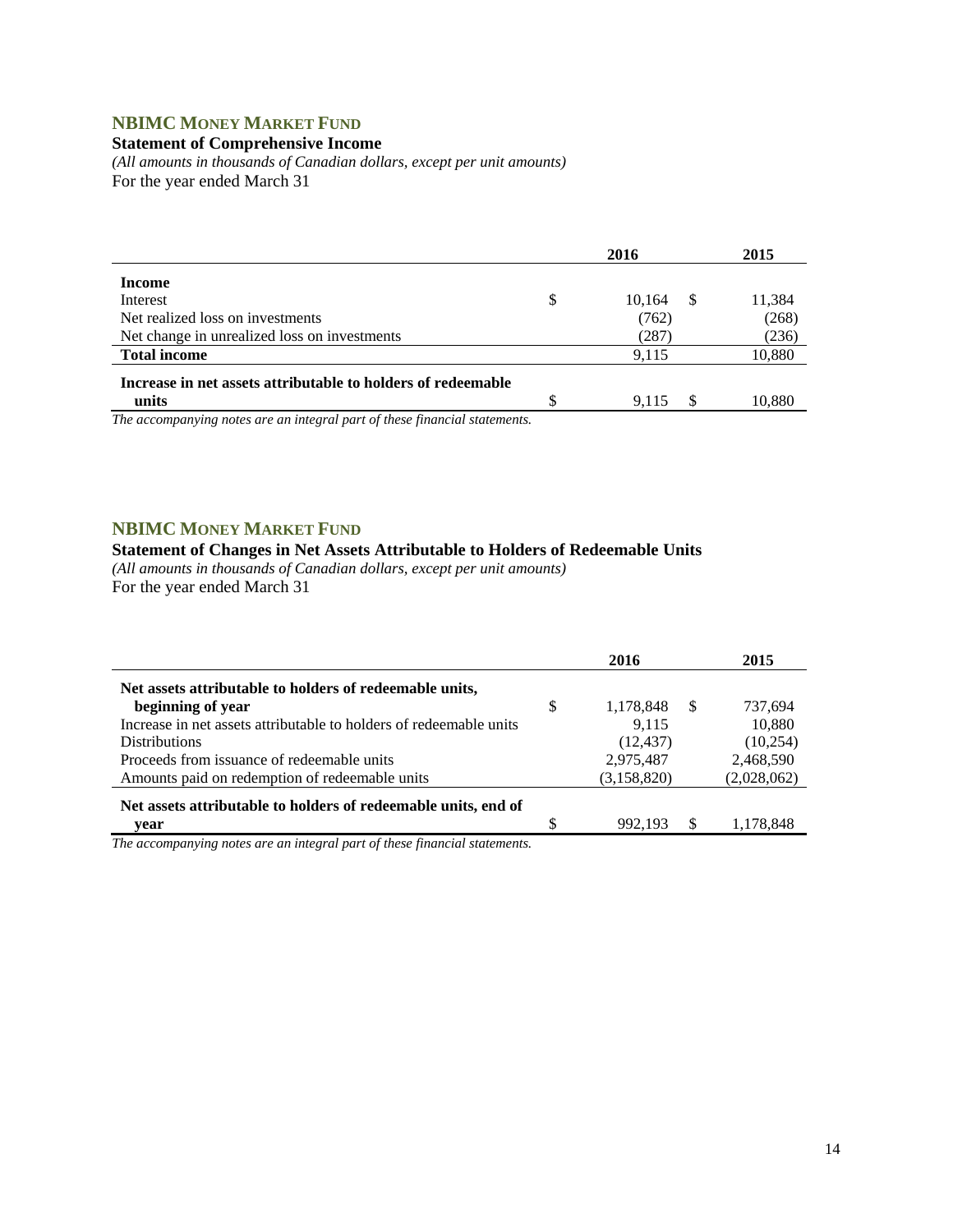## NBIMC MONEY MARKET FUND

**Statement of Comprehensive Income**

*(All amounts in thousands of Canadian dollars, except per unit amounts)*

For the year ended March 31

| | 2016 | 2015 |
|---|---|---|
| **Income** | | |
| Interest | $ 10,164 | $ 11,384 |
| Net realized loss on investments | (762) | (268) |
| Net change in unrealized loss on investments | (287) | (236) |
| **Total income** | 9,115 | 10,880 |
| **Increase in net assets attributable to holders of redeemable units** | $ 9,115 | $ 10,880 |

*The accompanying notes are an integral part of these financial statements.*

## NBIMC MONEY MARKET FUND

**Statement of Changes in Net Assets Attributable to Holders of Redeemable Units**

*(All amounts in thousands of Canadian dollars, except per unit amounts)*

For the year ended March 31

| | 2016 | 2015 |
|---|---|---|
| **Net assets attributable to holders of redeemable units, beginning of year** | $ 1,178,848 | $ 737,694 |
| Increase in net assets attributable to holders of redeemable units | 9,115 | 10,880 |
| Distributions | (12,437) | (10,254) |
| Proceeds from issuance of redeemable units | 2,975,487 | 2,468,590 |
| Amounts paid on redemption of redeemable units | (3,158,820) | (2,028,062) |
| **Net assets attributable to holders of redeemable units, end of year** | $ 992,193 | $ 1,178,848 |

*The accompanying notes are an integral part of these financial statements.*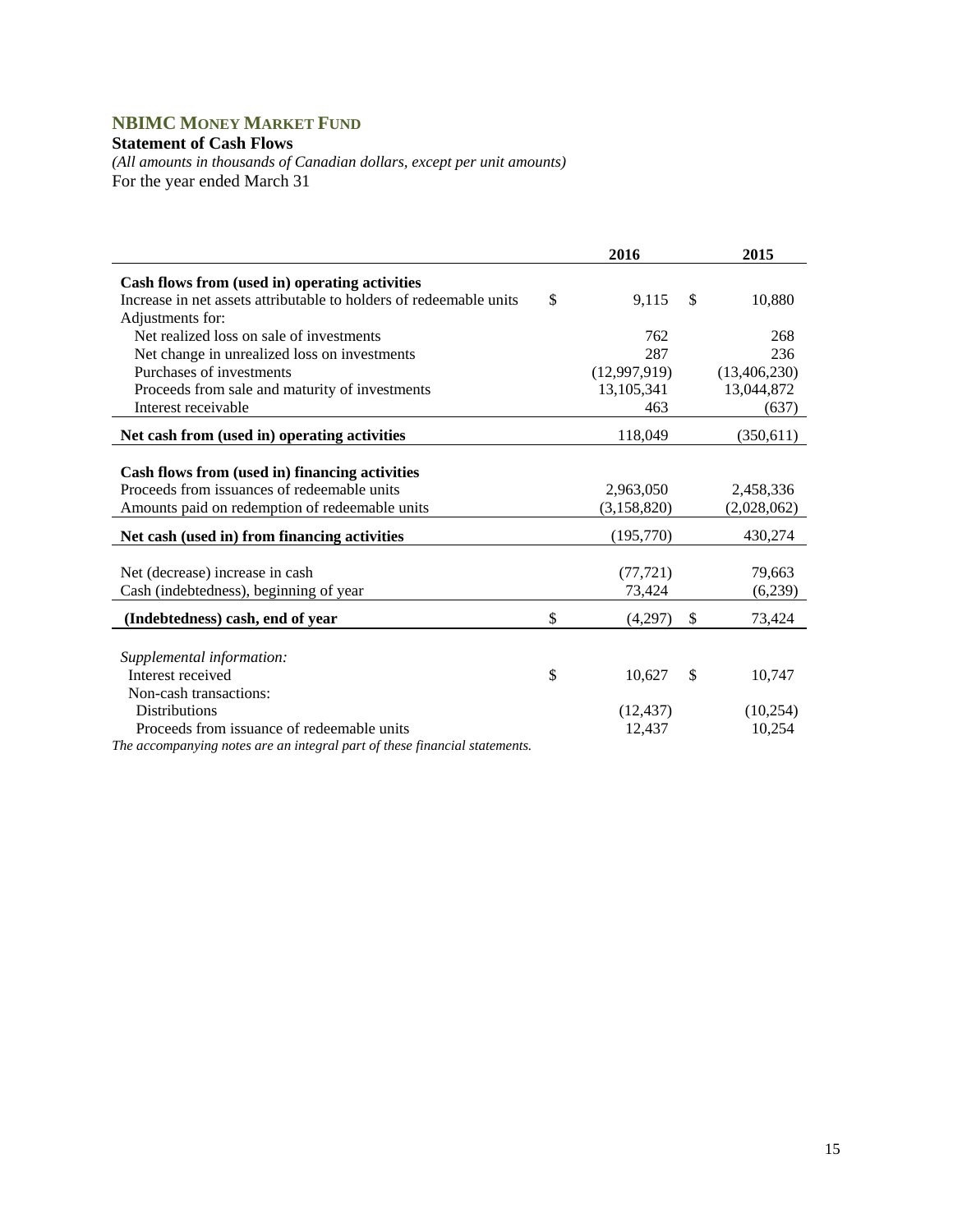## NBIMC Money Market Fund

**Statement of Cash Flows**

*(All amounts in thousands of Canadian dollars, except per unit amounts)*

For the year ended March 31

| | 2016 | 2015 |
|---|---|---|
| **Cash flows from (used in) operating activities** | | |
| Increase in net assets attributable to holders of redeemable units | $ 9,115 | $ 10,880 |
| Adjustments for: | | |
| Net realized loss on sale of investments | 762 | 268 |
| Net change in unrealized loss on investments | 287 | 236 |
| Purchases of investments | (12,997,919) | (13,406,230) |
| Proceeds from sale and maturity of investments | 13,105,341 | 13,044,872 |
| Interest receivable | 463 | (637) |
| **Net cash from (used in) operating activities** | 118,049 | (350,611) |
| **Cash flows from (used in) financing activities** | | |
| Proceeds from issuances of redeemable units | 2,963,050 | 2,458,336 |
| Amounts paid on redemption of redeemable units | (3,158,820) | (2,028,062) |
| **Net cash (used in) from financing activities** | (195,770) | 430,274 |
| Net (decrease) increase in cash | (77,721) | 79,663 |
| Cash (indebtedness), beginning of year | 73,424 | (6,239) |
| **(Indebtedness) cash, end of year** | $ (4,297) | $ 73,424 |
| *Supplemental information:* | | |
| Interest received | $ 10,627 | $ 10,747 |
| Non-cash transactions: | | |
| Distributions | (12,437) | (10,254) |
| Proceeds from issuance of redeemable units | 12,437 | 10,254 |

*The accompanying notes are an integral part of these financial statements.*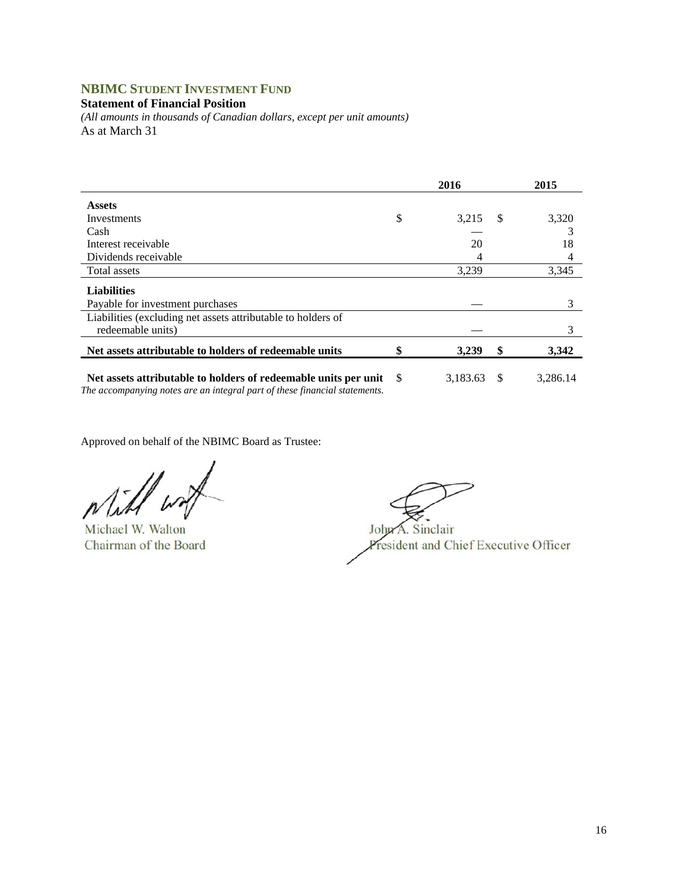# NBIMC STUDENT INVESTMENT FUND

**Statement of Financial Position**

*(All amounts in thousands of Canadian dollars, except per unit amounts)*

As at March 31

| | 2016 | 2015 |
|---|---|---|
| **Assets** | | |
| Investments | $ 3,215 | $ 3,320 |
| Cash | — | 3 |
| Interest receivable | 20 | 18 |
| Dividends receivable | 4 | 4 |
| Total assets | 3,239 | 3,345 |
| **Liabilities** | | |
| Payable for investment purchases | — | 3 |
| Liabilities (excluding net assets attributable to holders of redeemable units) | — | 3 |
| **Net assets attributable to holders of redeemable units** | **$ 3,239** | **$ 3,342** |
| **Net assets attributable to holders of redeemable units per unit** | $ 3,183.63 | $ 3,286.14 |

*The accompanying notes are an integral part of these financial statements.*

Approved on behalf of the NBIMC Board as Trustee:

Michael W. Walton
Chairman of the Board

John A. Sinclair
President and Chief Executive Officer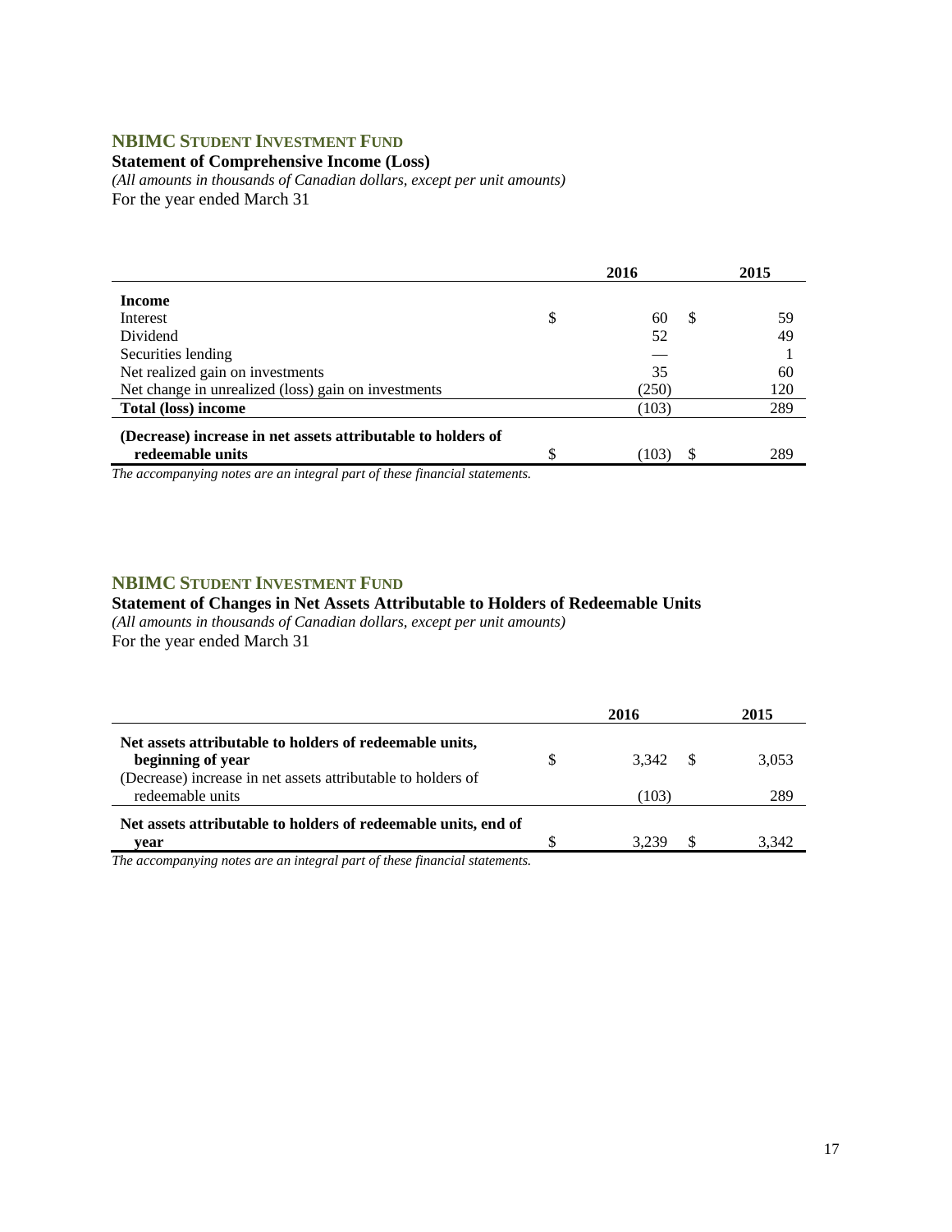## NBIMC STUDENT INVESTMENT FUND

**Statement of Comprehensive Income (Loss)**

*(All amounts in thousands of Canadian dollars, except per unit amounts)*

For the year ended March 31

| | 2016 | 2015 |
|---|---|---|
| **Income** | | |
| Interest | $ 60 | $ 59 |
| Dividend | 52 | 49 |
| Securities lending | — | 1 |
| Net realized gain on investments | 35 | 60 |
| Net change in unrealized (loss) gain on investments | (250) | 120 |
| **Total (loss) income** | (103) | 289 |
| **(Decrease) increase in net assets attributable to holders of redeemable units** | $ (103) | $ 289 |

*The accompanying notes are an integral part of these financial statements.*

## NBIMC STUDENT INVESTMENT FUND

**Statement of Changes in Net Assets Attributable to Holders of Redeemable Units**

*(All amounts in thousands of Canadian dollars, except per unit amounts)*

For the year ended March 31

| | 2016 | 2015 |
|---|---|---|
| **Net assets attributable to holders of redeemable units, beginning of year** | $ 3,342 | $ 3,053 |
| (Decrease) increase in net assets attributable to holders of redeemable units | (103) | 289 |
| **Net assets attributable to holders of redeemable units, end of year** | $ 3,239 | $ 3,342 |

*The accompanying notes are an integral part of these financial statements.*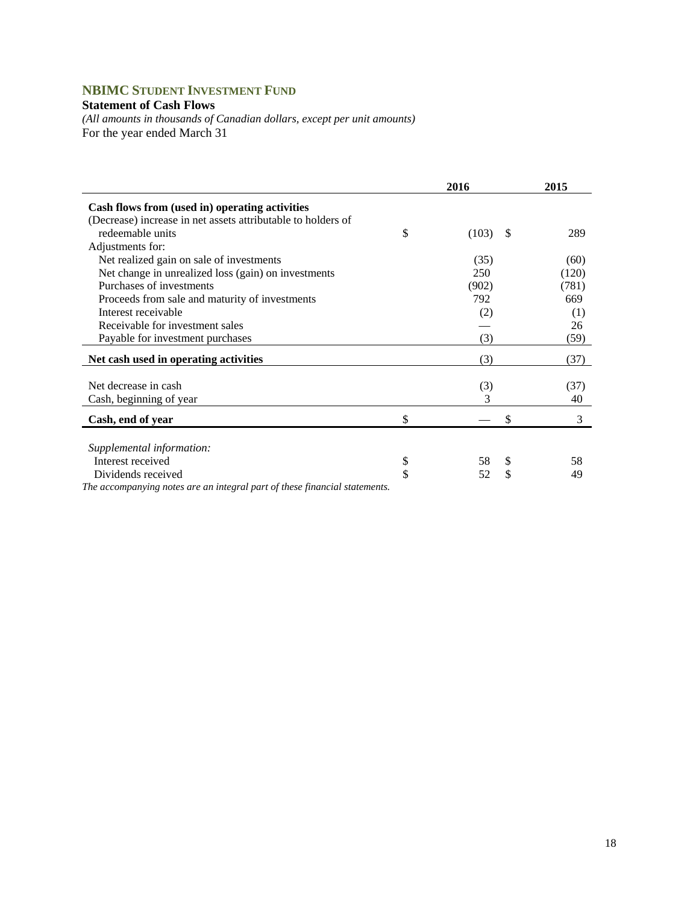## NBIMC STUDENT INVESTMENT FUND

**Statement of Cash Flows**

*(All amounts in thousands of Canadian dollars, except per unit amounts)*

For the year ended March 31

| | 2016 | 2015 |
|---|---|---|
| **Cash flows from (used in) operating activities** | | |
| (Decrease) increase in net assets attributable to holders of redeemable units | $ (103) | $ 289 |
| Adjustments for: | | |
| Net realized gain on sale of investments | (35) | (60) |
| Net change in unrealized loss (gain) on investments | 250 | (120) |
| Purchases of investments | (902) | (781) |
| Proceeds from sale and maturity of investments | 792 | 669 |
| Interest receivable | (2) | (1) |
| Receivable for investment sales | — | 26 |
| Payable for investment purchases | (3) | (59) |
| **Net cash used in operating activities** | (3) | (37) |
| Net decrease in cash | (3) | (37) |
| Cash, beginning of year | 3 | 40 |
| **Cash, end of year** | $ — | $ 3 |
| *Supplemental information:* | | |
| Interest received | $ 58 | $ 58 |
| Dividends received | $ 52 | $ 49 |

*The accompanying notes are an integral part of these financial statements.*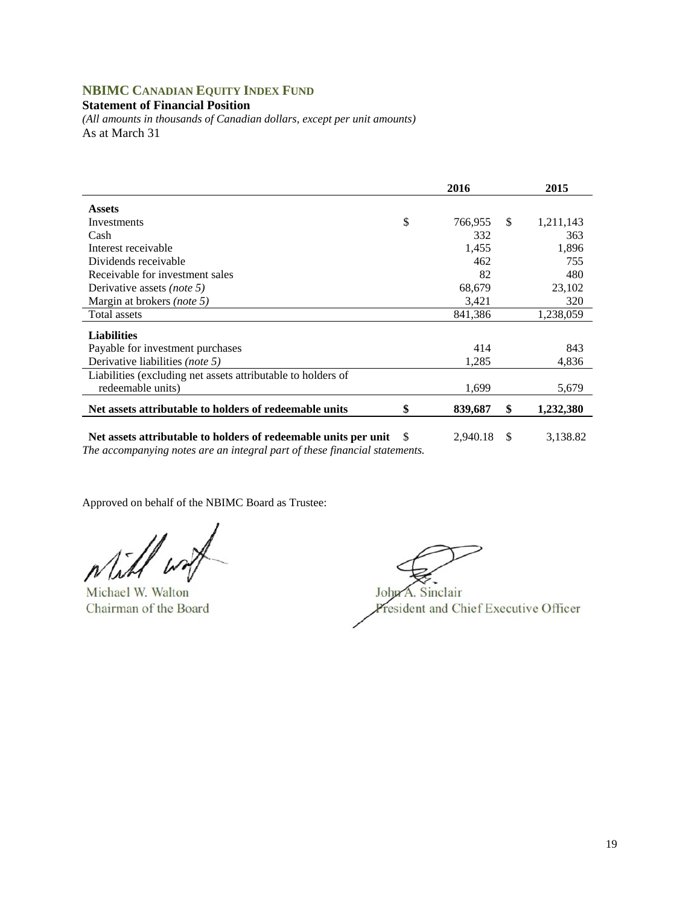## NBIMC CANADIAN EQUITY INDEX FUND

**Statement of Financial Position**

*(All amounts in thousands of Canadian dollars, except per unit amounts)*

As at March 31

| | 2016 | 2015 |
|---|---|---|
| **Assets** | | |
| Investments | $ 766,955 | $ 1,211,143 |
| Cash | 332 | 363 |
| Interest receivable | 1,455 | 1,896 |
| Dividends receivable | 462 | 755 |
| Receivable for investment sales | 82 | 480 |
| Derivative assets *(note 5)* | 68,679 | 23,102 |
| Margin at brokers *(note 5)* | 3,421 | 320 |
| Total assets | 841,386 | 1,238,059 |
| **Liabilities** | | |
| Payable for investment purchases | 414 | 843 |
| Derivative liabilities *(note 5)* | 1,285 | 4,836 |
| Liabilities (excluding net assets attributable to holders of redeemable units) | 1,699 | 5,679 |
| **Net assets attributable to holders of redeemable units** | **$ 839,687** | **$ 1,232,380** |
| **Net assets attributable to holders of redeemable units per unit** | $ 2,940.18 | $ 3,138.82 |

*The accompanying notes are an integral part of these financial statements.*

Approved on behalf of the NBIMC Board as Trustee:

Michael W. Walton
Chairman of the Board

John A. Sinclair
President and Chief Executive Officer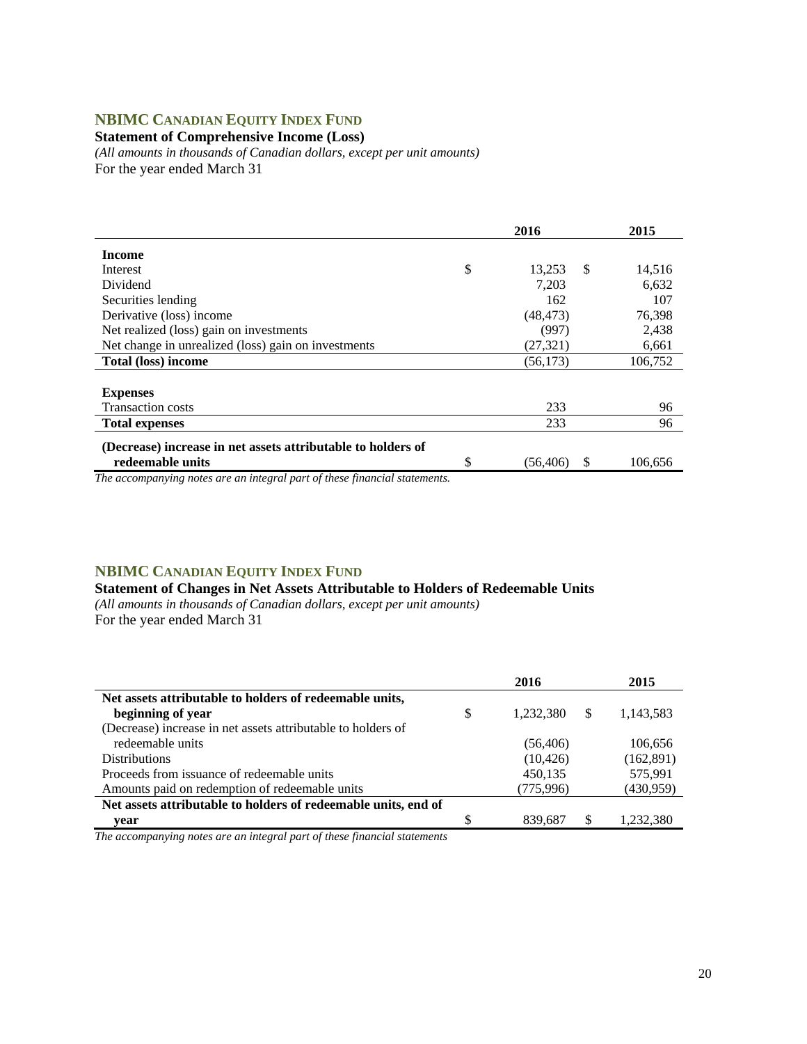## NBIMC CANADIAN EQUITY INDEX FUND

**Statement of Comprehensive Income (Loss)**

*(All amounts in thousands of Canadian dollars, except per unit amounts)*

For the year ended March 31

| | 2016 | 2015 |
|---|---|---|
| **Income** | | |
| Interest | $ 13,253 | $ 14,516 |
| Dividend | 7,203 | 6,632 |
| Securities lending | 162 | 107 |
| Derivative (loss) income | (48,473) | 76,398 |
| Net realized (loss) gain on investments | (997) | 2,438 |
| Net change in unrealized (loss) gain on investments | (27,321) | 6,661 |
| **Total (loss) income** | (56,173) | 106,752 |
| **Expenses** | | |
| Transaction costs | 233 | 96 |
| **Total expenses** | 233 | 96 |
| **(Decrease) increase in net assets attributable to holders of redeemable units** | $ (56,406) | $ 106,656 |

*The accompanying notes are an integral part of these financial statements.*

## NBIMC CANADIAN EQUITY INDEX FUND

**Statement of Changes in Net Assets Attributable to Holders of Redeemable Units**

*(All amounts in thousands of Canadian dollars, except per unit amounts)*

For the year ended March 31

| | 2016 | 2015 |
|---|---|---|
| **Net assets attributable to holders of redeemable units, beginning of year** | $ 1,232,380 | $ 1,143,583 |
| (Decrease) increase in net assets attributable to holders of redeemable units | (56,406) | 106,656 |
| Distributions | (10,426) | (162,891) |
| Proceeds from issuance of redeemable units | 450,135 | 575,991 |
| Amounts paid on redemption of redeemable units | (775,996) | (430,959) |
| **Net assets attributable to holders of redeemable units, end of year** | $ 839,687 | $ 1,232,380 |

*The accompanying notes are an integral part of these financial statements*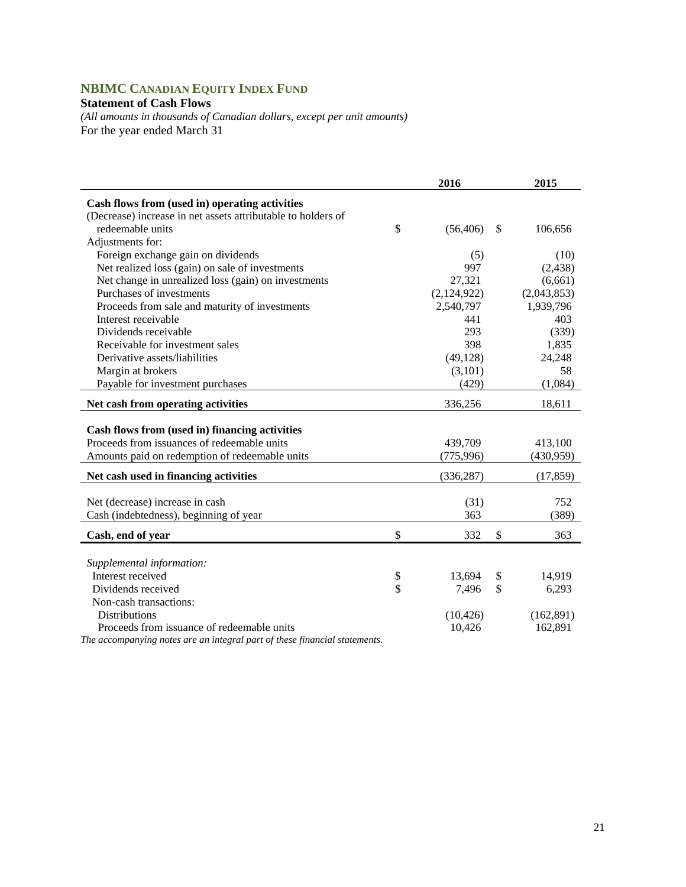# NBIMC CANADIAN EQUITY INDEX FUND

**Statement of Cash Flows**

*(All amounts in thousands of Canadian dollars, except per unit amounts)*

For the year ended March 31

| | 2016 | 2015 |
|---|---|---|
| **Cash flows from (used in) operating activities** | | |
| (Decrease) increase in net assets attributable to holders of redeemable units | $ (56,406) | $ 106,656 |
| Adjustments for: | | |
| Foreign exchange gain on dividends | (5) | (10) |
| Net realized loss (gain) on sale of investments | 997 | (2,438) |
| Net change in unrealized loss (gain) on investments | 27,321 | (6,661) |
| Purchases of investments | (2,124,922) | (2,043,853) |
| Proceeds from sale and maturity of investments | 2,540,797 | 1,939,796 |
| Interest receivable | 441 | 403 |
| Dividends receivable | 293 | (339) |
| Receivable for investment sales | 398 | 1,835 |
| Derivative assets/liabilities | (49,128) | 24,248 |
| Margin at brokers | (3,101) | 58 |
| Payable for investment purchases | (429) | (1,084) |
| **Net cash from operating activities** | 336,256 | 18,611 |
| | | |
| **Cash flows from (used in) financing activities** | | |
| Proceeds from issuances of redeemable units | 439,709 | 413,100 |
| Amounts paid on redemption of redeemable units | (775,996) | (430,959) |
| **Net cash used in financing activities** | (336,287) | (17,859) |
| | | |
| Net (decrease) increase in cash | (31) | 752 |
| Cash (indebtedness), beginning of year | 363 | (389) |
| **Cash, end of year** | $ 332 | $ 363 |
| | | |
| *Supplemental information:* | | |
| Interest received | $ 13,694 | $ 14,919 |
| Dividends received | $ 7,496 | $ 6,293 |
| Non-cash transactions: | | |
| Distributions | (10,426) | (162,891) |
| Proceeds from issuance of redeemable units | 10,426 | 162,891 |

*The accompanying notes are an integral part of these financial statements.*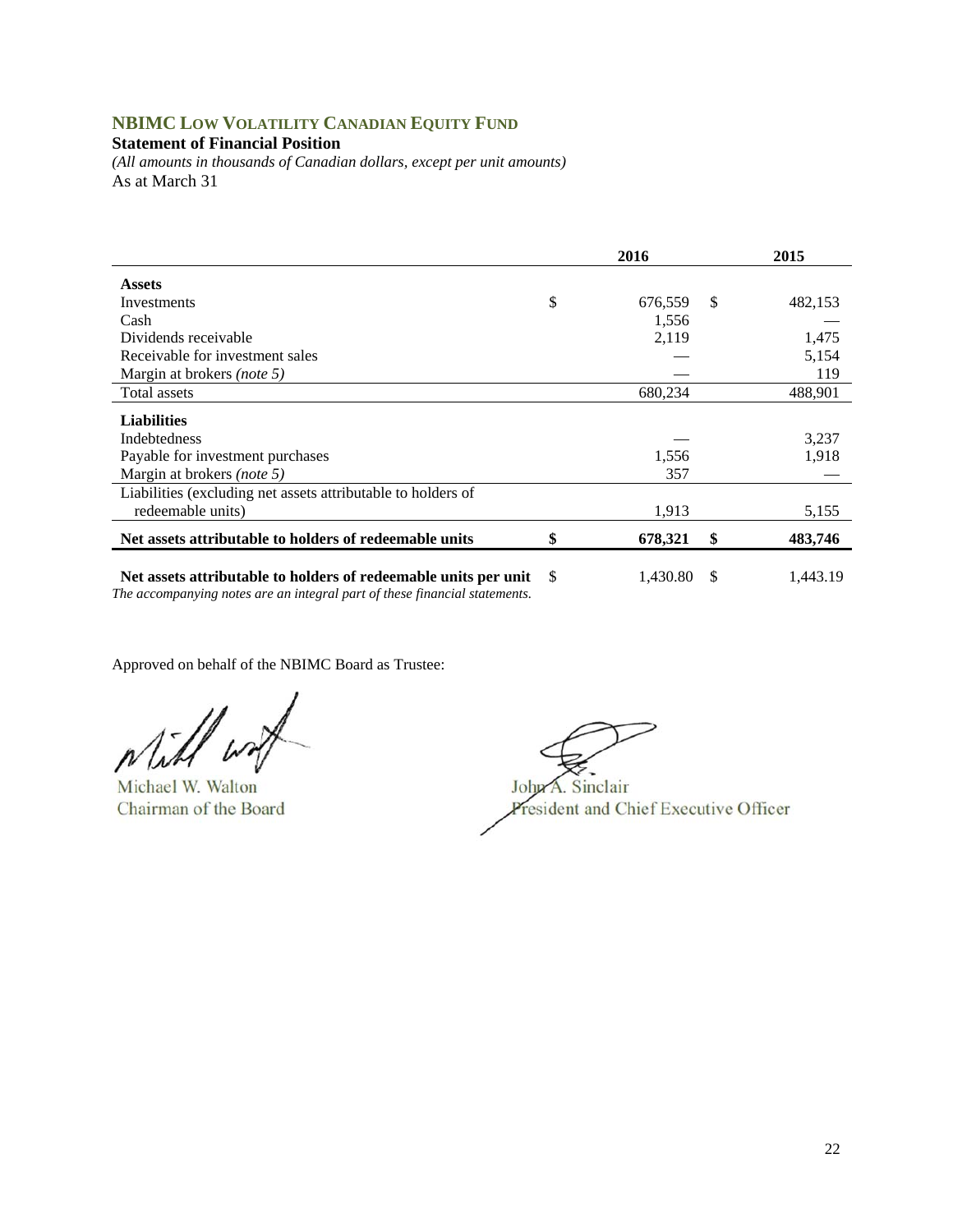## NBIMC Low Volatility Canadian Equity Fund

**Statement of Financial Position**

*(All amounts in thousands of Canadian dollars, except per unit amounts)*

As at March 31

| | 2016 | 2015 |
|---|---|---|
| **Assets** | | |
| Investments | $ 676,559 | $ 482,153 |
| Cash | 1,556 | — |
| Dividends receivable | 2,119 | 1,475 |
| Receivable for investment sales | — | 5,154 |
| Margin at brokers *(note 5)* | — | 119 |
| Total assets | 680,234 | 488,901 |
| **Liabilities** | | |
| Indebtedness | — | 3,237 |
| Payable for investment purchases | 1,556 | 1,918 |
| Margin at brokers *(note 5)* | 357 | — |
| Liabilities (excluding net assets attributable to holders of redeemable units) | 1,913 | 5,155 |
| **Net assets attributable to holders of redeemable units** | **$ 678,321** | **$ 483,746** |
| **Net assets attributable to holders of redeemable units per unit** | $ 1,430.80 | $ 1,443.19 |

*The accompanying notes are an integral part of these financial statements.*

Approved on behalf of the NBIMC Board as Trustee:

Michael W. Walton
Chairman of the Board

John A. Sinclair
President and Chief Executive Officer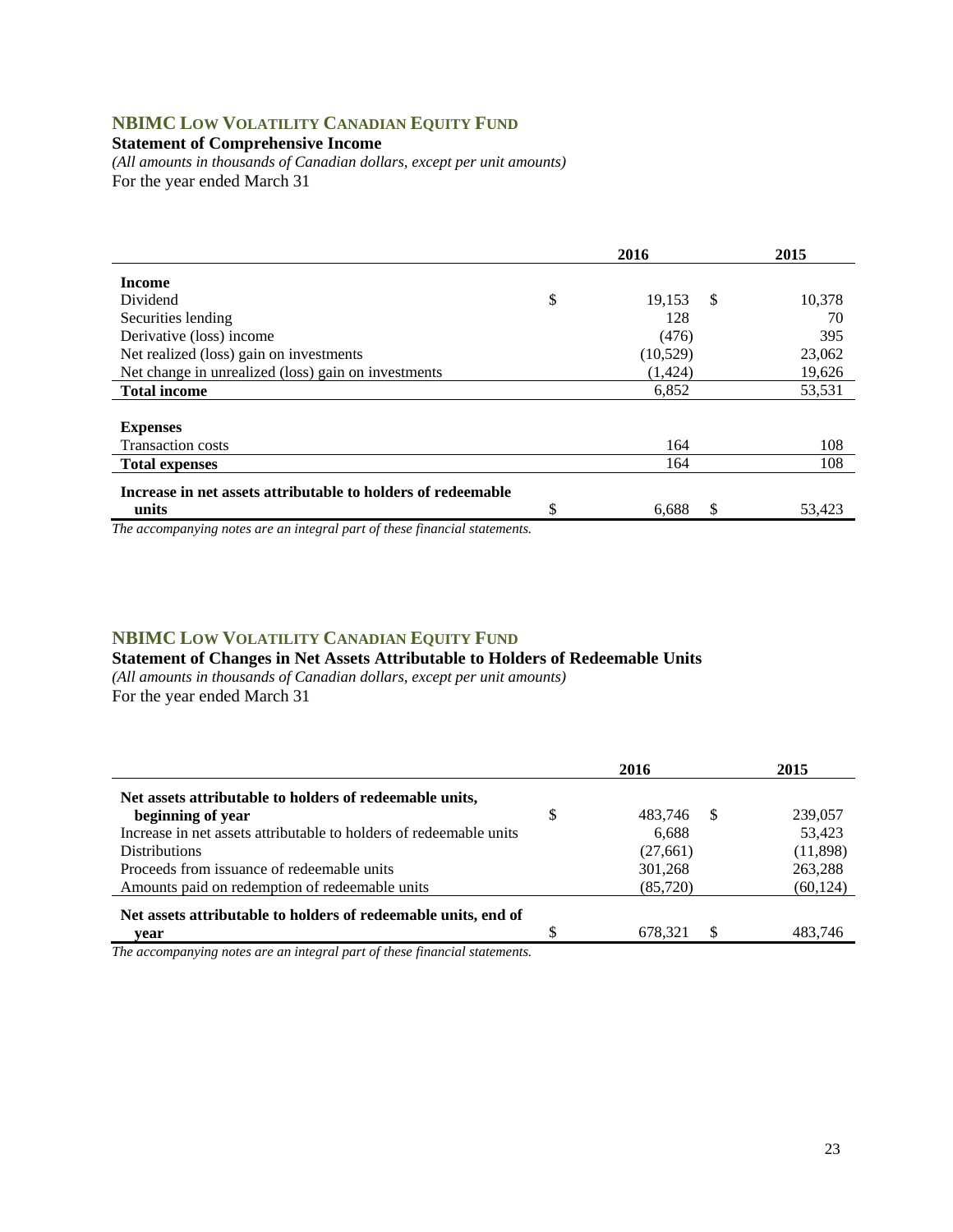## NBIMC Low Volatility Canadian Equity Fund

**Statement of Comprehensive Income**

*(All amounts in thousands of Canadian dollars, except per unit amounts)*

For the year ended March 31

| | 2016 | 2015 |
|---|---|---|
| **Income** | | |
| Dividend | $ 19,153 | $ 10,378 |
| Securities lending | 128 | 70 |
| Derivative (loss) income | (476) | 395 |
| Net realized (loss) gain on investments | (10,529) | 23,062 |
| Net change in unrealized (loss) gain on investments | (1,424) | 19,626 |
| **Total income** | 6,852 | 53,531 |
| **Expenses** | | |
| Transaction costs | 164 | 108 |
| **Total expenses** | 164 | 108 |
| **Increase in net assets attributable to holders of redeemable units** | $ 6,688 | $ 53,423 |

*The accompanying notes are an integral part of these financial statements.*

## NBIMC Low Volatility Canadian Equity Fund

**Statement of Changes in Net Assets Attributable to Holders of Redeemable Units**

*(All amounts in thousands of Canadian dollars, except per unit amounts)*

For the year ended March 31

| | 2016 | 2015 |
|---|---|---|
| **Net assets attributable to holders of redeemable units, beginning of year** | $ 483,746 | $ 239,057 |
| Increase in net assets attributable to holders of redeemable units | 6,688 | 53,423 |
| Distributions | (27,661) | (11,898) |
| Proceeds from issuance of redeemable units | 301,268 | 263,288 |
| Amounts paid on redemption of redeemable units | (85,720) | (60,124) |
| **Net assets attributable to holders of redeemable units, end of year** | $ 678,321 | $ 483,746 |

*The accompanying notes are an integral part of these financial statements.*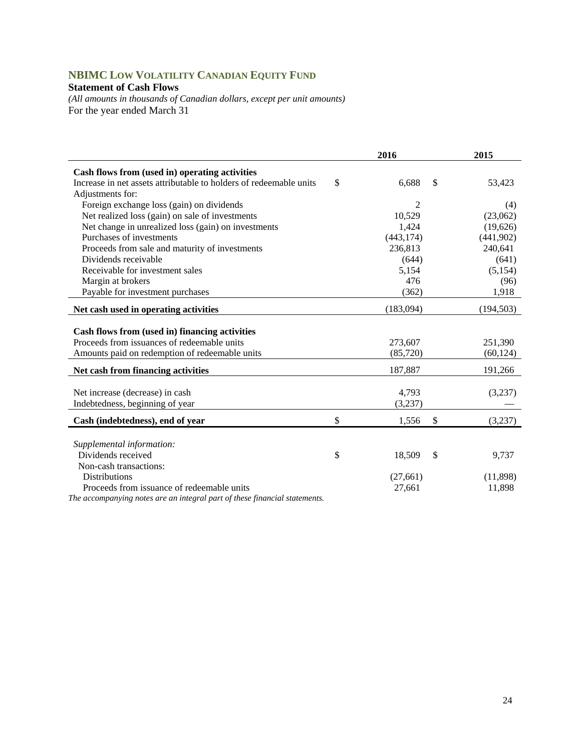# NBIMC LOW VOLATILITY CANADIAN EQUITY FUND

**Statement of Cash Flows**

*(All amounts in thousands of Canadian dollars, except per unit amounts)*

For the year ended March 31

| | 2016 | 2015 |
|---|---|---|
| **Cash flows from (used in) operating activities** | | |
| Increase in net assets attributable to holders of redeemable units | $ 6,688 | $ 53,423 |
| Adjustments for: | | |
| Foreign exchange loss (gain) on dividends | 2 | (4) |
| Net realized loss (gain) on sale of investments | 10,529 | (23,062) |
| Net change in unrealized loss (gain) on investments | 1,424 | (19,626) |
| Purchases of investments | (443,174) | (441,902) |
| Proceeds from sale and maturity of investments | 236,813 | 240,641 |
| Dividends receivable | (644) | (641) |
| Receivable for investment sales | 5,154 | (5,154) |
| Margin at brokers | 476 | (96) |
| Payable for investment purchases | (362) | 1,918 |
| **Net cash used in operating activities** | (183,094) | (194,503) |
| | | |
| **Cash flows from (used in) financing activities** | | |
| Proceeds from issuances of redeemable units | 273,607 | 251,390 |
| Amounts paid on redemption of redeemable units | (85,720) | (60,124) |
| **Net cash from financing activities** | 187,887 | 191,266 |
| | | |
| Net increase (decrease) in cash | 4,793 | (3,237) |
| Indebtedness, beginning of year | (3,237) | — |
| **Cash (indebtedness), end of year** | $ 1,556 | $ (3,237) |
| | | |
| *Supplemental information:* | | |
| Dividends received | $ 18,509 | $ 9,737 |
| Non-cash transactions: | | |
| Distributions | (27,661) | (11,898) |
| Proceeds from issuance of redeemable units | 27,661 | 11,898 |

*The accompanying notes are an integral part of these financial statements.*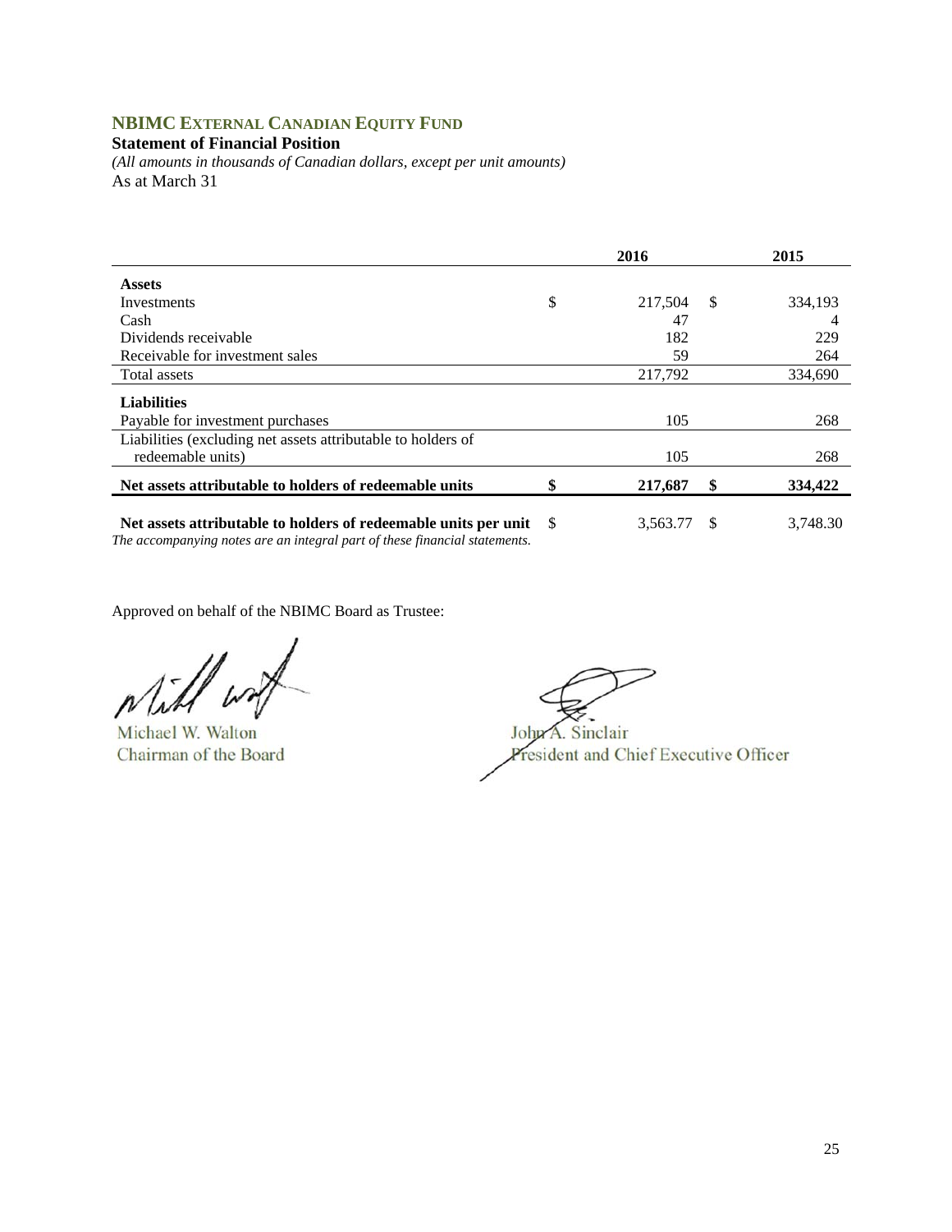## NBIMC EXTERNAL CANADIAN EQUITY FUND

**Statement of Financial Position**

*(All amounts in thousands of Canadian dollars, except per unit amounts)*

As at March 31

| | 2016 | 2015 |
|---|---|---|
| **Assets** | | |
| Investments | $ 217,504 | $ 334,193 |
| Cash | 47 | 4 |
| Dividends receivable | 182 | 229 |
| Receivable for investment sales | 59 | 264 |
| Total assets | 217,792 | 334,690 |
| **Liabilities** | | |
| Payable for investment purchases | 105 | 268 |
| Liabilities (excluding net assets attributable to holders of redeemable units) | 105 | 268 |
| **Net assets attributable to holders of redeemable units** | **$ 217,687** | **$ 334,422** |
| **Net assets attributable to holders of redeemable units per unit** | $ 3,563.77 | $ 3,748.30 |

*The accompanying notes are an integral part of these financial statements.*

Approved on behalf of the NBIMC Board as Trustee:

Michael W. Walton
Chairman of the Board

John A. Sinclair
President and Chief Executive Officer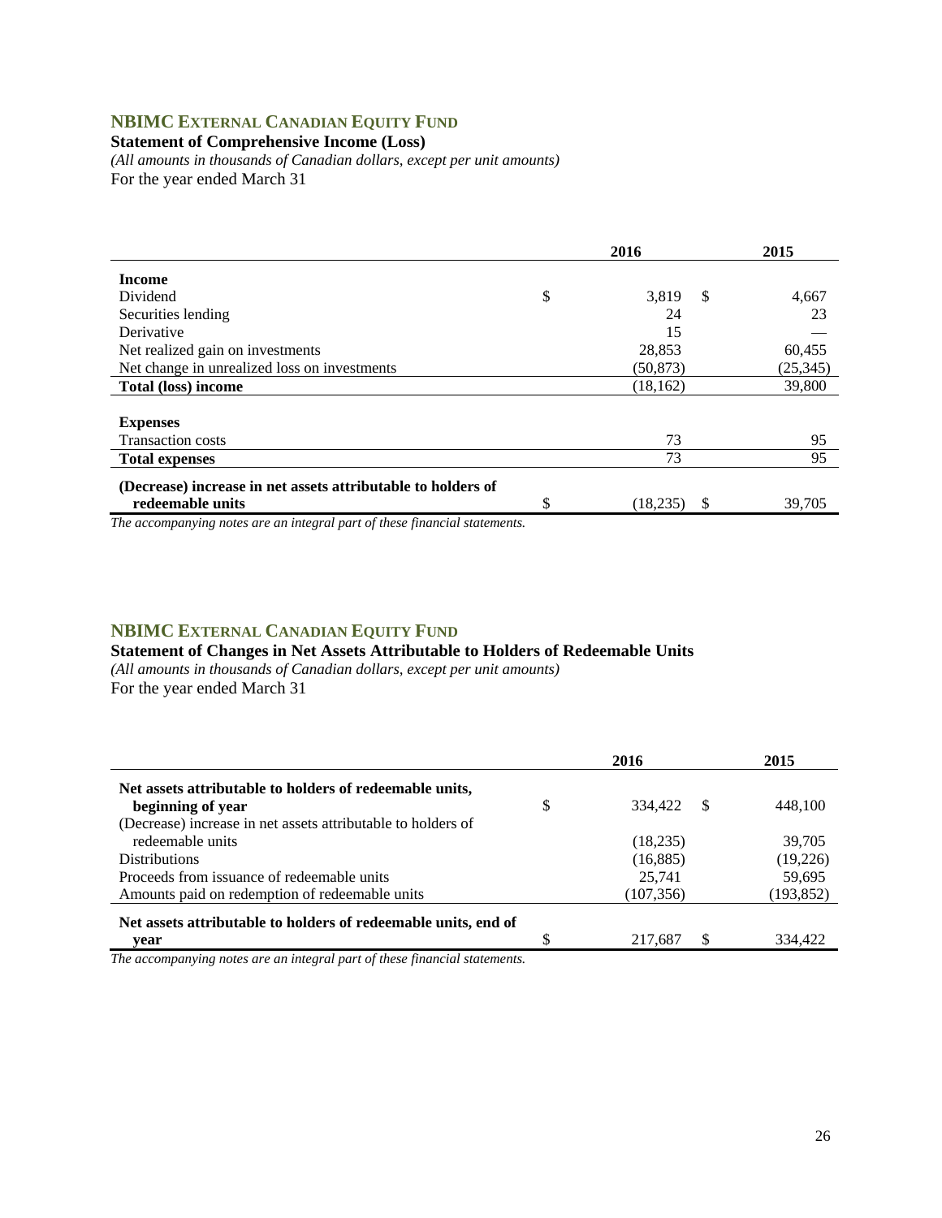## NBIMC EXTERNAL CANADIAN EQUITY FUND

**Statement of Comprehensive Income (Loss)**

*(All amounts in thousands of Canadian dollars, except per unit amounts)*

For the year ended March 31

| | 2016 | 2015 |
|---|---|---|
| **Income** | | |
| Dividend | $ 3,819 | $ 4,667 |
| Securities lending | 24 | 23 |
| Derivative | 15 | — |
| Net realized gain on investments | 28,853 | 60,455 |
| Net change in unrealized loss on investments | (50,873) | (25,345) |
| **Total (loss) income** | (18,162) | 39,800 |
| **Expenses** | | |
| Transaction costs | 73 | 95 |
| **Total expenses** | 73 | 95 |
| **(Decrease) increase in net assets attributable to holders of redeemable units** | $ (18,235) | $ 39,705 |

*The accompanying notes are an integral part of these financial statements.*

## NBIMC EXTERNAL CANADIAN EQUITY FUND

**Statement of Changes in Net Assets Attributable to Holders of Redeemable Units**

*(All amounts in thousands of Canadian dollars, except per unit amounts)*

For the year ended March 31

| | 2016 | 2015 |
|---|---|---|
| **Net assets attributable to holders of redeemable units, beginning of year** | $ 334,422 | $ 448,100 |
| (Decrease) increase in net assets attributable to holders of redeemable units | (18,235) | 39,705 |
| Distributions | (16,885) | (19,226) |
| Proceeds from issuance of redeemable units | 25,741 | 59,695 |
| Amounts paid on redemption of redeemable units | (107,356) | (193,852) |
| **Net assets attributable to holders of redeemable units, end of year** | $ 217,687 | $ 334,422 |

*The accompanying notes are an integral part of these financial statements.*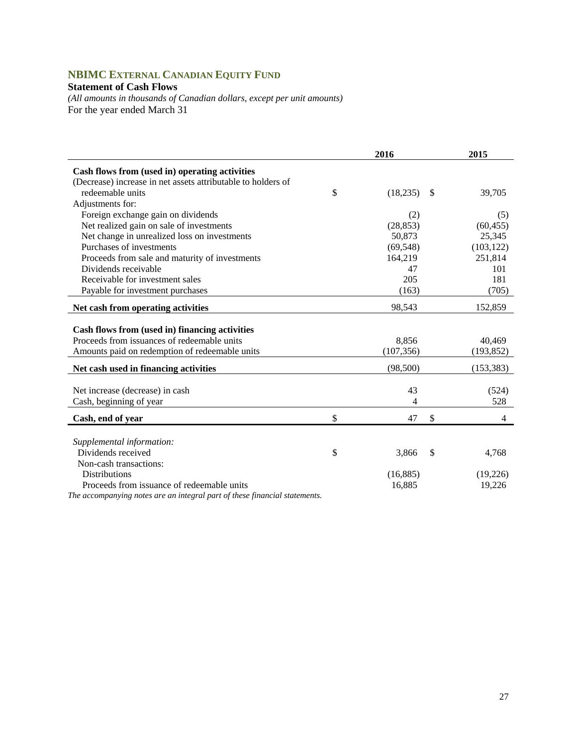## NBIMC EXTERNAL CANADIAN EQUITY FUND

**Statement of Cash Flows**

*(All amounts in thousands of Canadian dollars, except per unit amounts)*

For the year ended March 31

| | 2016 | 2015 |
|---|---|---|
| **Cash flows from (used in) operating activities** | | |
| (Decrease) increase in net assets attributable to holders of redeemable units | $ (18,235) | $ 39,705 |
| Adjustments for: | | |
| Foreign exchange gain on dividends | (2) | (5) |
| Net realized gain on sale of investments | (28,853) | (60,455) |
| Net change in unrealized loss on investments | 50,873 | 25,345 |
| Purchases of investments | (69,548) | (103,122) |
| Proceeds from sale and maturity of investments | 164,219 | 251,814 |
| Dividends receivable | 47 | 101 |
| Receivable for investment sales | 205 | 181 |
| Payable for investment purchases | (163) | (705) |
| **Net cash from operating activities** | 98,543 | 152,859 |
| **Cash flows from (used in) financing activities** | | |
| Proceeds from issuances of redeemable units | 8,856 | 40,469 |
| Amounts paid on redemption of redeemable units | (107,356) | (193,852) |
| **Net cash used in financing activities** | (98,500) | (153,383) |
| Net increase (decrease) in cash | 43 | (524) |
| Cash, beginning of year | 4 | 528 |
| **Cash, end of year** | $ 47 | $ 4 |
| *Supplemental information:* | | |
| Dividends received | $ 3,866 | $ 4,768 |
| Non-cash transactions: | | |
| Distributions | (16,885) | (19,226) |
| Proceeds from issuance of redeemable units | 16,885 | 19,226 |

*The accompanying notes are an integral part of these financial statements.*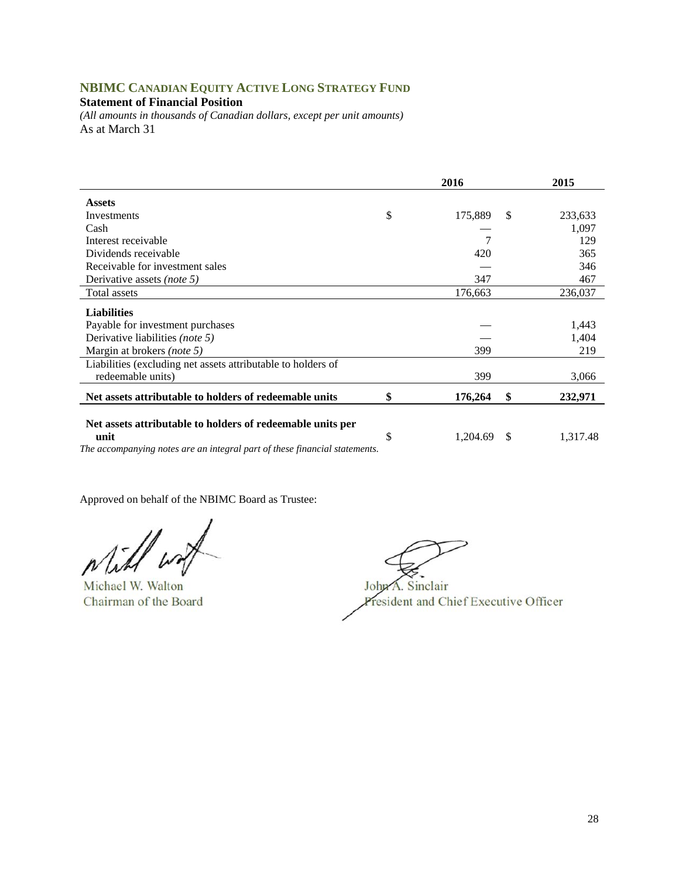# NBIMC Canadian Equity Active Long Strategy Fund

**Statement of Financial Position**

*(All amounts in thousands of Canadian dollars, except per unit amounts)*

As at March 31

| | 2016 | 2015 |
|---|---|---|
| **Assets** | | |
| Investments | $ 175,889 | $ 233,633 |
| Cash | — | 1,097 |
| Interest receivable | 7 | 129 |
| Dividends receivable | 420 | 365 |
| Receivable for investment sales | — | 346 |
| Derivative assets *(note 5)* | 347 | 467 |
| Total assets | 176,663 | 236,037 |
| **Liabilities** | | |
| Payable for investment purchases | — | 1,443 |
| Derivative liabilities *(note 5)* | — | 1,404 |
| Margin at brokers *(note 5)* | 399 | 219 |
| Liabilities (excluding net assets attributable to holders of redeemable units) | 399 | 3,066 |
| **Net assets attributable to holders of redeemable units** | **$ 176,264** | **$ 232,971** |
| **Net assets attributable to holders of redeemable units per unit** | $ 1,204.69 | $ 1,317.48 |

*The accompanying notes are an integral part of these financial statements.*

Approved on behalf of the NBIMC Board as Trustee:

Michael W. Walton
Chairman of the Board

John A. Sinclair
President and Chief Executive Officer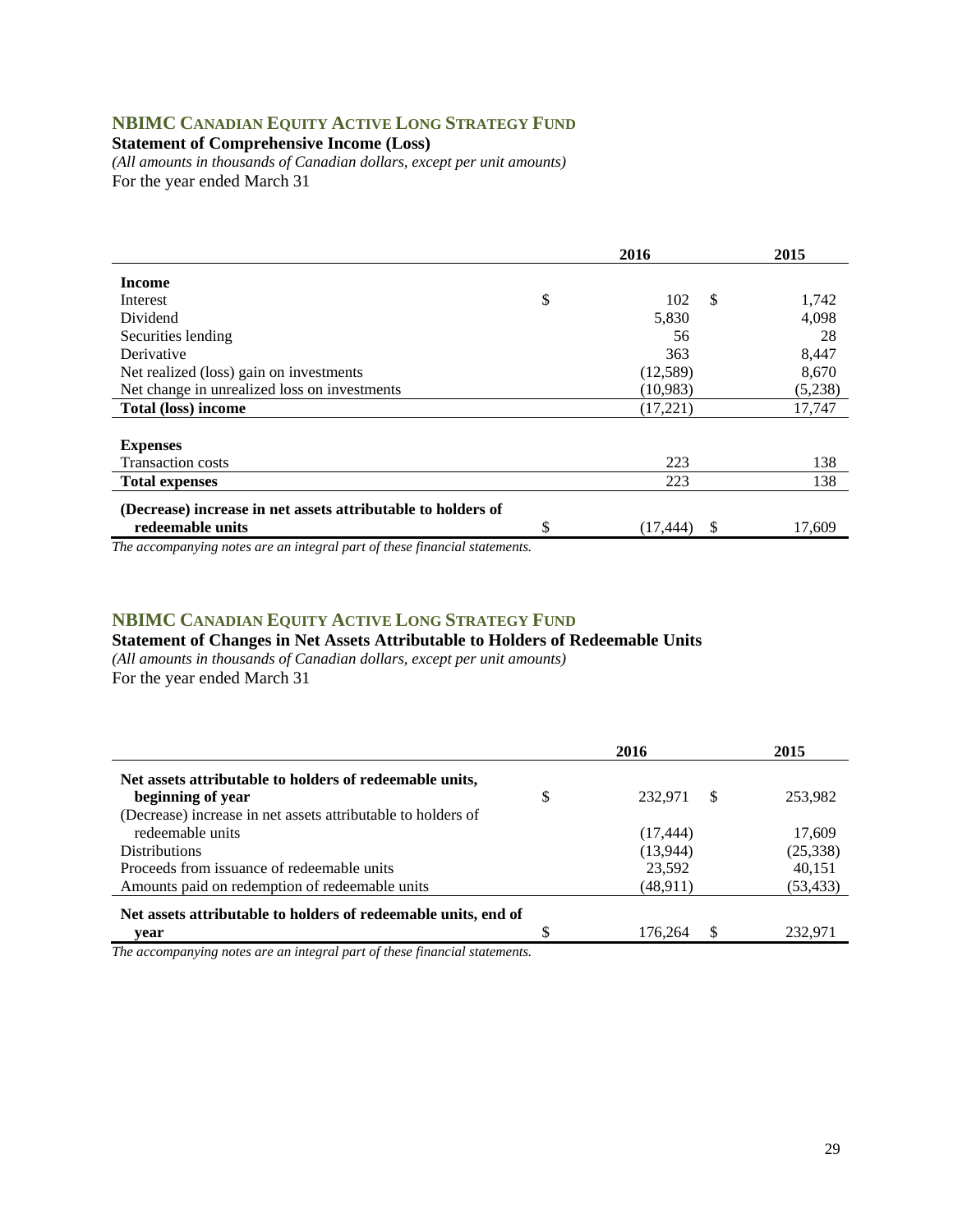## NBIMC CANADIAN EQUITY ACTIVE LONG STRATEGY FUND

**Statement of Comprehensive Income (Loss)**

*(All amounts in thousands of Canadian dollars, except per unit amounts)*

For the year ended March 31

| | 2016 | 2015 |
|---|---|---|
| **Income** | | |
| Interest | $ 102 | $ 1,742 |
| Dividend | 5,830 | 4,098 |
| Securities lending | 56 | 28 |
| Derivative | 363 | 8,447 |
| Net realized (loss) gain on investments | (12,589) | 8,670 |
| Net change in unrealized loss on investments | (10,983) | (5,238) |
| **Total (loss) income** | (17,221) | 17,747 |
| **Expenses** | | |
| Transaction costs | 223 | 138 |
| **Total expenses** | 223 | 138 |
| **(Decrease) increase in net assets attributable to holders of redeemable units** | $ (17,444) | $ 17,609 |

*The accompanying notes are an integral part of these financial statements.*

## NBIMC CANADIAN EQUITY ACTIVE LONG STRATEGY FUND

**Statement of Changes in Net Assets Attributable to Holders of Redeemable Units**

*(All amounts in thousands of Canadian dollars, except per unit amounts)*

For the year ended March 31

| | 2016 | 2015 |
|---|---|---|
| **Net assets attributable to holders of redeemable units, beginning of year** | $ 232,971 | $ 253,982 |
| (Decrease) increase in net assets attributable to holders of redeemable units | (17,444) | 17,609 |
| Distributions | (13,944) | (25,338) |
| Proceeds from issuance of redeemable units | 23,592 | 40,151 |
| Amounts paid on redemption of redeemable units | (48,911) | (53,433) |
| **Net assets attributable to holders of redeemable units, end of year** | $ 176,264 | $ 232,971 |

*The accompanying notes are an integral part of these financial statements.*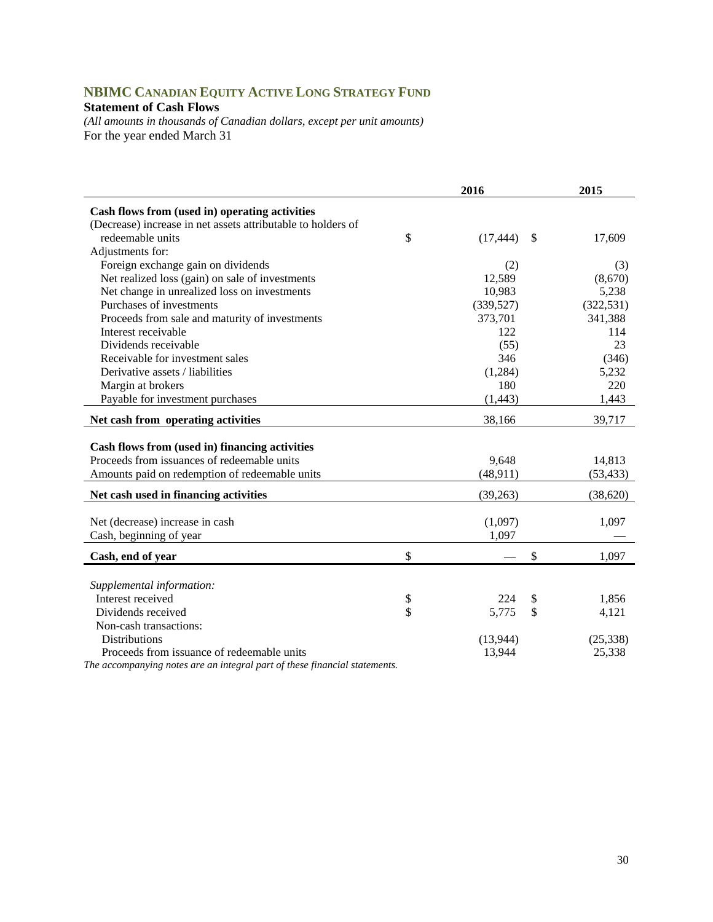# NBIMC Canadian Equity Active Long Strategy Fund

**Statement of Cash Flows**

*(All amounts in thousands of Canadian dollars, except per unit amounts)*

For the year ended March 31

| | | 2016 | | 2015 |
|---|---|---|---|---|
| **Cash flows from (used in) operating activities** | | | | |
| (Decrease) increase in net assets attributable to holders of redeemable units | $ | (17,444) | $ | 17,609 |
| Adjustments for: | | | | |
| Foreign exchange gain on dividends | | (2) | | (3) |
| Net realized loss (gain) on sale of investments | | 12,589 | | (8,670) |
| Net change in unrealized loss on investments | | 10,983 | | 5,238 |
| Purchases of investments | | (339,527) | | (322,531) |
| Proceeds from sale and maturity of investments | | 373,701 | | 341,388 |
| Interest receivable | | 122 | | 114 |
| Dividends receivable | | (55) | | 23 |
| Receivable for investment sales | | 346 | | (346) |
| Derivative assets / liabilities | | (1,284) | | 5,232 |
| Margin at brokers | | 180 | | 220 |
| Payable for investment purchases | | (1,443) | | 1,443 |
| **Net cash from operating activities** | | 38,166 | | 39,717 |
| **Cash flows from (used in) financing activities** | | | | |
| Proceeds from issuances of redeemable units | | 9,648 | | 14,813 |
| Amounts paid on redemption of redeemable units | | (48,911) | | (53,433) |
| **Net cash used in financing activities** | | (39,263) | | (38,620) |
| Net (decrease) increase in cash | | (1,097) | | 1,097 |
| Cash, beginning of year | | 1,097 | | — |
| **Cash, end of year** | $ | — | $ | 1,097 |
| *Supplemental information:* | | | | |
| Interest received | $ | 224 | $ | 1,856 |
| Dividends received | $ | 5,775 | $ | 4,121 |
| Non-cash transactions: | | | | |
| Distributions | | (13,944) | | (25,338) |
| Proceeds from issuance of redeemable units | | 13,944 | | 25,338 |

*The accompanying notes are an integral part of these financial statements.*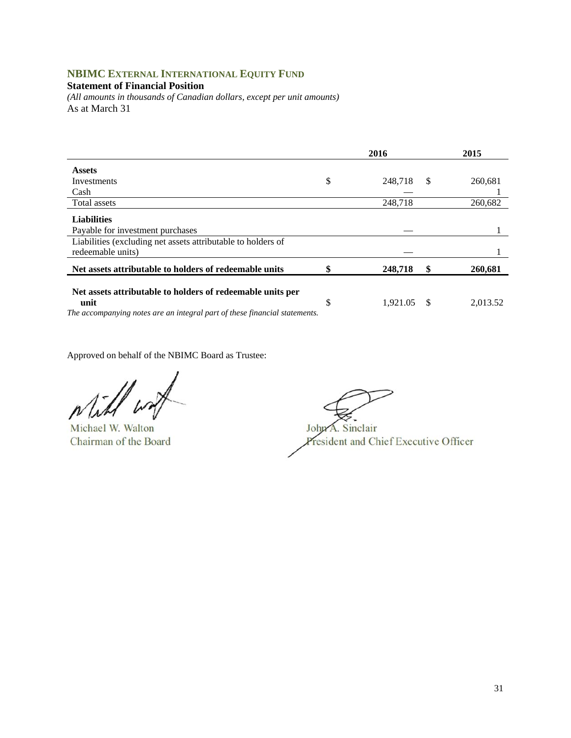# NBIMC External International Equity Fund

**Statement of Financial Position**

*(All amounts in thousands of Canadian dollars, except per unit amounts)*

As at March 31

| | 2016 | 2015 |
|---|---|---|
| **Assets** | | |
| Investments | $ 248,718 | $ 260,681 |
| Cash | — | 1 |
| Total assets | 248,718 | 260,682 |
| **Liabilities** | | |
| Payable for investment purchases | — | 1 |
| Liabilities (excluding net assets attributable to holders of redeemable units) | — | 1 |
| **Net assets attributable to holders of redeemable units** | **$ 248,718** | **$ 260,681** |
| **Net assets attributable to holders of redeemable units per unit** | $ 1,921.05 | $ 2,013.52 |

*The accompanying notes are an integral part of these financial statements.*

Approved on behalf of the NBIMC Board as Trustee:

Michael W. Walton
Chairman of the Board

John A. Sinclair
President and Chief Executive Officer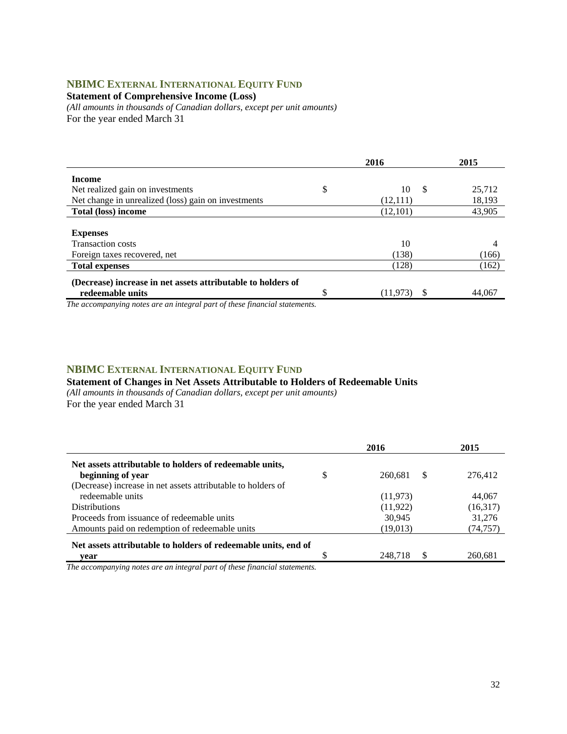## NBIMC EXTERNAL INTERNATIONAL EQUITY FUND

**Statement of Comprehensive Income (Loss)**

*(All amounts in thousands of Canadian dollars, except per unit amounts)*

For the year ended March 31

| | 2016 | 2015 |
|---|---|---|
| **Income** | | |
| Net realized gain on investments | $ 10 | $ 25,712 |
| Net change in unrealized (loss) gain on investments | (12,111) | 18,193 |
| **Total (loss) income** | (12,101) | 43,905 |
| **Expenses** | | |
| Transaction costs | 10 | 4 |
| Foreign taxes recovered, net | (138) | (166) |
| **Total expenses** | (128) | (162) |
| **(Decrease) increase in net assets attributable to holders of redeemable units** | $ (11,973) | $ 44,067 |

*The accompanying notes are an integral part of these financial statements.*

## NBIMC EXTERNAL INTERNATIONAL EQUITY FUND

**Statement of Changes in Net Assets Attributable to Holders of Redeemable Units**

*(All amounts in thousands of Canadian dollars, except per unit amounts)*

For the year ended March 31

| | 2016 | 2015 |
|---|---|---|
| **Net assets attributable to holders of redeemable units, beginning of year** | $ 260,681 | $ 276,412 |
| (Decrease) increase in net assets attributable to holders of redeemable units | (11,973) | 44,067 |
| Distributions | (11,922) | (16,317) |
| Proceeds from issuance of redeemable units | 30,945 | 31,276 |
| Amounts paid on redemption of redeemable units | (19,013) | (74,757) |
| **Net assets attributable to holders of redeemable units, end of year** | $ 248,718 | $ 260,681 |

*The accompanying notes are an integral part of these financial statements.*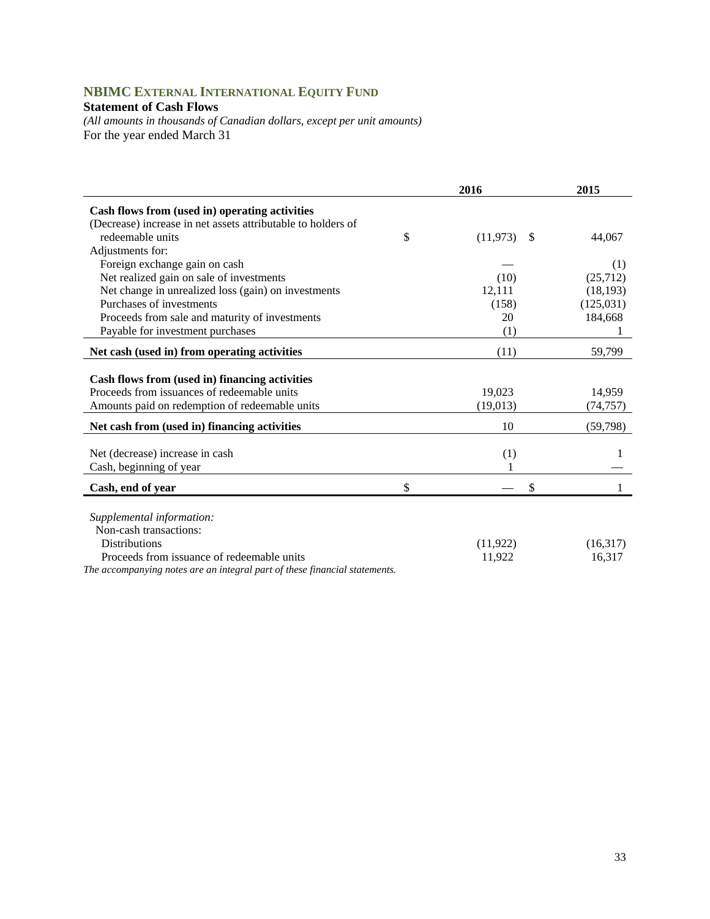## NBIMC External International Equity Fund

**Statement of Cash Flows**

*(All amounts in thousands of Canadian dollars, except per unit amounts)*

For the year ended March 31

| | 2016 | 2015 |
|---|---|---|
| **Cash flows from (used in) operating activities** | | |
| (Decrease) increase in net assets attributable to holders of redeemable units | $ (11,973) | $ 44,067 |
| Adjustments for: | | |
| Foreign exchange gain on cash | — | (1) |
| Net realized gain on sale of investments | (10) | (25,712) |
| Net change in unrealized loss (gain) on investments | 12,111 | (18,193) |
| Purchases of investments | (158) | (125,031) |
| Proceeds from sale and maturity of investments | 20 | 184,668 |
| Payable for investment purchases | (1) | 1 |
| **Net cash (used in) from operating activities** | (11) | 59,799 |
| **Cash flows from (used in) financing activities** | | |
| Proceeds from issuances of redeemable units | 19,023 | 14,959 |
| Amounts paid on redemption of redeemable units | (19,013) | (74,757) |
| **Net cash from (used in) financing activities** | 10 | (59,798) |
| Net (decrease) increase in cash | (1) | 1 |
| Cash, beginning of year | 1 | — |
| **Cash, end of year** | $ — | $ 1 |

*Supplemental information:*

| | 2016 | 2015 |
|---|---|---|
| Non-cash transactions: | | |
| Distributions | (11,922) | (16,317) |
| Proceeds from issuance of redeemable units | 11,922 | 16,317 |

*The accompanying notes are an integral part of these financial statements.*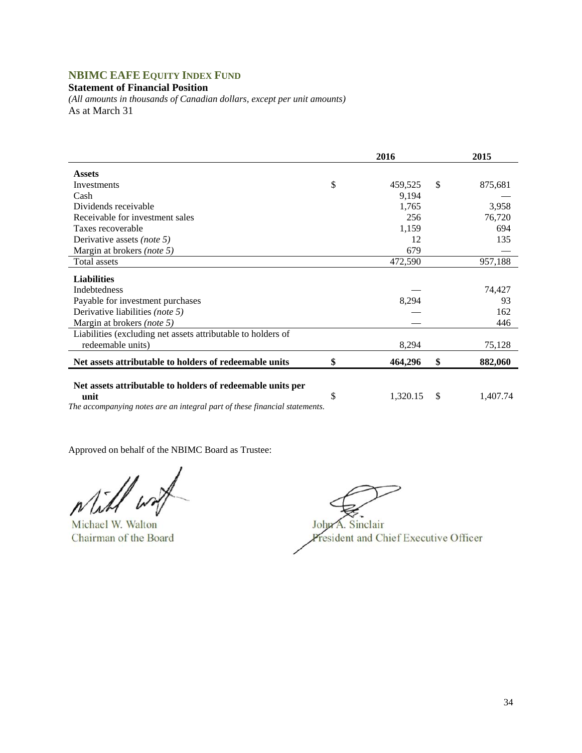## NBIMC EAFE Equity Index Fund

**Statement of Financial Position**

*(All amounts in thousands of Canadian dollars, except per unit amounts)*

As at March 31

| | 2016 | 2015 |
|---|---|---|
| **Assets** | | |
| Investments | $ 459,525 | $ 875,681 |
| Cash | 9,194 | — |
| Dividends receivable | 1,765 | 3,958 |
| Receivable for investment sales | 256 | 76,720 |
| Taxes recoverable | 1,159 | 694 |
| Derivative assets *(note 5)* | 12 | 135 |
| Margin at brokers *(note 5)* | 679 | — |
| Total assets | 472,590 | 957,188 |
| **Liabilities** | | |
| Indebtedness | — | 74,427 |
| Payable for investment purchases | 8,294 | 93 |
| Derivative liabilities *(note 5)* | — | 162 |
| Margin at brokers *(note 5)* | — | 446 |
| Liabilities (excluding net assets attributable to holders of redeemable units) | 8,294 | 75,128 |
| **Net assets attributable to holders of redeemable units** | **$ 464,296** | **$ 882,060** |
| **Net assets attributable to holders of redeemable units per unit** | $ 1,320.15 | $ 1,407.74 |

*The accompanying notes are an integral part of these financial statements.*

Approved on behalf of the NBIMC Board as Trustee:

Michael W. Walton
Chairman of the Board

John A. Sinclair
President and Chief Executive Officer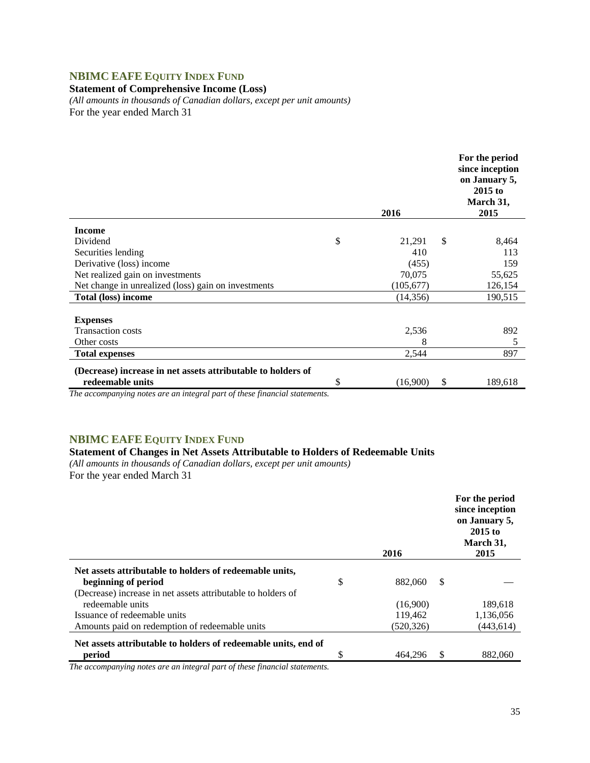## NBIMC EAFE EQUITY INDEX FUND

**Statement of Comprehensive Income (Loss)**

*(All amounts in thousands of Canadian dollars, except per unit amounts)*

For the year ended March 31

| | 2016 | For the period since inception on January 5, 2015 to March 31, 2015 |
|---|---|---|
| **Income** | | |
| Dividend | $ 21,291 | $ 8,464 |
| Securities lending | 410 | 113 |
| Derivative (loss) income | (455) | 159 |
| Net realized gain on investments | 70,075 | 55,625 |
| Net change in unrealized (loss) gain on investments | (105,677) | 126,154 |
| **Total (loss) income** | (14,356) | 190,515 |
| **Expenses** | | |
| Transaction costs | 2,536 | 892 |
| Other costs | 8 | 5 |
| **Total expenses** | 2,544 | 897 |
| **(Decrease) increase in net assets attributable to holders of redeemable units** | $ (16,900) | $ 189,618 |

*The accompanying notes are an integral part of these financial statements.*

## NBIMC EAFE EQUITY INDEX FUND

**Statement of Changes in Net Assets Attributable to Holders of Redeemable Units**

*(All amounts in thousands of Canadian dollars, except per unit amounts)*

For the year ended March 31

| | 2016 | For the period since inception on January 5, 2015 to March 31, 2015 |
|---|---|---|
| **Net assets attributable to holders of redeemable units, beginning of period** | $ 882,060 | $ — |
| (Decrease) increase in net assets attributable to holders of redeemable units | (16,900) | 189,618 |
| Issuance of redeemable units | 119,462 | 1,136,056 |
| Amounts paid on redemption of redeemable units | (520,326) | (443,614) |
| **Net assets attributable to holders of redeemable units, end of period** | $ 464,296 | $ 882,060 |

*The accompanying notes are an integral part of these financial statements.*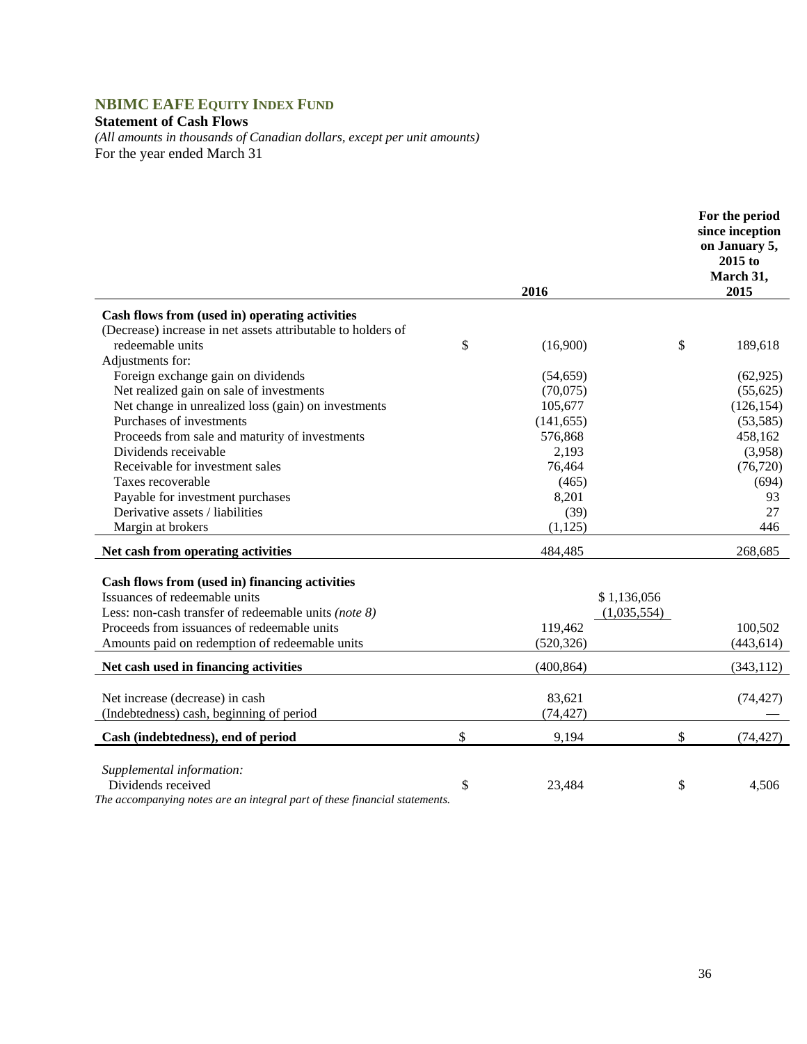## NBIMC EAFE EQUITY INDEX FUND

**Statement of Cash Flows**

*(All amounts in thousands of Canadian dollars, except per unit amounts)*

For the year ended March 31

| | | 2016 | | For the period since inception on January 5, 2015 to March 31, 2015 |
|---|---|---|---|---|
| **Cash flows from (used in) operating activities** | | | | |
| (Decrease) increase in net assets attributable to holders of redeemable units | $ | (16,900) | $ | 189,618 |
| Adjustments for: | | | | |
| Foreign exchange gain on dividends | | (54,659) | | (62,925) |
| Net realized gain on sale of investments | | (70,075) | | (55,625) |
| Net change in unrealized loss (gain) on investments | | 105,677 | | (126,154) |
| Purchases of investments | | (141,655) | | (53,585) |
| Proceeds from sale and maturity of investments | | 576,868 | | 458,162 |
| Dividends receivable | | 2,193 | | (3,958) |
| Receivable for investment sales | | 76,464 | | (76,720) |
| Taxes recoverable | | (465) | | (694) |
| Payable for investment purchases | | 8,201 | | 93 |
| Derivative assets / liabilities | | (39) | | 27 |
| Margin at brokers | | (1,125) | | 446 |
| **Net cash from operating activities** | | 484,485 | | 268,685 |
| **Cash flows from (used in) financing activities** | | | | |
| Issuances of redeemable units | | | $ 1,136,056 | |
| Less: non-cash transfer of redeemable units *(note 8)* | | | (1,035,554) | |
| Proceeds from issuances of redeemable units | | 119,462 | | 100,502 |
| Amounts paid on redemption of redeemable units | | (520,326) | | (443,614) |
| **Net cash used in financing activities** | | (400,864) | | (343,112) |
| Net increase (decrease) in cash | | 83,621 | | (74,427) |
| (Indebtedness) cash, beginning of period | | (74,427) | | — |
| **Cash (indebtedness), end of period** | $ | 9,194 | $ | (74,427) |
| *Supplemental information:* | | | | |
| Dividends received | $ | 23,484 | $ | 4,506 |

*The accompanying notes are an integral part of these financial statements.*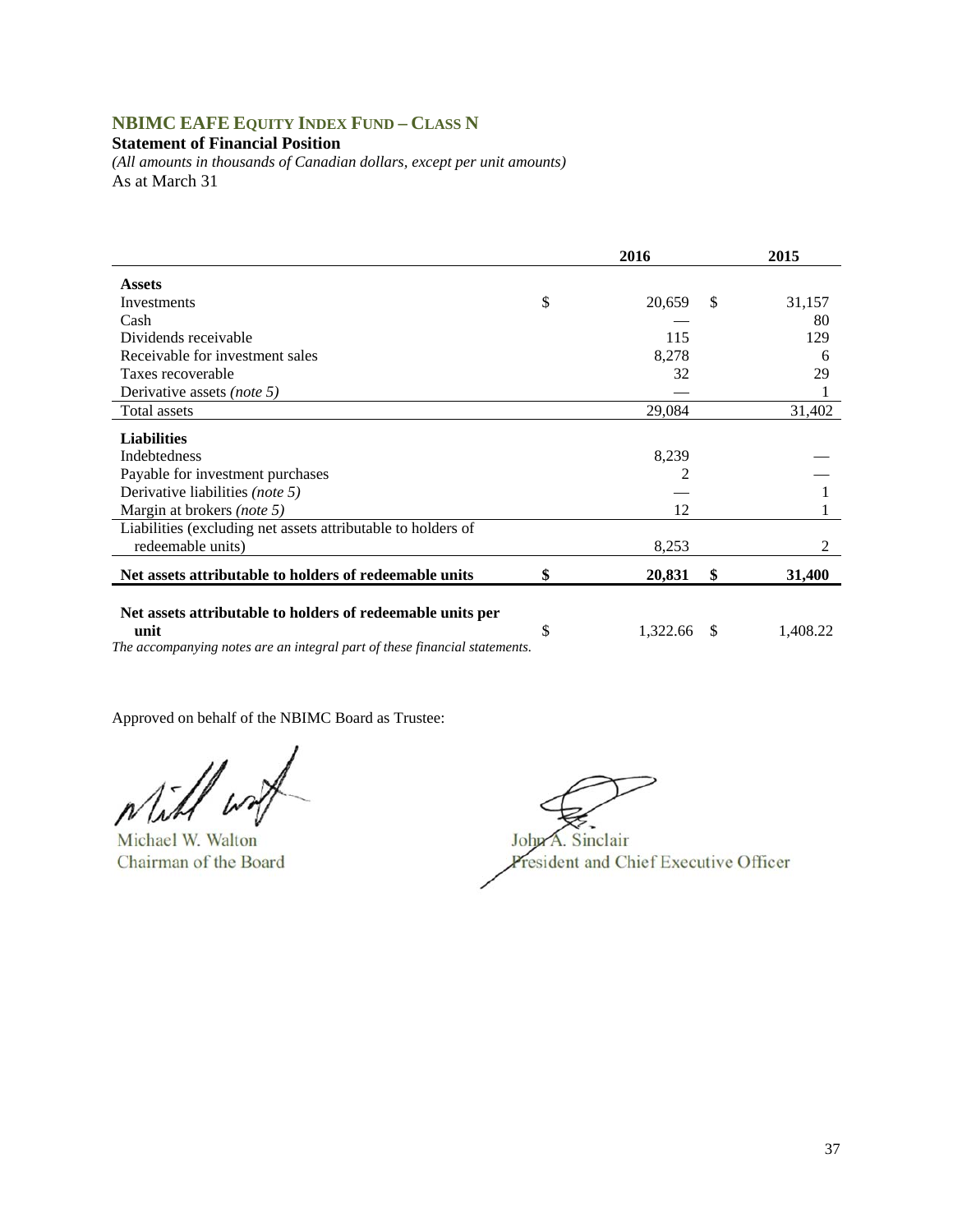## NBIMC EAFE EQUITY INDEX FUND – CLASS N

**Statement of Financial Position**

*(All amounts in thousands of Canadian dollars, except per unit amounts)*

As at March 31

| | | 2016 | | 2015 |
|---|---|---|---|---|
| **Assets** | | | | |
| Investments | $ | 20,659 | $ | 31,157 |
| Cash | | — | | 80 |
| Dividends receivable | | 115 | | 129 |
| Receivable for investment sales | | 8,278 | | 6 |
| Taxes recoverable | | 32 | | 29 |
| Derivative assets *(note 5)* | | — | | 1 |
| Total assets | | 29,084 | | 31,402 |
| **Liabilities** | | | | |
| Indebtedness | | 8,239 | | — |
| Payable for investment purchases | | 2 | | — |
| Derivative liabilities *(note 5)* | | — | | 1 |
| Margin at brokers *(note 5)* | | 12 | | 1 |
| Liabilities (excluding net assets attributable to holders of redeemable units) | | 8,253 | | 2 |
| **Net assets attributable to holders of redeemable units** | **$** | **20,831** | **$** | **31,400** |
| **Net assets attributable to holders of redeemable units per unit** | $ | 1,322.66 | $ | 1,408.22 |

*The accompanying notes are an integral part of these financial statements.*

Approved on behalf of the NBIMC Board as Trustee:

Michael W. Walton
Chairman of the Board

John A. Sinclair
President and Chief Executive Officer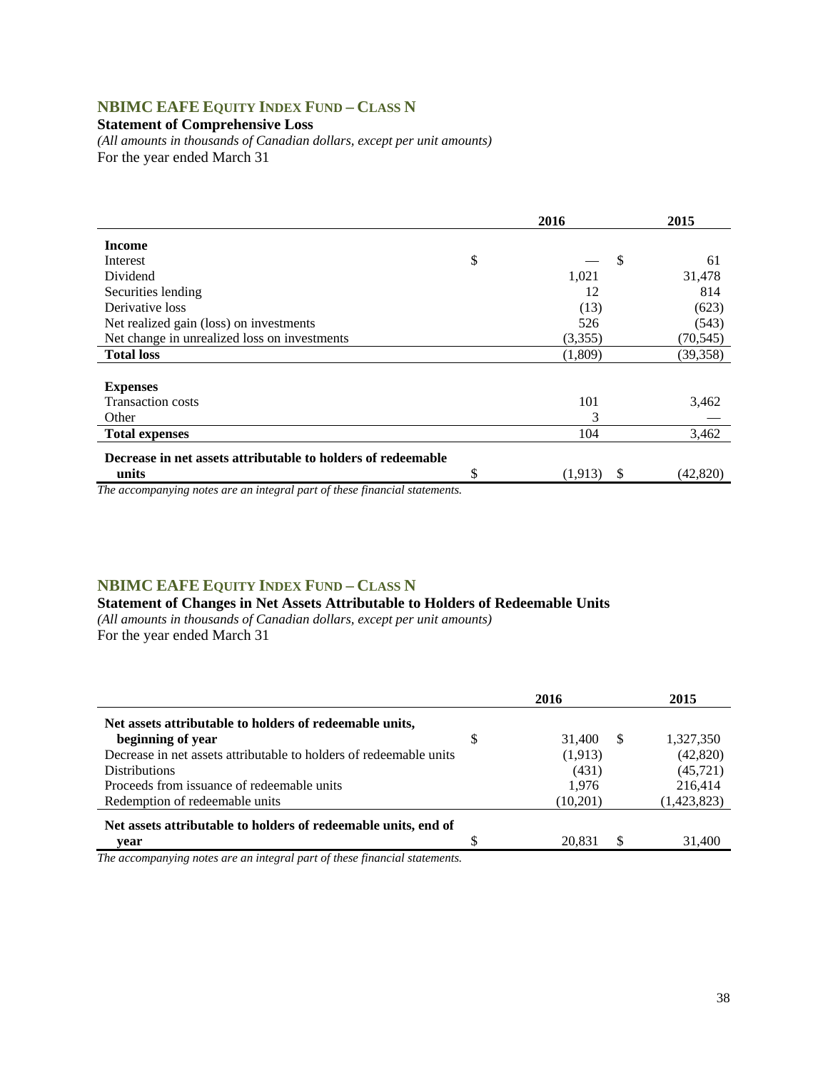## NBIMC EAFE EQUITY INDEX FUND – CLASS N

**Statement of Comprehensive Loss**

*(All amounts in thousands of Canadian dollars, except per unit amounts)*

For the year ended March 31

| | 2016 | 2015 |
|---|---|---|
| **Income** | | |
| Interest | $ — | $ 61 |
| Dividend | 1,021 | 31,478 |
| Securities lending | 12 | 814 |
| Derivative loss | (13) | (623) |
| Net realized gain (loss) on investments | 526 | (543) |
| Net change in unrealized loss on investments | (3,355) | (70,545) |
| **Total loss** | (1,809) | (39,358) |
| | | |
| **Expenses** | | |
| Transaction costs | 101 | 3,462 |
| Other | 3 | — |
| **Total expenses** | 104 | 3,462 |
| **Decrease in net assets attributable to holders of redeemable units** | $ (1,913) | $ (42,820) |

*The accompanying notes are an integral part of these financial statements.*

## NBIMC EAFE EQUITY INDEX FUND – CLASS N

**Statement of Changes in Net Assets Attributable to Holders of Redeemable Units**

*(All amounts in thousands of Canadian dollars, except per unit amounts)*

For the year ended March 31

| | 2016 | 2015 |
|---|---|---|
| **Net assets attributable to holders of redeemable units, beginning of year** | $ 31,400 | $ 1,327,350 |
| Decrease in net assets attributable to holders of redeemable units | (1,913) | (42,820) |
| Distributions | (431) | (45,721) |
| Proceeds from issuance of redeemable units | 1,976 | 216,414 |
| Redemption of redeemable units | (10,201) | (1,423,823) |
| **Net assets attributable to holders of redeemable units, end of year** | $ 20,831 | $ 31,400 |

*The accompanying notes are an integral part of these financial statements.*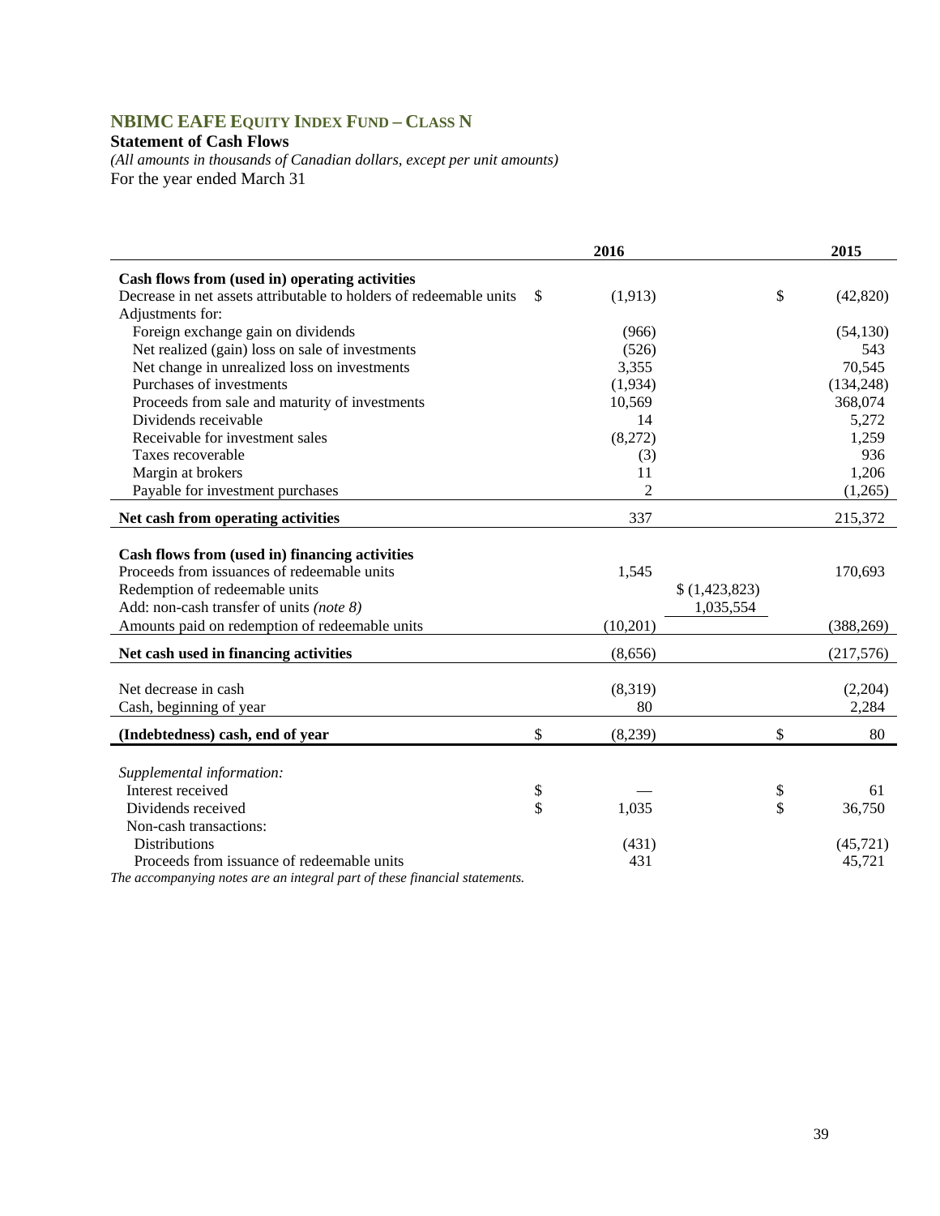## NBIMC EAFE EQUITY INDEX FUND – CLASS N

**Statement of Cash Flows**

*(All amounts in thousands of Canadian dollars, except per unit amounts)*

For the year ended March 31

| | 2016 | | 2015 |
|---|---|---|---|
| **Cash flows from (used in) operating activities** | | | |
| Decrease in net assets attributable to holders of redeemable units | $ (1,913) | | $ (42,820) |
| Adjustments for: | | | |
| Foreign exchange gain on dividends | (966) | | (54,130) |
| Net realized (gain) loss on sale of investments | (526) | | 543 |
| Net change in unrealized loss on investments | 3,355 | | 70,545 |
| Purchases of investments | (1,934) | | (134,248) |
| Proceeds from sale and maturity of investments | 10,569 | | 368,074 |
| Dividends receivable | 14 | | 5,272 |
| Receivable for investment sales | (8,272) | | 1,259 |
| Taxes recoverable | (3) | | 936 |
| Margin at brokers | 11 | | 1,206 |
| Payable for investment purchases | 2 | | (1,265) |
| **Net cash from operating activities** | 337 | | 215,372 |
| **Cash flows from (used in) financing activities** | | | |
| Proceeds from issuances of redeemable units | 1,545 | | 170,693 |
| Redemption of redeemable units | | $ (1,423,823) | |
| Add: non-cash transfer of units *(note 8)* | | 1,035,554 | |
| Amounts paid on redemption of redeemable units | (10,201) | | (388,269) |
| **Net cash used in financing activities** | (8,656) | | (217,576) |
| Net decrease in cash | (8,319) | | (2,204) |
| Cash, beginning of year | 80 | | 2,284 |
| **(Indebtedness) cash, end of year** | $ (8,239) | | $ 80 |
| *Supplemental information:* | | | |
| Interest received | $ — | | $ 61 |
| Dividends received | $ 1,035 | | $ 36,750 |
| Non-cash transactions: | | | |
| Distributions | (431) | | (45,721) |
| Proceeds from issuance of redeemable units | 431 | | 45,721 |

*The accompanying notes are an integral part of these financial statements.*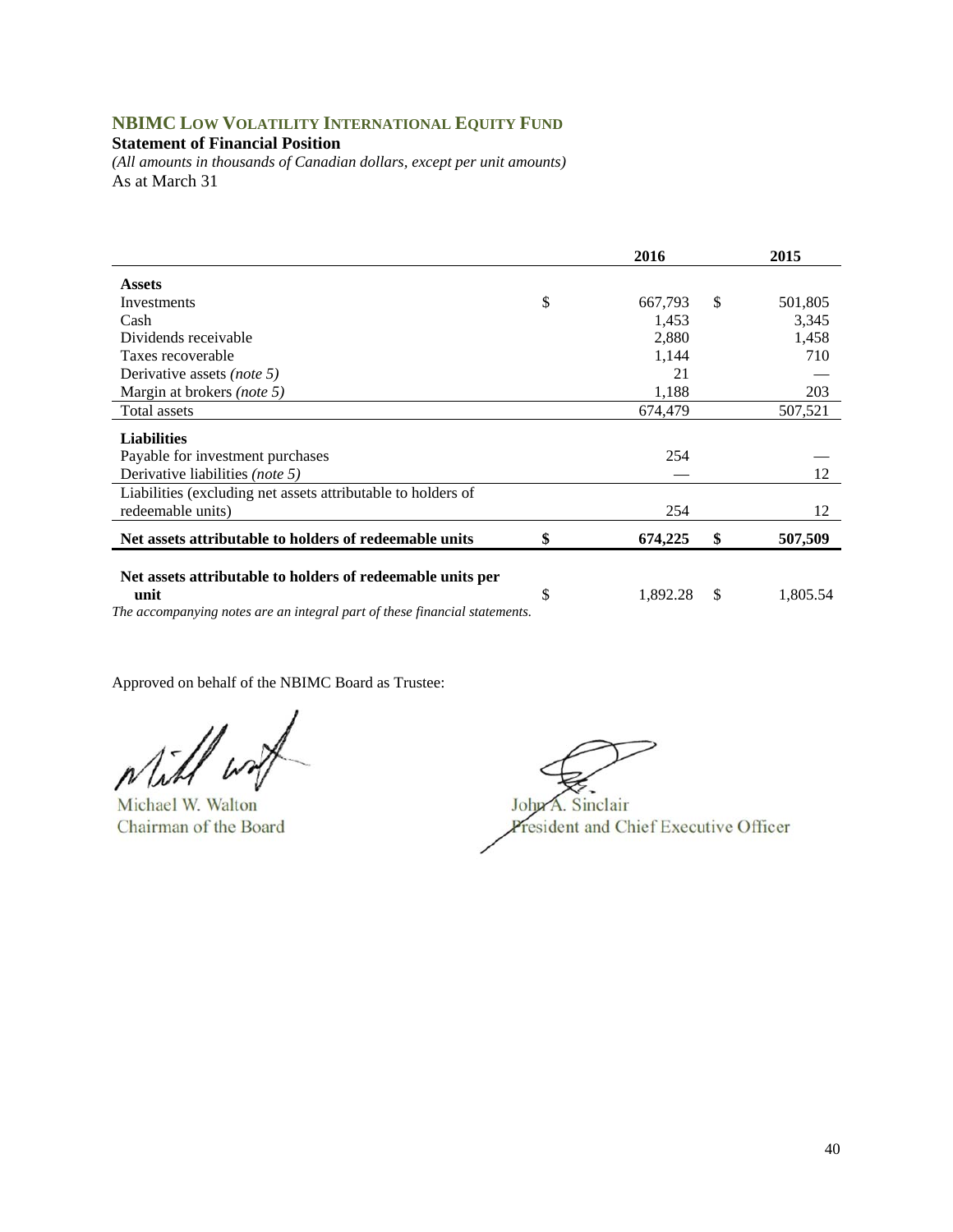## NBIMC Low Volatility International Equity Fund

**Statement of Financial Position**

*(All amounts in thousands of Canadian dollars, except per unit amounts)*

As at March 31

| | 2016 | 2015 |
|---|---|---|
| **Assets** | | |
| Investments | $ 667,793 | $ 501,805 |
| Cash | 1,453 | 3,345 |
| Dividends receivable | 2,880 | 1,458 |
| Taxes recoverable | 1,144 | 710 |
| Derivative assets *(note 5)* | 21 | — |
| Margin at brokers *(note 5)* | 1,188 | 203 |
| Total assets | 674,479 | 507,521 |
| **Liabilities** | | |
| Payable for investment purchases | 254 | — |
| Derivative liabilities *(note 5)* | — | 12 |
| Liabilities (excluding net assets attributable to holders of redeemable units) | 254 | 12 |
| **Net assets attributable to holders of redeemable units** | **$ 674,225** | **$ 507,509** |
| **Net assets attributable to holders of redeemable units per unit** | $ 1,892.28 | $ 1,805.54 |

*The accompanying notes are an integral part of these financial statements.*

Approved on behalf of the NBIMC Board as Trustee:

Michael W. Walton
Chairman of the Board

John A. Sinclair
President and Chief Executive Officer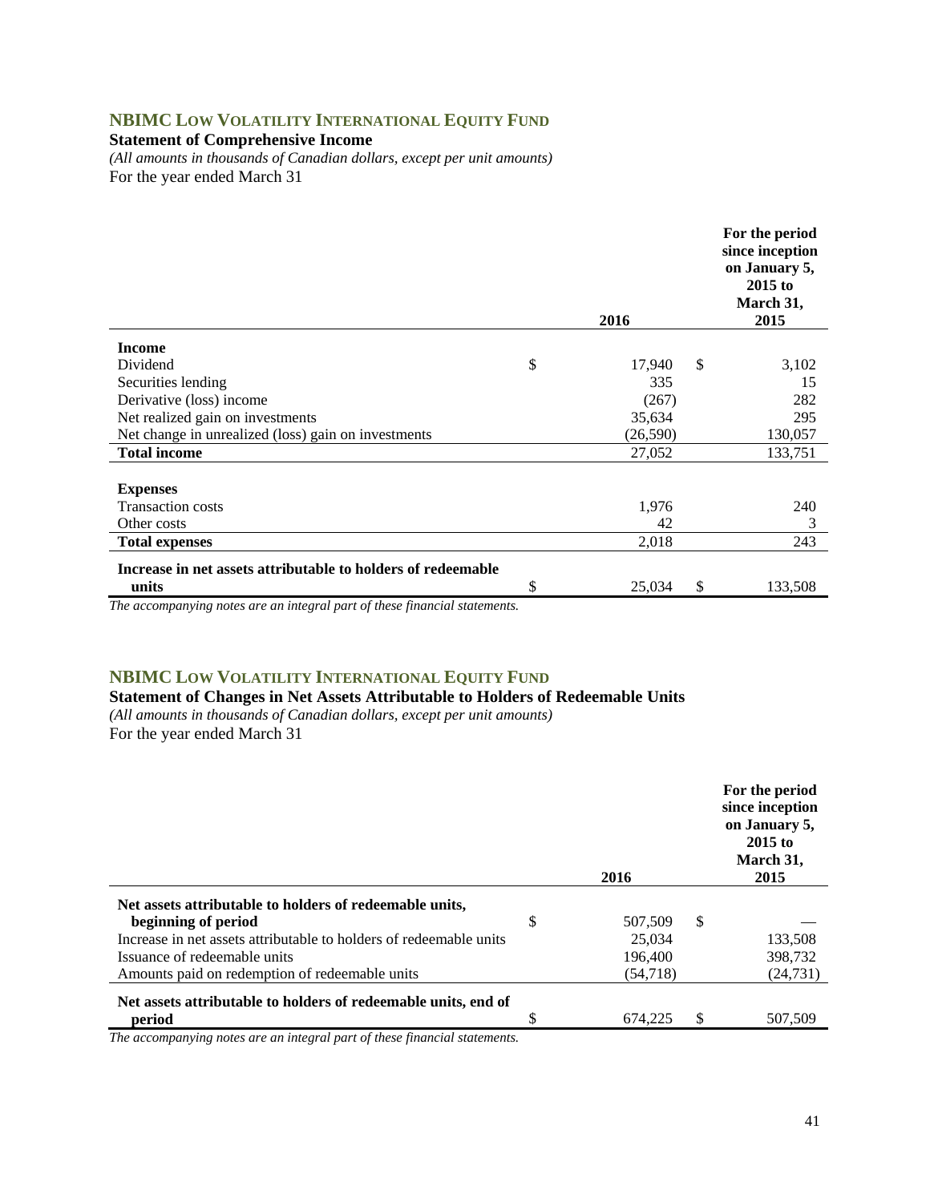## NBIMC LOW VOLATILITY INTERNATIONAL EQUITY FUND

**Statement of Comprehensive Income**

*(All amounts in thousands of Canadian dollars, except per unit amounts)*

For the year ended March 31

| | 2016 | For the period since inception on January 5, 2015 to March 31, 2015 |
|---|---|---|
| **Income** | | |
| Dividend | $ 17,940 | $ 3,102 |
| Securities lending | 335 | 15 |
| Derivative (loss) income | (267) | 282 |
| Net realized gain on investments | 35,634 | 295 |
| Net change in unrealized (loss) gain on investments | (26,590) | 130,057 |
| **Total income** | 27,052 | 133,751 |
| **Expenses** | | |
| Transaction costs | 1,976 | 240 |
| Other costs | 42 | 3 |
| **Total expenses** | 2,018 | 243 |
| **Increase in net assets attributable to holders of redeemable units** | $ 25,034 | $ 133,508 |

*The accompanying notes are an integral part of these financial statements.*

## NBIMC LOW VOLATILITY INTERNATIONAL EQUITY FUND

**Statement of Changes in Net Assets Attributable to Holders of Redeemable Units**

*(All amounts in thousands of Canadian dollars, except per unit amounts)*

For the year ended March 31

| | 2016 | For the period since inception on January 5, 2015 to March 31, 2015 |
|---|---|---|
| **Net assets attributable to holders of redeemable units, beginning of period** | $ 507,509 | $ — |
| Increase in net assets attributable to holders of redeemable units | 25,034 | 133,508 |
| Issuance of redeemable units | 196,400 | 398,732 |
| Amounts paid on redemption of redeemable units | (54,718) | (24,731) |
| **Net assets attributable to holders of redeemable units, end of period** | $ 674,225 | $ 507,509 |

*The accompanying notes are an integral part of these financial statements.*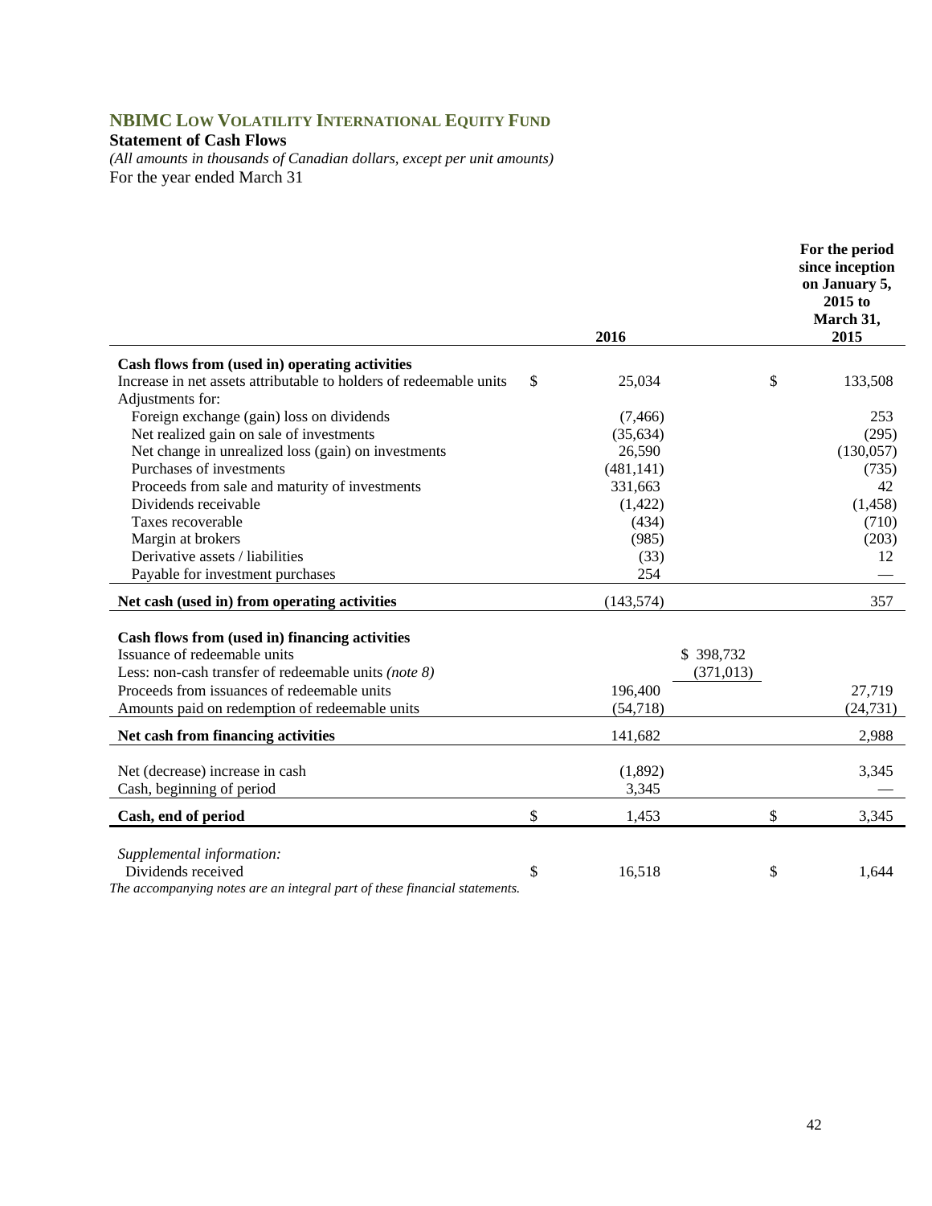## NBIMC Low Volatility International Equity Fund

**Statement of Cash Flows**

*(All amounts in thousands of Canadian dollars, except per unit amounts)*

For the year ended March 31

| | 2016 | | For the period since inception on January 5, 2015 to March 31, 2015 |
|---|---|---|---|
| **Cash flows from (used in) operating activities** | | | |
| Increase in net assets attributable to holders of redeemable units | $ 25,034 | | $ 133,508 |
| Adjustments for: | | | |
| Foreign exchange (gain) loss on dividends | (7,466) | | 253 |
| Net realized gain on sale of investments | (35,634) | | (295) |
| Net change in unrealized loss (gain) on investments | 26,590 | | (130,057) |
| Purchases of investments | (481,141) | | (735) |
| Proceeds from sale and maturity of investments | 331,663 | | 42 |
| Dividends receivable | (1,422) | | (1,458) |
| Taxes recoverable | (434) | | (710) |
| Margin at brokers | (985) | | (203) |
| Derivative assets / liabilities | (33) | | 12 |
| Payable for investment purchases | 254 | | — |
| **Net cash (used in) from operating activities** | (143,574) | | 357 |
| | | | |
| **Cash flows from (used in) financing activities** | | | |
| Issuance of redeemable units | | $ 398,732 | |
| Less: non-cash transfer of redeemable units *(note 8)* | | (371,013) | |
| Proceeds from issuances of redeemable units | 196,400 | | 27,719 |
| Amounts paid on redemption of redeemable units | (54,718) | | (24,731) |
| **Net cash from financing activities** | 141,682 | | 2,988 |
| | | | |
| Net (decrease) increase in cash | (1,892) | | 3,345 |
| Cash, beginning of period | 3,345 | | — |
| **Cash, end of period** | $ 1,453 | | $ 3,345 |
| | | | |
| *Supplemental information:* | | | |
| Dividends received | $ 16,518 | | $ 1,644 |

*The accompanying notes are an integral part of these financial statements.*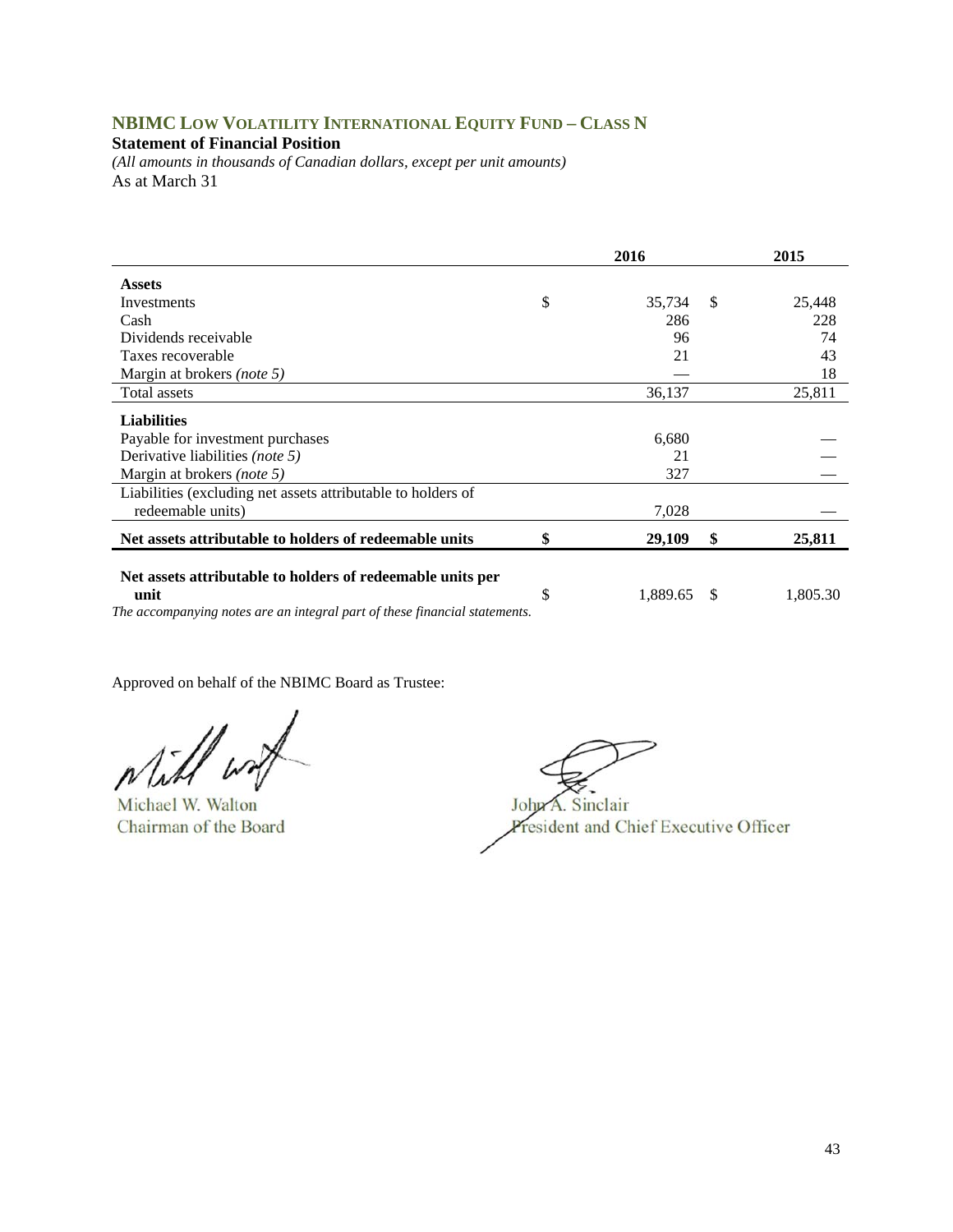## NBIMC Low Volatility International Equity Fund – Class N

**Statement of Financial Position**

*(All amounts in thousands of Canadian dollars, except per unit amounts)*

As at March 31

| | 2016 | 2015 |
|---|---|---|
| **Assets** | | |
| Investments | $ 35,734 | $ 25,448 |
| Cash | 286 | 228 |
| Dividends receivable | 96 | 74 |
| Taxes recoverable | 21 | 43 |
| Margin at brokers *(note 5)* | — | 18 |
| Total assets | 36,137 | 25,811 |
| **Liabilities** | | |
| Payable for investment purchases | 6,680 | — |
| Derivative liabilities *(note 5)* | 21 | — |
| Margin at brokers *(note 5)* | 327 | — |
| Liabilities (excluding net assets attributable to holders of redeemable units) | 7,028 | — |
| **Net assets attributable to holders of redeemable units** | **$ 29,109** | **$ 25,811** |
| **Net assets attributable to holders of redeemable units per unit** | $ 1,889.65 | $ 1,805.30 |

*The accompanying notes are an integral part of these financial statements.*

Approved on behalf of the NBIMC Board as Trustee:

Michael W. Walton
Chairman of the Board

John A. Sinclair
President and Chief Executive Officer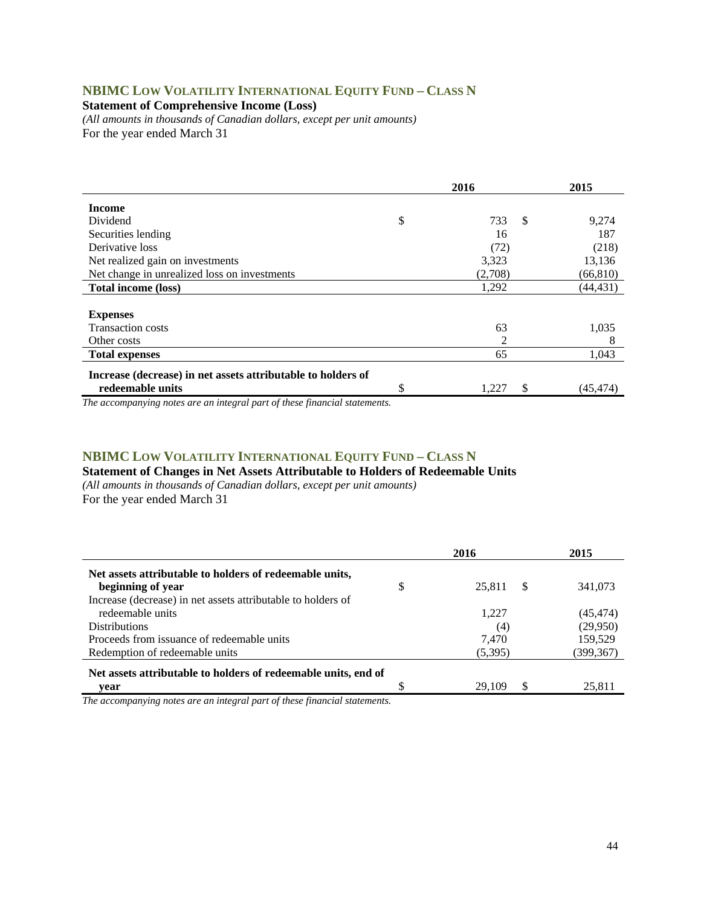## NBIMC LOW VOLATILITY INTERNATIONAL EQUITY FUND – CLASS N

**Statement of Comprehensive Income (Loss)**

*(All amounts in thousands of Canadian dollars, except per unit amounts)*

For the year ended March 31

| | 2016 | 2015 |
|---|---|---|
| **Income** | | |
| Dividend | $ 733 | $ 9,274 |
| Securities lending | 16 | 187 |
| Derivative loss | (72) | (218) |
| Net realized gain on investments | 3,323 | 13,136 |
| Net change in unrealized loss on investments | (2,708) | (66,810) |
| **Total income (loss)** | 1,292 | (44,431) |
| **Expenses** | | |
| Transaction costs | 63 | 1,035 |
| Other costs | 2 | 8 |
| **Total expenses** | 65 | 1,043 |
| **Increase (decrease) in net assets attributable to holders of redeemable units** | $ 1,227 | $ (45,474) |

*The accompanying notes are an integral part of these financial statements.*

## NBIMC LOW VOLATILITY INTERNATIONAL EQUITY FUND – CLASS N

**Statement of Changes in Net Assets Attributable to Holders of Redeemable Units**

*(All amounts in thousands of Canadian dollars, except per unit amounts)*

For the year ended March 31

| | 2016 | 2015 |
|---|---|---|
| **Net assets attributable to holders of redeemable units, beginning of year** | $ 25,811 | $ 341,073 |
| Increase (decrease) in net assets attributable to holders of redeemable units | 1,227 | (45,474) |
| Distributions | (4) | (29,950) |
| Proceeds from issuance of redeemable units | 7,470 | 159,529 |
| Redemption of redeemable units | (5,395) | (399,367) |
| **Net assets attributable to holders of redeemable units, end of year** | $ 29,109 | $ 25,811 |

*The accompanying notes are an integral part of these financial statements.*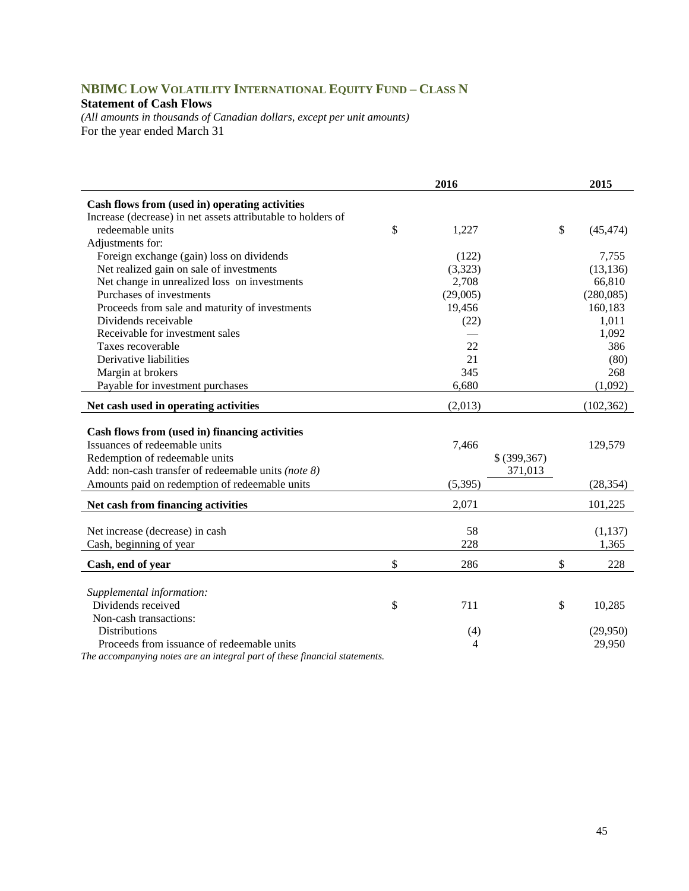## NBIMC LOW VOLATILITY INTERNATIONAL EQUITY FUND – CLASS N

**Statement of Cash Flows**

*(All amounts in thousands of Canadian dollars, except per unit amounts)*

For the year ended March 31

| | 2016 | | 2015 |
|---|---|---|---|
| **Cash flows from (used in) operating activities** | | | |
| Increase (decrease) in net assets attributable to holders of redeemable units | $ 1,227 | | $ (45,474) |
| Adjustments for: | | | |
| Foreign exchange (gain) loss on dividends | (122) | | 7,755 |
| Net realized gain on sale of investments | (3,323) | | (13,136) |
| Net change in unrealized loss on investments | 2,708 | | 66,810 |
| Purchases of investments | (29,005) | | (280,085) |
| Proceeds from sale and maturity of investments | 19,456 | | 160,183 |
| Dividends receivable | (22) | | 1,011 |
| Receivable for investment sales | — | | 1,092 |
| Taxes recoverable | 22 | | 386 |
| Derivative liabilities | 21 | | (80) |
| Margin at brokers | 345 | | 268 |
| Payable for investment purchases | 6,680 | | (1,092) |
| **Net cash used in operating activities** | (2,013) | | (102,362) |
| **Cash flows from (used in) financing activities** | | | |
| Issuances of redeemable units | 7,466 | | 129,579 |
| Redemption of redeemable units | | $ (399,367) | |
| Add: non-cash transfer of redeemable units *(note 8)* | | 371,013 | |
| Amounts paid on redemption of redeemable units | (5,395) | | (28,354) |
| **Net cash from financing activities** | 2,071 | | 101,225 |
| Net increase (decrease) in cash | 58 | | (1,137) |
| Cash, beginning of year | 228 | | 1,365 |
| **Cash, end of year** | $ 286 | | $ 228 |
| *Supplemental information:* | | | |
| Dividends received | $ 711 | | $ 10,285 |
| Non-cash transactions: | | | |
| Distributions | (4) | | (29,950) |
| Proceeds from issuance of redeemable units | 4 | | 29,950 |

*The accompanying notes are an integral part of these financial statements.*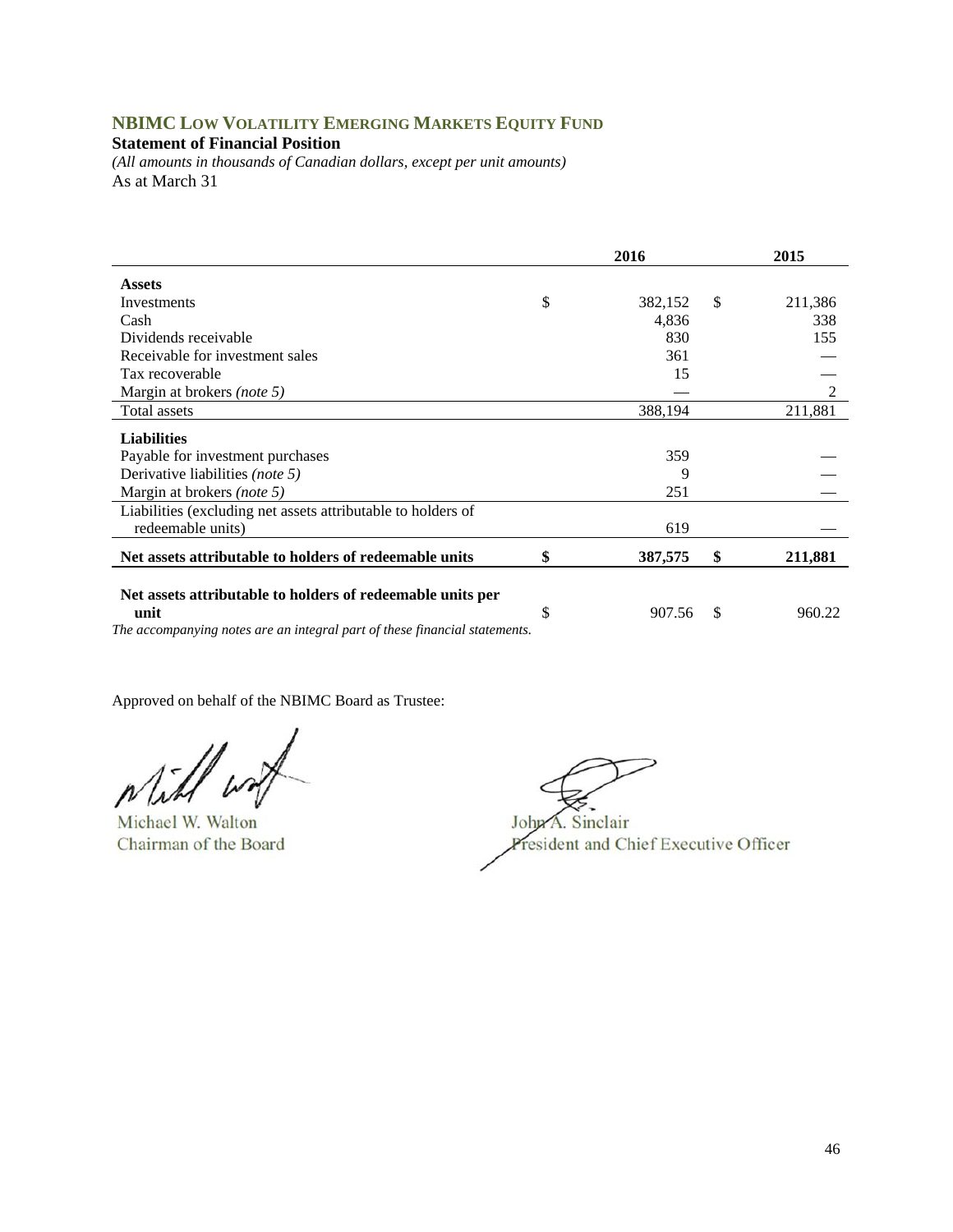## NBIMC Low Volatility Emerging Markets Equity Fund

**Statement of Financial Position**

*(All amounts in thousands of Canadian dollars, except per unit amounts)*

As at March 31

| | 2016 | 2015 |
|---|---|---|
| **Assets** | | |
| Investments | $ 382,152 | $ 211,386 |
| Cash | 4,836 | 338 |
| Dividends receivable | 830 | 155 |
| Receivable for investment sales | 361 | — |
| Tax recoverable | 15 | — |
| Margin at brokers *(note 5)* | — | 2 |
| Total assets | 388,194 | 211,881 |
| **Liabilities** | | |
| Payable for investment purchases | 359 | — |
| Derivative liabilities *(note 5)* | 9 | — |
| Margin at brokers *(note 5)* | 251 | — |
| Liabilities (excluding net assets attributable to holders of redeemable units) | 619 | — |
| **Net assets attributable to holders of redeemable units** | **$ 387,575** | **$ 211,881** |
| **Net assets attributable to holders of redeemable units per unit** | $ 907.56 | $ 960.22 |

*The accompanying notes are an integral part of these financial statements.*

Approved on behalf of the NBIMC Board as Trustee:

Michael W. Walton
Chairman of the Board

John A. Sinclair
President and Chief Executive Officer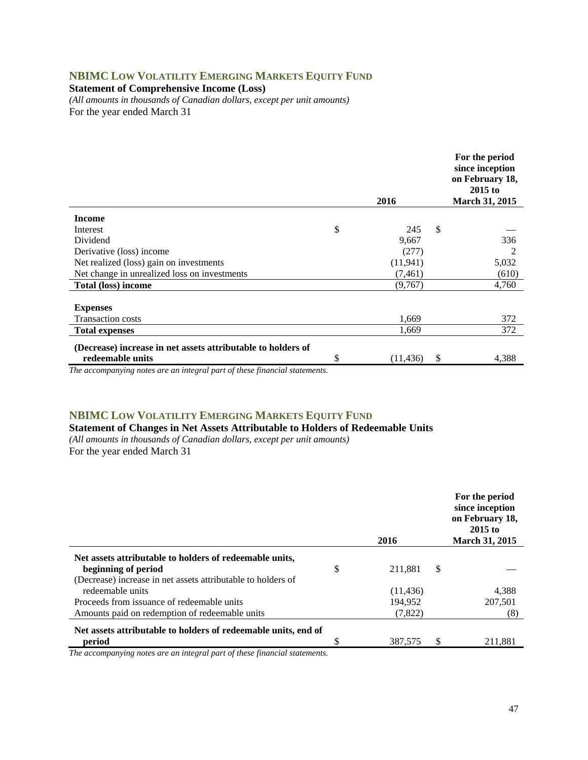## NBIMC Low Volatility Emerging Markets Equity Fund

**Statement of Comprehensive Income (Loss)**

*(All amounts in thousands of Canadian dollars, except per unit amounts)*

For the year ended March 31

| | 2016 | For the period since inception on February 18, 2015 to March 31, 2015 |
|---|---|---|
| **Income** | | |
| Interest | $ 245 | $ — |
| Dividend | 9,667 | 336 |
| Derivative (loss) income | (277) | 2 |
| Net realized (loss) gain on investments | (11,941) | 5,032 |
| Net change in unrealized loss on investments | (7,461) | (610) |
| **Total (loss) income** | (9,767) | 4,760 |
| **Expenses** | | |
| Transaction costs | 1,669 | 372 |
| **Total expenses** | 1,669 | 372 |
| **(Decrease) increase in net assets attributable to holders of redeemable units** | $ (11,436) | $ 4,388 |

*The accompanying notes are an integral part of these financial statements.*

## NBIMC Low Volatility Emerging Markets Equity Fund

**Statement of Changes in Net Assets Attributable to Holders of Redeemable Units**

*(All amounts in thousands of Canadian dollars, except per unit amounts)*

For the year ended March 31

| | 2016 | For the period since inception on February 18, 2015 to March 31, 2015 |
|---|---|---|
| **Net assets attributable to holders of redeemable units, beginning of period** | $ 211,881 | $ — |
| (Decrease) increase in net assets attributable to holders of redeemable units | (11,436) | 4,388 |
| Proceeds from issuance of redeemable units | 194,952 | 207,501 |
| Amounts paid on redemption of redeemable units | (7,822) | (8) |
| **Net assets attributable to holders of redeemable units, end of period** | $ 387,575 | $ 211,881 |

*The accompanying notes are an integral part of these financial statements.*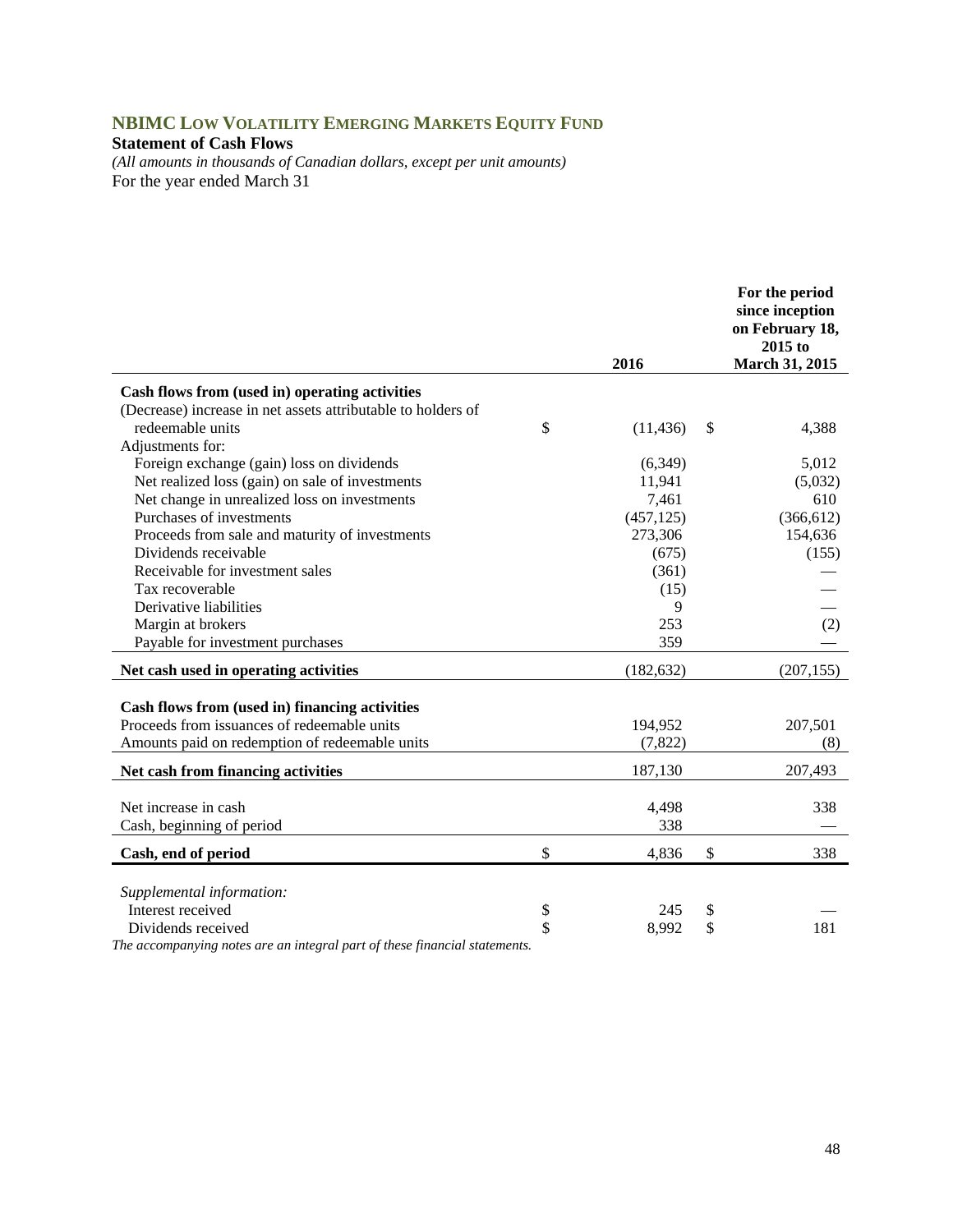## NBIMC LOW VOLATILITY EMERGING MARKETS EQUITY FUND

**Statement of Cash Flows**

*(All amounts in thousands of Canadian dollars, except per unit amounts)*

For the year ended March 31

| | 2016 | For the period since inception on February 18, 2015 to March 31, 2015 |
|---|---|---|
| **Cash flows from (used in) operating activities** | | |
| (Decrease) increase in net assets attributable to holders of redeemable units | $ (11,436) | $ 4,388 |
| Adjustments for: | | |
| Foreign exchange (gain) loss on dividends | (6,349) | 5,012 |
| Net realized loss (gain) on sale of investments | 11,941 | (5,032) |
| Net change in unrealized loss on investments | 7,461 | 610 |
| Purchases of investments | (457,125) | (366,612) |
| Proceeds from sale and maturity of investments | 273,306 | 154,636 |
| Dividends receivable | (675) | (155) |
| Receivable for investment sales | (361) | — |
| Tax recoverable | (15) | — |
| Derivative liabilities | 9 | — |
| Margin at brokers | 253 | (2) |
| Payable for investment purchases | 359 | — |
| **Net cash used in operating activities** | (182,632) | (207,155) |
| **Cash flows from (used in) financing activities** | | |
| Proceeds from issuances of redeemable units | 194,952 | 207,501 |
| Amounts paid on redemption of redeemable units | (7,822) | (8) |
| **Net cash from financing activities** | 187,130 | 207,493 |
| Net increase in cash | 4,498 | 338 |
| Cash, beginning of period | 338 | — |
| **Cash, end of period** | $ 4,836 | $ 338 |
| *Supplemental information:* | | |
| Interest received | $ 245 | $ — |
| Dividends received | $ 8,992 | $ 181 |

*The accompanying notes are an integral part of these financial statements.*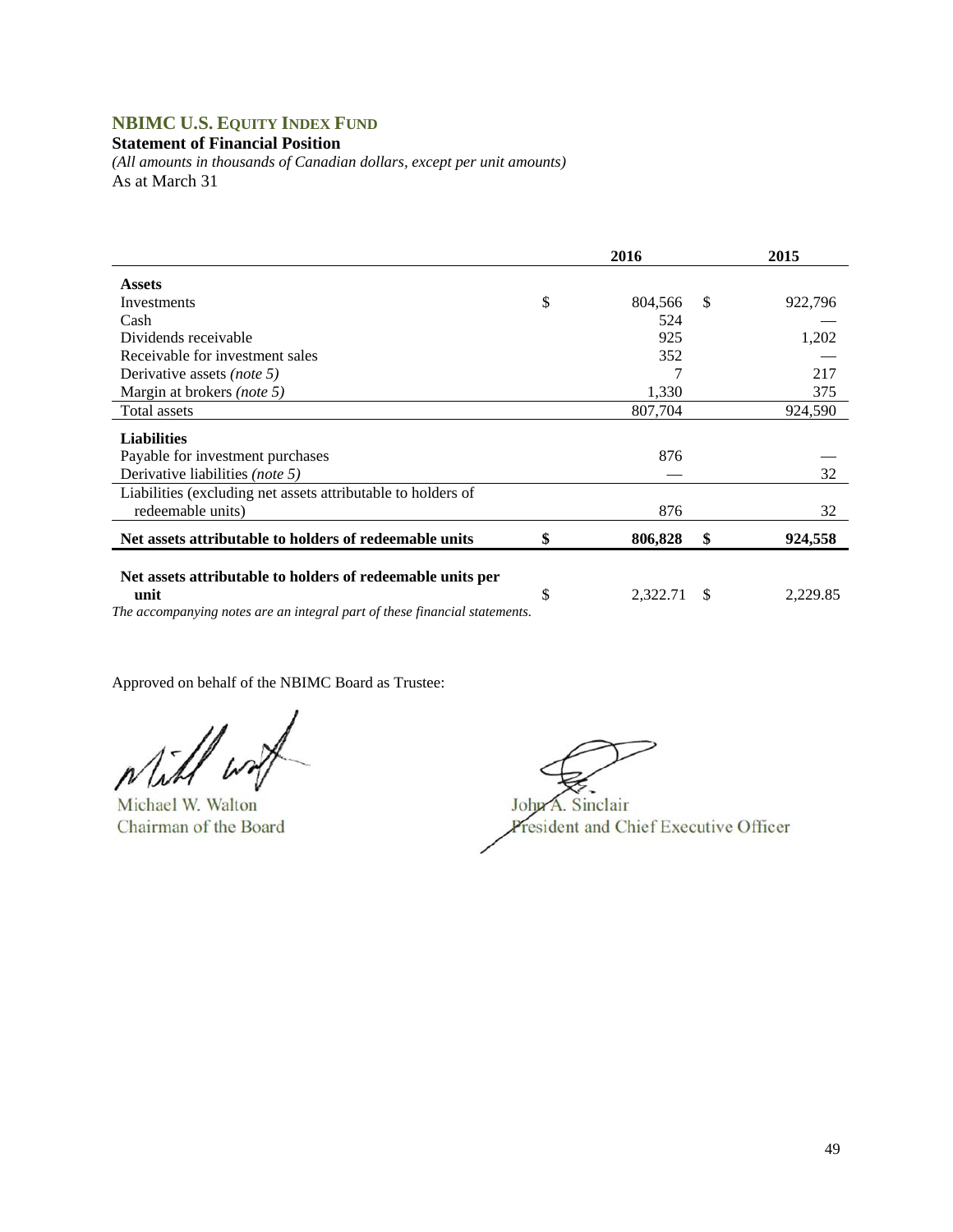## NBIMC U.S. EQUITY INDEX FUND

**Statement of Financial Position**

*(All amounts in thousands of Canadian dollars, except per unit amounts)*

As at March 31

| | 2016 | 2015 |
|---|---|---|
| **Assets** | | |
| Investments | $ 804,566 | $ 922,796 |
| Cash | 524 | — |
| Dividends receivable | 925 | 1,202 |
| Receivable for investment sales | 352 | — |
| Derivative assets *(note 5)* | 7 | 217 |
| Margin at brokers *(note 5)* | 1,330 | 375 |
| Total assets | 807,704 | 924,590 |
| **Liabilities** | | |
| Payable for investment purchases | 876 | — |
| Derivative liabilities *(note 5)* | — | 32 |
| Liabilities (excluding net assets attributable to holders of redeemable units) | 876 | 32 |
| **Net assets attributable to holders of redeemable units** | **$ 806,828** | **$ 924,558** |
| **Net assets attributable to holders of redeemable units per unit** | $ 2,322.71 | $ 2,229.85 |

*The accompanying notes are an integral part of these financial statements.*

Approved on behalf of the NBIMC Board as Trustee:

Michael W. Walton
Chairman of the Board

John A. Sinclair
President and Chief Executive Officer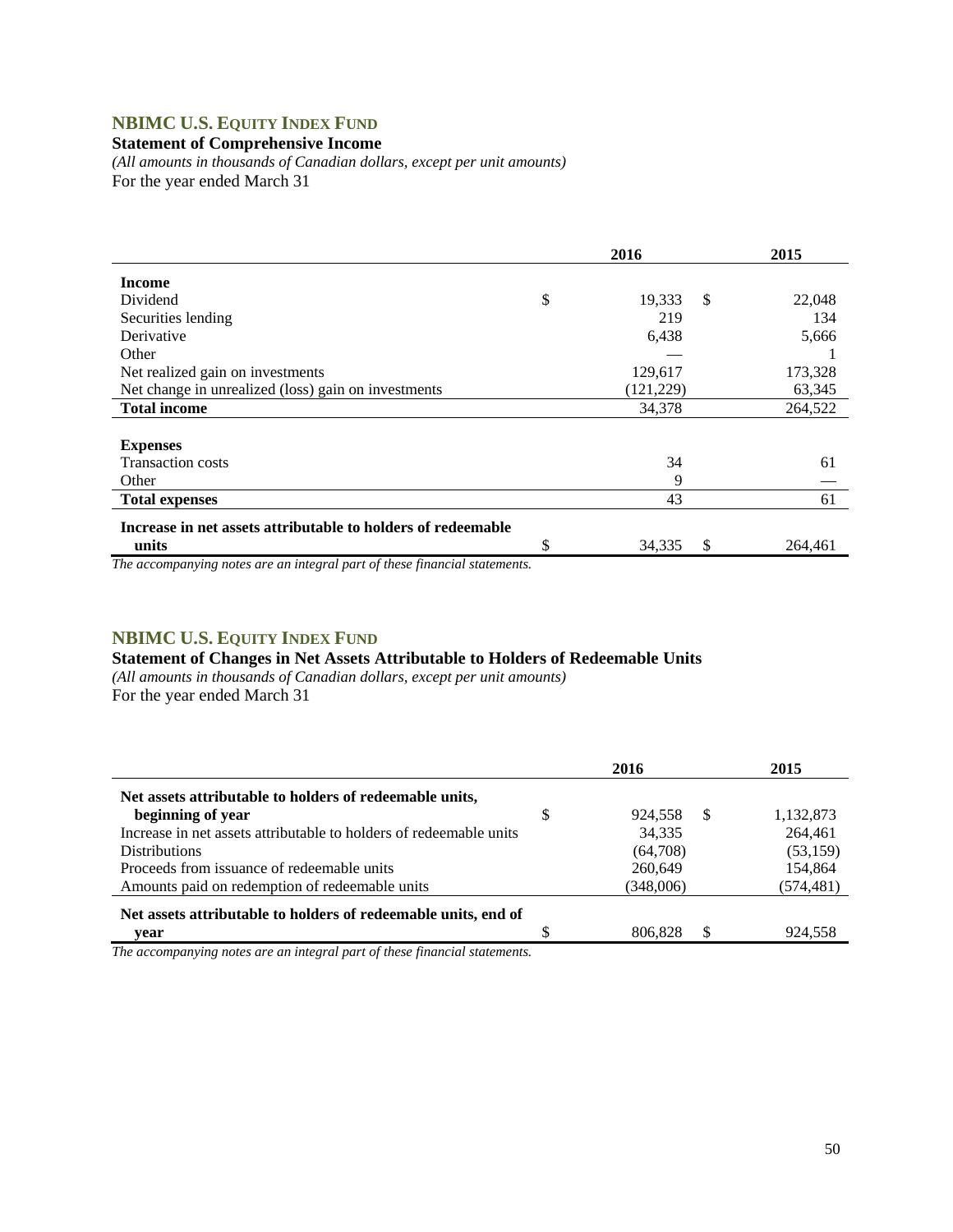## NBIMC U.S. EQUITY INDEX FUND

**Statement of Comprehensive Income**

*(All amounts in thousands of Canadian dollars, except per unit amounts)*

For the year ended March 31

| | 2016 | 2015 |
|---|---|---|
| **Income** | | |
| Dividend | $ 19,333 | $ 22,048 |
| Securities lending | 219 | 134 |
| Derivative | 6,438 | 5,666 |
| Other | — | 1 |
| Net realized gain on investments | 129,617 | 173,328 |
| Net change in unrealized (loss) gain on investments | (121,229) | 63,345 |
| **Total income** | 34,378 | 264,522 |
| **Expenses** | | |
| Transaction costs | 34 | 61 |
| Other | 9 | — |
| **Total expenses** | 43 | 61 |
| **Increase in net assets attributable to holders of redeemable units** | $ 34,335 | $ 264,461 |

*The accompanying notes are an integral part of these financial statements.*

## NBIMC U.S. EQUITY INDEX FUND

**Statement of Changes in Net Assets Attributable to Holders of Redeemable Units**

*(All amounts in thousands of Canadian dollars, except per unit amounts)*

For the year ended March 31

| | 2016 | 2015 |
|---|---|---|
| **Net assets attributable to holders of redeemable units, beginning of year** | $ 924,558 | $ 1,132,873 |
| Increase in net assets attributable to holders of redeemable units | 34,335 | 264,461 |
| Distributions | (64,708) | (53,159) |
| Proceeds from issuance of redeemable units | 260,649 | 154,864 |
| Amounts paid on redemption of redeemable units | (348,006) | (574,481) |
| **Net assets attributable to holders of redeemable units, end of year** | $ 806,828 | $ 924,558 |

*The accompanying notes are an integral part of these financial statements.*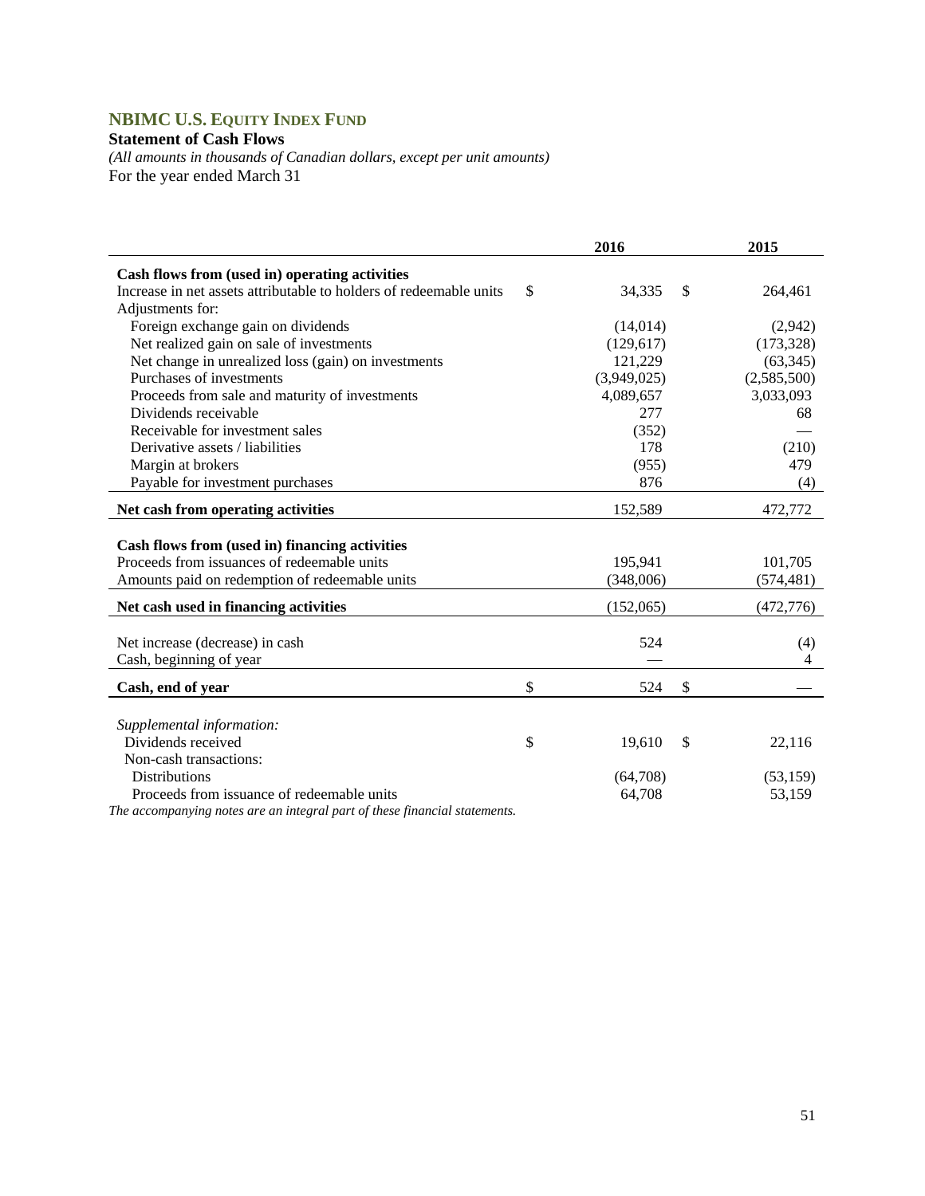# NBIMC U.S. EQUITY INDEX FUND

**Statement of Cash Flows**

*(All amounts in thousands of Canadian dollars, except per unit amounts)*

For the year ended March 31

| | 2016 | 2015 |
|---|---|---|
| **Cash flows from (used in) operating activities** | | |
| Increase in net assets attributable to holders of redeemable units | $ 34,335 | $ 264,461 |
| Adjustments for: | | |
| Foreign exchange gain on dividends | (14,014) | (2,942) |
| Net realized gain on sale of investments | (129,617) | (173,328) |
| Net change in unrealized loss (gain) on investments | 121,229 | (63,345) |
| Purchases of investments | (3,949,025) | (2,585,500) |
| Proceeds from sale and maturity of investments | 4,089,657 | 3,033,093 |
| Dividends receivable | 277 | 68 |
| Receivable for investment sales | (352) | — |
| Derivative assets / liabilities | 178 | (210) |
| Margin at brokers | (955) | 479 |
| Payable for investment purchases | 876 | (4) |
| **Net cash from operating activities** | 152,589 | 472,772 |
| | | |
| **Cash flows from (used in) financing activities** | | |
| Proceeds from issuances of redeemable units | 195,941 | 101,705 |
| Amounts paid on redemption of redeemable units | (348,006) | (574,481) |
| **Net cash used in financing activities** | (152,065) | (472,776) |
| | | |
| Net increase (decrease) in cash | 524 | (4) |
| Cash, beginning of year | — | 4 |
| **Cash, end of year** | $ 524 | $ — |
| | | |
| *Supplemental information:* | | |
| Dividends received | $ 19,610 | $ 22,116 |
| Non-cash transactions: | | |
| Distributions | (64,708) | (53,159) |
| Proceeds from issuance of redeemable units | 64,708 | 53,159 |

*The accompanying notes are an integral part of these financial statements.*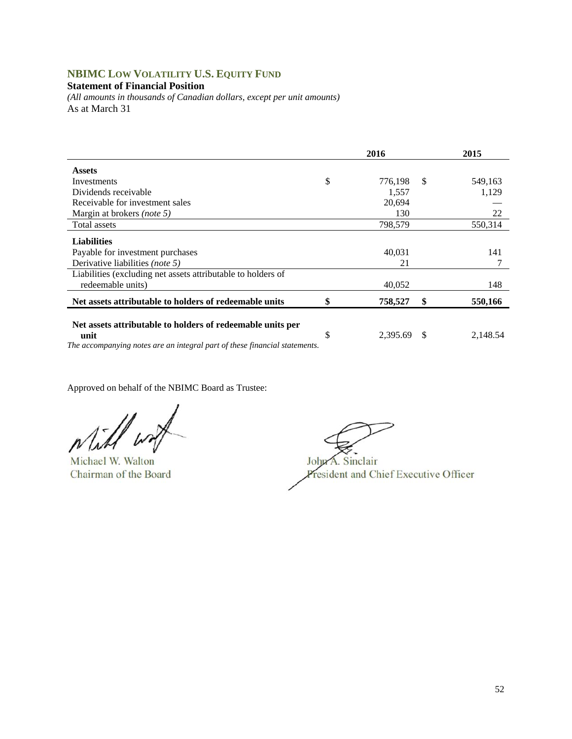## NBIMC Low Volatility U.S. Equity Fund

**Statement of Financial Position**

*(All amounts in thousands of Canadian dollars, except per unit amounts)*

As at March 31

| | 2016 | 2015 |
|---|---|---|
| **Assets** | | |
| Investments | $ 776,198 | $ 549,163 |
| Dividends receivable | 1,557 | 1,129 |
| Receivable for investment sales | 20,694 | — |
| Margin at brokers *(note 5)* | 130 | 22 |
| Total assets | 798,579 | 550,314 |
| **Liabilities** | | |
| Payable for investment purchases | 40,031 | 141 |
| Derivative liabilities *(note 5)* | 21 | 7 |
| Liabilities (excluding net assets attributable to holders of redeemable units) | 40,052 | 148 |
| **Net assets attributable to holders of redeemable units** | **$ 758,527** | **$ 550,166** |
| **Net assets attributable to holders of redeemable units per unit** | $ 2,395.69 | $ 2,148.54 |

*The accompanying notes are an integral part of these financial statements.*

Approved on behalf of the NBIMC Board as Trustee:

Michael W. Walton
Chairman of the Board

John A. Sinclair
President and Chief Executive Officer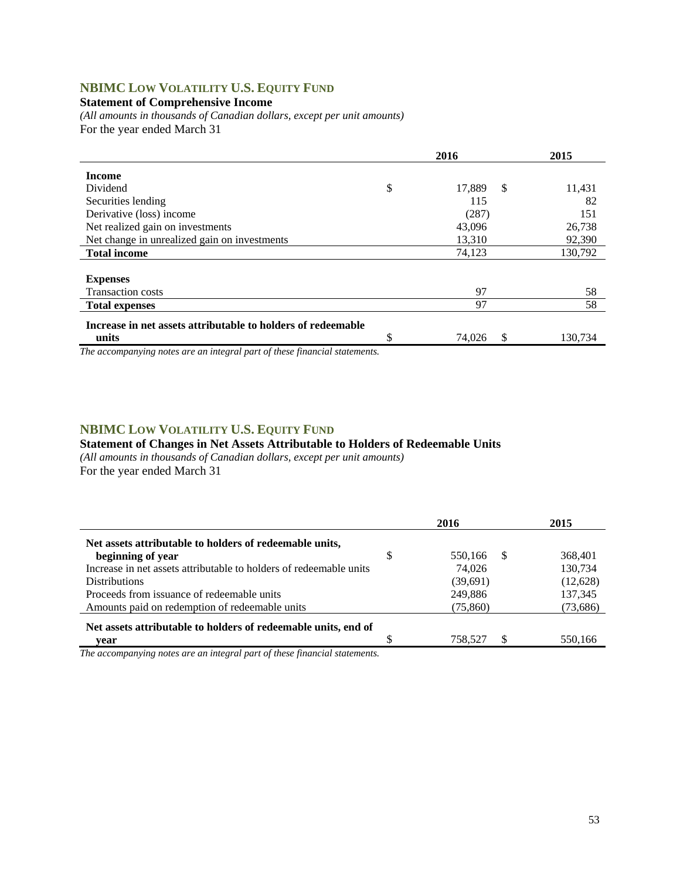## NBIMC LOW VOLATILITY U.S. EQUITY FUND

**Statement of Comprehensive Income**

*(All amounts in thousands of Canadian dollars, except per unit amounts)*

For the year ended March 31

| | 2016 | 2015 |
|---|---|---|
| **Income** | | |
| Dividend | $ 17,889 | $ 11,431 |
| Securities lending | 115 | 82 |
| Derivative (loss) income | (287) | 151 |
| Net realized gain on investments | 43,096 | 26,738 |
| Net change in unrealized gain on investments | 13,310 | 92,390 |
| **Total income** | 74,123 | 130,792 |
| **Expenses** | | |
| Transaction costs | 97 | 58 |
| **Total expenses** | 97 | 58 |
| **Increase in net assets attributable to holders of redeemable units** | $ 74,026 | $ 130,734 |

*The accompanying notes are an integral part of these financial statements.*

## NBIMC LOW VOLATILITY U.S. EQUITY FUND

**Statement of Changes in Net Assets Attributable to Holders of Redeemable Units**

*(All amounts in thousands of Canadian dollars, except per unit amounts)*

For the year ended March 31

| | 2016 | 2015 |
|---|---|---|
| **Net assets attributable to holders of redeemable units, beginning of year** | $ 550,166 | $ 368,401 |
| Increase in net assets attributable to holders of redeemable units | 74,026 | 130,734 |
| Distributions | (39,691) | (12,628) |
| Proceeds from issuance of redeemable units | 249,886 | 137,345 |
| Amounts paid on redemption of redeemable units | (75,860) | (73,686) |
| **Net assets attributable to holders of redeemable units, end of year** | $ 758,527 | $ 550,166 |

*The accompanying notes are an integral part of these financial statements.*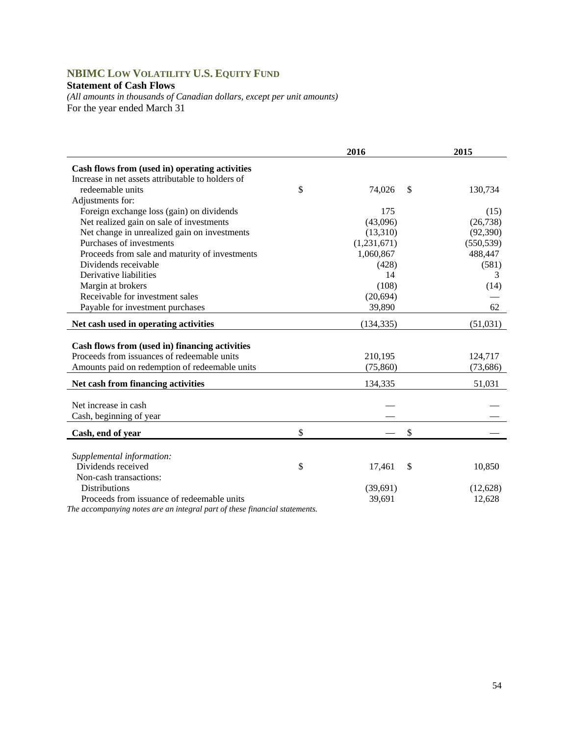## NBIMC LOW VOLATILITY U.S. EQUITY FUND

**Statement of Cash Flows**

*(All amounts in thousands of Canadian dollars, except per unit amounts)*

For the year ended March 31

| | 2016 | 2015 |
|---|---|---|
| **Cash flows from (used in) operating activities** | | |
| Increase in net assets attributable to holders of redeemable units | $ 74,026 | $ 130,734 |
| Adjustments for: | | |
| Foreign exchange loss (gain) on dividends | 175 | (15) |
| Net realized gain on sale of investments | (43,096) | (26,738) |
| Net change in unrealized gain on investments | (13,310) | (92,390) |
| Purchases of investments | (1,231,671) | (550,539) |
| Proceeds from sale and maturity of investments | 1,060,867 | 488,447 |
| Dividends receivable | (428) | (581) |
| Derivative liabilities | 14 | 3 |
| Margin at brokers | (108) | (14) |
| Receivable for investment sales | (20,694) | — |
| Payable for investment purchases | 39,890 | 62 |
| **Net cash used in operating activities** | (134,335) | (51,031) |
| **Cash flows from (used in) financing activities** | | |
| Proceeds from issuances of redeemable units | 210,195 | 124,717 |
| Amounts paid on redemption of redeemable units | (75,860) | (73,686) |
| **Net cash from financing activities** | 134,335 | 51,031 |
| Net increase in cash | — | — |
| Cash, beginning of year | — | — |
| **Cash, end of year** | $ — | $ — |
| *Supplemental information:* | | |
| Dividends received | $ 17,461 | $ 10,850 |
| Non-cash transactions: | | |
| Distributions | (39,691) | (12,628) |
| Proceeds from issuance of redeemable units | 39,691 | 12,628 |

*The accompanying notes are an integral part of these financial statements.*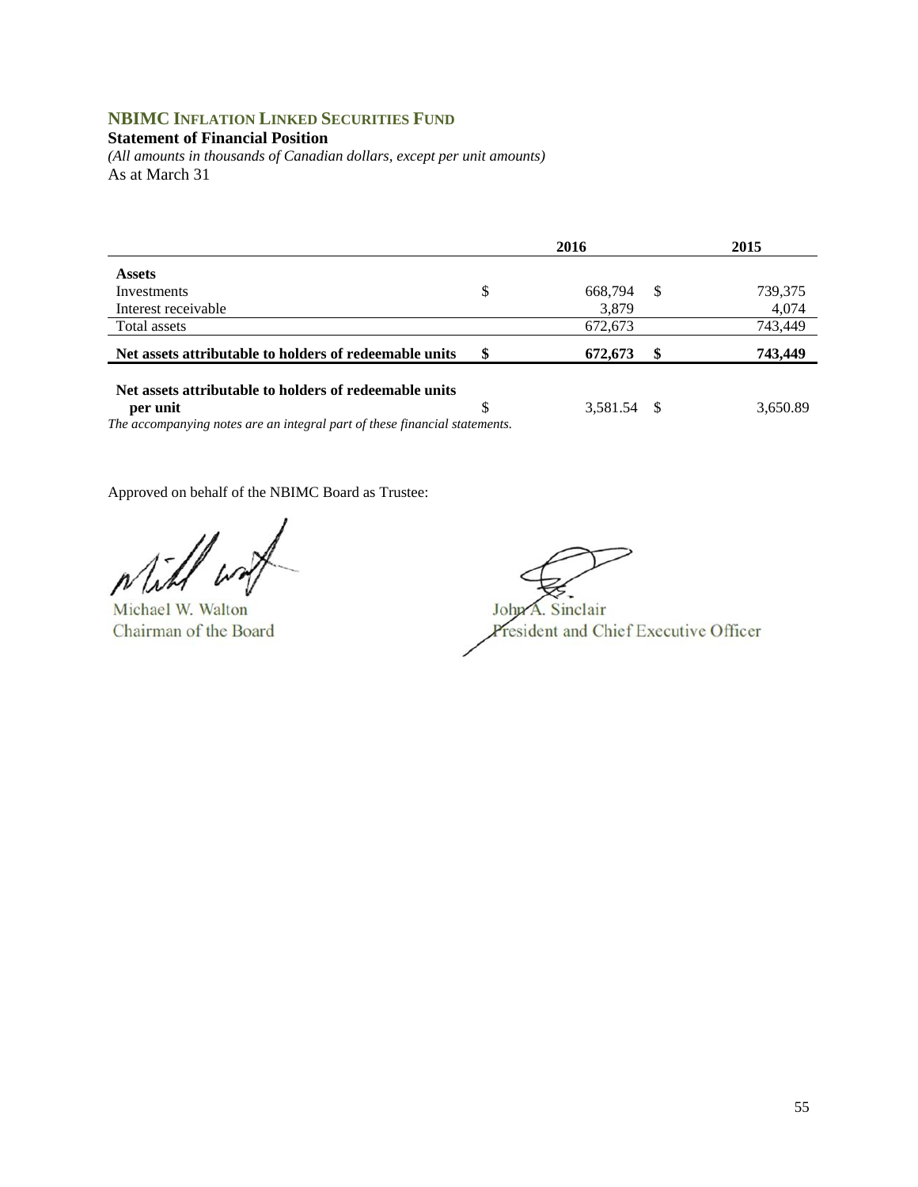## NBIMC Inflation Linked Securities Fund

**Statement of Financial Position**

*(All amounts in thousands of Canadian dollars, except per unit amounts)*

As at March 31

| | 2016 | 2015 |
|---|---|---|
| **Assets** | | |
| Investments | $ 668,794 | $ 739,375 |
| Interest receivable | 3,879 | 4,074 |
| Total assets | 672,673 | 743,449 |
| **Net assets attributable to holders of redeemable units** | **$ 672,673** | **$ 743,449** |
| **Net assets attributable to holders of redeemable units per unit** | $ 3,581.54 | $ 3,650.89 |

*The accompanying notes are an integral part of these financial statements.*

Approved on behalf of the NBIMC Board as Trustee:

Michael W. Walton
Chairman of the Board

John A. Sinclair
President and Chief Executive Officer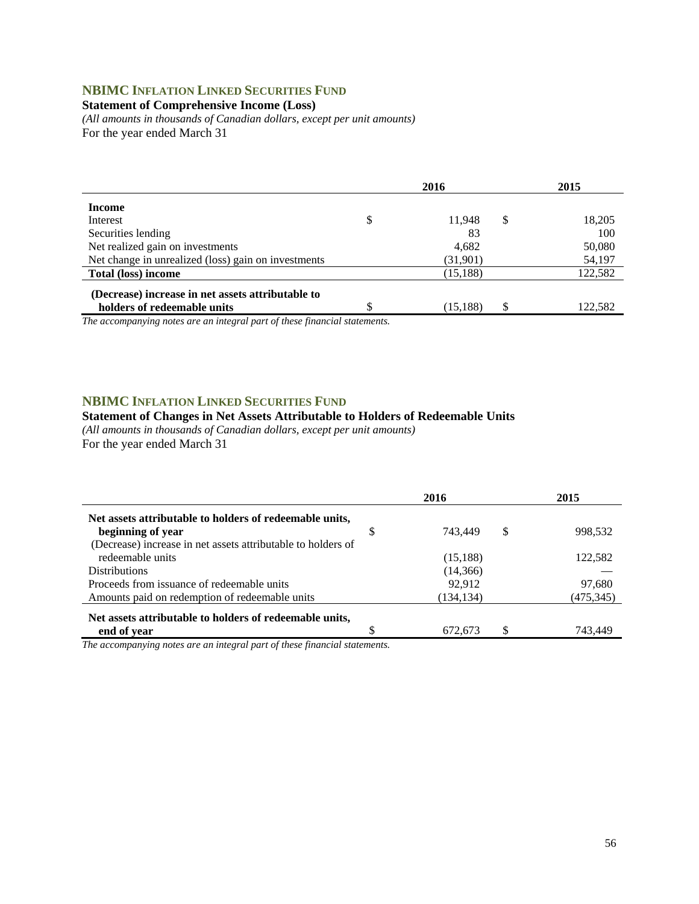## NBIMC Inflation Linked Securities Fund

**Statement of Comprehensive Income (Loss)**

*(All amounts in thousands of Canadian dollars, except per unit amounts)*

For the year ended March 31

| | 2016 | 2015 |
|---|---|---|
| **Income** | | |
| Interest | $ 11,948 | $ 18,205 |
| Securities lending | 83 | 100 |
| Net realized gain on investments | 4,682 | 50,080 |
| Net change in unrealized (loss) gain on investments | (31,901) | 54,197 |
| **Total (loss) income** | (15,188) | 122,582 |
| **(Decrease) increase in net assets attributable to holders of redeemable units** | $ (15,188) | $ 122,582 |

*The accompanying notes are an integral part of these financial statements.*

## NBIMC Inflation Linked Securities Fund

**Statement of Changes in Net Assets Attributable to Holders of Redeemable Units**

*(All amounts in thousands of Canadian dollars, except per unit amounts)*

For the year ended March 31

| | 2016 | 2015 |
|---|---|---|
| **Net assets attributable to holders of redeemable units, beginning of year** | $ 743,449 | $ 998,532 |
| (Decrease) increase in net assets attributable to holders of redeemable units | (15,188) | 122,582 |
| Distributions | (14,366) | — |
| Proceeds from issuance of redeemable units | 92,912 | 97,680 |
| Amounts paid on redemption of redeemable units | (134,134) | (475,345) |
| **Net assets attributable to holders of redeemable units, end of year** | $ 672,673 | $ 743,449 |

*The accompanying notes are an integral part of these financial statements.*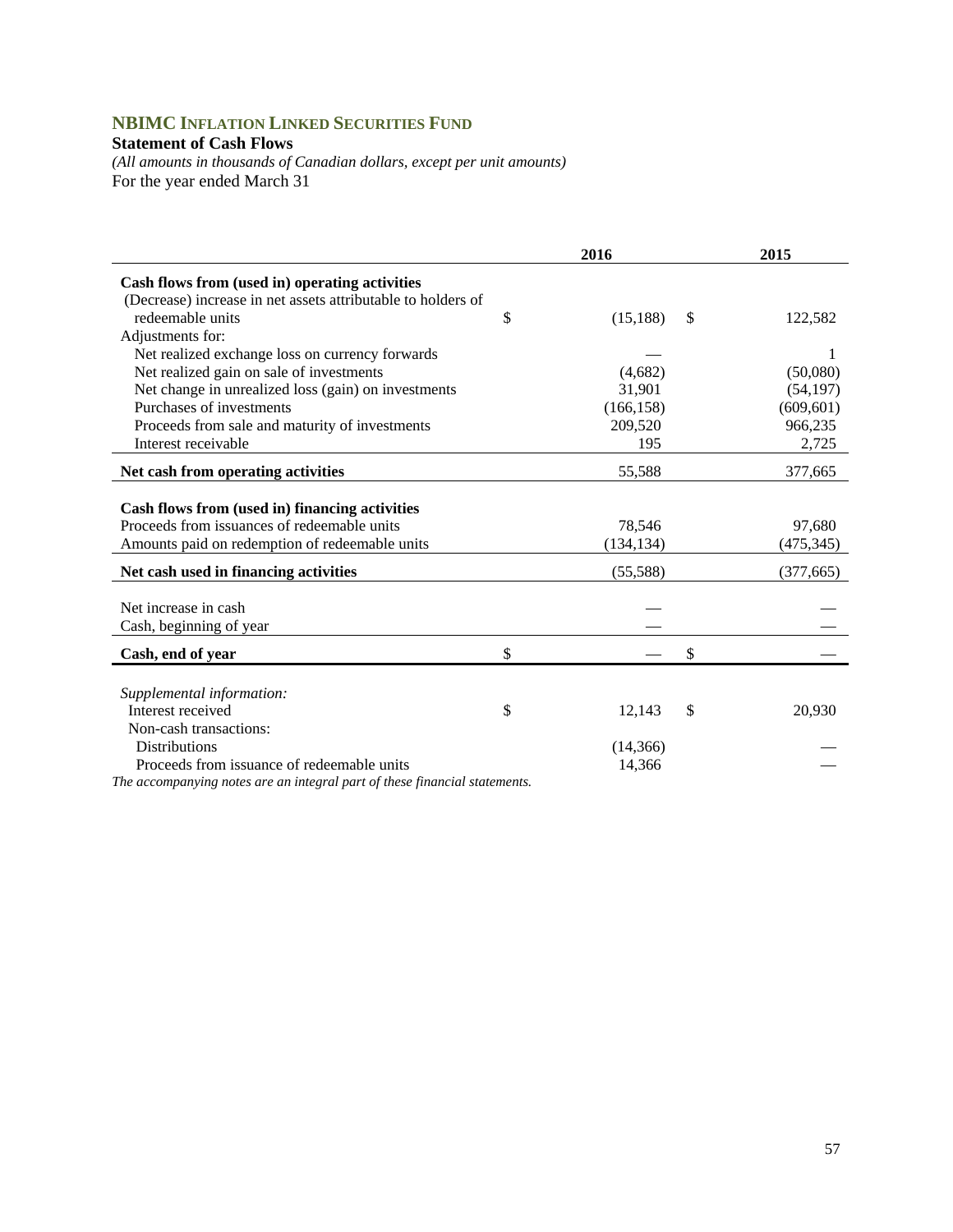## NBIMC Inflation Linked Securities Fund

**Statement of Cash Flows**

*(All amounts in thousands of Canadian dollars, except per unit amounts)*

For the year ended March 31

| | 2016 | 2015 |
|---|---|---|
| **Cash flows from (used in) operating activities** | | |
| (Decrease) increase in net assets attributable to holders of redeemable units | $ (15,188) | $ 122,582 |
| Adjustments for: | | |
| Net realized exchange loss on currency forwards | — | 1 |
| Net realized gain on sale of investments | (4,682) | (50,080) |
| Net change in unrealized loss (gain) on investments | 31,901 | (54,197) |
| Purchases of investments | (166,158) | (609,601) |
| Proceeds from sale and maturity of investments | 209,520 | 966,235 |
| Interest receivable | 195 | 2,725 |
| **Net cash from operating activities** | 55,588 | 377,665 |
| **Cash flows from (used in) financing activities** | | |
| Proceeds from issuances of redeemable units | 78,546 | 97,680 |
| Amounts paid on redemption of redeemable units | (134,134) | (475,345) |
| **Net cash used in financing activities** | (55,588) | (377,665) |
| Net increase in cash | — | — |
| Cash, beginning of year | — | — |
| **Cash, end of year** | $ — | $ — |
| *Supplemental information:* | | |
| Interest received | $ 12,143 | $ 20,930 |
| Non-cash transactions: | | |
| Distributions | (14,366) | — |
| Proceeds from issuance of redeemable units | 14,366 | — |

*The accompanying notes are an integral part of these financial statements.*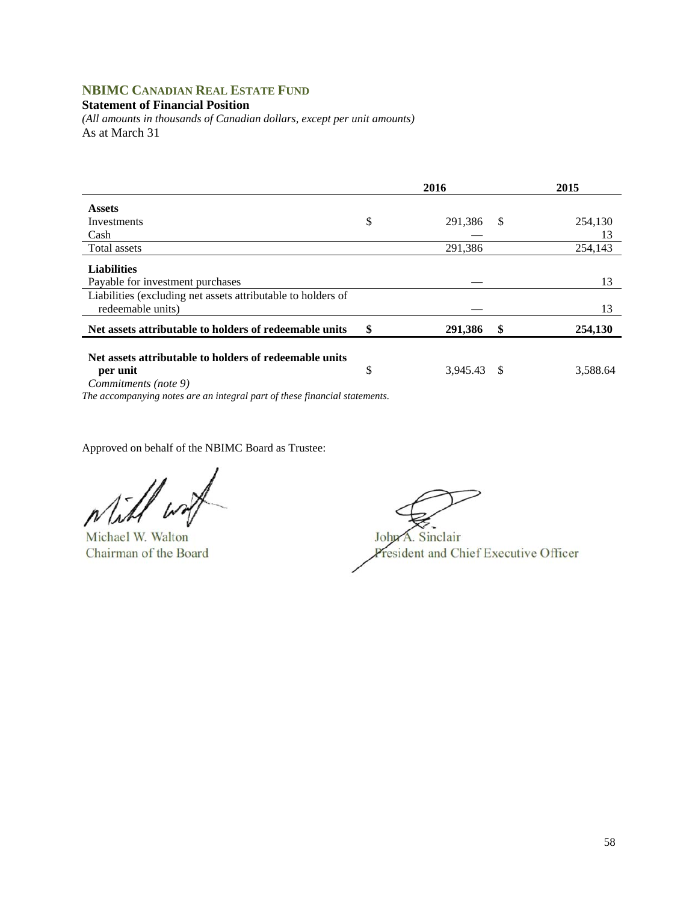## NBIMC CANADIAN REAL ESTATE FUND

**Statement of Financial Position**

*(All amounts in thousands of Canadian dollars, except per unit amounts)*

As at March 31

| | 2016 | 2015 |
|---|---|---|
| **Assets** | | |
| Investments | $ 291,386 | $ 254,130 |
| Cash | — | 13 |
| Total assets | 291,386 | 254,143 |
| **Liabilities** | | |
| Payable for investment purchases | — | 13 |
| Liabilities (excluding net assets attributable to holders of redeemable units) | — | 13 |
| **Net assets attributable to holders of redeemable units** | **$ 291,386** | **$ 254,130** |
| **Net assets attributable to holders of redeemable units per unit** | $ 3,945.43 | $ 3,588.64 |

*Commitments (note 9)*

*The accompanying notes are an integral part of these financial statements.*

Approved on behalf of the NBIMC Board as Trustee:

Michael W. Walton
Chairman of the Board

John A. Sinclair
President and Chief Executive Officer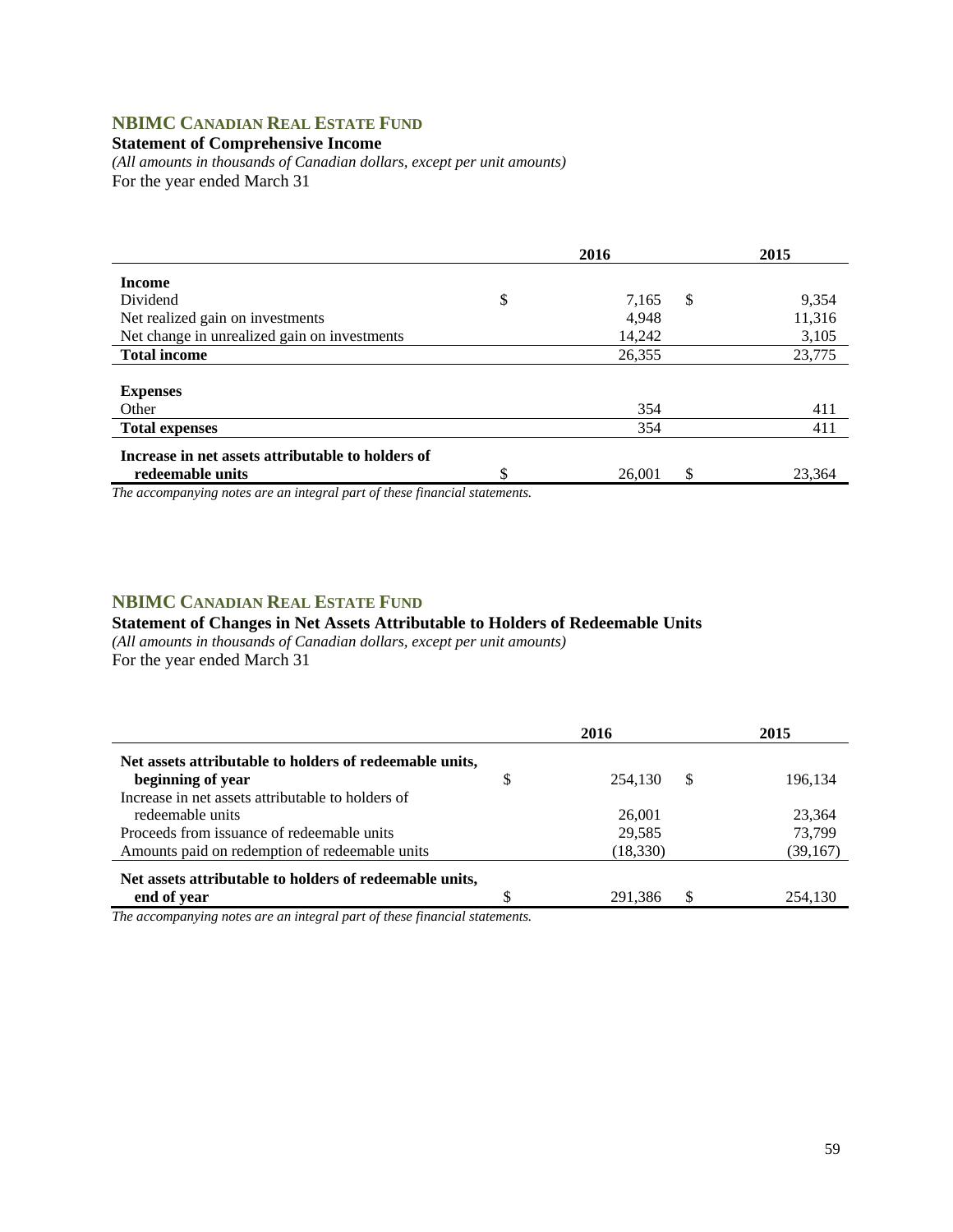## NBIMC CANADIAN REAL ESTATE FUND

**Statement of Comprehensive Income**

*(All amounts in thousands of Canadian dollars, except per unit amounts)*

For the year ended March 31

| | 2016 | 2015 |
|---|---|---|
| **Income** | | |
| Dividend | $ 7,165 | $ 9,354 |
| Net realized gain on investments | 4,948 | 11,316 |
| Net change in unrealized gain on investments | 14,242 | 3,105 |
| **Total income** | 26,355 | 23,775 |
| **Expenses** | | |
| Other | 354 | 411 |
| **Total expenses** | 354 | 411 |
| **Increase in net assets attributable to holders of redeemable units** | $ 26,001 | $ 23,364 |

*The accompanying notes are an integral part of these financial statements.*

## NBIMC CANADIAN REAL ESTATE FUND

**Statement of Changes in Net Assets Attributable to Holders of Redeemable Units**

*(All amounts in thousands of Canadian dollars, except per unit amounts)*

For the year ended March 31

| | 2016 | 2015 |
|---|---|---|
| **Net assets attributable to holders of redeemable units, beginning of year** | $ 254,130 | $ 196,134 |
| Increase in net assets attributable to holders of redeemable units | 26,001 | 23,364 |
| Proceeds from issuance of redeemable units | 29,585 | 73,799 |
| Amounts paid on redemption of redeemable units | (18,330) | (39,167) |
| **Net assets attributable to holders of redeemable units, end of year** | $ 291,386 | $ 254,130 |

*The accompanying notes are an integral part of these financial statements.*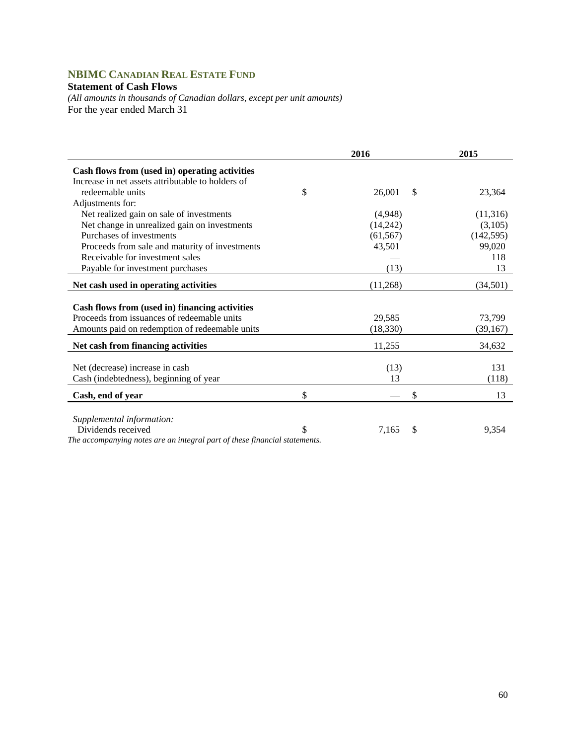## NBIMC CANADIAN REAL ESTATE FUND

**Statement of Cash Flows**

*(All amounts in thousands of Canadian dollars, except per unit amounts)*

For the year ended March 31

| | 2016 | 2015 |
|---|---|---|
| **Cash flows from (used in) operating activities** | | |
| Increase in net assets attributable to holders of redeemable units | $ 26,001 | $ 23,364 |
| Adjustments for: | | |
| Net realized gain on sale of investments | (4,948) | (11,316) |
| Net change in unrealized gain on investments | (14,242) | (3,105) |
| Purchases of investments | (61,567) | (142,595) |
| Proceeds from sale and maturity of investments | 43,501 | 99,020 |
| Receivable for investment sales | — | 118 |
| Payable for investment purchases | (13) | 13 |
| **Net cash used in operating activities** | (11,268) | (34,501) |
| | | |
| **Cash flows from (used in) financing activities** | | |
| Proceeds from issuances of redeemable units | 29,585 | 73,799 |
| Amounts paid on redemption of redeemable units | (18,330) | (39,167) |
| **Net cash from financing activities** | 11,255 | 34,632 |
| | | |
| Net (decrease) increase in cash | (13) | 131 |
| Cash (indebtedness), beginning of year | 13 | (118) |
| **Cash, end of year** | $ — | $ 13 |
| | | |
| *Supplemental information:* | | |
| Dividends received | $ 7,165 | $ 9,354 |

*The accompanying notes are an integral part of these financial statements.*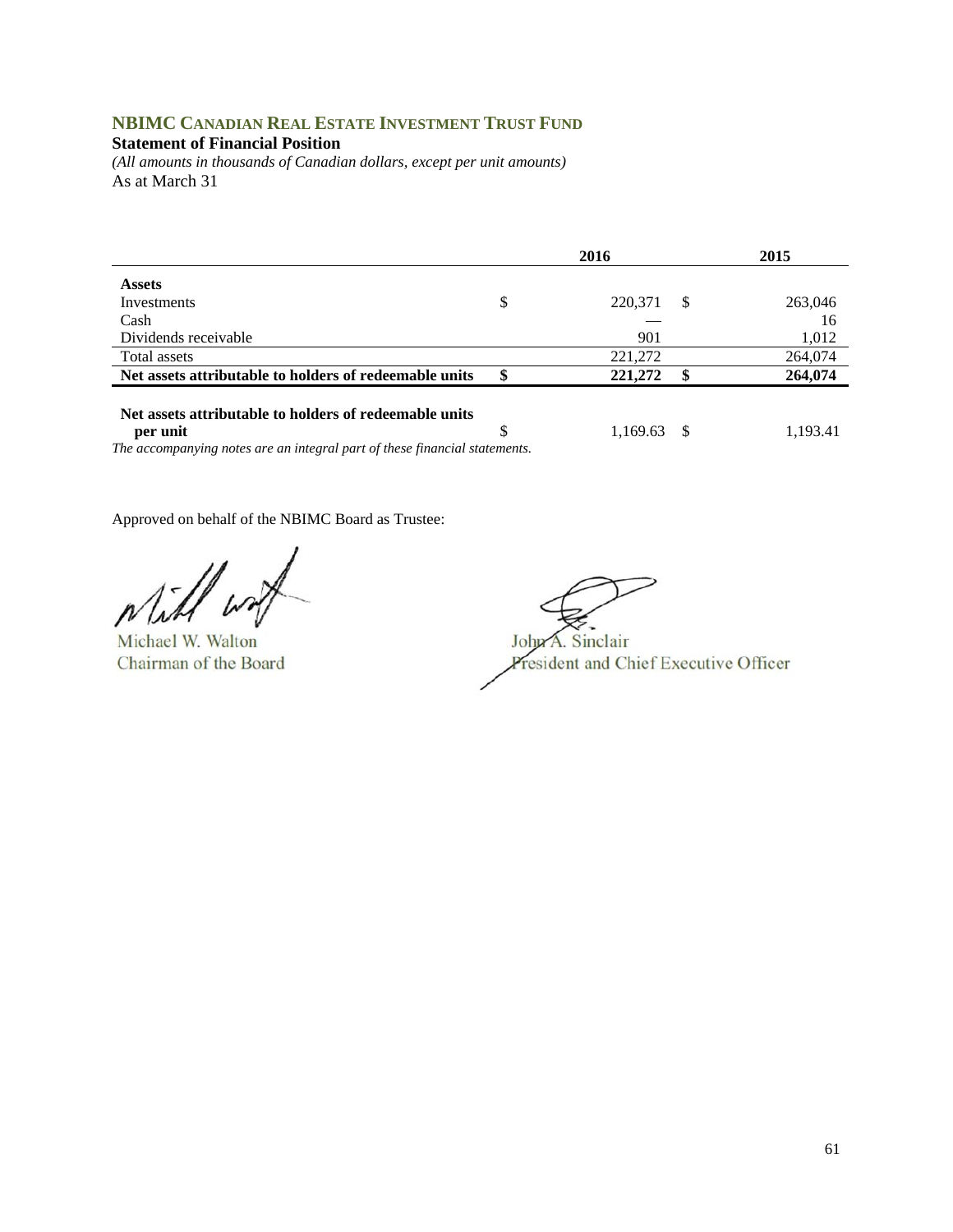## NBIMC Canadian Real Estate Investment Trust Fund

**Statement of Financial Position**

*(All amounts in thousands of Canadian dollars, except per unit amounts)*

As at March 31

| | | 2016 | | 2015 |
|---|---|---|---|---|
| **Assets** | | | | |
| Investments | $ | 220,371 | $ | 263,046 |
| Cash | | — | | 16 |
| Dividends receivable | | 901 | | 1,012 |
| Total assets | | 221,272 | | 264,074 |
| **Net assets attributable to holders of redeemable units** | **$** | **221,272** | **$** | **264,074** |
| **Net assets attributable to holders of redeemable units per unit** | $ | 1,169.63 | $ | 1,193.41 |

*The accompanying notes are an integral part of these financial statements.*

Approved on behalf of the NBIMC Board as Trustee:

Michael W. Walton
Chairman of the Board

John A. Sinclair
President and Chief Executive Officer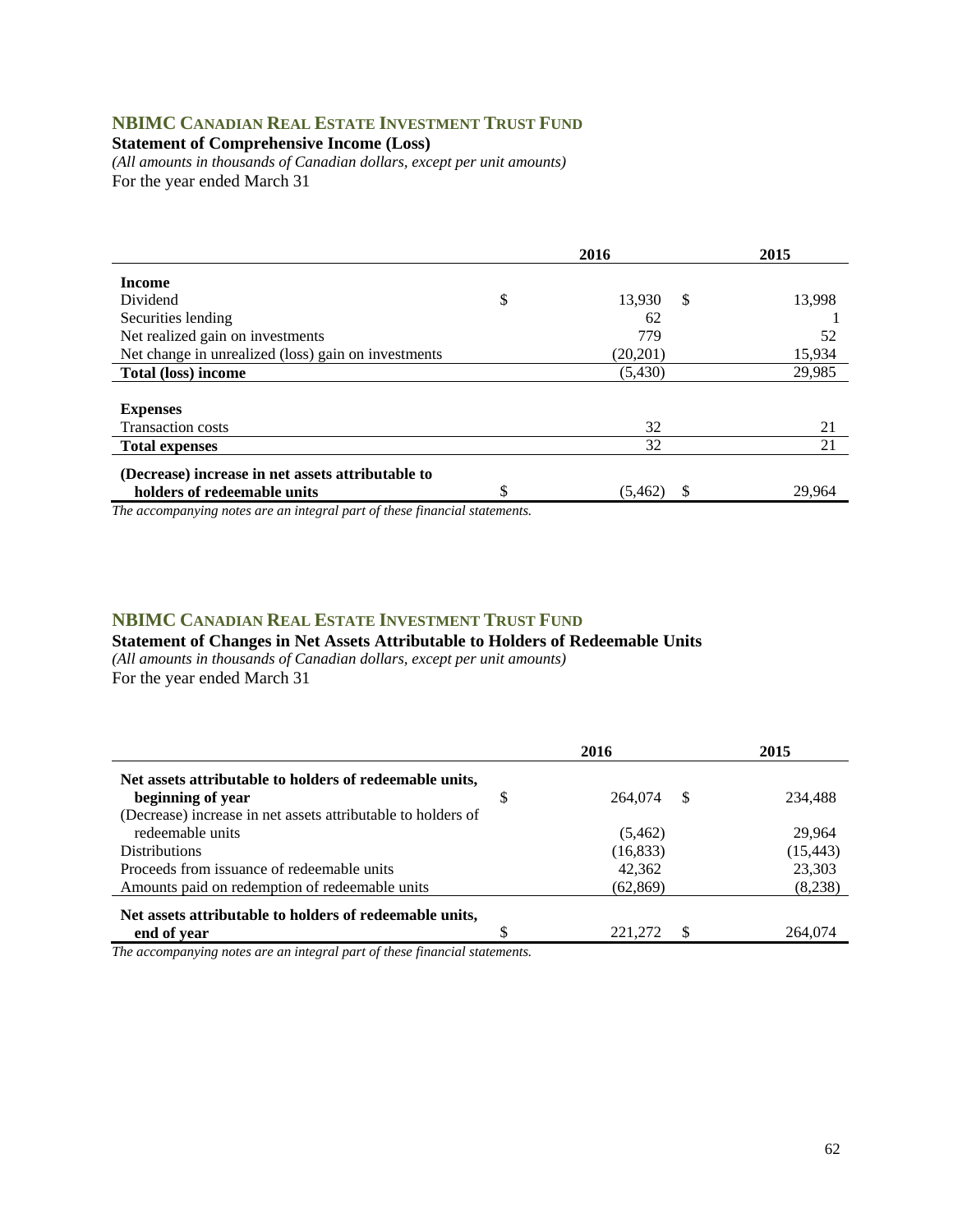## NBIMC CANADIAN REAL ESTATE INVESTMENT TRUST FUND

**Statement of Comprehensive Income (Loss)**

*(All amounts in thousands of Canadian dollars, except per unit amounts)*

For the year ended March 31

| | 2016 | 2015 |
|---|---|---|
| **Income** | | |
| Dividend | $ 13,930 | $ 13,998 |
| Securities lending | 62 | 1 |
| Net realized gain on investments | 779 | 52 |
| Net change in unrealized (loss) gain on investments | (20,201) | 15,934 |
| **Total (loss) income** | (5,430) | 29,985 |
| **Expenses** | | |
| Transaction costs | 32 | 21 |
| **Total expenses** | 32 | 21 |
| **(Decrease) increase in net assets attributable to holders of redeemable units** | $ (5,462) | $ 29,964 |

*The accompanying notes are an integral part of these financial statements.*

## NBIMC CANADIAN REAL ESTATE INVESTMENT TRUST FUND

**Statement of Changes in Net Assets Attributable to Holders of Redeemable Units**

*(All amounts in thousands of Canadian dollars, except per unit amounts)*

For the year ended March 31

| | 2016 | 2015 |
|---|---|---|
| **Net assets attributable to holders of redeemable units, beginning of year** | $ 264,074 | $ 234,488 |
| (Decrease) increase in net assets attributable to holders of redeemable units | (5,462) | 29,964 |
| Distributions | (16,833) | (15,443) |
| Proceeds from issuance of redeemable units | 42,362 | 23,303 |
| Amounts paid on redemption of redeemable units | (62,869) | (8,238) |
| **Net assets attributable to holders of redeemable units, end of year** | $ 221,272 | $ 264,074 |

*The accompanying notes are an integral part of these financial statements.*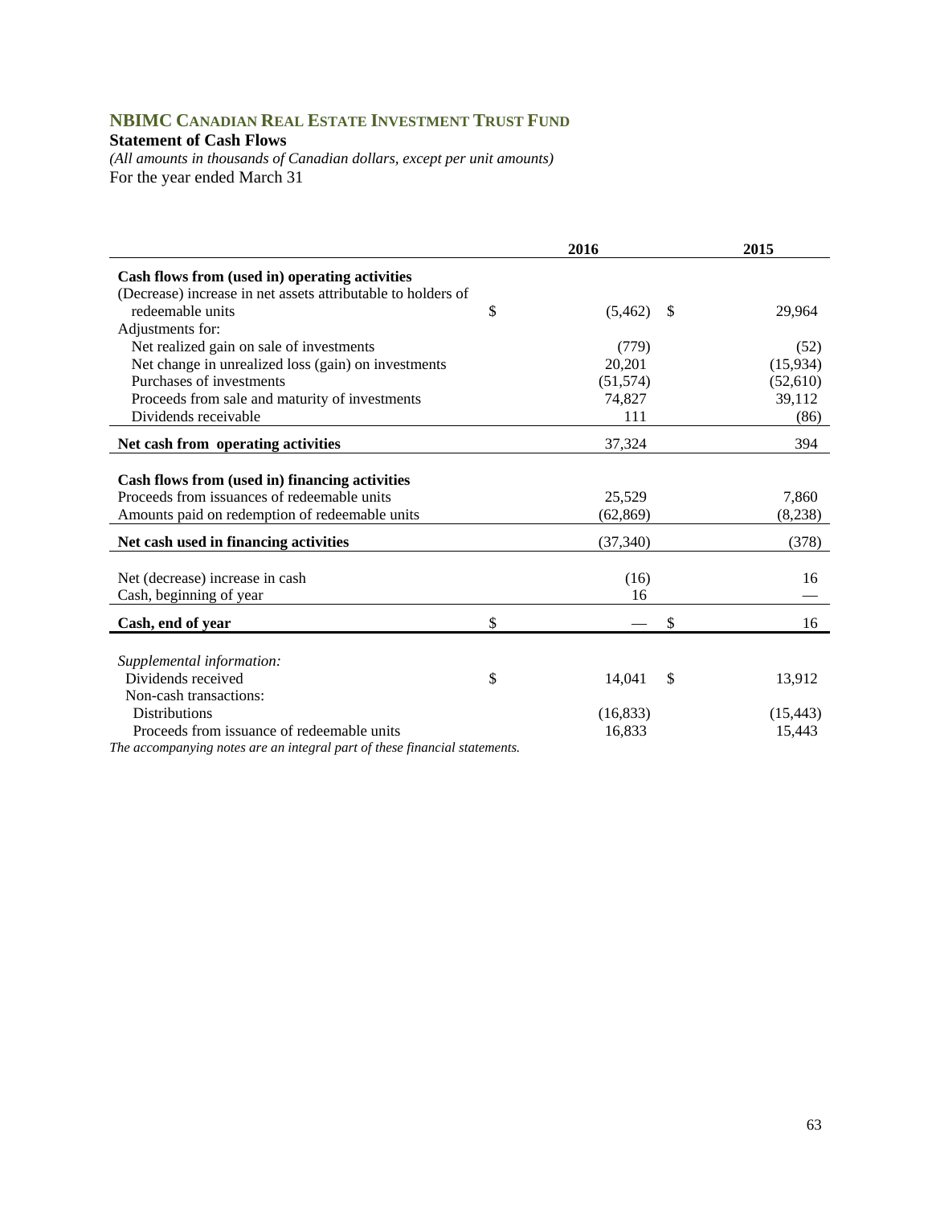## NBIMC CANADIAN REAL ESTATE INVESTMENT TRUST FUND

**Statement of Cash Flows**

*(All amounts in thousands of Canadian dollars, except per unit amounts)*

For the year ended March 31

| | 2016 | 2015 |
|---|---|---|
| **Cash flows from (used in) operating activities** | | |
| (Decrease) increase in net assets attributable to holders of redeemable units | $ (5,462) | $ 29,964 |
| Adjustments for: | | |
| Net realized gain on sale of investments | (779) | (52) |
| Net change in unrealized loss (gain) on investments | 20,201 | (15,934) |
| Purchases of investments | (51,574) | (52,610) |
| Proceeds from sale and maturity of investments | 74,827 | 39,112 |
| Dividends receivable | 111 | (86) |
| **Net cash from operating activities** | 37,324 | 394 |
| | | |
| **Cash flows from (used in) financing activities** | | |
| Proceeds from issuances of redeemable units | 25,529 | 7,860 |
| Amounts paid on redemption of redeemable units | (62,869) | (8,238) |
| **Net cash used in financing activities** | (37,340) | (378) |
| | | |
| Net (decrease) increase in cash | (16) | 16 |
| Cash, beginning of year | 16 | — |
| **Cash, end of year** | $ — | $ 16 |
| | | |
| *Supplemental information:* | | |
| Dividends received | $ 14,041 | $ 13,912 |
| Non-cash transactions: | | |
| Distributions | (16,833) | (15,443) |
| Proceeds from issuance of redeemable units | 16,833 | 15,443 |

*The accompanying notes are an integral part of these financial statements.*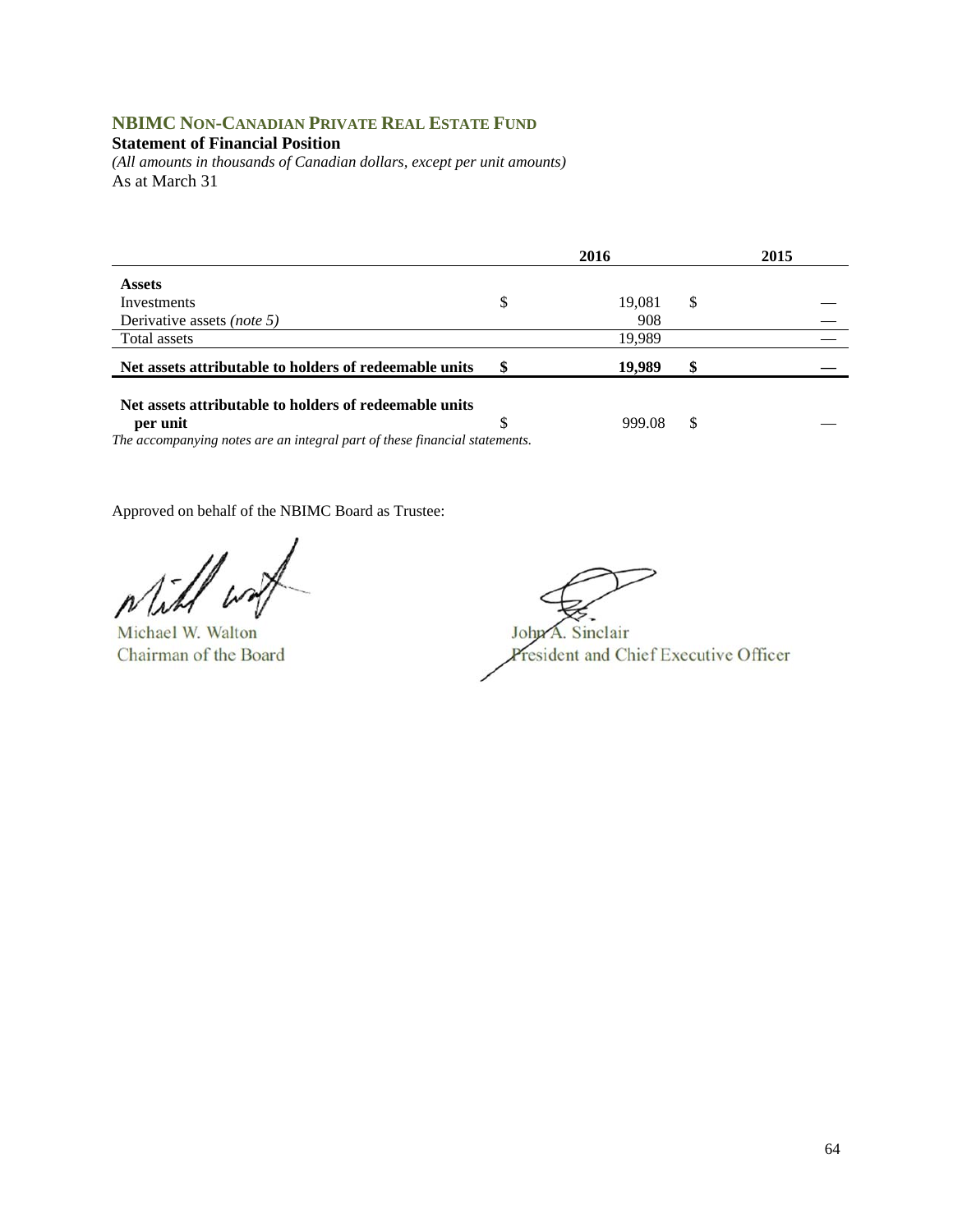## NBIMC NON-CANADIAN PRIVATE REAL ESTATE FUND

**Statement of Financial Position**

*(All amounts in thousands of Canadian dollars, except per unit amounts)*

As at March 31

| | | 2016 | | 2015 |
|---|---|---|---|---|
| **Assets** | | | | |
| Investments | $ | 19,081 | $ | — |
| Derivative assets *(note 5)* | | 908 | | — |
| Total assets | | 19,989 | | — |
| **Net assets attributable to holders of redeemable units** | **$** | **19,989** | **$** | **—** |
| **Net assets attributable to holders of redeemable units per unit** | $ | 999.08 | $ | — |

*The accompanying notes are an integral part of these financial statements.*

Approved on behalf of the NBIMC Board as Trustee:

Michael W. Walton
Chairman of the Board

John A. Sinclair
President and Chief Executive Officer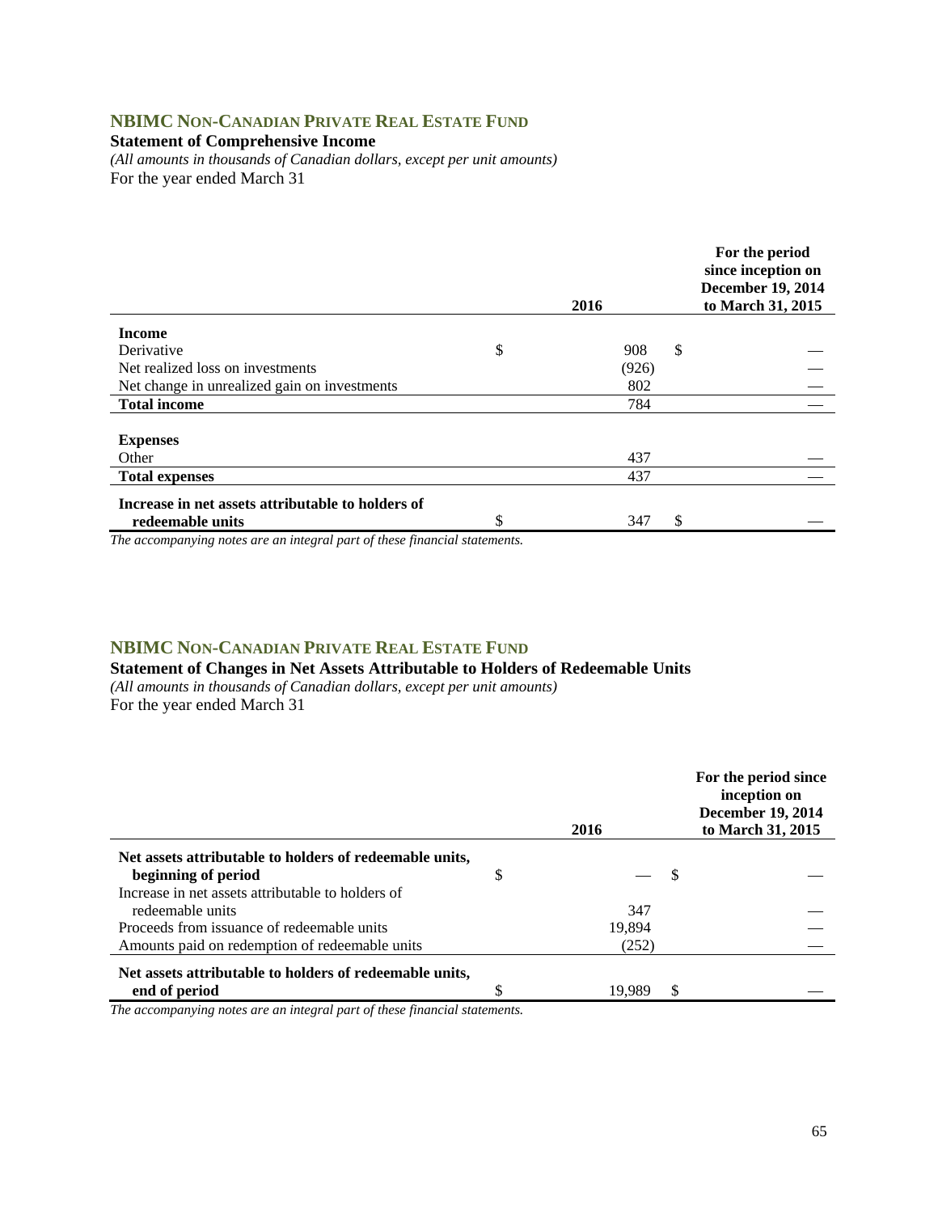## NBIMC NON-CANADIAN PRIVATE REAL ESTATE FUND

**Statement of Comprehensive Income**

*(All amounts in thousands of Canadian dollars, except per unit amounts)*

For the year ended March 31

| | 2016 | For the period since inception on December 19, 2014 to March 31, 2015 |
|---|---|---|
| **Income** | | |
| Derivative | $ 908 | $ — |
| Net realized loss on investments | (926) | — |
| Net change in unrealized gain on investments | 802 | — |
| **Total income** | 784 | — |
| **Expenses** | | |
| Other | 437 | — |
| **Total expenses** | 437 | — |
| **Increase in net assets attributable to holders of redeemable units** | $ 347 | $ — |

*The accompanying notes are an integral part of these financial statements.*

## NBIMC NON-CANADIAN PRIVATE REAL ESTATE FUND

**Statement of Changes in Net Assets Attributable to Holders of Redeemable Units**

*(All amounts in thousands of Canadian dollars, except per unit amounts)*

For the year ended March 31

| | 2016 | For the period since inception on December 19, 2014 to March 31, 2015 |
|---|---|---|
| **Net assets attributable to holders of redeemable units, beginning of period** | $ — | $ — |
| Increase in net assets attributable to holders of redeemable units | 347 | — |
| Proceeds from issuance of redeemable units | 19,894 | — |
| Amounts paid on redemption of redeemable units | (252) | — |
| **Net assets attributable to holders of redeemable units, end of period** | $ 19,989 | $ — |

*The accompanying notes are an integral part of these financial statements.*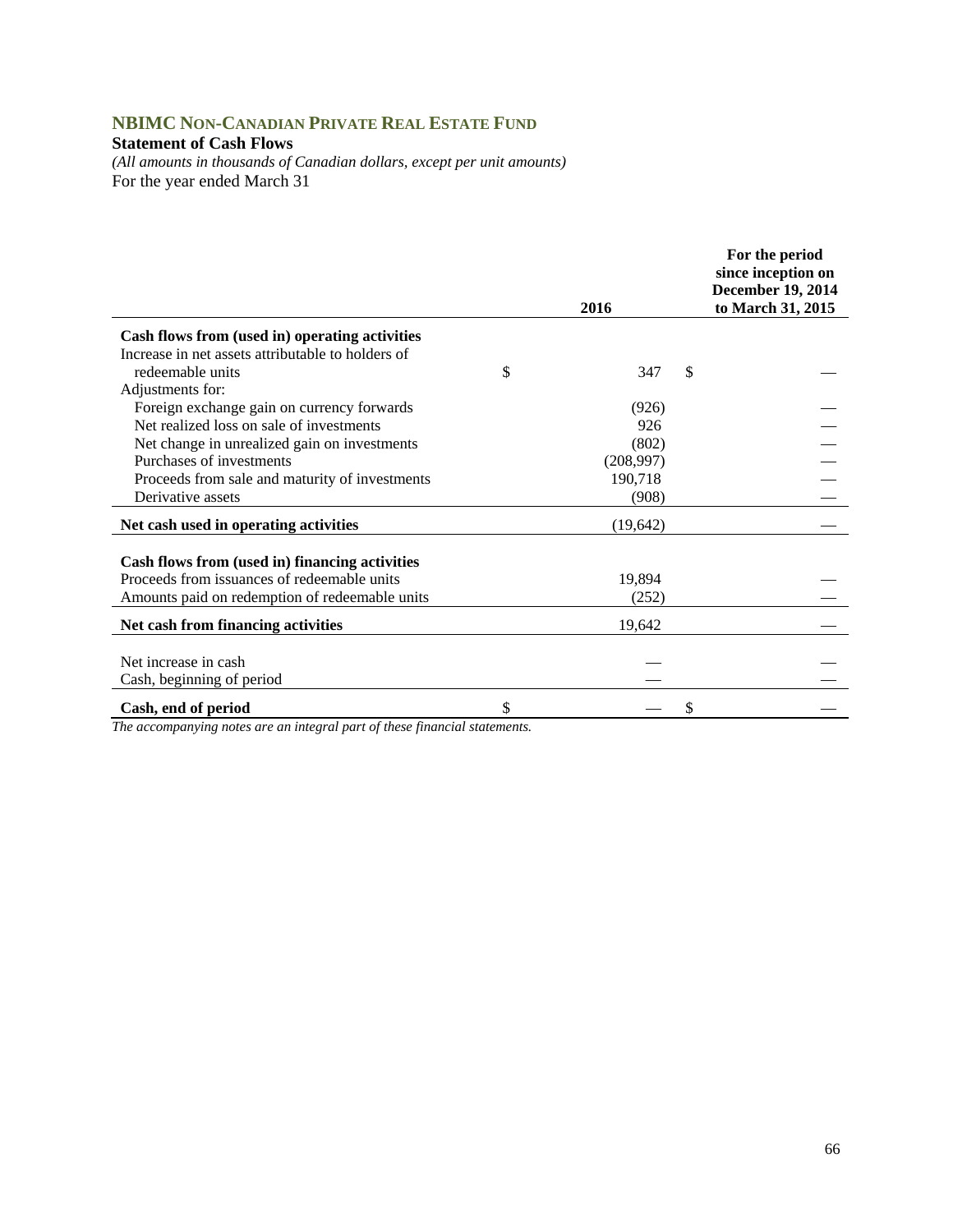## NBIMC Non-Canadian Private Real Estate Fund

**Statement of Cash Flows**

*(All amounts in thousands of Canadian dollars, except per unit amounts)*

For the year ended March 31

| | 2016 | For the period since inception on December 19, 2014 to March 31, 2015 |
|---|---|---|
| **Cash flows from (used in) operating activities** | | |
| Increase in net assets attributable to holders of redeemable units | $ 347 | $ — |
| Adjustments for: | | |
| Foreign exchange gain on currency forwards | (926) | — |
| Net realized loss on sale of investments | 926 | — |
| Net change in unrealized gain on investments | (802) | — |
| Purchases of investments | (208,997) | — |
| Proceeds from sale and maturity of investments | 190,718 | — |
| Derivative assets | (908) | — |
| **Net cash used in operating activities** | (19,642) | — |
| **Cash flows from (used in) financing activities** | | |
| Proceeds from issuances of redeemable units | 19,894 | — |
| Amounts paid on redemption of redeemable units | (252) | — |
| **Net cash from financing activities** | 19,642 | — |
| Net increase in cash | — | — |
| Cash, beginning of period | — | — |
| **Cash, end of period** | $ — | $ — |

*The accompanying notes are an integral part of these financial statements.*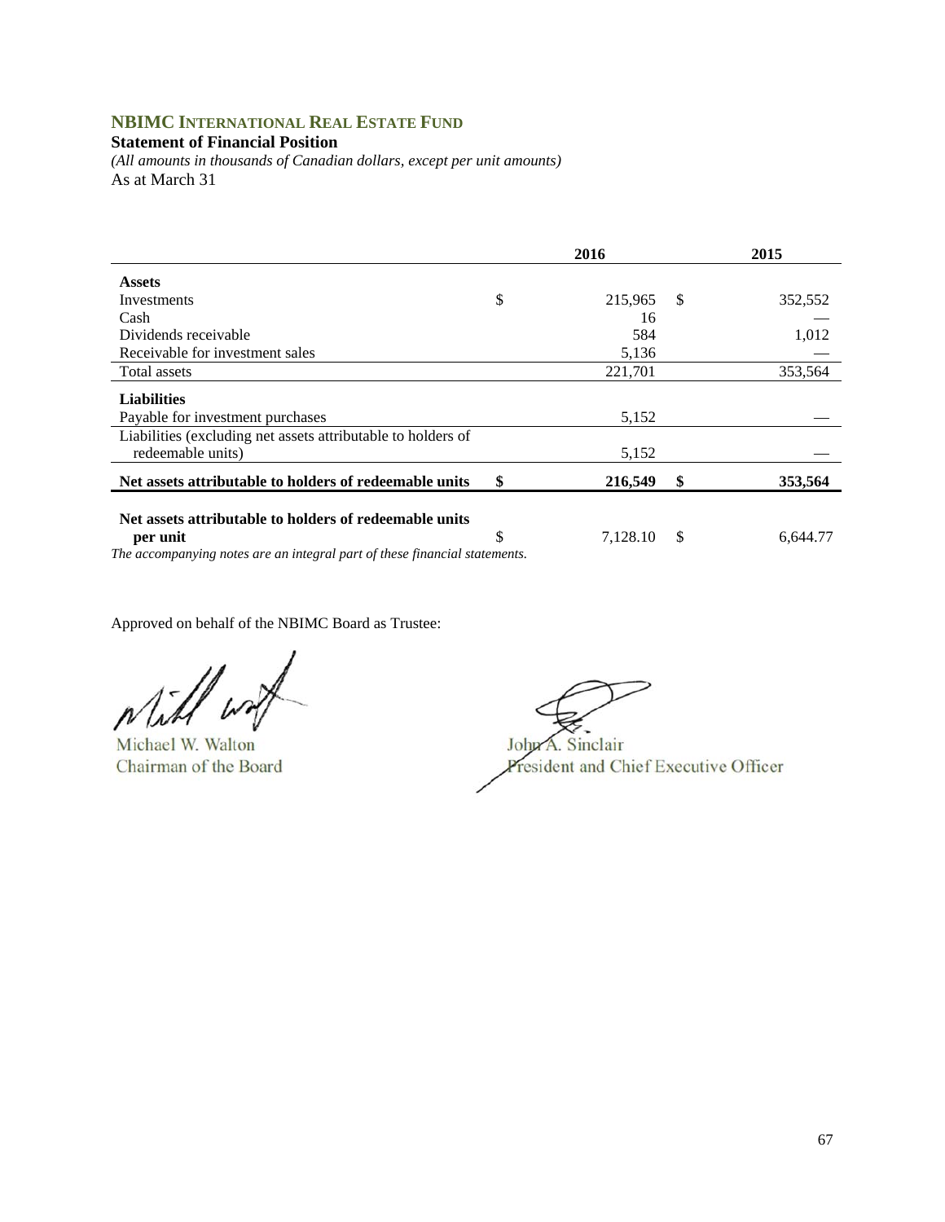## NBIMC INTERNATIONAL REAL ESTATE FUND

**Statement of Financial Position**

*(All amounts in thousands of Canadian dollars, except per unit amounts)*

As at March 31

| | 2016 | 2015 |
|---|---|---|
| **Assets** | | |
| Investments | $ 215,965 | $ 352,552 |
| Cash | 16 | — |
| Dividends receivable | 584 | 1,012 |
| Receivable for investment sales | 5,136 | — |
| Total assets | 221,701 | 353,564 |
| **Liabilities** | | |
| Payable for investment purchases | 5,152 | — |
| Liabilities (excluding net assets attributable to holders of redeemable units) | 5,152 | — |
| **Net assets attributable to holders of redeemable units** | **$ 216,549** | **$ 353,564** |
| **Net assets attributable to holders of redeemable units per unit** | $ 7,128.10 | $ 6,644.77 |

*The accompanying notes are an integral part of these financial statements.*

Approved on behalf of the NBIMC Board as Trustee:

Michael W. Walton
Chairman of the Board

John A. Sinclair
President and Chief Executive Officer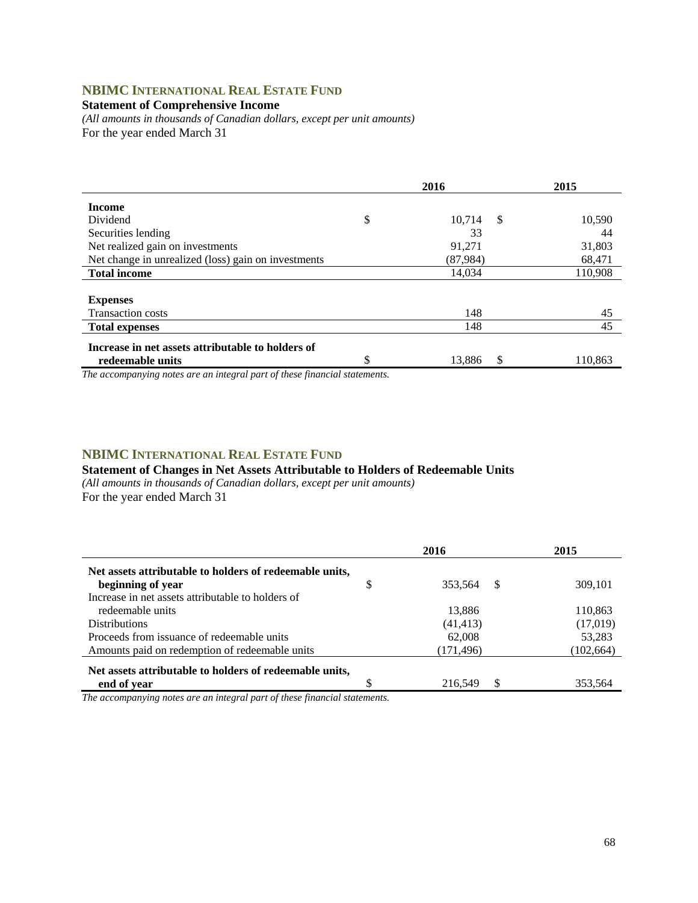## NBIMC International Real Estate Fund

**Statement of Comprehensive Income**

*(All amounts in thousands of Canadian dollars, except per unit amounts)*

For the year ended March 31

| | 2016 | 2015 |
|---|---|---|
| **Income** | | |
| Dividend | $ 10,714 | $ 10,590 |
| Securities lending | 33 | 44 |
| Net realized gain on investments | 91,271 | 31,803 |
| Net change in unrealized (loss) gain on investments | (87,984) | 68,471 |
| **Total income** | 14,034 | 110,908 |
| **Expenses** | | |
| Transaction costs | 148 | 45 |
| **Total expenses** | 148 | 45 |
| **Increase in net assets attributable to holders of redeemable units** | $ 13,886 | $ 110,863 |

*The accompanying notes are an integral part of these financial statements.*

## NBIMC International Real Estate Fund

**Statement of Changes in Net Assets Attributable to Holders of Redeemable Units**

*(All amounts in thousands of Canadian dollars, except per unit amounts)*

For the year ended March 31

| | 2016 | 2015 |
|---|---|---|
| **Net assets attributable to holders of redeemable units, beginning of year** | $ 353,564 | $ 309,101 |
| Increase in net assets attributable to holders of redeemable units | 13,886 | 110,863 |
| Distributions | (41,413) | (17,019) |
| Proceeds from issuance of redeemable units | 62,008 | 53,283 |
| Amounts paid on redemption of redeemable units | (171,496) | (102,664) |
| **Net assets attributable to holders of redeemable units, end of year** | $ 216,549 | $ 353,564 |

*The accompanying notes are an integral part of these financial statements.*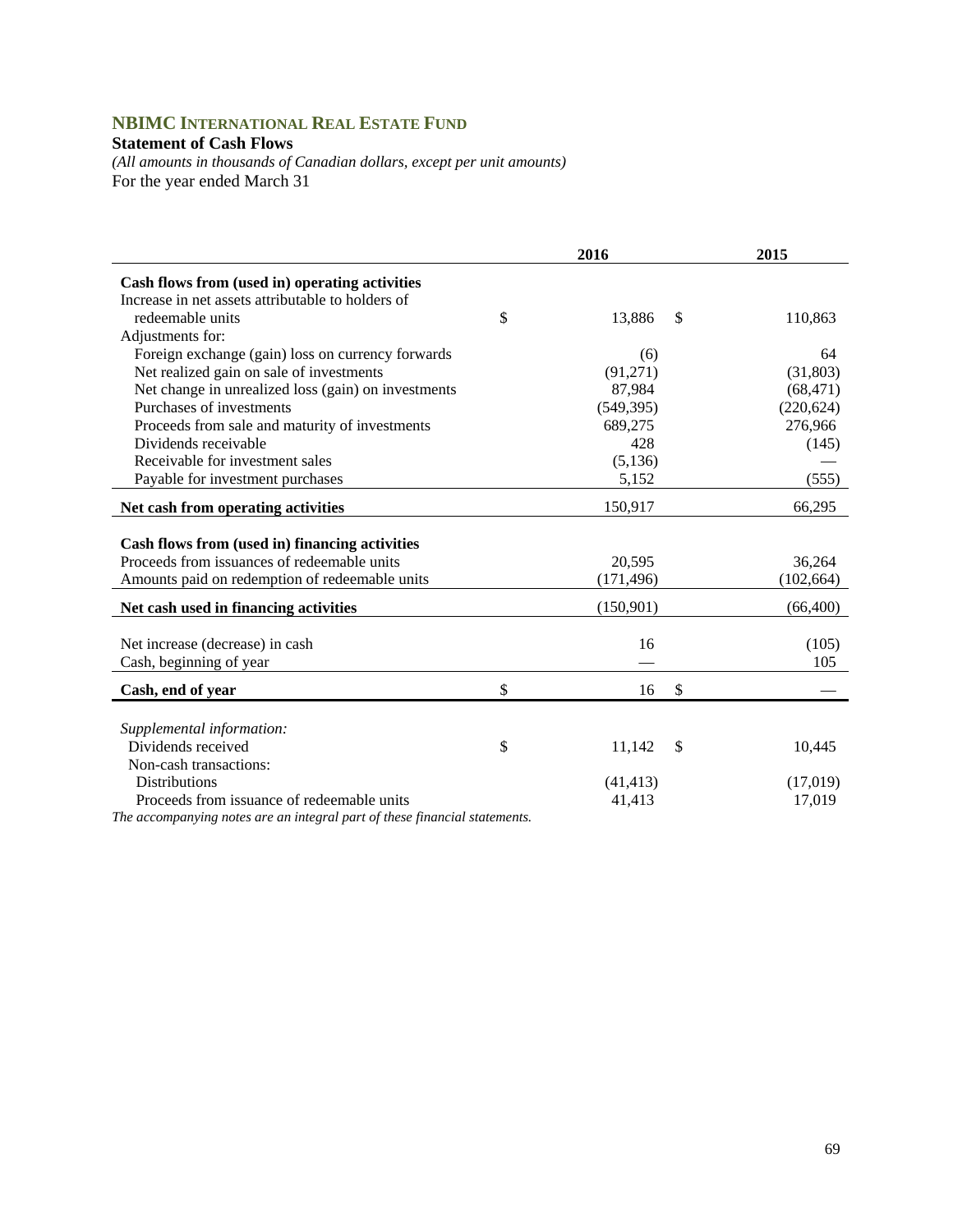## NBIMC INTERNATIONAL REAL ESTATE FUND

**Statement of Cash Flows**

*(All amounts in thousands of Canadian dollars, except per unit amounts)*

For the year ended March 31

| | 2016 | 2015 |
|---|---|---|
| **Cash flows from (used in) operating activities** | | |
| Increase in net assets attributable to holders of redeemable units | $ 13,886 | $ 110,863 |
| Adjustments for: | | |
| Foreign exchange (gain) loss on currency forwards | (6) | 64 |
| Net realized gain on sale of investments | (91,271) | (31,803) |
| Net change in unrealized loss (gain) on investments | 87,984 | (68,471) |
| Purchases of investments | (549,395) | (220,624) |
| Proceeds from sale and maturity of investments | 689,275 | 276,966 |
| Dividends receivable | 428 | (145) |
| Receivable for investment sales | (5,136) | — |
| Payable for investment purchases | 5,152 | (555) |
| **Net cash from operating activities** | 150,917 | 66,295 |
| **Cash flows from (used in) financing activities** | | |
| Proceeds from issuances of redeemable units | 20,595 | 36,264 |
| Amounts paid on redemption of redeemable units | (171,496) | (102,664) |
| **Net cash used in financing activities** | (150,901) | (66,400) |
| Net increase (decrease) in cash | 16 | (105) |
| Cash, beginning of year | — | 105 |
| **Cash, end of year** | $ 16 | $ — |
| *Supplemental information:* | | |
| Dividends received | $ 11,142 | $ 10,445 |
| Non-cash transactions: | | |
| Distributions | (41,413) | (17,019) |
| Proceeds from issuance of redeemable units | 41,413 | 17,019 |

*The accompanying notes are an integral part of these financial statements.*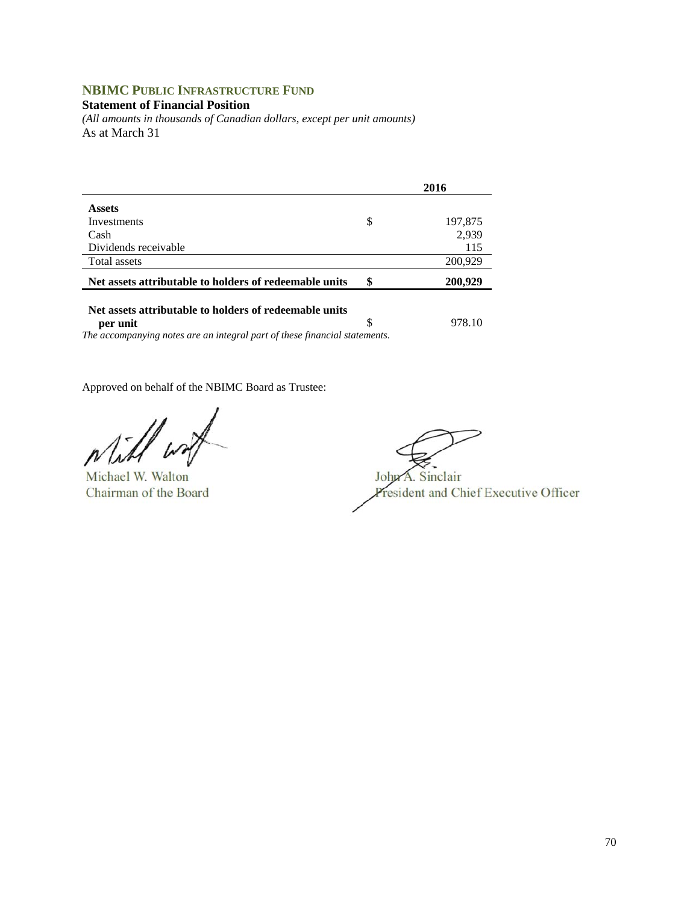## NBIMC Public Infrastructure Fund

**Statement of Financial Position**

*(All amounts in thousands of Canadian dollars, except per unit amounts)*

As at March 31

| | | 2016 |
|---|---|---|
| **Assets** | | |
| Investments | $ | 197,875 |
| Cash | | 2,939 |
| Dividends receivable | | 115 |
| Total assets | | 200,929 |
| **Net assets attributable to holders of redeemable units** | **$** | **200,929** |
| **Net assets attributable to holders of redeemable units per unit** | $ | 978.10 |

*The accompanying notes are an integral part of these financial statements.*

Approved on behalf of the NBIMC Board as Trustee:

Michael W. Walton
Chairman of the Board

John A. Sinclair
President and Chief Executive Officer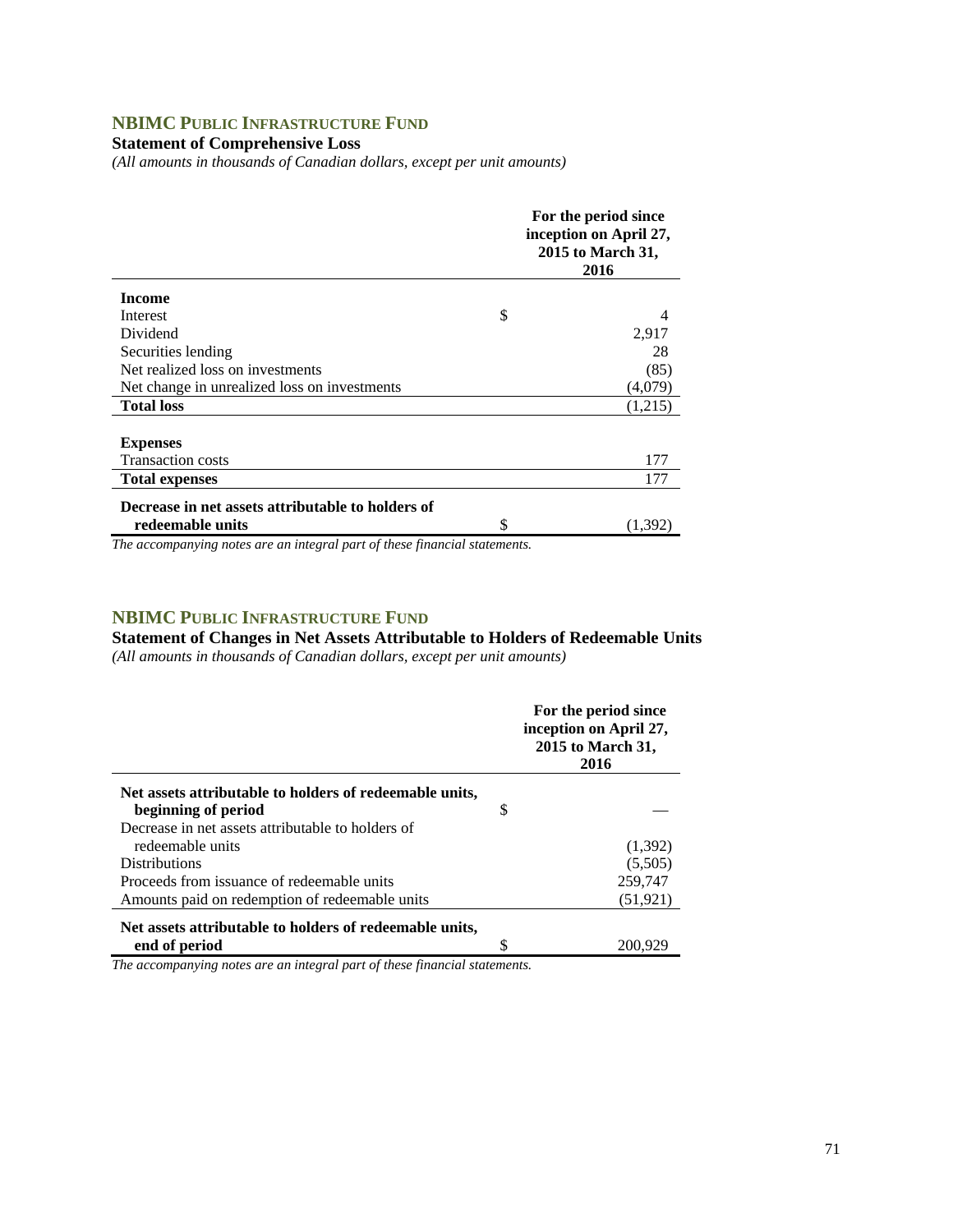## NBIMC PUBLIC INFRASTRUCTURE FUND

**Statement of Comprehensive Loss**

*(All amounts in thousands of Canadian dollars, except per unit amounts)*

| | | For the period since inception on April 27, 2015 to March 31, 2016 |
|---|---|---|
| **Income** | | |
| Interest | $ | 4 |
| Dividend | | 2,917 |
| Securities lending | | 28 |
| Net realized loss on investments | | (85) |
| Net change in unrealized loss on investments | | (4,079) |
| **Total loss** | | (1,215) |
| **Expenses** | | |
| Transaction costs | | 177 |
| **Total expenses** | | 177 |
| **Decrease in net assets attributable to holders of redeemable units** | $ | (1,392) |

*The accompanying notes are an integral part of these financial statements.*

## NBIMC PUBLIC INFRASTRUCTURE FUND

**Statement of Changes in Net Assets Attributable to Holders of Redeemable Units**

*(All amounts in thousands of Canadian dollars, except per unit amounts)*

| | | For the period since inception on April 27, 2015 to March 31, 2016 |
|---|---|---|
| **Net assets attributable to holders of redeemable units, beginning of period** | $ | — |
| Decrease in net assets attributable to holders of redeemable units | | (1,392) |
| Distributions | | (5,505) |
| Proceeds from issuance of redeemable units | | 259,747 |
| Amounts paid on redemption of redeemable units | | (51,921) |
| **Net assets attributable to holders of redeemable units, end of period** | $ | 200,929 |

*The accompanying notes are an integral part of these financial statements.*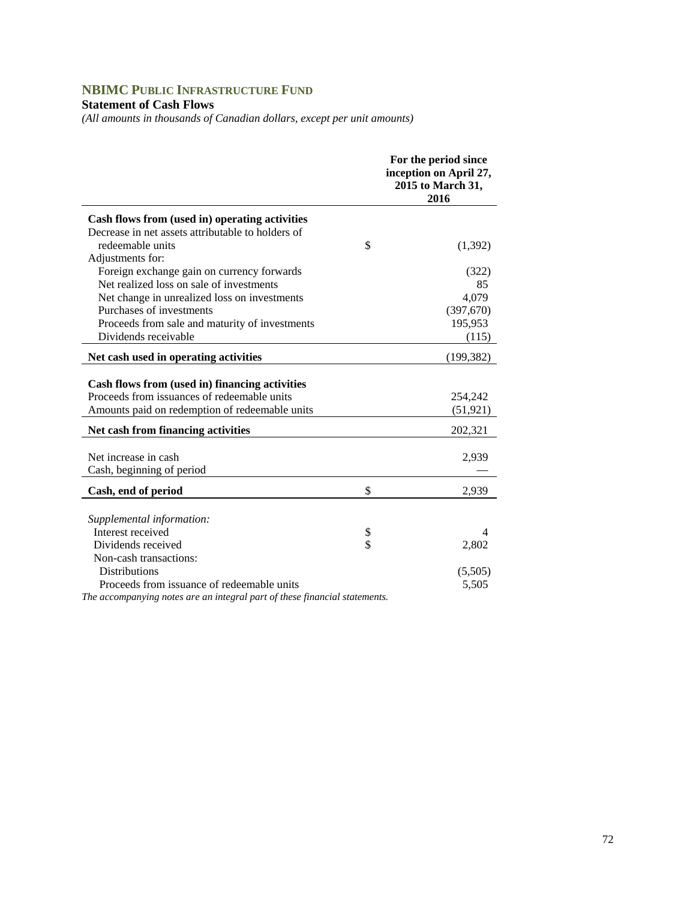## NBIMC PUBLIC INFRASTRUCTURE FUND

**Statement of Cash Flows**

*(All amounts in thousands of Canadian dollars, except per unit amounts)*

| | | For the period since inception on April 27, 2015 to March 31, 2016 |
|---|---|---|
| **Cash flows from (used in) operating activities** | | |
| Decrease in net assets attributable to holders of redeemable units | $ | (1,392) |
| Adjustments for: | | |
| Foreign exchange gain on currency forwards | | (322) |
| Net realized loss on sale of investments | | 85 |
| Net change in unrealized loss on investments | | 4,079 |
| Purchases of investments | | (397,670) |
| Proceeds from sale and maturity of investments | | 195,953 |
| Dividends receivable | | (115) |
| **Net cash used in operating activities** | | (199,382) |
| **Cash flows from (used in) financing activities** | | |
| Proceeds from issuances of redeemable units | | 254,242 |
| Amounts paid on redemption of redeemable units | | (51,921) |
| **Net cash from financing activities** | | 202,321 |
| Net increase in cash | | 2,939 |
| Cash, beginning of period | | — |
| **Cash, end of period** | $ | 2,939 |
| *Supplemental information:* | | |
| Interest received | $ | 4 |
| Dividends received | $ | 2,802 |
| Non-cash transactions: | | |
| Distributions | | (5,505) |
| Proceeds from issuance of redeemable units | | 5,505 |

*The accompanying notes are an integral part of these financial statements.*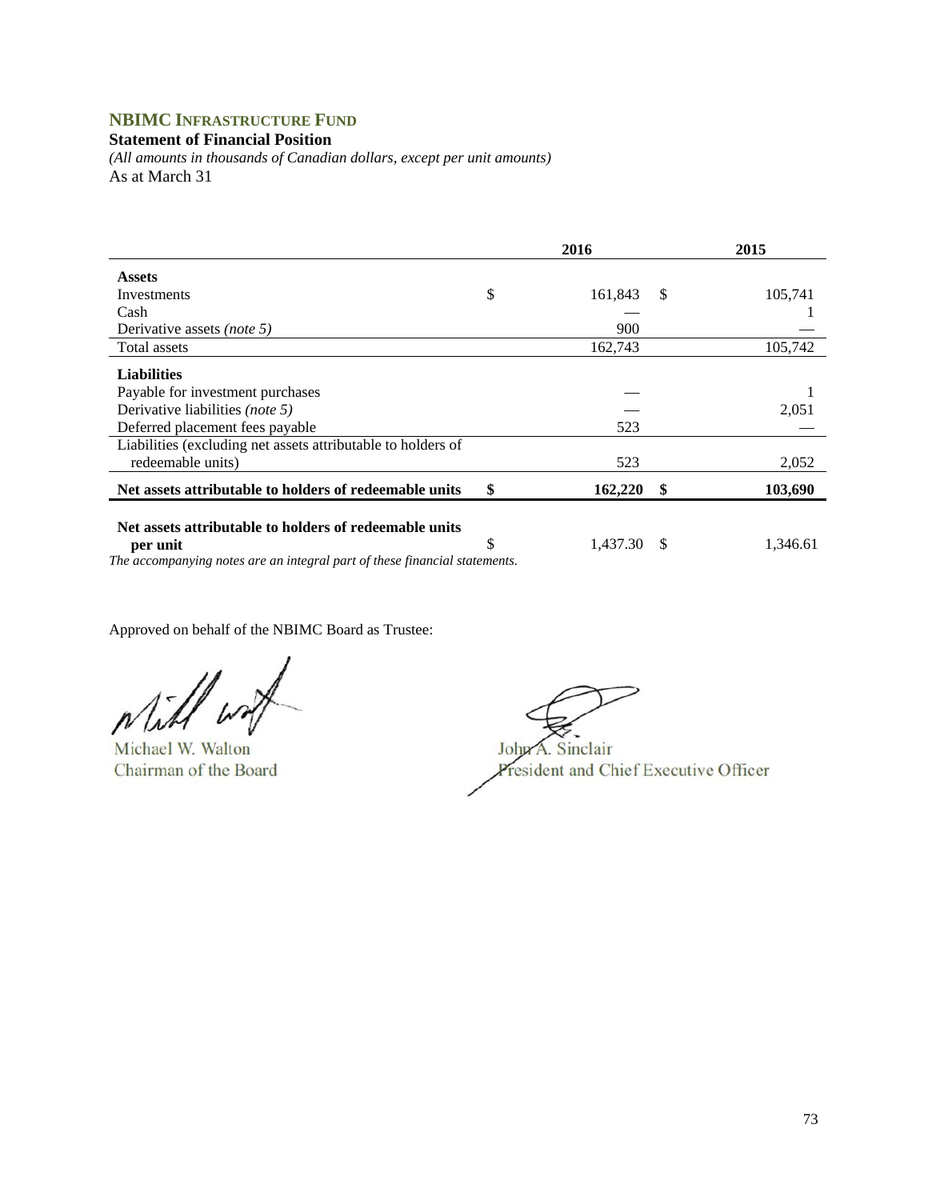## NBIMC Infrastructure Fund

**Statement of Financial Position**

*(All amounts in thousands of Canadian dollars, except per unit amounts)*

As at March 31

| | 2016 | 2015 |
|---|---|---|
| **Assets** | | |
| Investments | $ 161,843 | $ 105,741 |
| Cash | — | 1 |
| Derivative assets *(note 5)* | 900 | — |
| Total assets | 162,743 | 105,742 |
| **Liabilities** | | |
| Payable for investment purchases | — | 1 |
| Derivative liabilities *(note 5)* | — | 2,051 |
| Deferred placement fees payable | 523 | — |
| Liabilities (excluding net assets attributable to holders of redeemable units) | 523 | 2,052 |
| **Net assets attributable to holders of redeemable units** | **$ 162,220** | **$ 103,690** |
| **Net assets attributable to holders of redeemable units per unit** | $ 1,437.30 | $ 1,346.61 |

*The accompanying notes are an integral part of these financial statements.*

Approved on behalf of the NBIMC Board as Trustee:

Michael W. Walton
Chairman of the Board

John A. Sinclair
President and Chief Executive Officer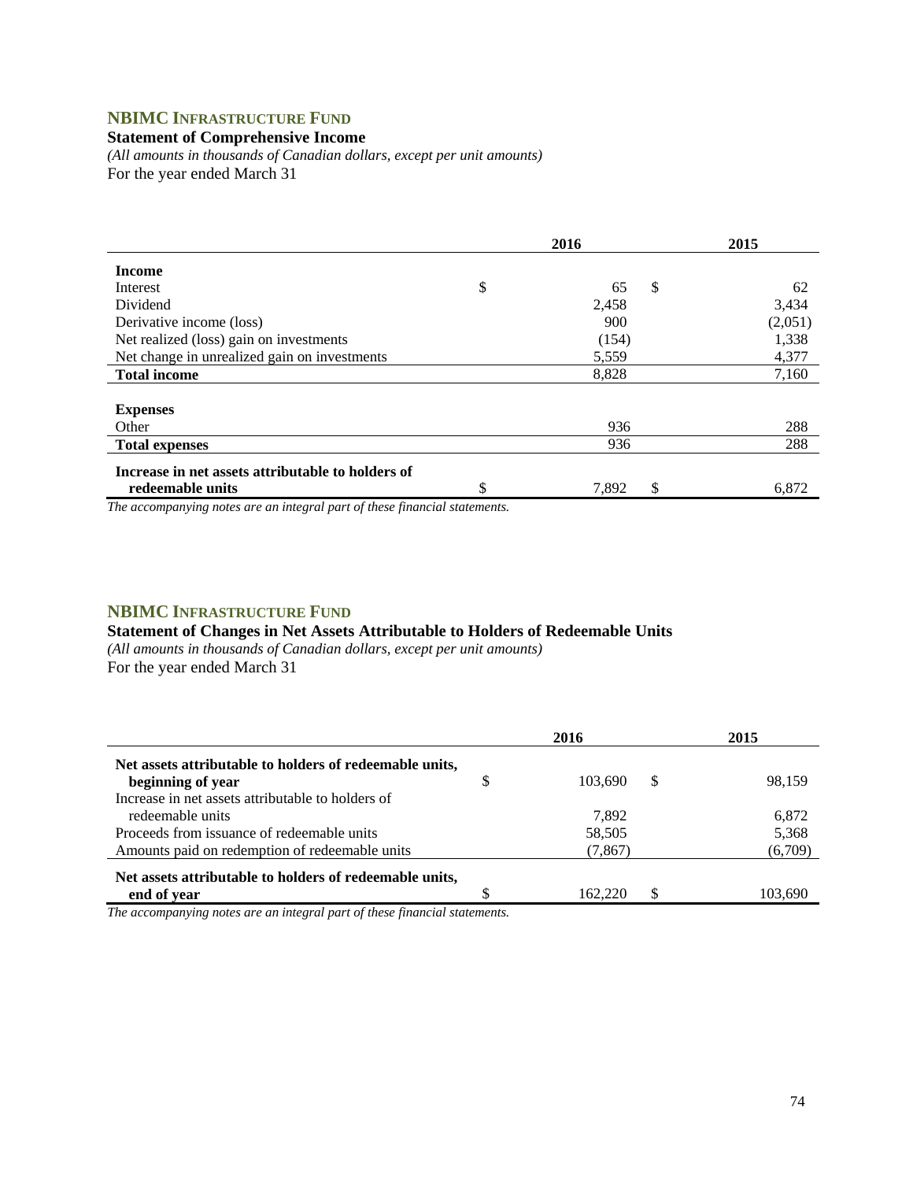## NBIMC INFRASTRUCTURE FUND

**Statement of Comprehensive Income**

*(All amounts in thousands of Canadian dollars, except per unit amounts)*

For the year ended March 31

| | 2016 | 2015 |
|---|---|---|
| **Income** | | |
| Interest | $ 65 | $ 62 |
| Dividend | 2,458 | 3,434 |
| Derivative income (loss) | 900 | (2,051) |
| Net realized (loss) gain on investments | (154) | 1,338 |
| Net change in unrealized gain on investments | 5,559 | 4,377 |
| **Total income** | 8,828 | 7,160 |
| **Expenses** | | |
| Other | 936 | 288 |
| **Total expenses** | 936 | 288 |
| **Increase in net assets attributable to holders of redeemable units** | $ 7,892 | $ 6,872 |

*The accompanying notes are an integral part of these financial statements.*

## NBIMC INFRASTRUCTURE FUND

**Statement of Changes in Net Assets Attributable to Holders of Redeemable Units**

*(All amounts in thousands of Canadian dollars, except per unit amounts)*

For the year ended March 31

| | 2016 | 2015 |
|---|---|---|
| **Net assets attributable to holders of redeemable units, beginning of year** | $ 103,690 | $ 98,159 |
| Increase in net assets attributable to holders of redeemable units | 7,892 | 6,872 |
| Proceeds from issuance of redeemable units | 58,505 | 5,368 |
| Amounts paid on redemption of redeemable units | (7,867) | (6,709) |
| **Net assets attributable to holders of redeemable units, end of year** | $ 162,220 | $ 103,690 |

*The accompanying notes are an integral part of these financial statements.*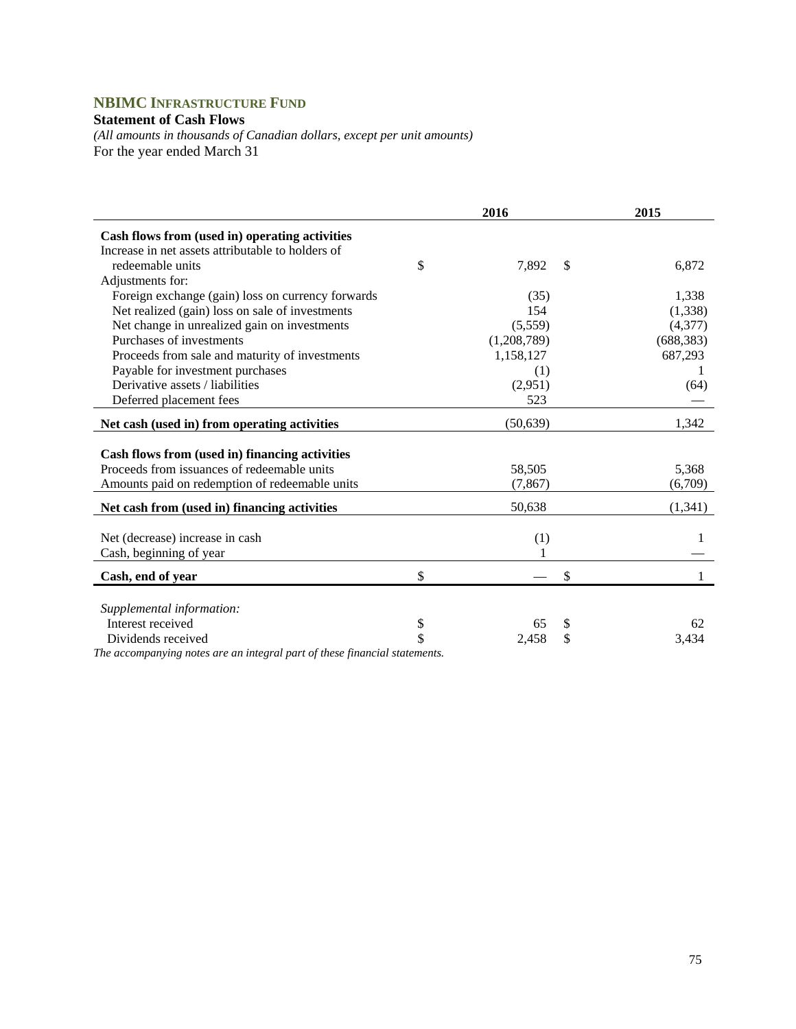## NBIMC INFRASTRUCTURE FUND

**Statement of Cash Flows**

*(All amounts in thousands of Canadian dollars, except per unit amounts)*

For the year ended March 31

| | 2016 | 2015 |
|---|---|---|
| **Cash flows from (used in) operating activities** | | |
| Increase in net assets attributable to holders of redeemable units | $ 7,892 | $ 6,872 |
| Adjustments for: | | |
| Foreign exchange (gain) loss on currency forwards | (35) | 1,338 |
| Net realized (gain) loss on sale of investments | 154 | (1,338) |
| Net change in unrealized gain on investments | (5,559) | (4,377) |
| Purchases of investments | (1,208,789) | (688,383) |
| Proceeds from sale and maturity of investments | 1,158,127 | 687,293 |
| Payable for investment purchases | (1) | 1 |
| Derivative assets / liabilities | (2,951) | (64) |
| Deferred placement fees | 523 | — |
| **Net cash (used in) from operating activities** | (50,639) | 1,342 |
| | | |
| **Cash flows from (used in) financing activities** | | |
| Proceeds from issuances of redeemable units | 58,505 | 5,368 |
| Amounts paid on redemption of redeemable units | (7,867) | (6,709) |
| **Net cash from (used in) financing activities** | 50,638 | (1,341) |
| | | |
| Net (decrease) increase in cash | (1) | 1 |
| Cash, beginning of year | 1 | — |
| **Cash, end of year** | $ — | $ 1 |
| | | |
| *Supplemental information:* | | |
| Interest received | $ 65 | $ 62 |
| Dividends received | $ 2,458 | $ 3,434 |

*The accompanying notes are an integral part of these financial statements.*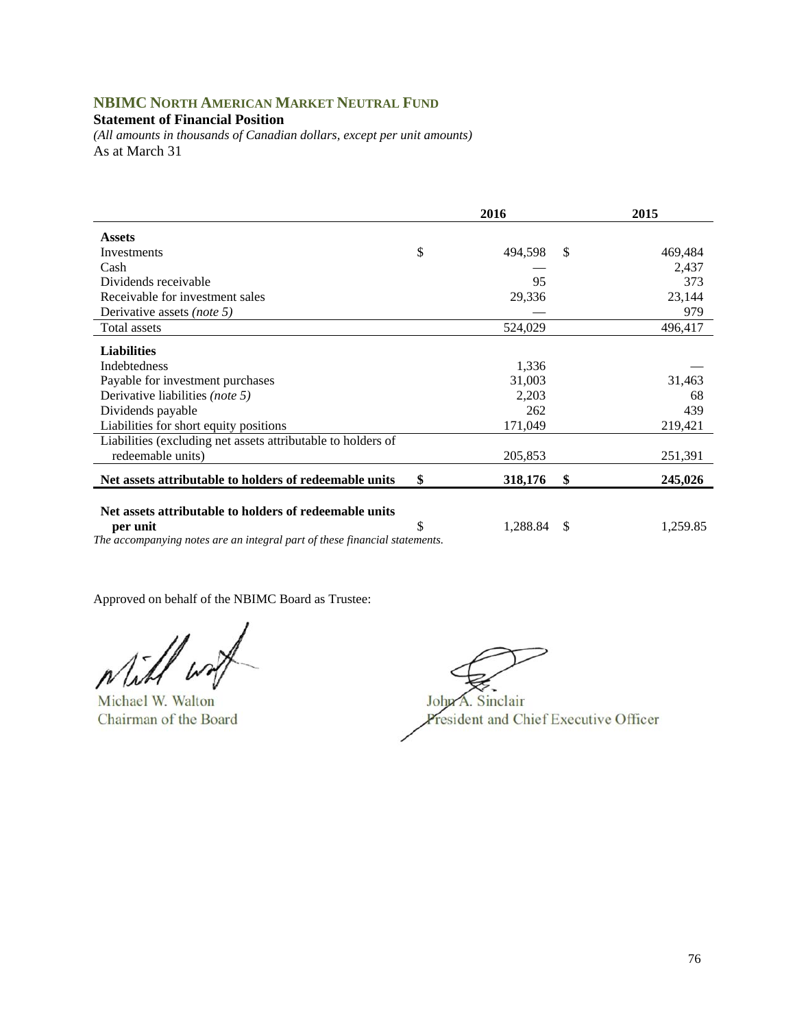## NBIMC NORTH AMERICAN MARKET NEUTRAL FUND

**Statement of Financial Position**

*(All amounts in thousands of Canadian dollars, except per unit amounts)*

As at March 31

| | 2016 | 2015 |
|---|---|---|
| **Assets** | | |
| Investments | $ 494,598 | $ 469,484 |
| Cash | — | 2,437 |
| Dividends receivable | 95 | 373 |
| Receivable for investment sales | 29,336 | 23,144 |
| Derivative assets *(note 5)* | — | 979 |
| Total assets | 524,029 | 496,417 |
| **Liabilities** | | |
| Indebtedness | 1,336 | — |
| Payable for investment purchases | 31,003 | 31,463 |
| Derivative liabilities *(note 5)* | 2,203 | 68 |
| Dividends payable | 262 | 439 |
| Liabilities for short equity positions | 171,049 | 219,421 |
| Liabilities (excluding net assets attributable to holders of redeemable units) | 205,853 | 251,391 |
| **Net assets attributable to holders of redeemable units** | **$ 318,176** | **$ 245,026** |
| **Net assets attributable to holders of redeemable units per unit** | $ 1,288.84 | $ 1,259.85 |

*The accompanying notes are an integral part of these financial statements.*

Approved on behalf of the NBIMC Board as Trustee:

Michael W. Walton
Chairman of the Board

John A. Sinclair
President and Chief Executive Officer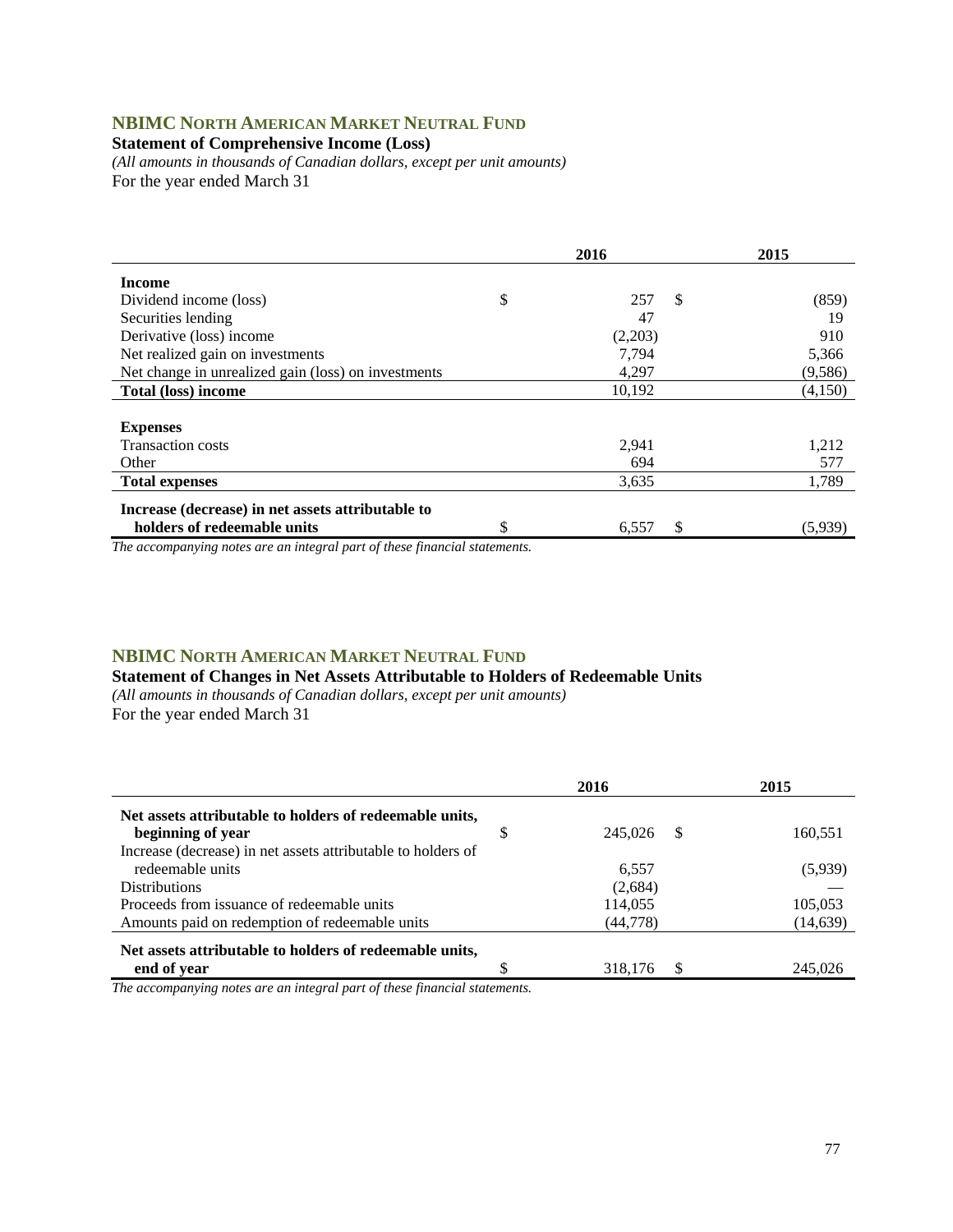## NBIMC North American Market Neutral Fund

**Statement of Comprehensive Income (Loss)**

*(All amounts in thousands of Canadian dollars, except per unit amounts)*

For the year ended March 31

| | 2016 | 2015 |
|---|---|---|
| **Income** | | |
| Dividend income (loss) | $ 257 | $ (859) |
| Securities lending | 47 | 19 |
| Derivative (loss) income | (2,203) | 910 |
| Net realized gain on investments | 7,794 | 5,366 |
| Net change in unrealized gain (loss) on investments | 4,297 | (9,586) |
| **Total (loss) income** | 10,192 | (4,150) |
| **Expenses** | | |
| Transaction costs | 2,941 | 1,212 |
| Other | 694 | 577 |
| **Total expenses** | 3,635 | 1,789 |
| **Increase (decrease) in net assets attributable to holders of redeemable units** | $ 6,557 | $ (5,939) |

*The accompanying notes are an integral part of these financial statements.*

## NBIMC North American Market Neutral Fund

**Statement of Changes in Net Assets Attributable to Holders of Redeemable Units**

*(All amounts in thousands of Canadian dollars, except per unit amounts)*

For the year ended March 31

| | 2016 | 2015 |
|---|---|---|
| **Net assets attributable to holders of redeemable units, beginning of year** | $ 245,026 | $ 160,551 |
| Increase (decrease) in net assets attributable to holders of redeemable units | 6,557 | (5,939) |
| Distributions | (2,684) | — |
| Proceeds from issuance of redeemable units | 114,055 | 105,053 |
| Amounts paid on redemption of redeemable units | (44,778) | (14,639) |
| **Net assets attributable to holders of redeemable units, end of year** | $ 318,176 | $ 245,026 |

*The accompanying notes are an integral part of these financial statements.*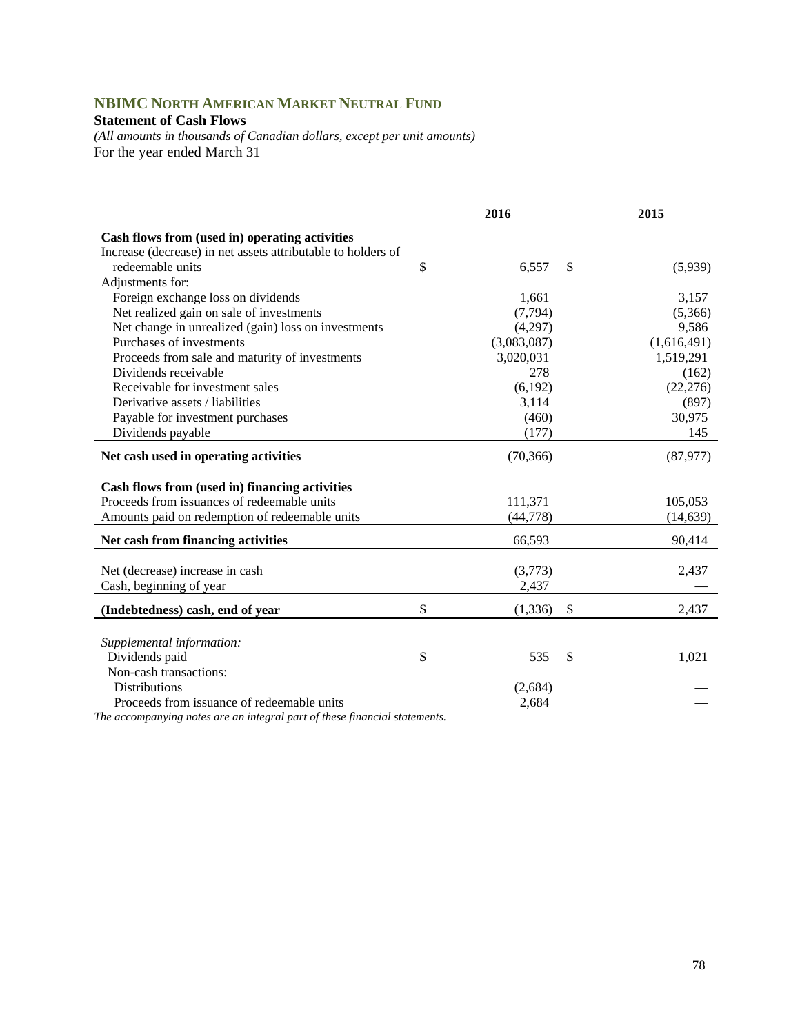## NBIMC North American Market Neutral Fund

**Statement of Cash Flows**

*(All amounts in thousands of Canadian dollars, except per unit amounts)*

For the year ended March 31

| | 2016 | 2015 |
|---|---|---|
| **Cash flows from (used in) operating activities** | | |
| Increase (decrease) in net assets attributable to holders of redeemable units | $ 6,557 | $ (5,939) |
| Adjustments for: | | |
| Foreign exchange loss on dividends | 1,661 | 3,157 |
| Net realized gain on sale of investments | (7,794) | (5,366) |
| Net change in unrealized (gain) loss on investments | (4,297) | 9,586 |
| Purchases of investments | (3,083,087) | (1,616,491) |
| Proceeds from sale and maturity of investments | 3,020,031 | 1,519,291 |
| Dividends receivable | 278 | (162) |
| Receivable for investment sales | (6,192) | (22,276) |
| Derivative assets / liabilities | 3,114 | (897) |
| Payable for investment purchases | (460) | 30,975 |
| Dividends payable | (177) | 145 |
| **Net cash used in operating activities** | (70,366) | (87,977) |
| | | |
| **Cash flows from (used in) financing activities** | | |
| Proceeds from issuances of redeemable units | 111,371 | 105,053 |
| Amounts paid on redemption of redeemable units | (44,778) | (14,639) |
| **Net cash from financing activities** | 66,593 | 90,414 |
| | | |
| Net (decrease) increase in cash | (3,773) | 2,437 |
| Cash, beginning of year | 2,437 | — |
| **(Indebtedness) cash, end of year** | $ (1,336) | $ 2,437 |
| | | |
| *Supplemental information:* | | |
| Dividends paid | $ 535 | $ 1,021 |
| Non-cash transactions: | | |
| Distributions | (2,684) | — |
| Proceeds from issuance of redeemable units | 2,684 | — |

*The accompanying notes are an integral part of these financial statements.*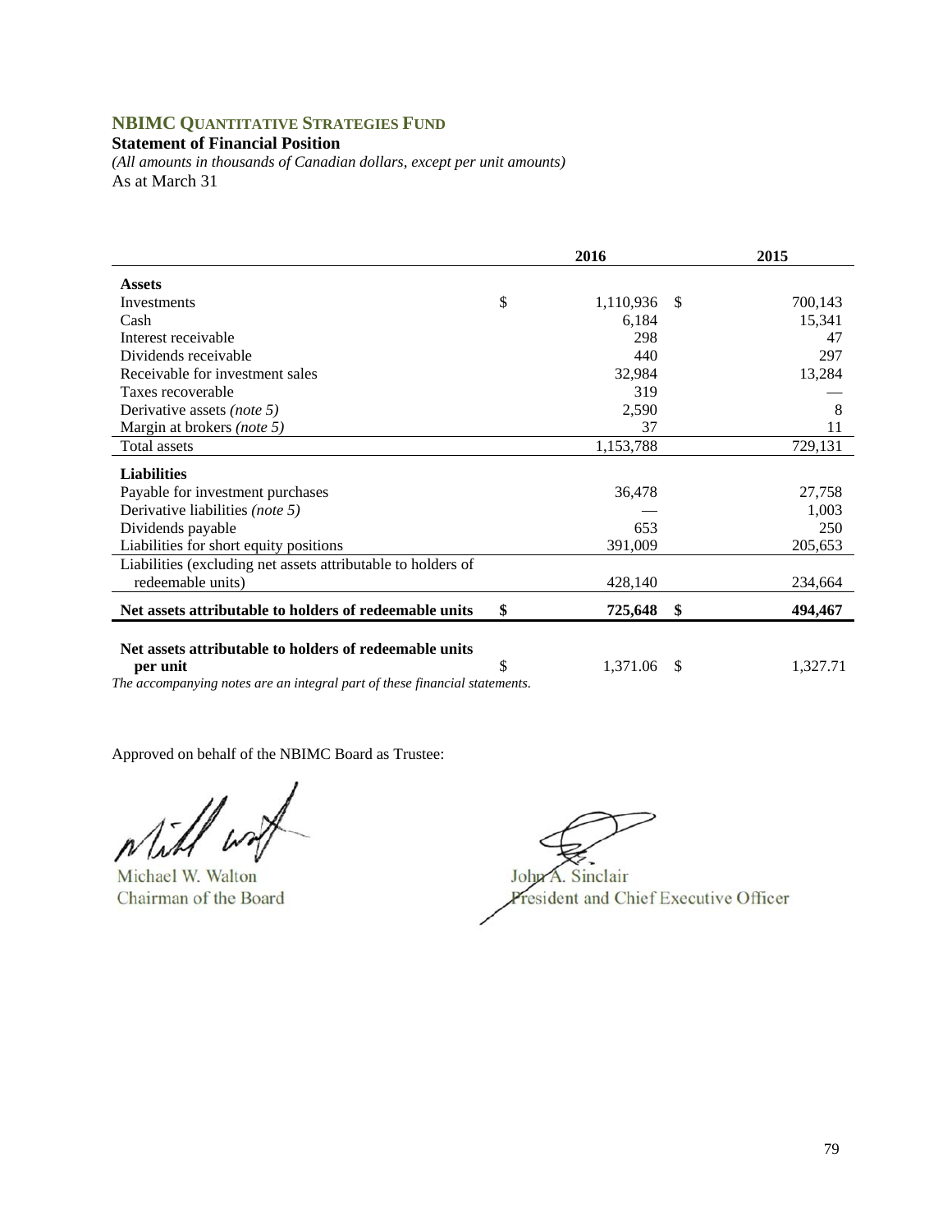## NBIMC QUANTITATIVE STRATEGIES FUND

**Statement of Financial Position**

*(All amounts in thousands of Canadian dollars, except per unit amounts)*

As at March 31

| | 2016 | 2015 |
|---|---|---|
| **Assets** | | |
| Investments | $ 1,110,936 | $ 700,143 |
| Cash | 6,184 | 15,341 |
| Interest receivable | 298 | 47 |
| Dividends receivable | 440 | 297 |
| Receivable for investment sales | 32,984 | 13,284 |
| Taxes recoverable | 319 | — |
| Derivative assets *(note 5)* | 2,590 | 8 |
| Margin at brokers *(note 5)* | 37 | 11 |
| Total assets | 1,153,788 | 729,131 |
| **Liabilities** | | |
| Payable for investment purchases | 36,478 | 27,758 |
| Derivative liabilities *(note 5)* | — | 1,003 |
| Dividends payable | 653 | 250 |
| Liabilities for short equity positions | 391,009 | 205,653 |
| Liabilities (excluding net assets attributable to holders of redeemable units) | 428,140 | 234,664 |
| **Net assets attributable to holders of redeemable units** | **$ 725,648** | **$ 494,467** |
| **Net assets attributable to holders of redeemable units per unit** | $ 1,371.06 | $ 1,327.71 |

*The accompanying notes are an integral part of these financial statements.*

Approved on behalf of the NBIMC Board as Trustee:

Michael W. Walton
Chairman of the Board

John A. Sinclair
President and Chief Executive Officer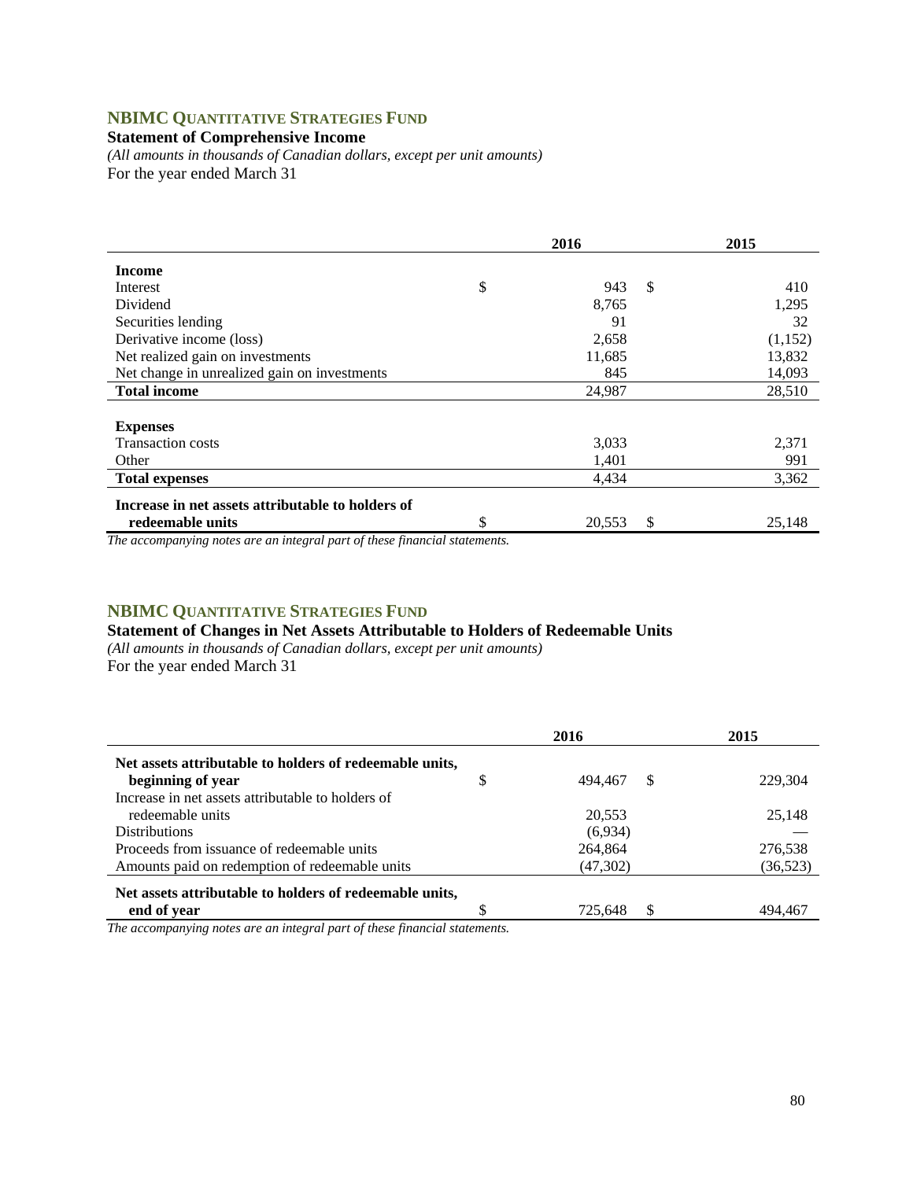## NBIMC QUANTITATIVE STRATEGIES FUND

### Statement of Comprehensive Income

*(All amounts in thousands of Canadian dollars, except per unit amounts)*
For the year ended March 31

| | 2016 | 2015 |
|---|---|---|
| **Income** | | |
| Interest | $ 943 | $ 410 |
| Dividend | 8,765 | 1,295 |
| Securities lending | 91 | 32 |
| Derivative income (loss) | 2,658 | (1,152) |
| Net realized gain on investments | 11,685 | 13,832 |
| Net change in unrealized gain on investments | 845 | 14,093 |
| **Total income** | 24,987 | 28,510 |
| **Expenses** | | |
| Transaction costs | 3,033 | 2,371 |
| Other | 1,401 | 991 |
| **Total expenses** | 4,434 | 3,362 |
| **Increase in net assets attributable to holders of redeemable units** | $ 20,553 | $ 25,148 |

*The accompanying notes are an integral part of these financial statements.*

## NBIMC QUANTITATIVE STRATEGIES FUND

### Statement of Changes in Net Assets Attributable to Holders of Redeemable Units

*(All amounts in thousands of Canadian dollars, except per unit amounts)*
For the year ended March 31

| | 2016 | 2015 |
|---|---|---|
| **Net assets attributable to holders of redeemable units, beginning of year** | $ 494,467 | $ 229,304 |
| Increase in net assets attributable to holders of redeemable units | 20,553 | 25,148 |
| Distributions | (6,934) | — |
| Proceeds from issuance of redeemable units | 264,864 | 276,538 |
| Amounts paid on redemption of redeemable units | (47,302) | (36,523) |
| **Net assets attributable to holders of redeemable units, end of year** | $ 725,648 | $ 494,467 |

*The accompanying notes are an integral part of these financial statements.*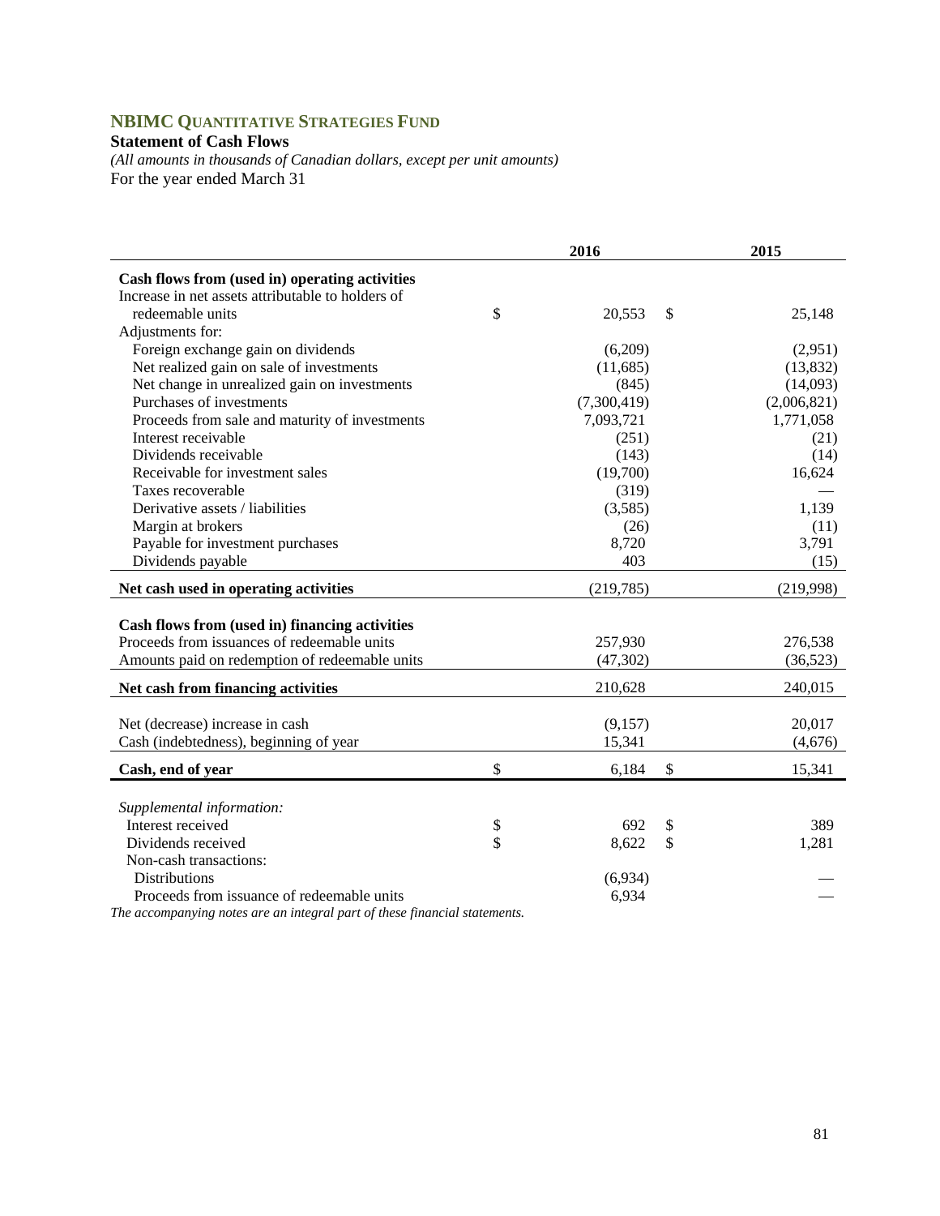# NBIMC QUANTITATIVE STRATEGIES FUND

**Statement of Cash Flows**

*(All amounts in thousands of Canadian dollars, except per unit amounts)*

For the year ended March 31

| | 2016 | 2015 |
|---|---|---|
| **Cash flows from (used in) operating activities** | | |
| Increase in net assets attributable to holders of redeemable units | $ 20,553 | $ 25,148 |
| Adjustments for: | | |
| Foreign exchange gain on dividends | (6,209) | (2,951) |
| Net realized gain on sale of investments | (11,685) | (13,832) |
| Net change in unrealized gain on investments | (845) | (14,093) |
| Purchases of investments | (7,300,419) | (2,006,821) |
| Proceeds from sale and maturity of investments | 7,093,721 | 1,771,058 |
| Interest receivable | (251) | (21) |
| Dividends receivable | (143) | (14) |
| Receivable for investment sales | (19,700) | 16,624 |
| Taxes recoverable | (319) | — |
| Derivative assets / liabilities | (3,585) | 1,139 |
| Margin at brokers | (26) | (11) |
| Payable for investment purchases | 8,720 | 3,791 |
| Dividends payable | 403 | (15) |
| **Net cash used in operating activities** | (219,785) | (219,998) |
| **Cash flows from (used in) financing activities** | | |
| Proceeds from issuances of redeemable units | 257,930 | 276,538 |
| Amounts paid on redemption of redeemable units | (47,302) | (36,523) |
| **Net cash from financing activities** | 210,628 | 240,015 |
| Net (decrease) increase in cash | (9,157) | 20,017 |
| Cash (indebtedness), beginning of year | 15,341 | (4,676) |
| **Cash, end of year** | $ 6,184 | $ 15,341 |
| *Supplemental information:* | | |
| Interest received | $ 692 | $ 389 |
| Dividends received | $ 8,622 | $ 1,281 |
| Non-cash transactions: | | |
| Distributions | (6,934) | — |
| Proceeds from issuance of redeemable units | 6,934 | — |

*The accompanying notes are an integral part of these financial statements.*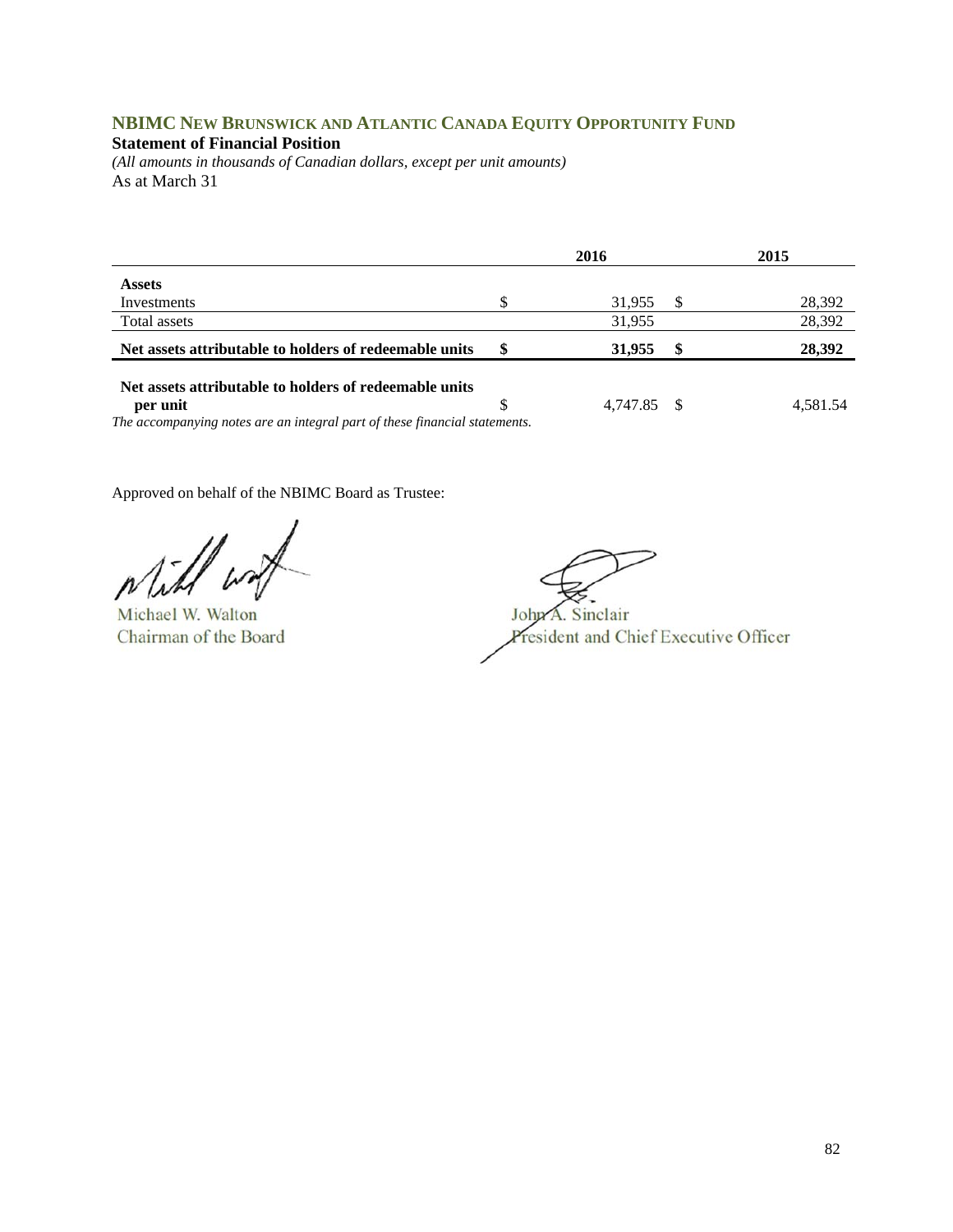## NBIMC New Brunswick and Atlantic Canada Equity Opportunity Fund

**Statement of Financial Position**

*(All amounts in thousands of Canadian dollars, except per unit amounts)*

As at March 31

| | 2016 | 2015 |
|---|---|---|
| **Assets** | | |
| Investments | $ 31,955 | $ 28,392 |
| Total assets | 31,955 | 28,392 |
| **Net assets attributable to holders of redeemable units** | **$ 31,955** | **$ 28,392** |
| **Net assets attributable to holders of redeemable units per unit** | $ 4,747.85 | $ 4,581.54 |

*The accompanying notes are an integral part of these financial statements.*

Approved on behalf of the NBIMC Board as Trustee:

Michael W. Walton
Chairman of the Board

John A. Sinclair
President and Chief Executive Officer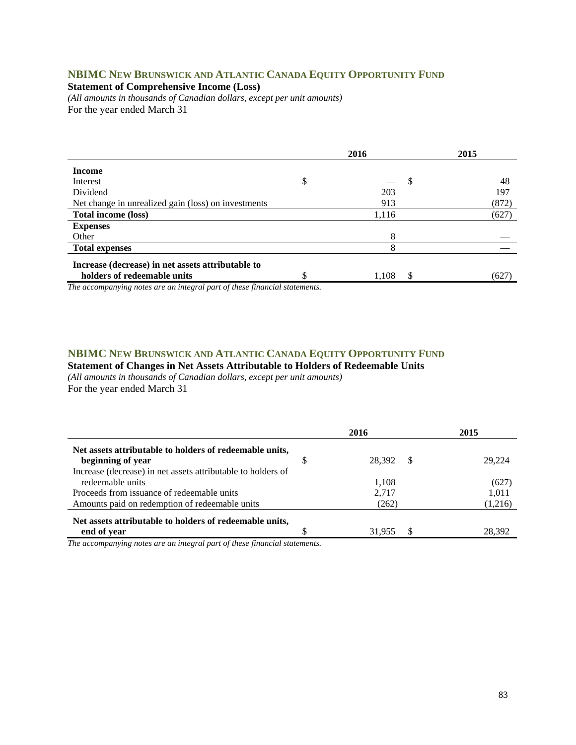## NBIMC New Brunswick and Atlantic Canada Equity Opportunity Fund

**Statement of Comprehensive Income (Loss)**

*(All amounts in thousands of Canadian dollars, except per unit amounts)*

For the year ended March 31

| | 2016 | 2015 |
|---|---|---|
| **Income** | | |
| Interest | $ — | $ 48 |
| Dividend | 203 | 197 |
| Net change in unrealized gain (loss) on investments | 913 | (872) |
| **Total income (loss)** | 1,116 | (627) |
| **Expenses** | | |
| Other | 8 | — |
| **Total expenses** | 8 | — |
| **Increase (decrease) in net assets attributable to holders of redeemable units** | $ 1,108 | $ (627) |

*The accompanying notes are an integral part of these financial statements.*

## NBIMC New Brunswick and Atlantic Canada Equity Opportunity Fund

**Statement of Changes in Net Assets Attributable to Holders of Redeemable Units**

*(All amounts in thousands of Canadian dollars, except per unit amounts)*

For the year ended March 31

| | 2016 | 2015 |
|---|---|---|
| **Net assets attributable to holders of redeemable units, beginning of year** | $ 28,392 | $ 29,224 |
| Increase (decrease) in net assets attributable to holders of redeemable units | 1,108 | (627) |
| Proceeds from issuance of redeemable units | 2,717 | 1,011 |
| Amounts paid on redemption of redeemable units | (262) | (1,216) |
| **Net assets attributable to holders of redeemable units, end of year** | $ 31,955 | $ 28,392 |

*The accompanying notes are an integral part of these financial statements.*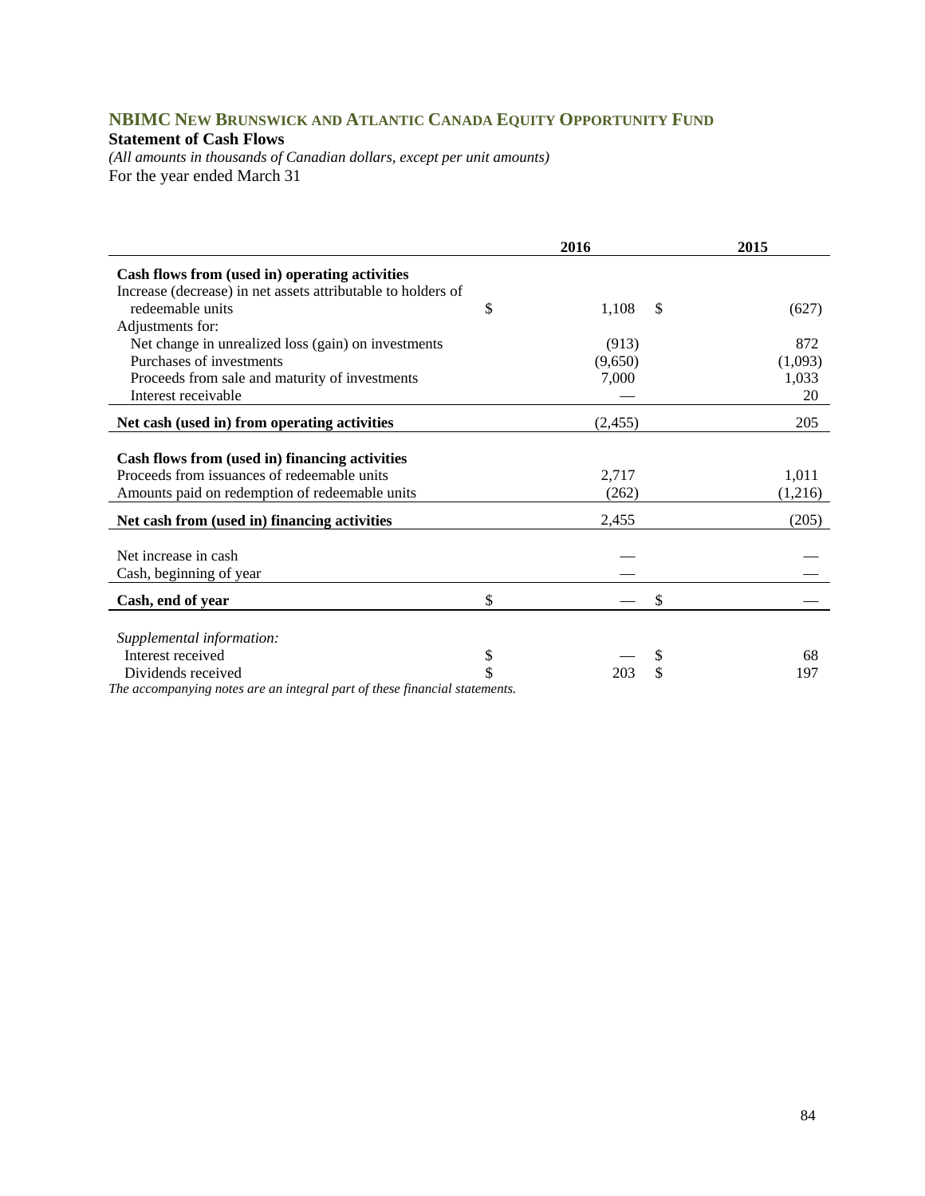## NBIMC NEW BRUNSWICK AND ATLANTIC CANADA EQUITY OPPORTUNITY FUND

**Statement of Cash Flows**

*(All amounts in thousands of Canadian dollars, except per unit amounts)*

For the year ended March 31

| | 2016 | 2015 |
|---|---|---|
| **Cash flows from (used in) operating activities** | | |
| Increase (decrease) in net assets attributable to holders of redeemable units | $ 1,108 | $ (627) |
| Adjustments for: | | |
| Net change in unrealized loss (gain) on investments | (913) | 872 |
| Purchases of investments | (9,650) | (1,093) |
| Proceeds from sale and maturity of investments | 7,000 | 1,033 |
| Interest receivable | — | 20 |
| **Net cash (used in) from operating activities** | (2,455) | 205 |
| **Cash flows from (used in) financing activities** | | |
| Proceeds from issuances of redeemable units | 2,717 | 1,011 |
| Amounts paid on redemption of redeemable units | (262) | (1,216) |
| **Net cash from (used in) financing activities** | 2,455 | (205) |
| Net increase in cash | — | — |
| Cash, beginning of year | — | — |
| **Cash, end of year** | $ — | $ — |
| *Supplemental information:* | | |
| Interest received | $ — | $ 68 |
| Dividends received | $ 203 | $ 197 |

*The accompanying notes are an integral part of these financial statements.*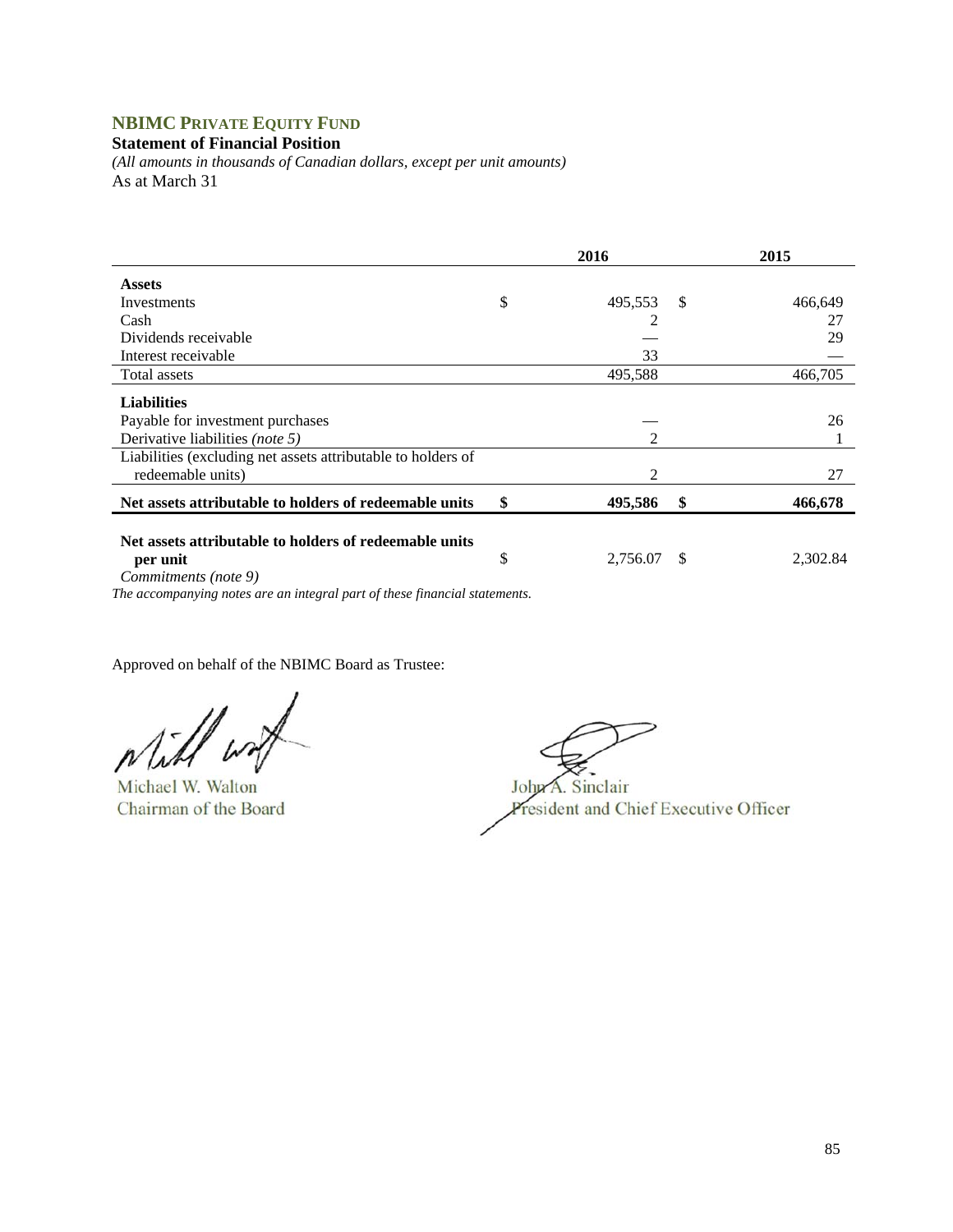# NBIMC PRIVATE EQUITY FUND

**Statement of Financial Position**

*(All amounts in thousands of Canadian dollars, except per unit amounts)*

As at March 31

| | 2016 | 2015 |
|---|---|---|
| **Assets** | | |
| Investments | $ 495,553 | $ 466,649 |
| Cash | 2 | 27 |
| Dividends receivable | — | 29 |
| Interest receivable | 33 | — |
| Total assets | 495,588 | 466,705 |
| **Liabilities** | | |
| Payable for investment purchases | — | 26 |
| Derivative liabilities *(note 5)* | 2 | 1 |
| Liabilities (excluding net assets attributable to holders of redeemable units) | 2 | 27 |
| **Net assets attributable to holders of redeemable units** | **$ 495,586** | **$ 466,678** |
| **Net assets attributable to holders of redeemable units per unit** | $ 2,756.07 | $ 2,302.84 |

*Commitments (note 9)*

*The accompanying notes are an integral part of these financial statements.*

Approved on behalf of the NBIMC Board as Trustee:

Michael W. Walton
Chairman of the Board

John A. Sinclair
President and Chief Executive Officer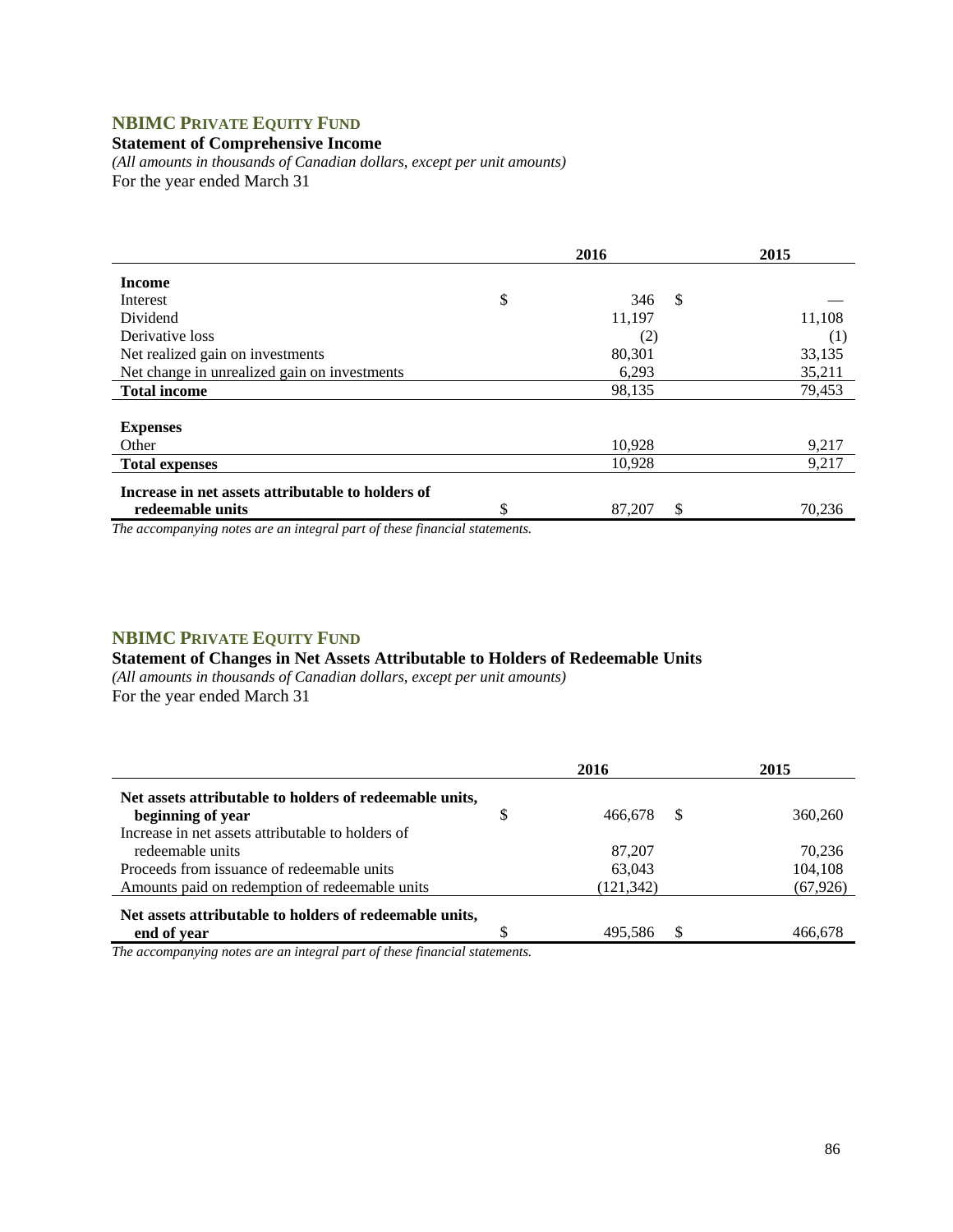## NBIMC PRIVATE EQUITY FUND

**Statement of Comprehensive Income**

*(All amounts in thousands of Canadian dollars, except per unit amounts)*

For the year ended March 31

| | 2016 | 2015 |
|---|---|---|
| **Income** | | |
| Interest | $ 346 | $ — |
| Dividend | 11,197 | 11,108 |
| Derivative loss | (2) | (1) |
| Net realized gain on investments | 80,301 | 33,135 |
| Net change in unrealized gain on investments | 6,293 | 35,211 |
| **Total income** | 98,135 | 79,453 |
| **Expenses** | | |
| Other | 10,928 | 9,217 |
| **Total expenses** | 10,928 | 9,217 |
| **Increase in net assets attributable to holders of redeemable units** | $ 87,207 | $ 70,236 |

*The accompanying notes are an integral part of these financial statements.*

## NBIMC PRIVATE EQUITY FUND

**Statement of Changes in Net Assets Attributable to Holders of Redeemable Units**

*(All amounts in thousands of Canadian dollars, except per unit amounts)*

For the year ended March 31

| | 2016 | 2015 |
|---|---|---|
| **Net assets attributable to holders of redeemable units, beginning of year** | $ 466,678 | $ 360,260 |
| Increase in net assets attributable to holders of redeemable units | 87,207 | 70,236 |
| Proceeds from issuance of redeemable units | 63,043 | 104,108 |
| Amounts paid on redemption of redeemable units | (121,342) | (67,926) |
| **Net assets attributable to holders of redeemable units, end of year** | $ 495,586 | $ 466,678 |

*The accompanying notes are an integral part of these financial statements.*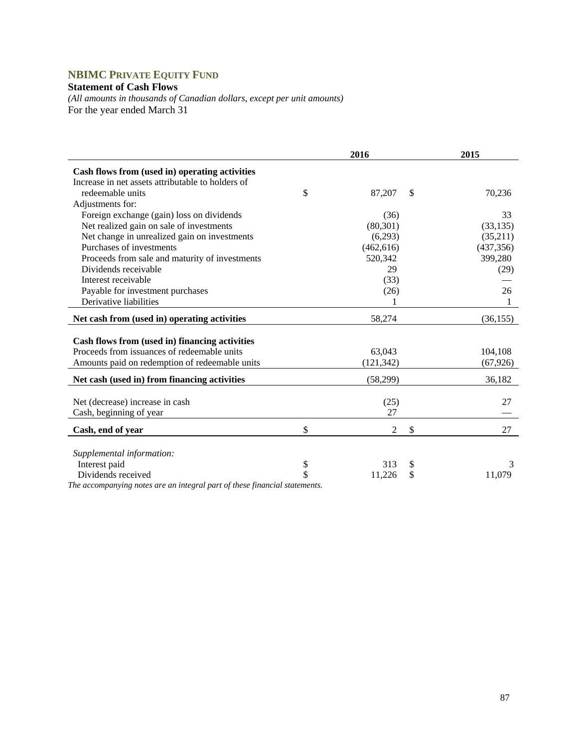## NBIMC PRIVATE EQUITY FUND

**Statement of Cash Flows**

*(All amounts in thousands of Canadian dollars, except per unit amounts)*

For the year ended March 31

| | 2016 | 2015 |
|---|---|---|
| **Cash flows from (used in) operating activities** | | |
| Increase in net assets attributable to holders of redeemable units | $ 87,207 | $ 70,236 |
| Adjustments for: | | |
| Foreign exchange (gain) loss on dividends | (36) | 33 |
| Net realized gain on sale of investments | (80,301) | (33,135) |
| Net change in unrealized gain on investments | (6,293) | (35,211) |
| Purchases of investments | (462,616) | (437,356) |
| Proceeds from sale and maturity of investments | 520,342 | 399,280 |
| Dividends receivable | 29 | (29) |
| Interest receivable | (33) | — |
| Payable for investment purchases | (26) | 26 |
| Derivative liabilities | 1 | 1 |
| **Net cash from (used in) operating activities** | 58,274 | (36,155) |
| | | |
| **Cash flows from (used in) financing activities** | | |
| Proceeds from issuances of redeemable units | 63,043 | 104,108 |
| Amounts paid on redemption of redeemable units | (121,342) | (67,926) |
| **Net cash (used in) from financing activities** | (58,299) | 36,182 |
| | | |
| Net (decrease) increase in cash | (25) | 27 |
| Cash, beginning of year | 27 | — |
| **Cash, end of year** | $ 2 | $ 27 |
| | | |
| *Supplemental information:* | | |
| Interest paid | $ 313 | $ 3 |
| Dividends received | $ 11,226 | $ 11,079 |

*The accompanying notes are an integral part of these financial statements.*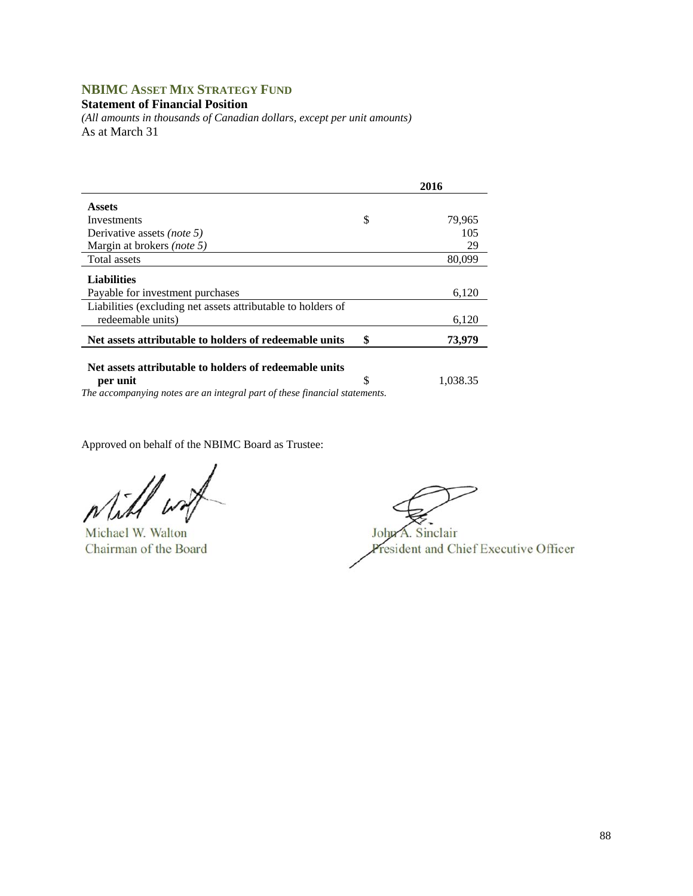## NBIMC ASSET MIX STRATEGY FUND

**Statement of Financial Position**

*(All amounts in thousands of Canadian dollars, except per unit amounts)*

As at March 31

| | | **2016** |
|---|---|---|
| **Assets** | | |
| Investments | $ | 79,965 |
| Derivative assets *(note 5)* | | 105 |
| Margin at brokers *(note 5)* | | 29 |
| Total assets | | 80,099 |
| **Liabilities** | | |
| Payable for investment purchases | | 6,120 |
| Liabilities (excluding net assets attributable to holders of redeemable units) | | 6,120 |
| **Net assets attributable to holders of redeemable units** | **$** | **73,979** |
| **Net assets attributable to holders of redeemable units per unit** | $ | 1,038.35 |

*The accompanying notes are an integral part of these financial statements.*

Approved on behalf of the NBIMC Board as Trustee:

Michael W. Walton
Chairman of the Board

John A. Sinclair
President and Chief Executive Officer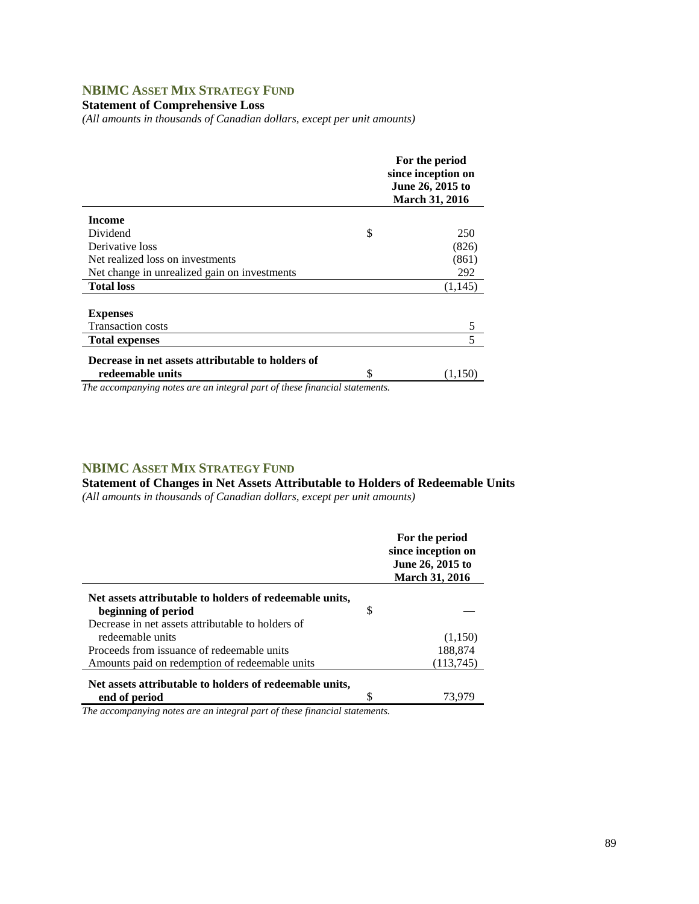## NBIMC Asset Mix Strategy Fund

### Statement of Comprehensive Loss

*(All amounts in thousands of Canadian dollars, except per unit amounts)*

| | | For the period since inception on June 26, 2015 to March 31, 2016 |
|---|---|---|
| **Income** | | |
| Dividend | $ | 250 |
| Derivative loss | | (826) |
| Net realized loss on investments | | (861) |
| Net change in unrealized gain on investments | | 292 |
| **Total loss** | | (1,145) |
| **Expenses** | | |
| Transaction costs | | 5 |
| **Total expenses** | | 5 |
| **Decrease in net assets attributable to holders of redeemable units** | $ | (1,150) |

*The accompanying notes are an integral part of these financial statements.*

## NBIMC Asset Mix Strategy Fund

### Statement of Changes in Net Assets Attributable to Holders of Redeemable Units

*(All amounts in thousands of Canadian dollars, except per unit amounts)*

| | | For the period since inception on June 26, 2015 to March 31, 2016 |
|---|---|---|
| **Net assets attributable to holders of redeemable units, beginning of period** | $ | — |
| Decrease in net assets attributable to holders of redeemable units | | (1,150) |
| Proceeds from issuance of redeemable units | | 188,874 |
| Amounts paid on redemption of redeemable units | | (113,745) |
| **Net assets attributable to holders of redeemable units, end of period** | $ | 73,979 |

*The accompanying notes are an integral part of these financial statements.*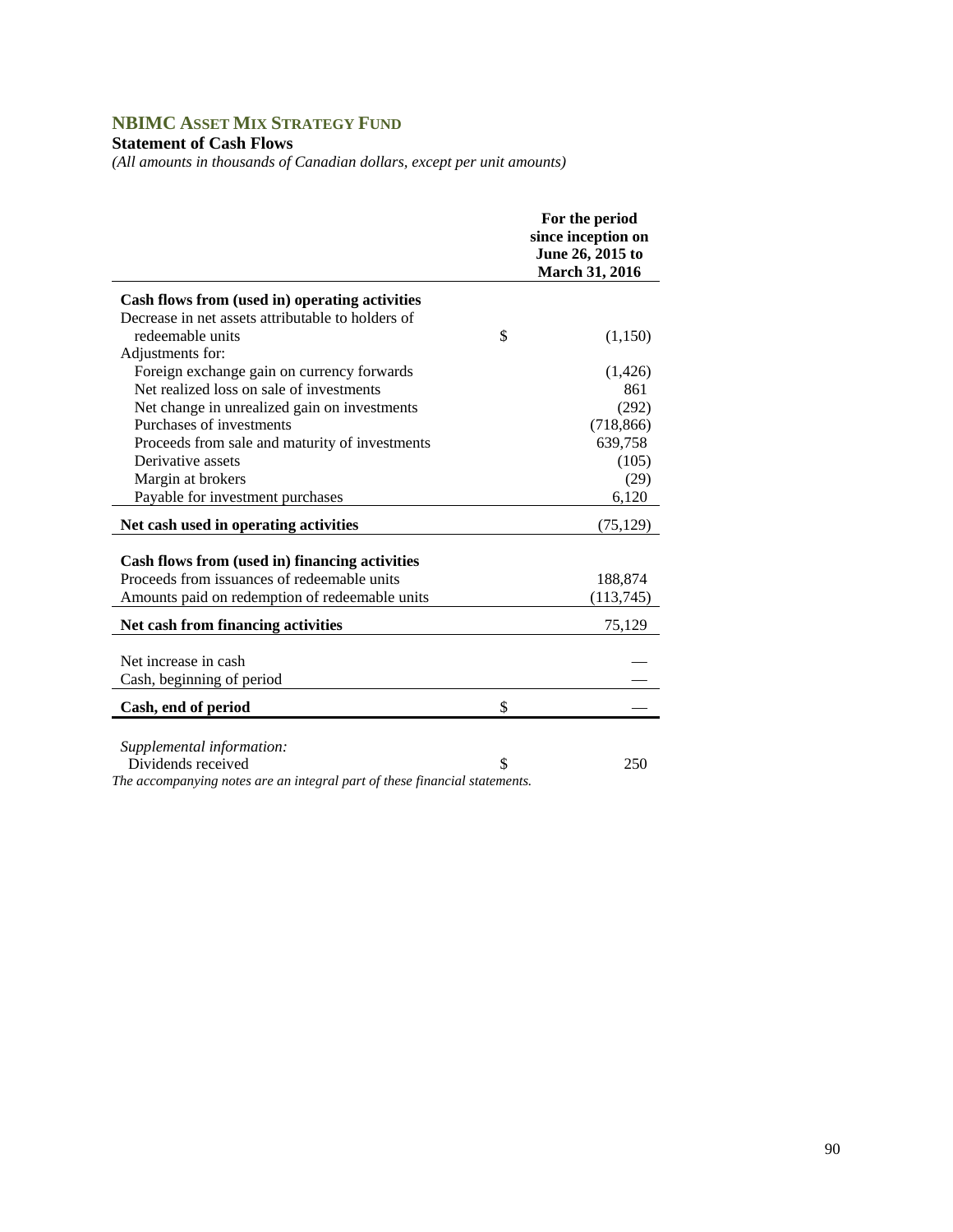## NBIMC ASSET MIX STRATEGY FUND

**Statement of Cash Flows**

*(All amounts in thousands of Canadian dollars, except per unit amounts)*

| | | For the period since inception on June 26, 2015 to March 31, 2016 |
|---|---|---|
| **Cash flows from (used in) operating activities** | | |
| Decrease in net assets attributable to holders of redeemable units | $ | (1,150) |
| Adjustments for: | | |
| Foreign exchange gain on currency forwards | | (1,426) |
| Net realized loss on sale of investments | | 861 |
| Net change in unrealized gain on investments | | (292) |
| Purchases of investments | | (718,866) |
| Proceeds from sale and maturity of investments | | 639,758 |
| Derivative assets | | (105) |
| Margin at brokers | | (29) |
| Payable for investment purchases | | 6,120 |
| **Net cash used in operating activities** | | (75,129) |
| **Cash flows from (used in) financing activities** | | |
| Proceeds from issuances of redeemable units | | 188,874 |
| Amounts paid on redemption of redeemable units | | (113,745) |
| **Net cash from financing activities** | | 75,129 |
| Net increase in cash | | — |
| Cash, beginning of period | | — |
| **Cash, end of period** | $ | — |
| *Supplemental information:* | | |
| Dividends received | $ | 250 |

*The accompanying notes are an integral part of these financial statements.*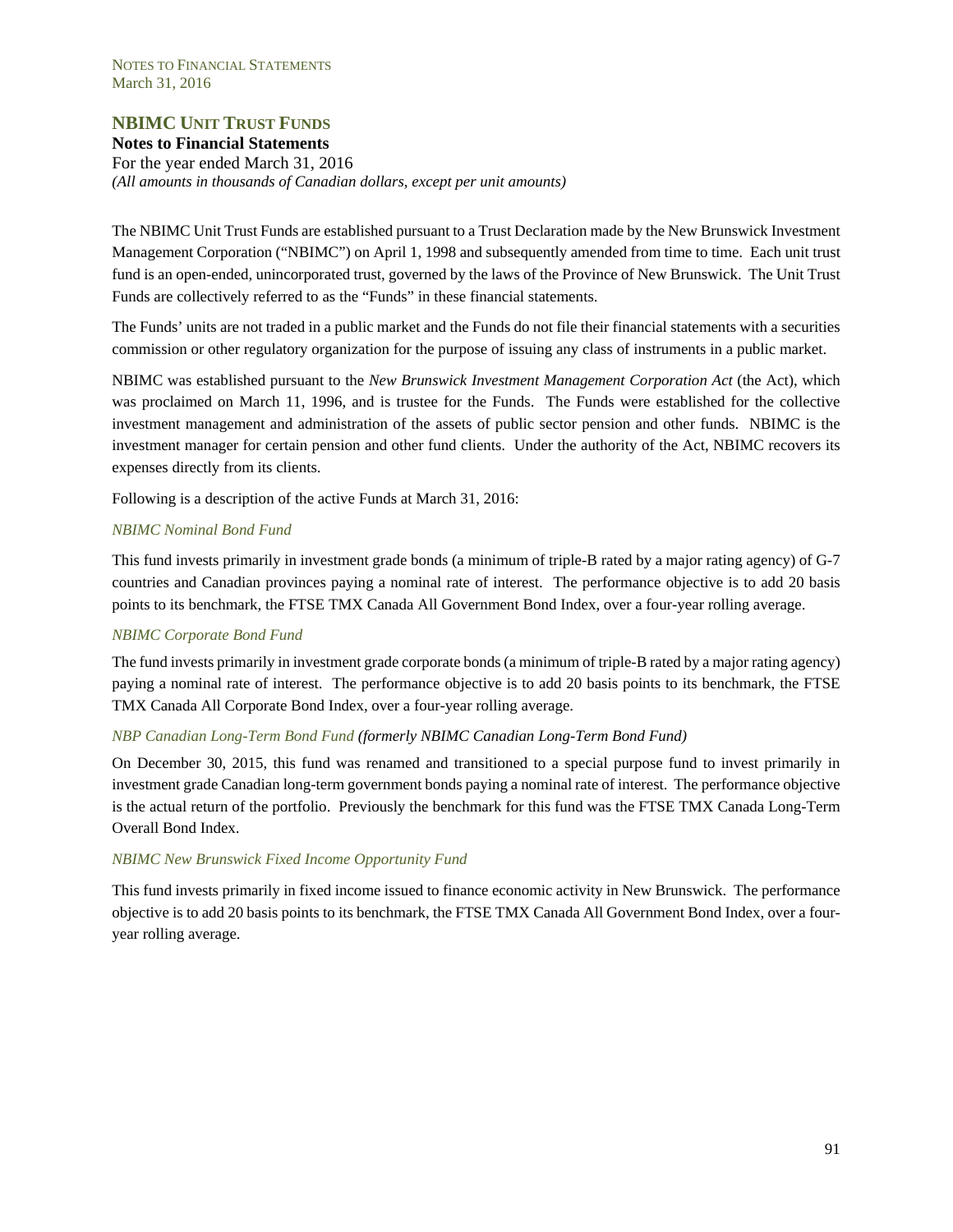## NBIMC Unit Trust Funds

**Notes to Financial Statements**

For the year ended March 31, 2016

*(All amounts in thousands of Canadian dollars, except per unit amounts)*

The NBIMC Unit Trust Funds are established pursuant to a Trust Declaration made by the New Brunswick Investment Management Corporation ("NBIMC") on April 1, 1998 and subsequently amended from time to time. Each unit trust fund is an open-ended, unincorporated trust, governed by the laws of the Province of New Brunswick. The Unit Trust Funds are collectively referred to as the "Funds" in these financial statements.

The Funds' units are not traded in a public market and the Funds do not file their financial statements with a securities commission or other regulatory organization for the purpose of issuing any class of instruments in a public market.

NBIMC was established pursuant to the *New Brunswick Investment Management Corporation Act* (the Act), which was proclaimed on March 11, 1996, and is trustee for the Funds. The Funds were established for the collective investment management and administration of the assets of public sector pension and other funds. NBIMC is the investment manager for certain pension and other fund clients. Under the authority of the Act, NBIMC recovers its expenses directly from its clients.

Following is a description of the active Funds at March 31, 2016:

*NBIMC Nominal Bond Fund*

This fund invests primarily in investment grade bonds (a minimum of triple-B rated by a major rating agency) of G-7 countries and Canadian provinces paying a nominal rate of interest. The performance objective is to add 20 basis points to its benchmark, the FTSE TMX Canada All Government Bond Index, over a four-year rolling average.

*NBIMC Corporate Bond Fund*

The fund invests primarily in investment grade corporate bonds (a minimum of triple-B rated by a major rating agency) paying a nominal rate of interest. The performance objective is to add 20 basis points to its benchmark, the FTSE TMX Canada All Corporate Bond Index, over a four-year rolling average.

*NBP Canadian Long-Term Bond Fund (formerly NBIMC Canadian Long-Term Bond Fund)*

On December 30, 2015, this fund was renamed and transitioned to a special purpose fund to invest primarily in investment grade Canadian long-term government bonds paying a nominal rate of interest. The performance objective is the actual return of the portfolio. Previously the benchmark for this fund was the FTSE TMX Canada Long-Term Overall Bond Index.

*NBIMC New Brunswick Fixed Income Opportunity Fund*

This fund invests primarily in fixed income issued to finance economic activity in New Brunswick. The performance objective is to add 20 basis points to its benchmark, the FTSE TMX Canada All Government Bond Index, over a four-year rolling average.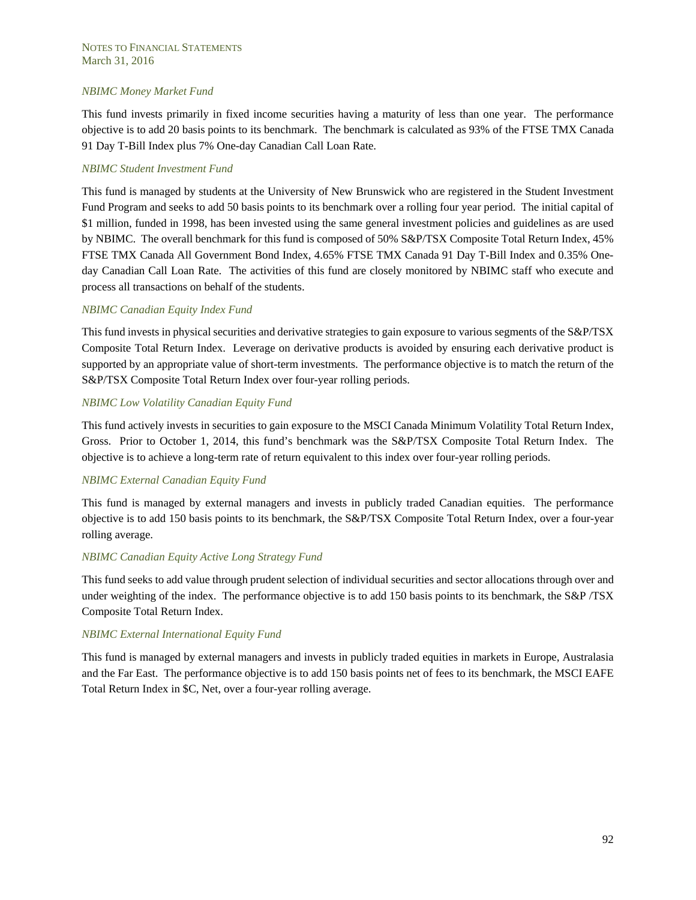*NBIMC Money Market Fund*

This fund invests primarily in fixed income securities having a maturity of less than one year. The performance objective is to add 20 basis points to its benchmark. The benchmark is calculated as 93% of the FTSE TMX Canada 91 Day T-Bill Index plus 7% One-day Canadian Call Loan Rate.

*NBIMC Student Investment Fund*

This fund is managed by students at the University of New Brunswick who are registered in the Student Investment Fund Program and seeks to add 50 basis points to its benchmark over a rolling four year period. The initial capital of $1 million, funded in 1998, has been invested using the same general investment policies and guidelines as are used by NBIMC. The overall benchmark for this fund is composed of 50% S&P/TSX Composite Total Return Index, 45% FTSE TMX Canada All Government Bond Index, 4.65% FTSE TMX Canada 91 Day T-Bill Index and 0.35% One-day Canadian Call Loan Rate. The activities of this fund are closely monitored by NBIMC staff who execute and process all transactions on behalf of the students.

*NBIMC Canadian Equity Index Fund*

This fund invests in physical securities and derivative strategies to gain exposure to various segments of the S&P/TSX Composite Total Return Index. Leverage on derivative products is avoided by ensuring each derivative product is supported by an appropriate value of short-term investments. The performance objective is to match the return of the S&P/TSX Composite Total Return Index over four-year rolling periods.

*NBIMC Low Volatility Canadian Equity Fund*

This fund actively invests in securities to gain exposure to the MSCI Canada Minimum Volatility Total Return Index, Gross. Prior to October 1, 2014, this fund's benchmark was the S&P/TSX Composite Total Return Index. The objective is to achieve a long-term rate of return equivalent to this index over four-year rolling periods.

*NBIMC External Canadian Equity Fund*

This fund is managed by external managers and invests in publicly traded Canadian equities. The performance objective is to add 150 basis points to its benchmark, the S&P/TSX Composite Total Return Index, over a four-year rolling average.

*NBIMC Canadian Equity Active Long Strategy Fund*

This fund seeks to add value through prudent selection of individual securities and sector allocations through over and under weighting of the index. The performance objective is to add 150 basis points to its benchmark, the S&P /TSX Composite Total Return Index.

*NBIMC External International Equity Fund*

This fund is managed by external managers and invests in publicly traded equities in markets in Europe, Australasia and the Far East. The performance objective is to add 150 basis points net of fees to its benchmark, the MSCI EAFE Total Return Index in $C, Net, over a four-year rolling average.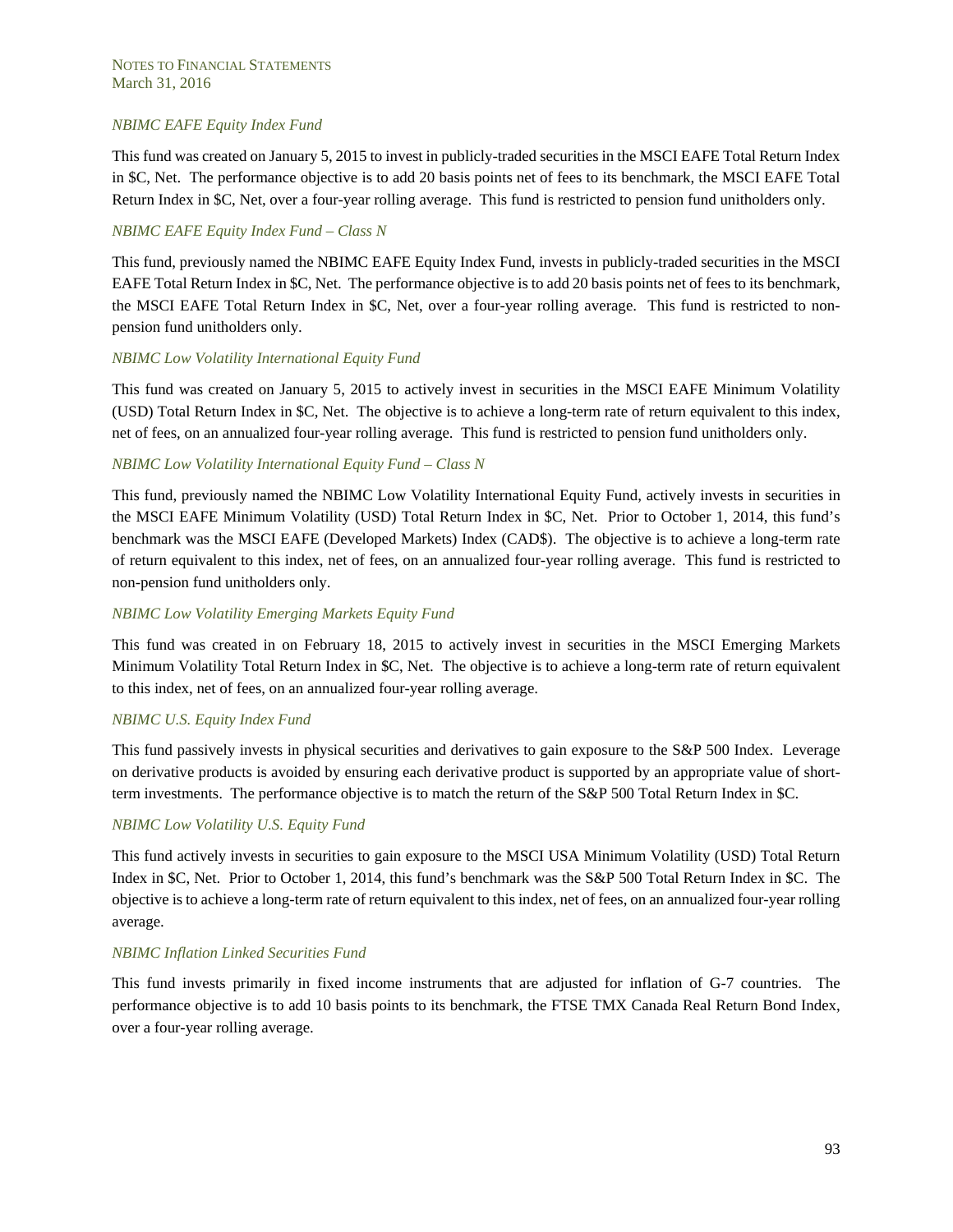*NBIMC EAFE Equity Index Fund*

This fund was created on January 5, 2015 to invest in publicly-traded securities in the MSCI EAFE Total Return Index in $C, Net. The performance objective is to add 20 basis points net of fees to its benchmark, the MSCI EAFE Total Return Index in $C, Net, over a four-year rolling average. This fund is restricted to pension fund unitholders only.

*NBIMC EAFE Equity Index Fund – Class N*

This fund, previously named the NBIMC EAFE Equity Index Fund, invests in publicly-traded securities in the MSCI EAFE Total Return Index in $C, Net. The performance objective is to add 20 basis points net of fees to its benchmark, the MSCI EAFE Total Return Index in $C, Net, over a four-year rolling average. This fund is restricted to non-pension fund unitholders only.

*NBIMC Low Volatility International Equity Fund*

This fund was created on January 5, 2015 to actively invest in securities in the MSCI EAFE Minimum Volatility (USD) Total Return Index in $C, Net. The objective is to achieve a long-term rate of return equivalent to this index, net of fees, on an annualized four-year rolling average. This fund is restricted to pension fund unitholders only.

*NBIMC Low Volatility International Equity Fund – Class N*

This fund, previously named the NBIMC Low Volatility International Equity Fund, actively invests in securities in the MSCI EAFE Minimum Volatility (USD) Total Return Index in $C, Net. Prior to October 1, 2014, this fund's benchmark was the MSCI EAFE (Developed Markets) Index (CAD$). The objective is to achieve a long-term rate of return equivalent to this index, net of fees, on an annualized four-year rolling average. This fund is restricted to non-pension fund unitholders only.

*NBIMC Low Volatility Emerging Markets Equity Fund*

This fund was created in on February 18, 2015 to actively invest in securities in the MSCI Emerging Markets Minimum Volatility Total Return Index in $C, Net. The objective is to achieve a long-term rate of return equivalent to this index, net of fees, on an annualized four-year rolling average.

*NBIMC U.S. Equity Index Fund*

This fund passively invests in physical securities and derivatives to gain exposure to the S&P 500 Index. Leverage on derivative products is avoided by ensuring each derivative product is supported by an appropriate value of short-term investments. The performance objective is to match the return of the S&P 500 Total Return Index in $C.

*NBIMC Low Volatility U.S. Equity Fund*

This fund actively invests in securities to gain exposure to the MSCI USA Minimum Volatility (USD) Total Return Index in $C, Net. Prior to October 1, 2014, this fund's benchmark was the S&P 500 Total Return Index in $C. The objective is to achieve a long-term rate of return equivalent to this index, net of fees, on an annualized four-year rolling average.

*NBIMC Inflation Linked Securities Fund*

This fund invests primarily in fixed income instruments that are adjusted for inflation of G-7 countries. The performance objective is to add 10 basis points to its benchmark, the FTSE TMX Canada Real Return Bond Index, over a four-year rolling average.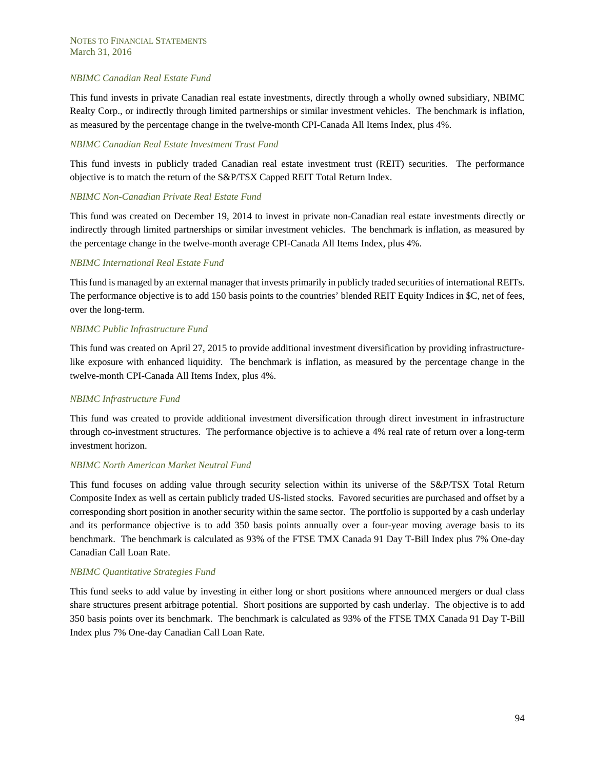*NBIMC Canadian Real Estate Fund*

This fund invests in private Canadian real estate investments, directly through a wholly owned subsidiary, NBIMC Realty Corp., or indirectly through limited partnerships or similar investment vehicles. The benchmark is inflation, as measured by the percentage change in the twelve-month CPI-Canada All Items Index, plus 4%.

*NBIMC Canadian Real Estate Investment Trust Fund*

This fund invests in publicly traded Canadian real estate investment trust (REIT) securities. The performance objective is to match the return of the S&P/TSX Capped REIT Total Return Index.

*NBIMC Non-Canadian Private Real Estate Fund*

This fund was created on December 19, 2014 to invest in private non-Canadian real estate investments directly or indirectly through limited partnerships or similar investment vehicles. The benchmark is inflation, as measured by the percentage change in the twelve-month average CPI-Canada All Items Index, plus 4%.

*NBIMC International Real Estate Fund*

This fund is managed by an external manager that invests primarily in publicly traded securities of international REITs. The performance objective is to add 150 basis points to the countries' blended REIT Equity Indices in $C, net of fees, over the long-term.

*NBIMC Public Infrastructure Fund*

This fund was created on April 27, 2015 to provide additional investment diversification by providing infrastructure-like exposure with enhanced liquidity. The benchmark is inflation, as measured by the percentage change in the twelve-month CPI-Canada All Items Index, plus 4%.

*NBIMC Infrastructure Fund*

This fund was created to provide additional investment diversification through direct investment in infrastructure through co-investment structures. The performance objective is to achieve a 4% real rate of return over a long-term investment horizon.

*NBIMC North American Market Neutral Fund*

This fund focuses on adding value through security selection within its universe of the S&P/TSX Total Return Composite Index as well as certain publicly traded US-listed stocks. Favored securities are purchased and offset by a corresponding short position in another security within the same sector. The portfolio is supported by a cash underlay and its performance objective is to add 350 basis points annually over a four-year moving average basis to its benchmark. The benchmark is calculated as 93% of the FTSE TMX Canada 91 Day T-Bill Index plus 7% One-day Canadian Call Loan Rate.

*NBIMC Quantitative Strategies Fund*

This fund seeks to add value by investing in either long or short positions where announced mergers or dual class share structures present arbitrage potential. Short positions are supported by cash underlay. The objective is to add 350 basis points over its benchmark. The benchmark is calculated as 93% of the FTSE TMX Canada 91 Day T-Bill Index plus 7% One-day Canadian Call Loan Rate.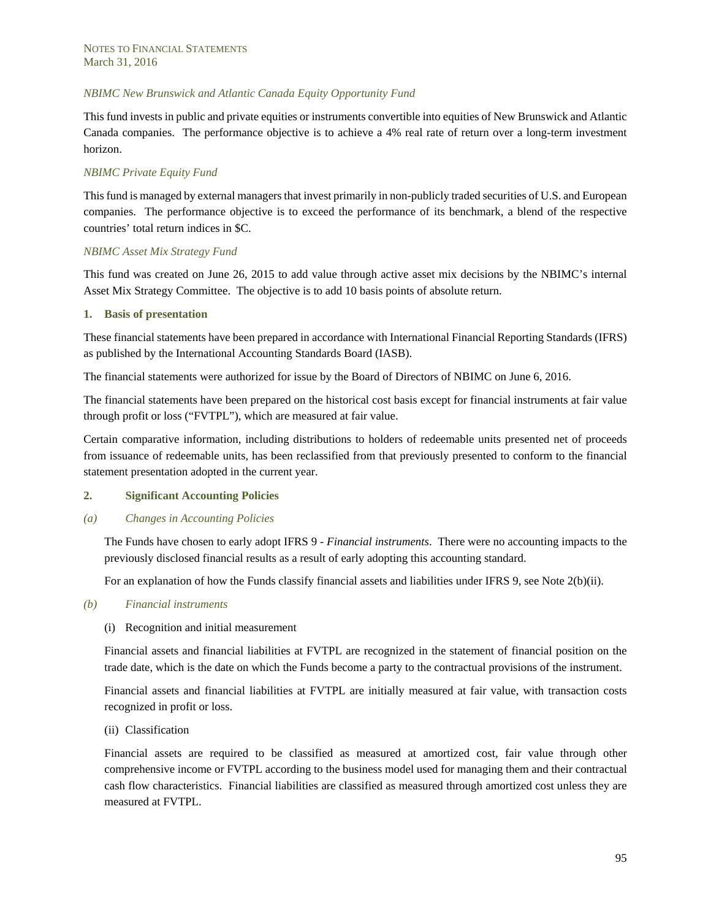*NBIMC New Brunswick and Atlantic Canada Equity Opportunity Fund*

This fund invests in public and private equities or instruments convertible into equities of New Brunswick and Atlantic Canada companies. The performance objective is to achieve a 4% real rate of return over a long-term investment horizon.

*NBIMC Private Equity Fund*

This fund is managed by external managers that invest primarily in non-publicly traded securities of U.S. and European companies. The performance objective is to exceed the performance of its benchmark, a blend of the respective countries' total return indices in $C.

*NBIMC Asset Mix Strategy Fund*

This fund was created on June 26, 2015 to add value through active asset mix decisions by the NBIMC's internal Asset Mix Strategy Committee. The objective is to add 10 basis points of absolute return.

## 1. Basis of presentation

These financial statements have been prepared in accordance with International Financial Reporting Standards (IFRS) as published by the International Accounting Standards Board (IASB).

The financial statements were authorized for issue by the Board of Directors of NBIMC on June 6, 2016.

The financial statements have been prepared on the historical cost basis except for financial instruments at fair value through profit or loss ("FVTPL"), which are measured at fair value.

Certain comparative information, including distributions to holders of redeemable units presented net of proceeds from issuance of redeemable units, has been reclassified from that previously presented to conform to the financial statement presentation adopted in the current year.

## 2. Significant Accounting Policies

### *(a) Changes in Accounting Policies*

The Funds have chosen to early adopt IFRS 9 - *Financial instruments*. There were no accounting impacts to the previously disclosed financial results as a result of early adopting this accounting standard.

For an explanation of how the Funds classify financial assets and liabilities under IFRS 9, see Note 2(b)(ii).

### *(b) Financial instruments*

(i) Recognition and initial measurement

Financial assets and financial liabilities at FVTPL are recognized in the statement of financial position on the trade date, which is the date on which the Funds become a party to the contractual provisions of the instrument.

Financial assets and financial liabilities at FVTPL are initially measured at fair value, with transaction costs recognized in profit or loss.

(ii) Classification

Financial assets are required to be classified as measured at amortized cost, fair value through other comprehensive income or FVTPL according to the business model used for managing them and their contractual cash flow characteristics. Financial liabilities are classified as measured through amortized cost unless they are measured at FVTPL.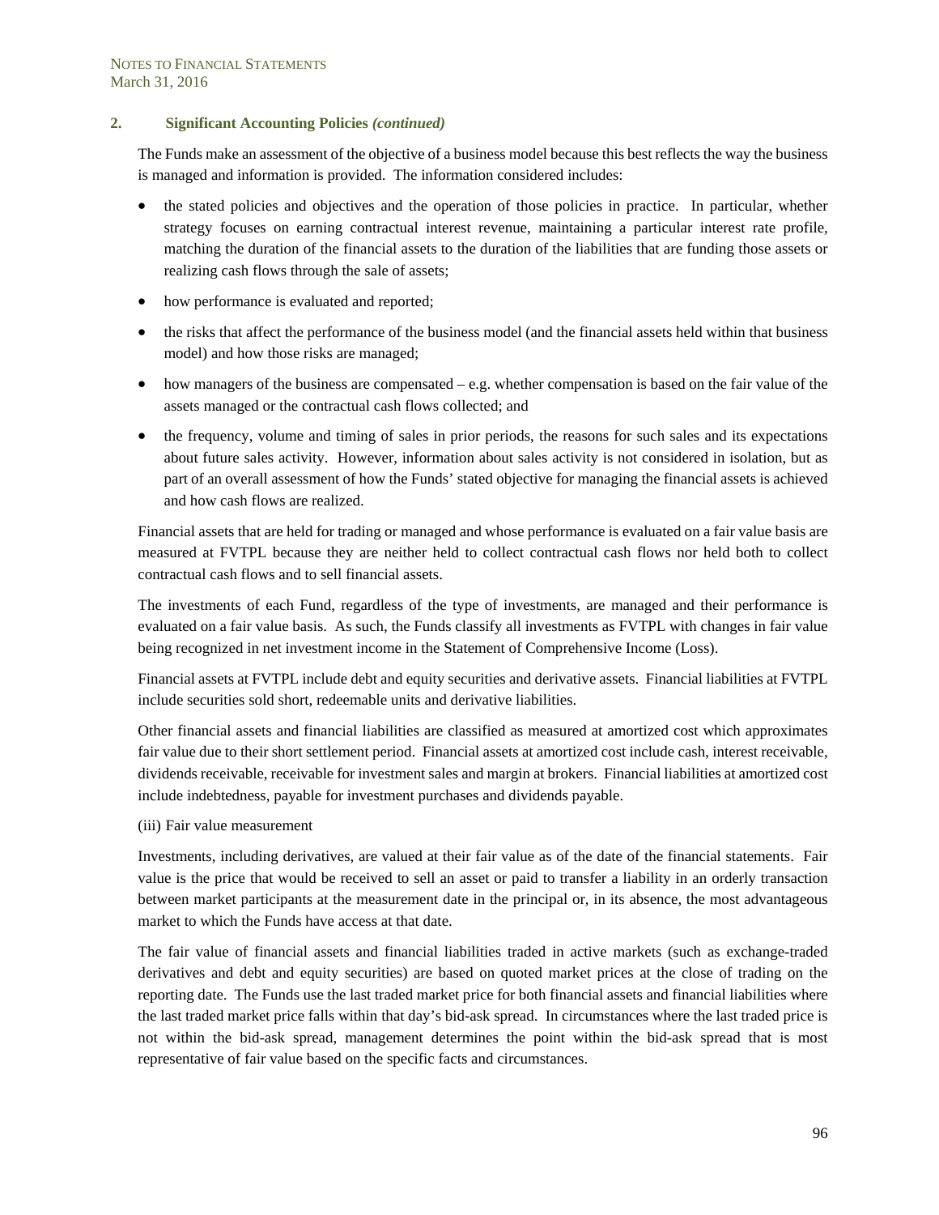## 2. Significant Accounting Policies *(continued)*

The Funds make an assessment of the objective of a business model because this best reflects the way the business is managed and information is provided. The information considered includes:

- the stated policies and objectives and the operation of those policies in practice. In particular, whether strategy focuses on earning contractual interest revenue, maintaining a particular interest rate profile, matching the duration of the financial assets to the duration of the liabilities that are funding those assets or realizing cash flows through the sale of assets;
- how performance is evaluated and reported;
- the risks that affect the performance of the business model (and the financial assets held within that business model) and how those risks are managed;
- how managers of the business are compensated – e.g. whether compensation is based on the fair value of the assets managed or the contractual cash flows collected; and
- the frequency, volume and timing of sales in prior periods, the reasons for such sales and its expectations about future sales activity. However, information about sales activity is not considered in isolation, but as part of an overall assessment of how the Funds' stated objective for managing the financial assets is achieved and how cash flows are realized.

Financial assets that are held for trading or managed and whose performance is evaluated on a fair value basis are measured at FVTPL because they are neither held to collect contractual cash flows nor held both to collect contractual cash flows and to sell financial assets.

The investments of each Fund, regardless of the type of investments, are managed and their performance is evaluated on a fair value basis. As such, the Funds classify all investments as FVTPL with changes in fair value being recognized in net investment income in the Statement of Comprehensive Income (Loss).

Financial assets at FVTPL include debt and equity securities and derivative assets. Financial liabilities at FVTPL include securities sold short, redeemable units and derivative liabilities.

Other financial assets and financial liabilities are classified as measured at amortized cost which approximates fair value due to their short settlement period. Financial assets at amortized cost include cash, interest receivable, dividends receivable, receivable for investment sales and margin at brokers. Financial liabilities at amortized cost include indebtedness, payable for investment purchases and dividends payable.

(iii) Fair value measurement

Investments, including derivatives, are valued at their fair value as of the date of the financial statements. Fair value is the price that would be received to sell an asset or paid to transfer a liability in an orderly transaction between market participants at the measurement date in the principal or, in its absence, the most advantageous market to which the Funds have access at that date.

The fair value of financial assets and financial liabilities traded in active markets (such as exchange-traded derivatives and debt and equity securities) are based on quoted market prices at the close of trading on the reporting date. The Funds use the last traded market price for both financial assets and financial liabilities where the last traded market price falls within that day's bid-ask spread. In circumstances where the last traded price is not within the bid-ask spread, management determines the point within the bid-ask spread that is most representative of fair value based on the specific facts and circumstances.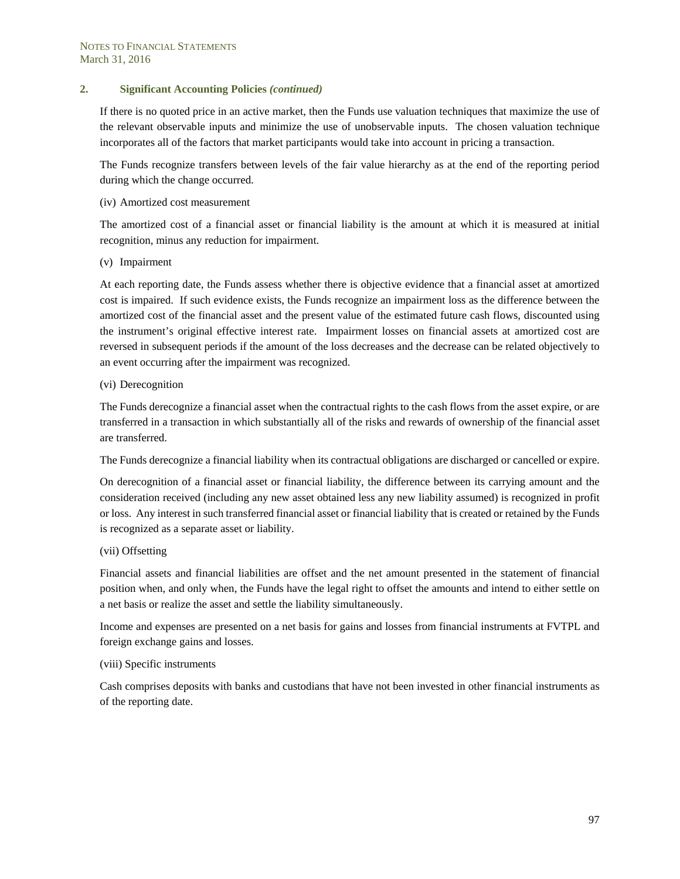## 2. Significant Accounting Policies *(continued)*

If there is no quoted price in an active market, then the Funds use valuation techniques that maximize the use of the relevant observable inputs and minimize the use of unobservable inputs. The chosen valuation technique incorporates all of the factors that market participants would take into account in pricing a transaction.

The Funds recognize transfers between levels of the fair value hierarchy as at the end of the reporting period during which the change occurred.

(iv) Amortized cost measurement

The amortized cost of a financial asset or financial liability is the amount at which it is measured at initial recognition, minus any reduction for impairment.

(v) Impairment

At each reporting date, the Funds assess whether there is objective evidence that a financial asset at amortized cost is impaired. If such evidence exists, the Funds recognize an impairment loss as the difference between the amortized cost of the financial asset and the present value of the estimated future cash flows, discounted using the instrument's original effective interest rate. Impairment losses on financial assets at amortized cost are reversed in subsequent periods if the amount of the loss decreases and the decrease can be related objectively to an event occurring after the impairment was recognized.

(vi) Derecognition

The Funds derecognize a financial asset when the contractual rights to the cash flows from the asset expire, or are transferred in a transaction in which substantially all of the risks and rewards of ownership of the financial asset are transferred.

The Funds derecognize a financial liability when its contractual obligations are discharged or cancelled or expire.

On derecognition of a financial asset or financial liability, the difference between its carrying amount and the consideration received (including any new asset obtained less any new liability assumed) is recognized in profit or loss. Any interest in such transferred financial asset or financial liability that is created or retained by the Funds is recognized as a separate asset or liability.

(vii) Offsetting

Financial assets and financial liabilities are offset and the net amount presented in the statement of financial position when, and only when, the Funds have the legal right to offset the amounts and intend to either settle on a net basis or realize the asset and settle the liability simultaneously.

Income and expenses are presented on a net basis for gains and losses from financial instruments at FVTPL and foreign exchange gains and losses.

(viii) Specific instruments

Cash comprises deposits with banks and custodians that have not been invested in other financial instruments as of the reporting date.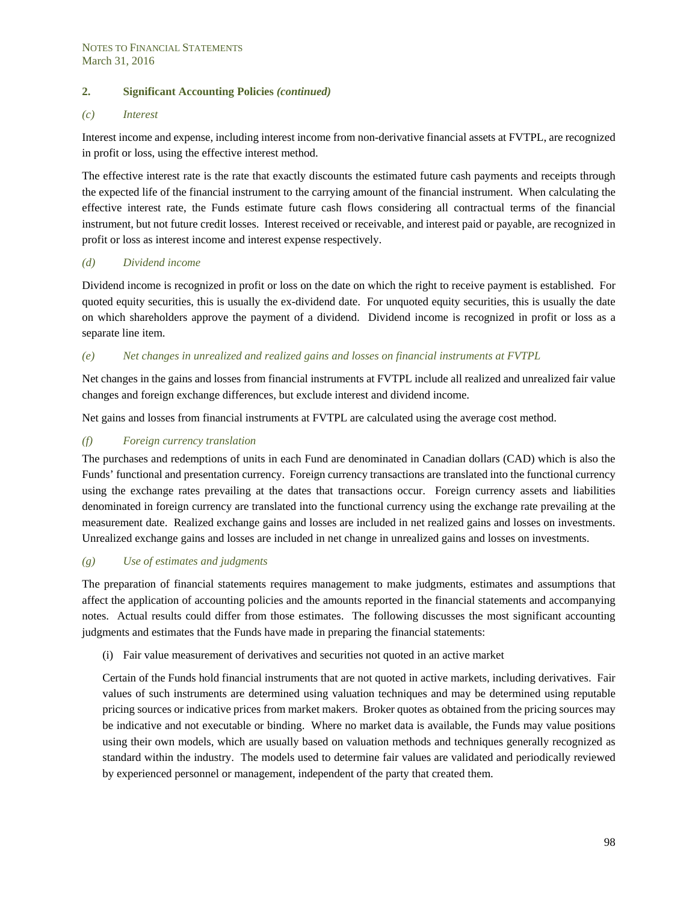## 2. Significant Accounting Policies *(continued)*

### *(c) Interest*

Interest income and expense, including interest income from non-derivative financial assets at FVTPL, are recognized in profit or loss, using the effective interest method.

The effective interest rate is the rate that exactly discounts the estimated future cash payments and receipts through the expected life of the financial instrument to the carrying amount of the financial instrument. When calculating the effective interest rate, the Funds estimate future cash flows considering all contractual terms of the financial instrument, but not future credit losses. Interest received or receivable, and interest paid or payable, are recognized in profit or loss as interest income and interest expense respectively.

### *(d) Dividend income*

Dividend income is recognized in profit or loss on the date on which the right to receive payment is established. For quoted equity securities, this is usually the ex-dividend date. For unquoted equity securities, this is usually the date on which shareholders approve the payment of a dividend. Dividend income is recognized in profit or loss as a separate line item.

### *(e) Net changes in unrealized and realized gains and losses on financial instruments at FVTPL*

Net changes in the gains and losses from financial instruments at FVTPL include all realized and unrealized fair value changes and foreign exchange differences, but exclude interest and dividend income.

Net gains and losses from financial instruments at FVTPL are calculated using the average cost method.

### *(f) Foreign currency translation*

The purchases and redemptions of units in each Fund are denominated in Canadian dollars (CAD) which is also the Funds' functional and presentation currency. Foreign currency transactions are translated into the functional currency using the exchange rates prevailing at the dates that transactions occur. Foreign currency assets and liabilities denominated in foreign currency are translated into the functional currency using the exchange rate prevailing at the measurement date. Realized exchange gains and losses are included in net realized gains and losses on investments. Unrealized exchange gains and losses are included in net change in unrealized gains and losses on investments.

### *(g) Use of estimates and judgments*

The preparation of financial statements requires management to make judgments, estimates and assumptions that affect the application of accounting policies and the amounts reported in the financial statements and accompanying notes. Actual results could differ from those estimates. The following discusses the most significant accounting judgments and estimates that the Funds have made in preparing the financial statements:

(i) Fair value measurement of derivatives and securities not quoted in an active market

Certain of the Funds hold financial instruments that are not quoted in active markets, including derivatives. Fair values of such instruments are determined using valuation techniques and may be determined using reputable pricing sources or indicative prices from market makers. Broker quotes as obtained from the pricing sources may be indicative and not executable or binding. Where no market data is available, the Funds may value positions using their own models, which are usually based on valuation methods and techniques generally recognized as standard within the industry. The models used to determine fair values are validated and periodically reviewed by experienced personnel or management, independent of the party that created them.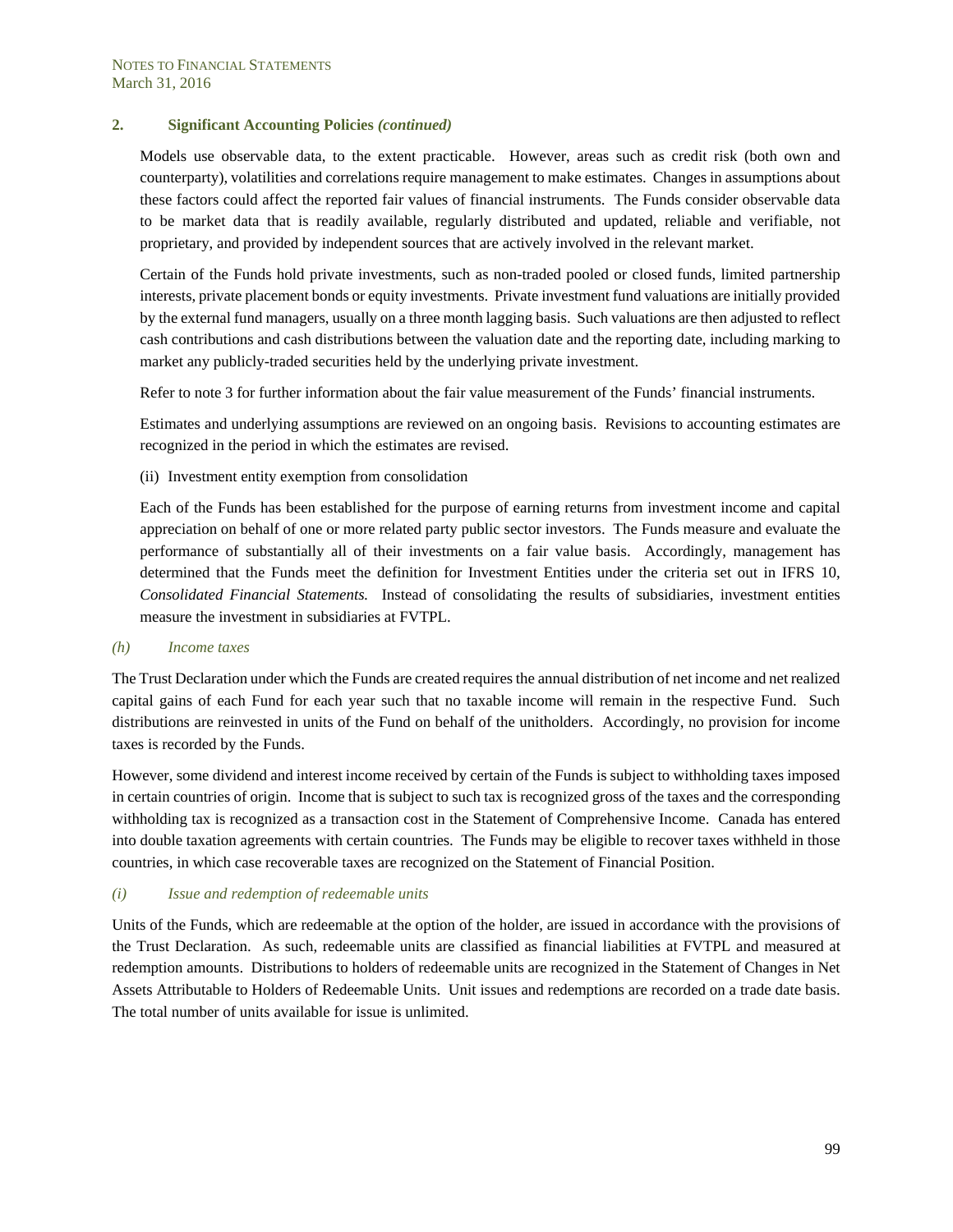## 2. Significant Accounting Policies *(continued)*

Models use observable data, to the extent practicable. However, areas such as credit risk (both own and counterparty), volatilities and correlations require management to make estimates. Changes in assumptions about these factors could affect the reported fair values of financial instruments. The Funds consider observable data to be market data that is readily available, regularly distributed and updated, reliable and verifiable, not proprietary, and provided by independent sources that are actively involved in the relevant market.

Certain of the Funds hold private investments, such as non-traded pooled or closed funds, limited partnership interests, private placement bonds or equity investments. Private investment fund valuations are initially provided by the external fund managers, usually on a three month lagging basis. Such valuations are then adjusted to reflect cash contributions and cash distributions between the valuation date and the reporting date, including marking to market any publicly-traded securities held by the underlying private investment.

Refer to note 3 for further information about the fair value measurement of the Funds' financial instruments.

Estimates and underlying assumptions are reviewed on an ongoing basis. Revisions to accounting estimates are recognized in the period in which the estimates are revised.

(ii) Investment entity exemption from consolidation

Each of the Funds has been established for the purpose of earning returns from investment income and capital appreciation on behalf of one or more related party public sector investors. The Funds measure and evaluate the performance of substantially all of their investments on a fair value basis. Accordingly, management has determined that the Funds meet the definition for Investment Entities under the criteria set out in IFRS 10, *Consolidated Financial Statements.* Instead of consolidating the results of subsidiaries, investment entities measure the investment in subsidiaries at FVTPL.

### *(h) Income taxes*

The Trust Declaration under which the Funds are created requires the annual distribution of net income and net realized capital gains of each Fund for each year such that no taxable income will remain in the respective Fund. Such distributions are reinvested in units of the Fund on behalf of the unitholders. Accordingly, no provision for income taxes is recorded by the Funds.

However, some dividend and interest income received by certain of the Funds is subject to withholding taxes imposed in certain countries of origin. Income that is subject to such tax is recognized gross of the taxes and the corresponding withholding tax is recognized as a transaction cost in the Statement of Comprehensive Income. Canada has entered into double taxation agreements with certain countries. The Funds may be eligible to recover taxes withheld in those countries, in which case recoverable taxes are recognized on the Statement of Financial Position.

### *(i) Issue and redemption of redeemable units*

Units of the Funds, which are redeemable at the option of the holder, are issued in accordance with the provisions of the Trust Declaration. As such, redeemable units are classified as financial liabilities at FVTPL and measured at redemption amounts. Distributions to holders of redeemable units are recognized in the Statement of Changes in Net Assets Attributable to Holders of Redeemable Units. Unit issues and redemptions are recorded on a trade date basis. The total number of units available for issue is unlimited.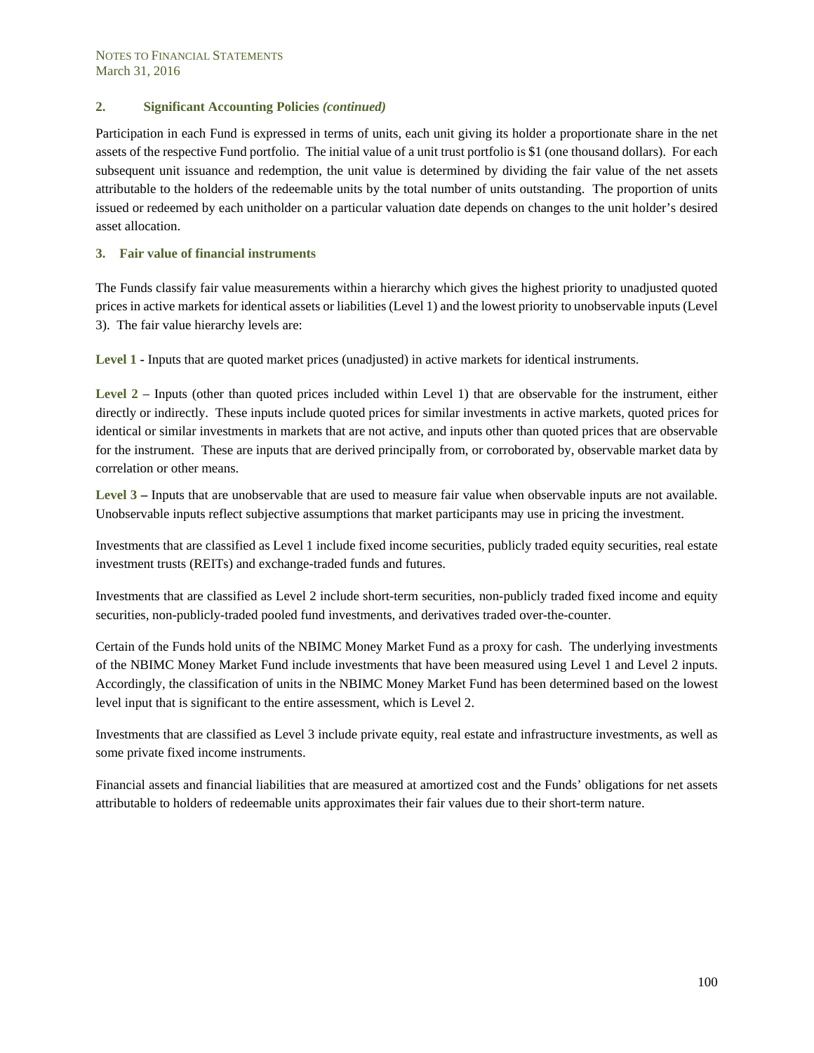## 2. Significant Accounting Policies *(continued)*

Participation in each Fund is expressed in terms of units, each unit giving its holder a proportionate share in the net assets of the respective Fund portfolio. The initial value of a unit trust portfolio is $1 (one thousand dollars). For each subsequent unit issuance and redemption, the unit value is determined by dividing the fair value of the net assets attributable to the holders of the redeemable units by the total number of units outstanding. The proportion of units issued or redeemed by each unitholder on a particular valuation date depends on changes to the unit holder's desired asset allocation.

## 3. Fair value of financial instruments

The Funds classify fair value measurements within a hierarchy which gives the highest priority to unadjusted quoted prices in active markets for identical assets or liabilities (Level 1) and the lowest priority to unobservable inputs (Level 3). The fair value hierarchy levels are:

**Level 1 -** Inputs that are quoted market prices (unadjusted) in active markets for identical instruments.

**Level 2** – Inputs (other than quoted prices included within Level 1) that are observable for the instrument, either directly or indirectly. These inputs include quoted prices for similar investments in active markets, quoted prices for identical or similar investments in markets that are not active, and inputs other than quoted prices that are observable for the instrument. These are inputs that are derived principally from, or corroborated by, observable market data by correlation or other means.

**Level 3 –** Inputs that are unobservable that are used to measure fair value when observable inputs are not available. Unobservable inputs reflect subjective assumptions that market participants may use in pricing the investment.

Investments that are classified as Level 1 include fixed income securities, publicly traded equity securities, real estate investment trusts (REITs) and exchange-traded funds and futures.

Investments that are classified as Level 2 include short-term securities, non-publicly traded fixed income and equity securities, non-publicly-traded pooled fund investments, and derivatives traded over-the-counter.

Certain of the Funds hold units of the NBIMC Money Market Fund as a proxy for cash. The underlying investments of the NBIMC Money Market Fund include investments that have been measured using Level 1 and Level 2 inputs. Accordingly, the classification of units in the NBIMC Money Market Fund has been determined based on the lowest level input that is significant to the entire assessment, which is Level 2.

Investments that are classified as Level 3 include private equity, real estate and infrastructure investments, as well as some private fixed income instruments.

Financial assets and financial liabilities that are measured at amortized cost and the Funds' obligations for net assets attributable to holders of redeemable units approximates their fair values due to their short-term nature.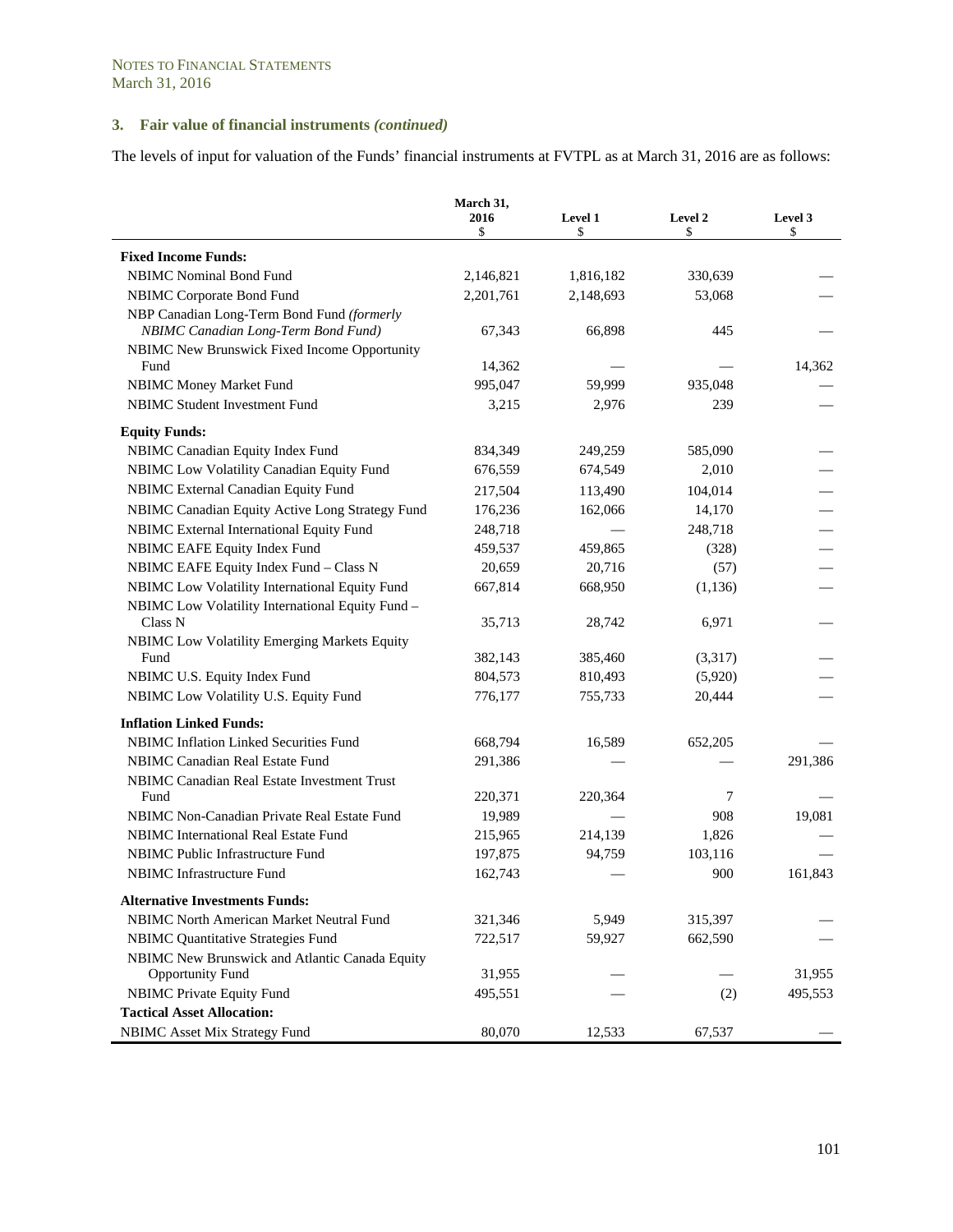NOTES TO FINANCIAL STATEMENTS
March 31, 2016

### 3. Fair value of financial instruments *(continued)*

The levels of input for valuation of the Funds' financial instruments at FVTPL as at March 31, 2016 are as follows:

| | March 31, 2016 $ | Level 1 $ | Level 2 $ | Level 3 $ |
|---|---|---|---|---|
| **Fixed Income Funds:** | | | | |
| NBIMC Nominal Bond Fund | 2,146,821 | 1,816,182 | 330,639 | — |
| NBIMC Corporate Bond Fund | 2,201,761 | 2,148,693 | 53,068 | — |
| NBP Canadian Long-Term Bond Fund *(formerly NBIMC Canadian Long-Term Bond Fund)* | 67,343 | 66,898 | 445 | — |
| NBIMC New Brunswick Fixed Income Opportunity Fund | 14,362 | — | — | 14,362 |
| NBIMC Money Market Fund | 995,047 | 59,999 | 935,048 | — |
| NBIMC Student Investment Fund | 3,215 | 2,976 | 239 | — |
| **Equity Funds:** | | | | |
| NBIMC Canadian Equity Index Fund | 834,349 | 249,259 | 585,090 | — |
| NBIMC Low Volatility Canadian Equity Fund | 676,559 | 674,549 | 2,010 | — |
| NBIMC External Canadian Equity Fund | 217,504 | 113,490 | 104,014 | — |
| NBIMC Canadian Equity Active Long Strategy Fund | 176,236 | 162,066 | 14,170 | — |
| NBIMC External International Equity Fund | 248,718 | — | 248,718 | — |
| NBIMC EAFE Equity Index Fund | 459,537 | 459,865 | (328) | — |
| NBIMC EAFE Equity Index Fund – Class N | 20,659 | 20,716 | (57) | — |
| NBIMC Low Volatility International Equity Fund | 667,814 | 668,950 | (1,136) | — |
| NBIMC Low Volatility International Equity Fund – Class N | 35,713 | 28,742 | 6,971 | — |
| NBIMC Low Volatility Emerging Markets Equity Fund | 382,143 | 385,460 | (3,317) | — |
| NBIMC U.S. Equity Index Fund | 804,573 | 810,493 | (5,920) | — |
| NBIMC Low Volatility U.S. Equity Fund | 776,177 | 755,733 | 20,444 | — |
| **Inflation Linked Funds:** | | | | |
| NBIMC Inflation Linked Securities Fund | 668,794 | 16,589 | 652,205 | — |
| NBIMC Canadian Real Estate Fund | 291,386 | — | — | 291,386 |
| NBIMC Canadian Real Estate Investment Trust Fund | 220,371 | 220,364 | 7 | — |
| NBIMC Non-Canadian Private Real Estate Fund | 19,989 | — | 908 | 19,081 |
| NBIMC International Real Estate Fund | 215,965 | 214,139 | 1,826 | — |
| NBIMC Public Infrastructure Fund | 197,875 | 94,759 | 103,116 | — |
| NBIMC Infrastructure Fund | 162,743 | — | 900 | 161,843 |
| **Alternative Investments Funds:** | | | | |
| NBIMC North American Market Neutral Fund | 321,346 | 5,949 | 315,397 | — |
| NBIMC Quantitative Strategies Fund | 722,517 | 59,927 | 662,590 | — |
| NBIMC New Brunswick and Atlantic Canada Equity Opportunity Fund | 31,955 | — | — | 31,955 |
| NBIMC Private Equity Fund | 495,551 | — | (2) | 495,553 |
| **Tactical Asset Allocation:** | | | | |
| NBIMC Asset Mix Strategy Fund | 80,070 | 12,533 | 67,537 | — |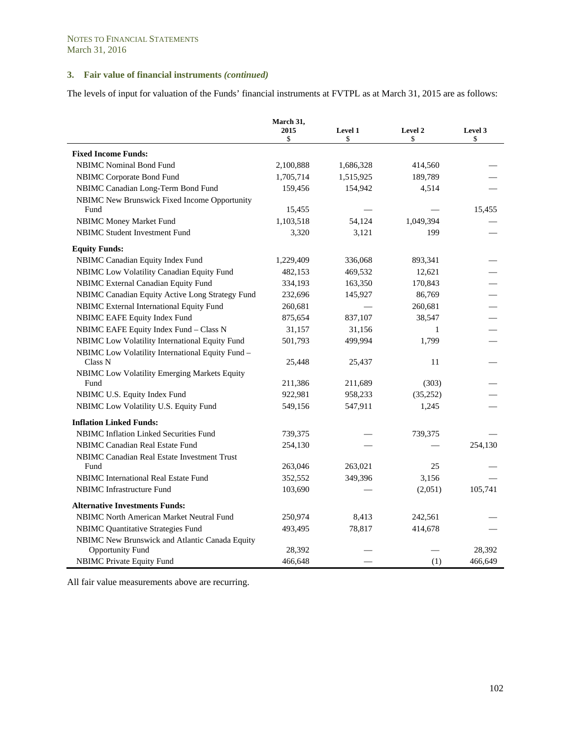NOTES TO FINANCIAL STATEMENTS
March 31, 2016

### 3. Fair value of financial instruments *(continued)*

The levels of input for valuation of the Funds' financial instruments at FVTPL as at March 31, 2015 are as follows:

| | March 31, 2015 $ | Level 1 $ | Level 2 $ | Level 3 $ |
|---|---|---|---|---|
| **Fixed Income Funds:** | | | | |
| NBIMC Nominal Bond Fund | 2,100,888 | 1,686,328 | 414,560 | — |
| NBIMC Corporate Bond Fund | 1,705,714 | 1,515,925 | 189,789 | — |
| NBIMC Canadian Long-Term Bond Fund | 159,456 | 154,942 | 4,514 | — |
| NBIMC New Brunswick Fixed Income Opportunity Fund | 15,455 | — | — | 15,455 |
| NBIMC Money Market Fund | 1,103,518 | 54,124 | 1,049,394 | — |
| NBIMC Student Investment Fund | 3,320 | 3,121 | 199 | — |
| **Equity Funds:** | | | | |
| NBIMC Canadian Equity Index Fund | 1,229,409 | 336,068 | 893,341 | — |
| NBIMC Low Volatility Canadian Equity Fund | 482,153 | 469,532 | 12,621 | — |
| NBIMC External Canadian Equity Fund | 334,193 | 163,350 | 170,843 | — |
| NBIMC Canadian Equity Active Long Strategy Fund | 232,696 | 145,927 | 86,769 | — |
| NBIMC External International Equity Fund | 260,681 | — | 260,681 | — |
| NBIMC EAFE Equity Index Fund | 875,654 | 837,107 | 38,547 | — |
| NBIMC EAFE Equity Index Fund – Class N | 31,157 | 31,156 | 1 | — |
| NBIMC Low Volatility International Equity Fund | 501,793 | 499,994 | 1,799 | — |
| NBIMC Low Volatility International Equity Fund – Class N | 25,448 | 25,437 | 11 | — |
| NBIMC Low Volatility Emerging Markets Equity Fund | 211,386 | 211,689 | (303) | — |
| NBIMC U.S. Equity Index Fund | 922,981 | 958,233 | (35,252) | — |
| NBIMC Low Volatility U.S. Equity Fund | 549,156 | 547,911 | 1,245 | — |
| **Inflation Linked Funds:** | | | | |
| NBIMC Inflation Linked Securities Fund | 739,375 | — | 739,375 | — |
| NBIMC Canadian Real Estate Fund | 254,130 | — | — | 254,130 |
| NBIMC Canadian Real Estate Investment Trust Fund | 263,046 | 263,021 | 25 | — |
| NBIMC International Real Estate Fund | 352,552 | 349,396 | 3,156 | — |
| NBIMC Infrastructure Fund | 103,690 | — | (2,051) | 105,741 |
| **Alternative Investments Funds:** | | | | |
| NBIMC North American Market Neutral Fund | 250,974 | 8,413 | 242,561 | — |
| NBIMC Quantitative Strategies Fund | 493,495 | 78,817 | 414,678 | — |
| NBIMC New Brunswick and Atlantic Canada Equity Opportunity Fund | 28,392 | — | — | 28,392 |
| NBIMC Private Equity Fund | 466,648 | — | (1) | 466,649 |

All fair value measurements above are recurring.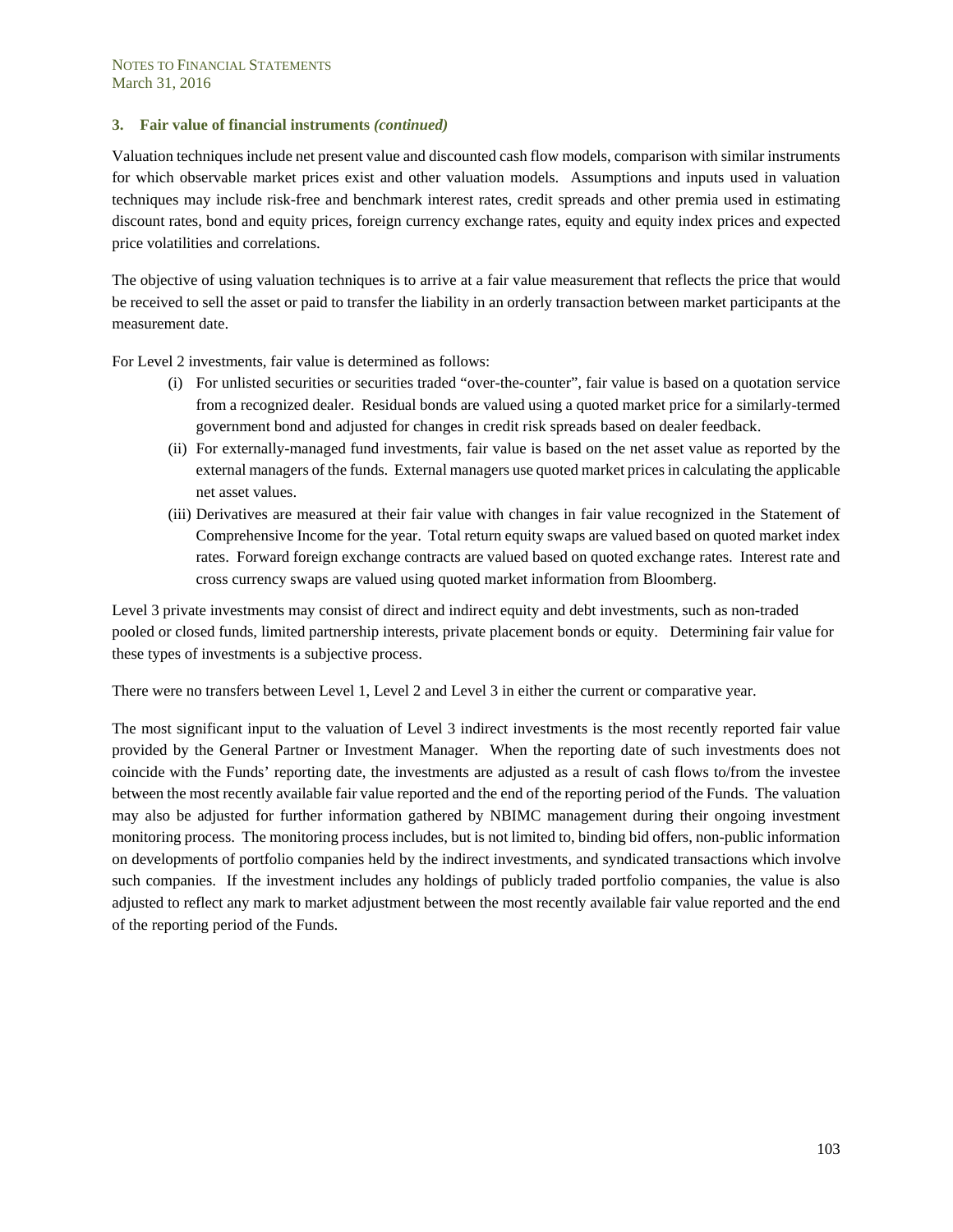### 3. Fair value of financial instruments *(continued)*

Valuation techniques include net present value and discounted cash flow models, comparison with similar instruments for which observable market prices exist and other valuation models. Assumptions and inputs used in valuation techniques may include risk-free and benchmark interest rates, credit spreads and other premia used in estimating discount rates, bond and equity prices, foreign currency exchange rates, equity and equity index prices and expected price volatilities and correlations.

The objective of using valuation techniques is to arrive at a fair value measurement that reflects the price that would be received to sell the asset or paid to transfer the liability in an orderly transaction between market participants at the measurement date.

For Level 2 investments, fair value is determined as follows:

(i) For unlisted securities or securities traded "over-the-counter", fair value is based on a quotation service from a recognized dealer. Residual bonds are valued using a quoted market price for a similarly-termed government bond and adjusted for changes in credit risk spreads based on dealer feedback.

(ii) For externally-managed fund investments, fair value is based on the net asset value as reported by the external managers of the funds. External managers use quoted market prices in calculating the applicable net asset values.

(iii) Derivatives are measured at their fair value with changes in fair value recognized in the Statement of Comprehensive Income for the year. Total return equity swaps are valued based on quoted market index rates. Forward foreign exchange contracts are valued based on quoted exchange rates. Interest rate and cross currency swaps are valued using quoted market information from Bloomberg.

Level 3 private investments may consist of direct and indirect equity and debt investments, such as non-traded pooled or closed funds, limited partnership interests, private placement bonds or equity. Determining fair value for these types of investments is a subjective process.

There were no transfers between Level 1, Level 2 and Level 3 in either the current or comparative year.

The most significant input to the valuation of Level 3 indirect investments is the most recently reported fair value provided by the General Partner or Investment Manager. When the reporting date of such investments does not coincide with the Funds' reporting date, the investments are adjusted as a result of cash flows to/from the investee between the most recently available fair value reported and the end of the reporting period of the Funds. The valuation may also be adjusted for further information gathered by NBIMC management during their ongoing investment monitoring process. The monitoring process includes, but is not limited to, binding bid offers, non-public information on developments of portfolio companies held by the indirect investments, and syndicated transactions which involve such companies. If the investment includes any holdings of publicly traded portfolio companies, the value is also adjusted to reflect any mark to market adjustment between the most recently available fair value reported and the end of the reporting period of the Funds.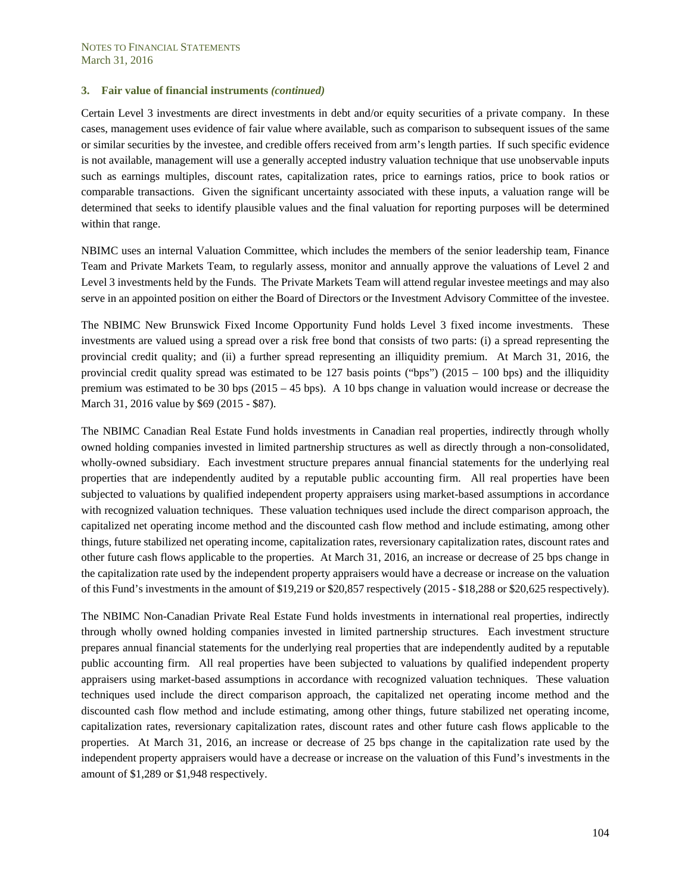### 3. Fair value of financial instruments *(continued)*

Certain Level 3 investments are direct investments in debt and/or equity securities of a private company. In these cases, management uses evidence of fair value where available, such as comparison to subsequent issues of the same or similar securities by the investee, and credible offers received from arm's length parties. If such specific evidence is not available, management will use a generally accepted industry valuation technique that use unobservable inputs such as earnings multiples, discount rates, capitalization rates, price to earnings ratios, price to book ratios or comparable transactions. Given the significant uncertainty associated with these inputs, a valuation range will be determined that seeks to identify plausible values and the final valuation for reporting purposes will be determined within that range.

NBIMC uses an internal Valuation Committee, which includes the members of the senior leadership team, Finance Team and Private Markets Team, to regularly assess, monitor and annually approve the valuations of Level 2 and Level 3 investments held by the Funds. The Private Markets Team will attend regular investee meetings and may also serve in an appointed position on either the Board of Directors or the Investment Advisory Committee of the investee.

The NBIMC New Brunswick Fixed Income Opportunity Fund holds Level 3 fixed income investments. These investments are valued using a spread over a risk free bond that consists of two parts: (i) a spread representing the provincial credit quality; and (ii) a further spread representing an illiquidity premium. At March 31, 2016, the provincial credit quality spread was estimated to be 127 basis points ("bps") (2015 – 100 bps) and the illiquidity premium was estimated to be 30 bps (2015 – 45 bps). A 10 bps change in valuation would increase or decrease the March 31, 2016 value by $69 (2015 - $87).

The NBIMC Canadian Real Estate Fund holds investments in Canadian real properties, indirectly through wholly owned holding companies invested in limited partnership structures as well as directly through a non-consolidated, wholly-owned subsidiary. Each investment structure prepares annual financial statements for the underlying real properties that are independently audited by a reputable public accounting firm. All real properties have been subjected to valuations by qualified independent property appraisers using market-based assumptions in accordance with recognized valuation techniques. These valuation techniques used include the direct comparison approach, the capitalized net operating income method and the discounted cash flow method and include estimating, among other things, future stabilized net operating income, capitalization rates, reversionary capitalization rates, discount rates and other future cash flows applicable to the properties. At March 31, 2016, an increase or decrease of 25 bps change in the capitalization rate used by the independent property appraisers would have a decrease or increase on the valuation of this Fund's investments in the amount of $19,219 or $20,857 respectively (2015 - $18,288 or $20,625 respectively).

The NBIMC Non-Canadian Private Real Estate Fund holds investments in international real properties, indirectly through wholly owned holding companies invested in limited partnership structures. Each investment structure prepares annual financial statements for the underlying real properties that are independently audited by a reputable public accounting firm. All real properties have been subjected to valuations by qualified independent property appraisers using market-based assumptions in accordance with recognized valuation techniques. These valuation techniques used include the direct comparison approach, the capitalized net operating income method and the discounted cash flow method and include estimating, among other things, future stabilized net operating income, capitalization rates, reversionary capitalization rates, discount rates and other future cash flows applicable to the properties. At March 31, 2016, an increase or decrease of 25 bps change in the capitalization rate used by the independent property appraisers would have a decrease or increase on the valuation of this Fund's investments in the amount of $1,289 or $1,948 respectively.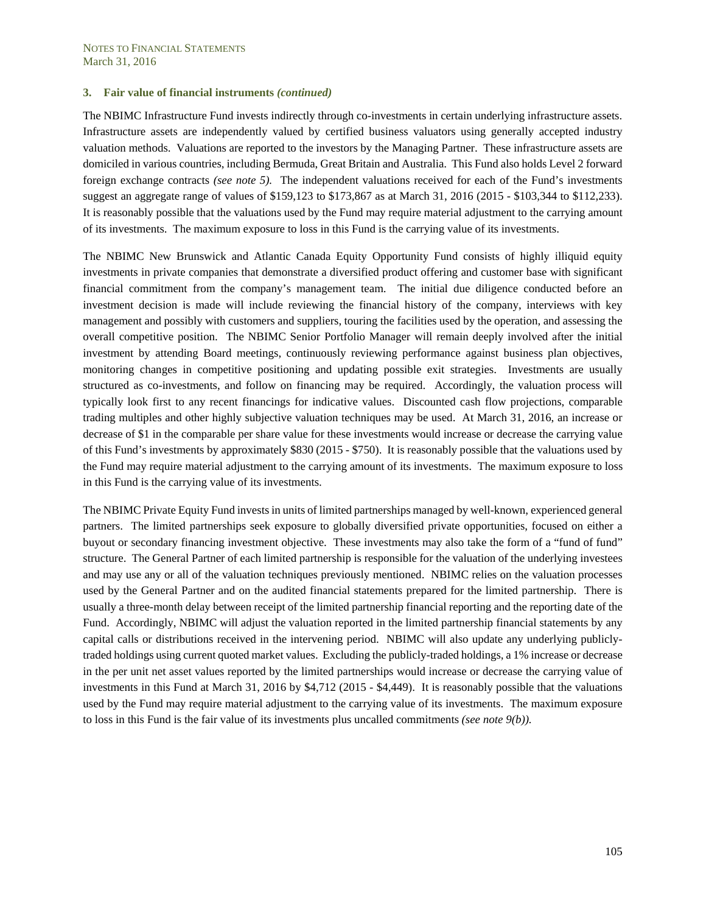### 3. Fair value of financial instruments *(continued)*

The NBIMC Infrastructure Fund invests indirectly through co-investments in certain underlying infrastructure assets. Infrastructure assets are independently valued by certified business valuators using generally accepted industry valuation methods. Valuations are reported to the investors by the Managing Partner. These infrastructure assets are domiciled in various countries, including Bermuda, Great Britain and Australia. This Fund also holds Level 2 forward foreign exchange contracts *(see note 5).* The independent valuations received for each of the Fund's investments suggest an aggregate range of values of $159,123 to $173,867 as at March 31, 2016 (2015 - $103,344 to $112,233). It is reasonably possible that the valuations used by the Fund may require material adjustment to the carrying amount of its investments. The maximum exposure to loss in this Fund is the carrying value of its investments.

The NBIMC New Brunswick and Atlantic Canada Equity Opportunity Fund consists of highly illiquid equity investments in private companies that demonstrate a diversified product offering and customer base with significant financial commitment from the company's management team. The initial due diligence conducted before an investment decision is made will include reviewing the financial history of the company, interviews with key management and possibly with customers and suppliers, touring the facilities used by the operation, and assessing the overall competitive position. The NBIMC Senior Portfolio Manager will remain deeply involved after the initial investment by attending Board meetings, continuously reviewing performance against business plan objectives, monitoring changes in competitive positioning and updating possible exit strategies. Investments are usually structured as co-investments, and follow on financing may be required. Accordingly, the valuation process will typically look first to any recent financings for indicative values. Discounted cash flow projections, comparable trading multiples and other highly subjective valuation techniques may be used. At March 31, 2016, an increase or decrease of $1 in the comparable per share value for these investments would increase or decrease the carrying value of this Fund's investments by approximately $830 (2015 - $750). It is reasonably possible that the valuations used by the Fund may require material adjustment to the carrying amount of its investments. The maximum exposure to loss in this Fund is the carrying value of its investments.

The NBIMC Private Equity Fund invests in units of limited partnerships managed by well-known, experienced general partners. The limited partnerships seek exposure to globally diversified private opportunities, focused on either a buyout or secondary financing investment objective. These investments may also take the form of a "fund of fund" structure. The General Partner of each limited partnership is responsible for the valuation of the underlying investees and may use any or all of the valuation techniques previously mentioned. NBIMC relies on the valuation processes used by the General Partner and on the audited financial statements prepared for the limited partnership. There is usually a three-month delay between receipt of the limited partnership financial reporting and the reporting date of the Fund. Accordingly, NBIMC will adjust the valuation reported in the limited partnership financial statements by any capital calls or distributions received in the intervening period. NBIMC will also update any underlying publicly-traded holdings using current quoted market values. Excluding the publicly-traded holdings, a 1% increase or decrease in the per unit net asset values reported by the limited partnerships would increase or decrease the carrying value of investments in this Fund at March 31, 2016 by $4,712 (2015 - $4,449). It is reasonably possible that the valuations used by the Fund may require material adjustment to the carrying value of its investments. The maximum exposure to loss in this Fund is the fair value of its investments plus uncalled commitments *(see note 9(b)).*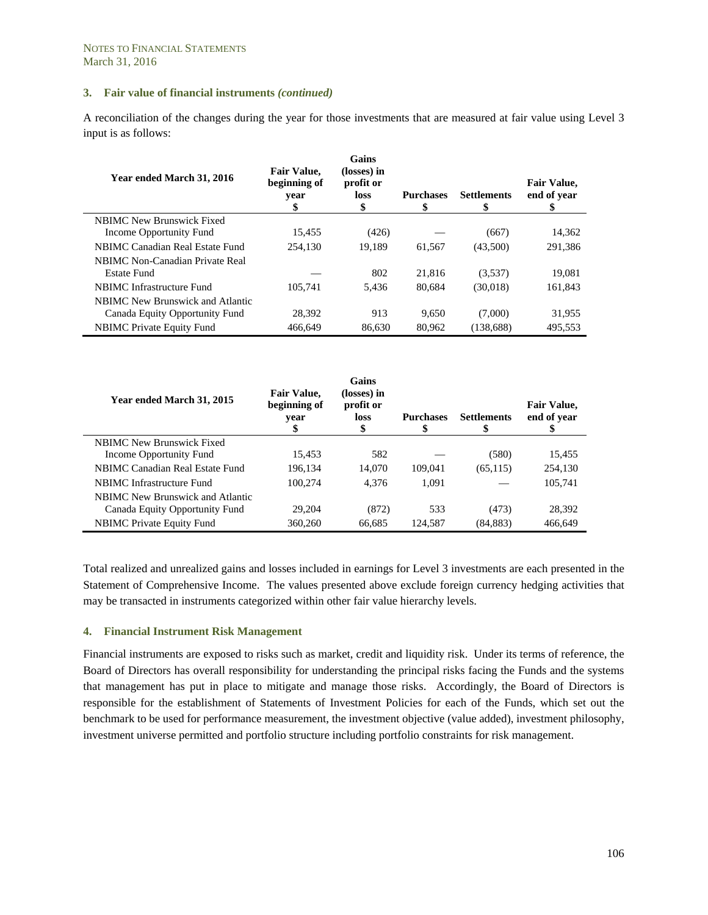NOTES TO FINANCIAL STATEMENTS
March 31, 2016

### 3. Fair value of financial instruments *(continued)*

A reconciliation of the changes during the year for those investments that are measured at fair value using Level 3 input is as follows:

| Year ended March 31, 2016 | Fair Value, beginning of year $ | Gains (losses) in profit or loss $ | Purchases $ | Settlements $ | Fair Value, end of year $ |
|---|---|---|---|---|---|
| NBIMC New Brunswick Fixed Income Opportunity Fund | 15,455 | (426) | — | (667) | 14,362 |
| NBIMC Canadian Real Estate Fund | 254,130 | 19,189 | 61,567 | (43,500) | 291,386 |
| NBIMC Non-Canadian Private Real Estate Fund | — | 802 | 21,816 | (3,537) | 19,081 |
| NBIMC Infrastructure Fund | 105,741 | 5,436 | 80,684 | (30,018) | 161,843 |
| NBIMC New Brunswick and Atlantic Canada Equity Opportunity Fund | 28,392 | 913 | 9,650 | (7,000) | 31,955 |
| NBIMC Private Equity Fund | 466,649 | 86,630 | 80,962 | (138,688) | 495,553 |

| Year ended March 31, 2015 | Fair Value, beginning of year $ | Gains (losses) in profit or loss $ | Purchases $ | Settlements $ | Fair Value, end of year $ |
|---|---|---|---|---|---|
| NBIMC New Brunswick Fixed Income Opportunity Fund | 15,453 | 582 | — | (580) | 15,455 |
| NBIMC Canadian Real Estate Fund | 196,134 | 14,070 | 109,041 | (65,115) | 254,130 |
| NBIMC Infrastructure Fund | 100,274 | 4,376 | 1,091 | — | 105,741 |
| NBIMC New Brunswick and Atlantic Canada Equity Opportunity Fund | 29,204 | (872) | 533 | (473) | 28,392 |
| NBIMC Private Equity Fund | 360,260 | 66,685 | 124,587 | (84,883) | 466,649 |

Total realized and unrealized gains and losses included in earnings for Level 3 investments are each presented in the Statement of Comprehensive Income. The values presented above exclude foreign currency hedging activities that may be transacted in instruments categorized within other fair value hierarchy levels.

### 4. Financial Instrument Risk Management

Financial instruments are exposed to risks such as market, credit and liquidity risk. Under its terms of reference, the Board of Directors has overall responsibility for understanding the principal risks facing the Funds and the systems that management has put in place to mitigate and manage those risks. Accordingly, the Board of Directors is responsible for the establishment of Statements of Investment Policies for each of the Funds, which set out the benchmark to be used for performance measurement, the investment objective (value added), investment philosophy, investment universe permitted and portfolio structure including portfolio constraints for risk management.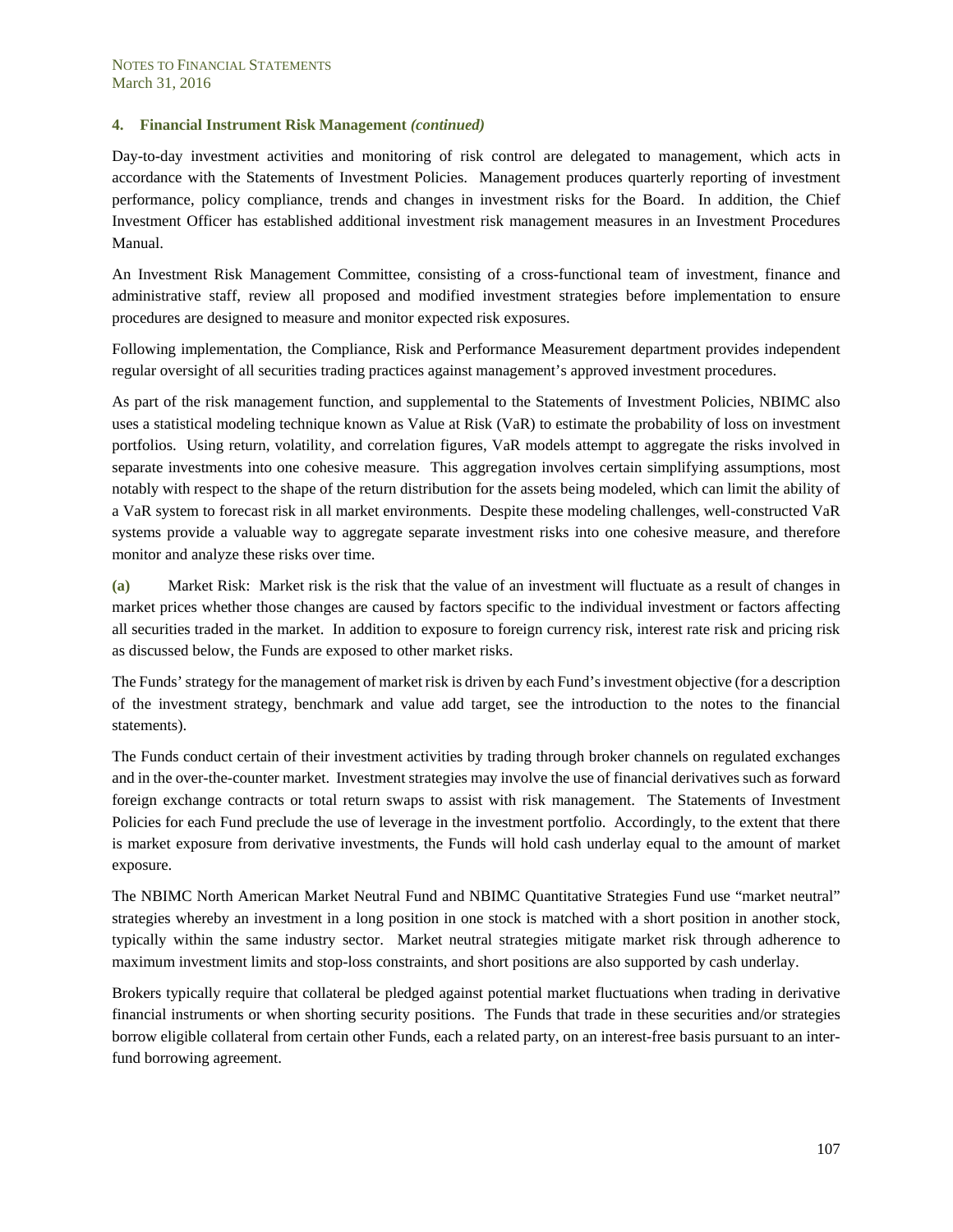## 4. Financial Instrument Risk Management *(continued)*

Day-to-day investment activities and monitoring of risk control are delegated to management, which acts in accordance with the Statements of Investment Policies. Management produces quarterly reporting of investment performance, policy compliance, trends and changes in investment risks for the Board. In addition, the Chief Investment Officer has established additional investment risk management measures in an Investment Procedures Manual.

An Investment Risk Management Committee, consisting of a cross-functional team of investment, finance and administrative staff, review all proposed and modified investment strategies before implementation to ensure procedures are designed to measure and monitor expected risk exposures.

Following implementation, the Compliance, Risk and Performance Measurement department provides independent regular oversight of all securities trading practices against management's approved investment procedures.

As part of the risk management function, and supplemental to the Statements of Investment Policies, NBIMC also uses a statistical modeling technique known as Value at Risk (VaR) to estimate the probability of loss on investment portfolios. Using return, volatility, and correlation figures, VaR models attempt to aggregate the risks involved in separate investments into one cohesive measure. This aggregation involves certain simplifying assumptions, most notably with respect to the shape of the return distribution for the assets being modeled, which can limit the ability of a VaR system to forecast risk in all market environments. Despite these modeling challenges, well-constructed VaR systems provide a valuable way to aggregate separate investment risks into one cohesive measure, and therefore monitor and analyze these risks over time.

**(a)** Market Risk: Market risk is the risk that the value of an investment will fluctuate as a result of changes in market prices whether those changes are caused by factors specific to the individual investment or factors affecting all securities traded in the market. In addition to exposure to foreign currency risk, interest rate risk and pricing risk as discussed below, the Funds are exposed to other market risks.

The Funds' strategy for the management of market risk is driven by each Fund's investment objective (for a description of the investment strategy, benchmark and value add target, see the introduction to the notes to the financial statements).

The Funds conduct certain of their investment activities by trading through broker channels on regulated exchanges and in the over-the-counter market. Investment strategies may involve the use of financial derivatives such as forward foreign exchange contracts or total return swaps to assist with risk management. The Statements of Investment Policies for each Fund preclude the use of leverage in the investment portfolio. Accordingly, to the extent that there is market exposure from derivative investments, the Funds will hold cash underlay equal to the amount of market exposure.

The NBIMC North American Market Neutral Fund and NBIMC Quantitative Strategies Fund use "market neutral" strategies whereby an investment in a long position in one stock is matched with a short position in another stock, typically within the same industry sector. Market neutral strategies mitigate market risk through adherence to maximum investment limits and stop-loss constraints, and short positions are also supported by cash underlay.

Brokers typically require that collateral be pledged against potential market fluctuations when trading in derivative financial instruments or when shorting security positions. The Funds that trade in these securities and/or strategies borrow eligible collateral from certain other Funds, each a related party, on an interest-free basis pursuant to an inter-fund borrowing agreement.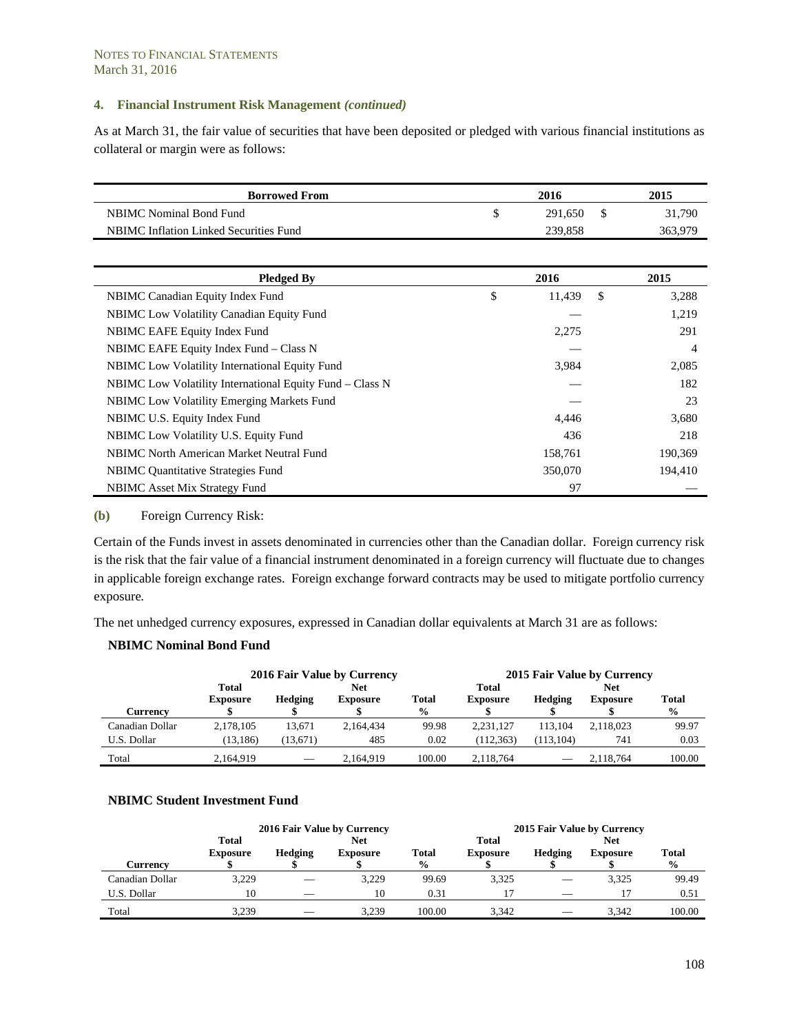### 4. Financial Instrument Risk Management *(continued)*

As at March 31, the fair value of securities that have been deposited or pledged with various financial institutions as collateral or margin were as follows:

| Borrowed From | 2016 | 2015 |
|---|---|---|
| NBIMC Nominal Bond Fund | $ 291,650 | $ 31,790 |
| NBIMC Inflation Linked Securities Fund | 239,858 | 363,979 |

| Pledged By | 2016 | 2015 |
|---|---|---|
| NBIMC Canadian Equity Index Fund | $ 11,439 | $ 3,288 |
| NBIMC Low Volatility Canadian Equity Fund | — | 1,219 |
| NBIMC EAFE Equity Index Fund | 2,275 | 291 |
| NBIMC EAFE Equity Index Fund – Class N | — | 4 |
| NBIMC Low Volatility International Equity Fund | 3,984 | 2,085 |
| NBIMC Low Volatility International Equity Fund – Class N | — | 182 |
| NBIMC Low Volatility Emerging Markets Fund | — | 23 |
| NBIMC U.S. Equity Index Fund | 4,446 | 3,680 |
| NBIMC Low Volatility U.S. Equity Fund | 436 | 218 |
| NBIMC North American Market Neutral Fund | 158,761 | 190,369 |
| NBIMC Quantitative Strategies Fund | 350,070 | 194,410 |
| NBIMC Asset Mix Strategy Fund | 97 | — |

**(b)** Foreign Currency Risk:

Certain of the Funds invest in assets denominated in currencies other than the Canadian dollar. Foreign currency risk is the risk that the fair value of a financial instrument denominated in a foreign currency will fluctuate due to changes in applicable foreign exchange rates. Foreign exchange forward contracts may be used to mitigate portfolio currency exposure.

The net unhedged currency exposures, expressed in Canadian dollar equivalents at March 31 are as follows:

**NBIMC Nominal Bond Fund**

| | 2016 Fair Value by Currency | | | | 2015 Fair Value by Currency | | | |
|---|---|---|---|---|---|---|---|---|
| Currency | Total Exposure $ | Hedging $ | Net Exposure $ | Total % | Total Exposure $ | Hedging $ | Net Exposure $ | Total % |
| Canadian Dollar | 2,178,105 | 13,671 | 2,164,434 | 99.98 | 2,231,127 | 113,104 | 2,118,023 | 99.97 |
| U.S. Dollar | (13,186) | (13,671) | 485 | 0.02 | (112,363) | (113,104) | 741 | 0.03 |
| Total | 2,164,919 | — | 2,164,919 | 100.00 | 2,118,764 | — | 2,118,764 | 100.00 |

**NBIMC Student Investment Fund**

| | 2016 Fair Value by Currency | | | | 2015 Fair Value by Currency | | | |
|---|---|---|---|---|---|---|---|---|
| Currency | Total Exposure $ | Hedging $ | Net Exposure $ | Total % | Total Exposure $ | Hedging $ | Net Exposure $ | Total % |
| Canadian Dollar | 3,229 | — | 3,229 | 99.69 | 3,325 | — | 3,325 | 99.49 |
| U.S. Dollar | 10 | — | 10 | 0.31 | 17 | — | 17 | 0.51 |
| Total | 3,239 | — | 3,239 | 100.00 | 3,342 | — | 3,342 | 100.00 |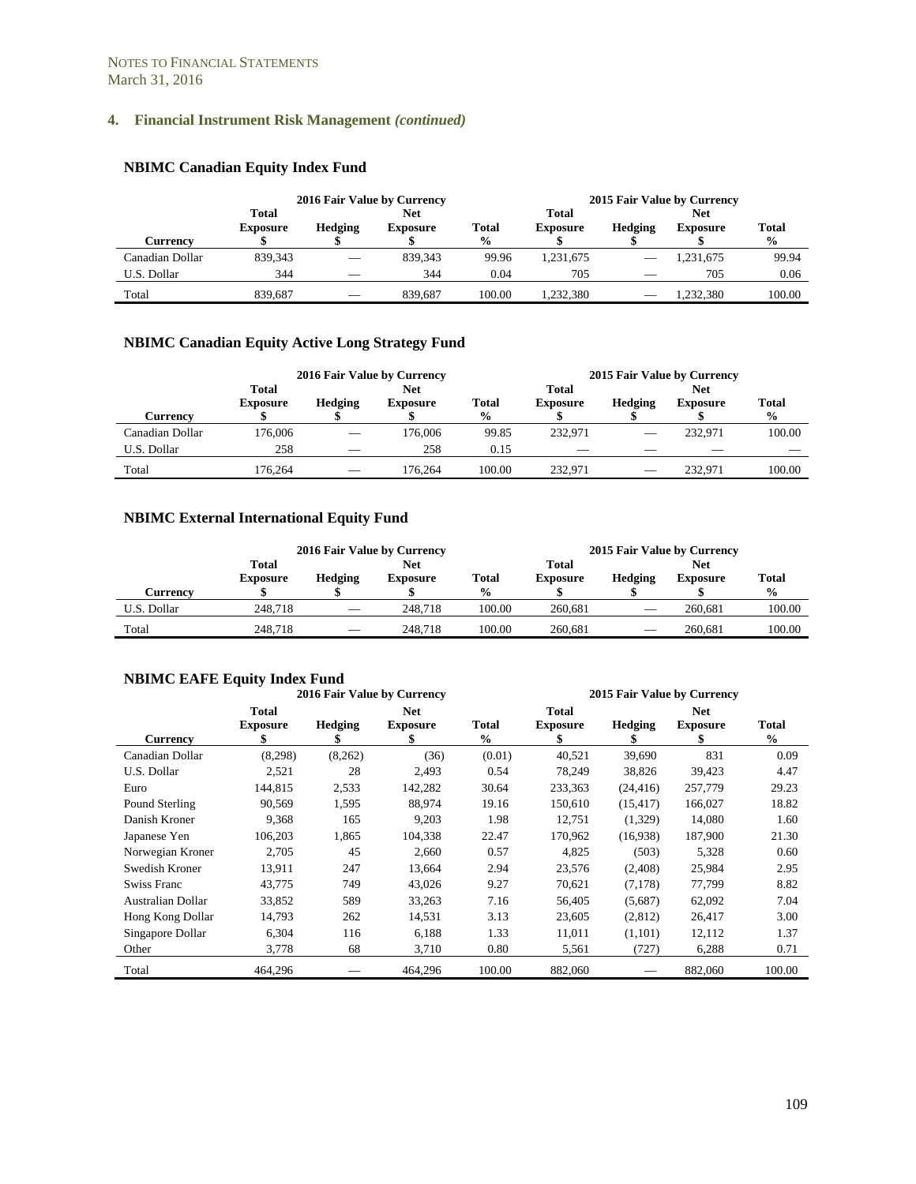NOTES TO FINANCIAL STATEMENTS
March 31, 2016

## 4. Financial Instrument Risk Management *(continued)*

### NBIMC Canadian Equity Index Fund

| | 2016 Fair Value by Currency | | | | 2015 Fair Value by Currency | | | |
|---|---|---|---|---|---|---|---|---|
| Currency | Total Exposure $ | Hedging $ | Net Exposure $ | Total % | Total Exposure $ | Hedging $ | Net Exposure $ | Total % |
| Canadian Dollar | 839,343 | — | 839,343 | 99.96 | 1,231,675 | — | 1,231,675 | 99.94 |
| U.S. Dollar | 344 | — | 344 | 0.04 | 705 | — | 705 | 0.06 |
| Total | 839,687 | — | 839,687 | 100.00 | 1,232,380 | — | 1,232,380 | 100.00 |

### NBIMC Canadian Equity Active Long Strategy Fund

| | 2016 Fair Value by Currency | | | | 2015 Fair Value by Currency | | | |
|---|---|---|---|---|---|---|---|---|
| Currency | Total Exposure $ | Hedging $ | Net Exposure $ | Total % | Total Exposure $ | Hedging $ | Net Exposure $ | Total % |
| Canadian Dollar | 176,006 | — | 176,006 | 99.85 | 232,971 | — | 232,971 | 100.00 |
| U.S. Dollar | 258 | — | 258 | 0.15 | — | — | — | — |
| Total | 176,264 | — | 176,264 | 100.00 | 232,971 | — | 232,971 | 100.00 |

### NBIMC External International Equity Fund

| | 2016 Fair Value by Currency | | | | 2015 Fair Value by Currency | | | |
|---|---|---|---|---|---|---|---|---|
| Currency | Total Exposure $ | Hedging $ | Net Exposure $ | Total % | Total Exposure $ | Hedging $ | Net Exposure $ | Total % |
| U.S. Dollar | 248,718 | — | 248,718 | 100.00 | 260,681 | — | 260,681 | 100.00 |
| Total | 248,718 | — | 248,718 | 100.00 | 260,681 | — | 260,681 | 100.00 |

### NBIMC EAFE Equity Index Fund

| | 2016 Fair Value by Currency | | | | 2015 Fair Value by Currency | | | |
|---|---|---|---|---|---|---|---|---|
| Currency | Total Exposure $ | Hedging $ | Net Exposure $ | Total % | Total Exposure $ | Hedging $ | Net Exposure $ | Total % |
| Canadian Dollar | (8,298) | (8,262) | (36) | (0.01) | 40,521 | 39,690 | 831 | 0.09 |
| U.S. Dollar | 2,521 | 28 | 2,493 | 0.54 | 78,249 | 38,826 | 39,423 | 4.47 |
| Euro | 144,815 | 2,533 | 142,282 | 30.64 | 233,363 | (24,416) | 257,779 | 29.23 |
| Pound Sterling | 90,569 | 1,595 | 88,974 | 19.16 | 150,610 | (15,417) | 166,027 | 18.82 |
| Danish Kroner | 9,368 | 165 | 9,203 | 1.98 | 12,751 | (1,329) | 14,080 | 1.60 |
| Japanese Yen | 106,203 | 1,865 | 104,338 | 22.47 | 170,962 | (16,938) | 187,900 | 21.30 |
| Norwegian Kroner | 2,705 | 45 | 2,660 | 0.57 | 4,825 | (503) | 5,328 | 0.60 |
| Swedish Kroner | 13,911 | 247 | 13,664 | 2.94 | 23,576 | (2,408) | 25,984 | 2.95 |
| Swiss Franc | 43,775 | 749 | 43,026 | 9.27 | 70,621 | (7,178) | 77,799 | 8.82 |
| Australian Dollar | 33,852 | 589 | 33,263 | 7.16 | 56,405 | (5,687) | 62,092 | 7.04 |
| Hong Kong Dollar | 14,793 | 262 | 14,531 | 3.13 | 23,605 | (2,812) | 26,417 | 3.00 |
| Singapore Dollar | 6,304 | 116 | 6,188 | 1.33 | 11,011 | (1,101) | 12,112 | 1.37 |
| Other | 3,778 | 68 | 3,710 | 0.80 | 5,561 | (727) | 6,288 | 0.71 |
| Total | 464,296 | — | 464,296 | 100.00 | 882,060 | — | 882,060 | 100.00 |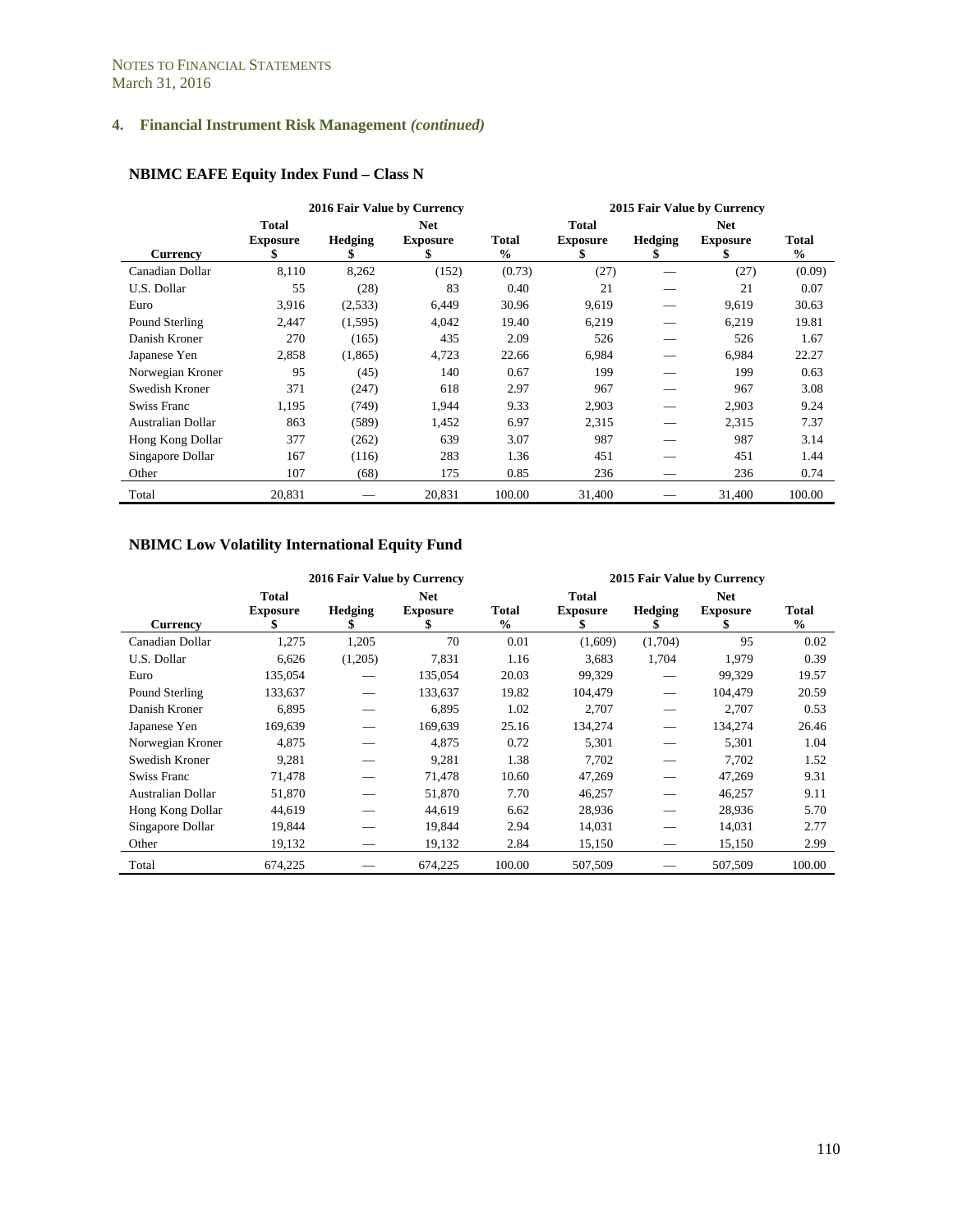NOTES TO FINANCIAL STATEMENTS
March 31, 2016

## 4. Financial Instrument Risk Management *(continued)*

### NBIMC EAFE Equity Index Fund – Class N

| Currency | 2016 Fair Value by Currency | | | | 2015 Fair Value by Currency | | | |
|---|---|---|---|---|---|---|---|---|
| | Total Exposure $ | Hedging $ | Net Exposure $ | Total % | Total Exposure $ | Hedging $ | Net Exposure $ | Total % |
| Canadian Dollar | 8,110 | 8,262 | (152) | (0.73) | (27) | — | (27) | (0.09) |
| U.S. Dollar | 55 | (28) | 83 | 0.40 | 21 | — | 21 | 0.07 |
| Euro | 3,916 | (2,533) | 6,449 | 30.96 | 9,619 | — | 9,619 | 30.63 |
| Pound Sterling | 2,447 | (1,595) | 4,042 | 19.40 | 6,219 | — | 6,219 | 19.81 |
| Danish Kroner | 270 | (165) | 435 | 2.09 | 526 | — | 526 | 1.67 |
| Japanese Yen | 2,858 | (1,865) | 4,723 | 22.66 | 6,984 | — | 6,984 | 22.27 |
| Norwegian Kroner | 95 | (45) | 140 | 0.67 | 199 | — | 199 | 0.63 |
| Swedish Kroner | 371 | (247) | 618 | 2.97 | 967 | — | 967 | 3.08 |
| Swiss Franc | 1,195 | (749) | 1,944 | 9.33 | 2,903 | — | 2,903 | 9.24 |
| Australian Dollar | 863 | (589) | 1,452 | 6.97 | 2,315 | — | 2,315 | 7.37 |
| Hong Kong Dollar | 377 | (262) | 639 | 3.07 | 987 | — | 987 | 3.14 |
| Singapore Dollar | 167 | (116) | 283 | 1.36 | 451 | — | 451 | 1.44 |
| Other | 107 | (68) | 175 | 0.85 | 236 | — | 236 | 0.74 |
| Total | 20,831 | — | 20,831 | 100.00 | 31,400 | — | 31,400 | 100.00 |

### NBIMC Low Volatility International Equity Fund

| Currency | 2016 Fair Value by Currency | | | | 2015 Fair Value by Currency | | | |
|---|---|---|---|---|---|---|---|---|
| | Total Exposure $ | Hedging $ | Net Exposure $ | Total % | Total Exposure $ | Hedging $ | Net Exposure $ | Total % |
| Canadian Dollar | 1,275 | 1,205 | 70 | 0.01 | (1,609) | (1,704) | 95 | 0.02 |
| U.S. Dollar | 6,626 | (1,205) | 7,831 | 1.16 | 3,683 | 1,704 | 1,979 | 0.39 |
| Euro | 135,054 | — | 135,054 | 20.03 | 99,329 | — | 99,329 | 19.57 |
| Pound Sterling | 133,637 | — | 133,637 | 19.82 | 104,479 | — | 104,479 | 20.59 |
| Danish Kroner | 6,895 | — | 6,895 | 1.02 | 2,707 | — | 2,707 | 0.53 |
| Japanese Yen | 169,639 | — | 169,639 | 25.16 | 134,274 | — | 134,274 | 26.46 |
| Norwegian Kroner | 4,875 | — | 4,875 | 0.72 | 5,301 | — | 5,301 | 1.04 |
| Swedish Kroner | 9,281 | — | 9,281 | 1.38 | 7,702 | — | 7,702 | 1.52 |
| Swiss Franc | 71,478 | — | 71,478 | 10.60 | 47,269 | — | 47,269 | 9.31 |
| Australian Dollar | 51,870 | — | 51,870 | 7.70 | 46,257 | — | 46,257 | 9.11 |
| Hong Kong Dollar | 44,619 | — | 44,619 | 6.62 | 28,936 | — | 28,936 | 5.70 |
| Singapore Dollar | 19,844 | — | 19,844 | 2.94 | 14,031 | — | 14,031 | 2.77 |
| Other | 19,132 | — | 19,132 | 2.84 | 15,150 | — | 15,150 | 2.99 |
| Total | 674,225 | — | 674,225 | 100.00 | 507,509 | — | 507,509 | 100.00 |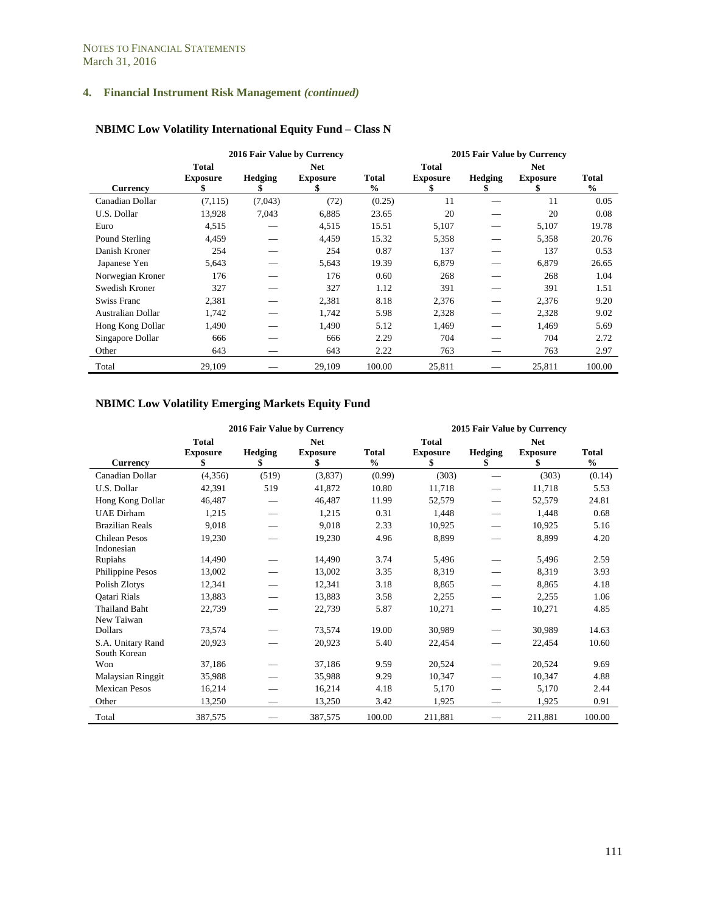NOTES TO FINANCIAL STATEMENTS
March 31, 2016

## 4. Financial Instrument Risk Management *(continued)*

### NBIMC Low Volatility International Equity Fund – Class N

| | 2016 Fair Value by Currency | | | | 2015 Fair Value by Currency | | | |
|---|---|---|---|---|---|---|---|---|
| Currency | Total Exposure $ | Hedging $ | Net Exposure $ | Total % | Total Exposure $ | Hedging $ | Net Exposure $ | Total % |
| Canadian Dollar | (7,115) | (7,043) | (72) | (0.25) | 11 | — | 11 | 0.05 |
| U.S. Dollar | 13,928 | 7,043 | 6,885 | 23.65 | 20 | — | 20 | 0.08 |
| Euro | 4,515 | — | 4,515 | 15.51 | 5,107 | — | 5,107 | 19.78 |
| Pound Sterling | 4,459 | — | 4,459 | 15.32 | 5,358 | — | 5,358 | 20.76 |
| Danish Kroner | 254 | — | 254 | 0.87 | 137 | — | 137 | 0.53 |
| Japanese Yen | 5,643 | — | 5,643 | 19.39 | 6,879 | — | 6,879 | 26.65 |
| Norwegian Kroner | 176 | — | 176 | 0.60 | 268 | — | 268 | 1.04 |
| Swedish Kroner | 327 | — | 327 | 1.12 | 391 | — | 391 | 1.51 |
| Swiss Franc | 2,381 | — | 2,381 | 8.18 | 2,376 | — | 2,376 | 9.20 |
| Australian Dollar | 1,742 | — | 1,742 | 5.98 | 2,328 | — | 2,328 | 9.02 |
| Hong Kong Dollar | 1,490 | — | 1,490 | 5.12 | 1,469 | — | 1,469 | 5.69 |
| Singapore Dollar | 666 | — | 666 | 2.29 | 704 | — | 704 | 2.72 |
| Other | 643 | — | 643 | 2.22 | 763 | — | 763 | 2.97 |
| Total | 29,109 | — | 29,109 | 100.00 | 25,811 | — | 25,811 | 100.00 |

### NBIMC Low Volatility Emerging Markets Equity Fund

| | 2016 Fair Value by Currency | | | | 2015 Fair Value by Currency | | | |
|---|---|---|---|---|---|---|---|---|
| Currency | Total Exposure $ | Hedging $ | Net Exposure $ | Total % | Total Exposure $ | Hedging $ | Net Exposure $ | Total % |
| Canadian Dollar | (4,356) | (519) | (3,837) | (0.99) | (303) | — | (303) | (0.14) |
| U.S. Dollar | 42,391 | 519 | 41,872 | 10.80 | 11,718 | — | 11,718 | 5.53 |
| Hong Kong Dollar | 46,487 | — | 46,487 | 11.99 | 52,579 | — | 52,579 | 24.81 |
| UAE Dirham | 1,215 | — | 1,215 | 0.31 | 1,448 | — | 1,448 | 0.68 |
| Brazilian Reals | 9,018 | — | 9,018 | 2.33 | 10,925 | — | 10,925 | 5.16 |
| Chilean Pesos | 19,230 | — | 19,230 | 4.96 | 8,899 | — | 8,899 | 4.20 |
| Indonesian Rupiahs | 14,490 | — | 14,490 | 3.74 | 5,496 | — | 5,496 | 2.59 |
| Philippine Pesos | 13,002 | — | 13,002 | 3.35 | 8,319 | — | 8,319 | 3.93 |
| Polish Zlotys | 12,341 | — | 12,341 | 3.18 | 8,865 | — | 8,865 | 4.18 |
| Qatari Rials | 13,883 | — | 13,883 | 3.58 | 2,255 | — | 2,255 | 1.06 |
| Thailand Baht | 22,739 | — | 22,739 | 5.87 | 10,271 | — | 10,271 | 4.85 |
| New Taiwan Dollars | 73,574 | — | 73,574 | 19.00 | 30,989 | — | 30,989 | 14.63 |
| S.A. Unitary Rand | 20,923 | — | 20,923 | 5.40 | 22,454 | — | 22,454 | 10.60 |
| South Korean Won | 37,186 | — | 37,186 | 9.59 | 20,524 | — | 20,524 | 9.69 |
| Malaysian Ringgit | 35,988 | — | 35,988 | 9.29 | 10,347 | — | 10,347 | 4.88 |
| Mexican Pesos | 16,214 | — | 16,214 | 4.18 | 5,170 | — | 5,170 | 2.44 |
| Other | 13,250 | — | 13,250 | 3.42 | 1,925 | — | 1,925 | 0.91 |
| Total | 387,575 | — | 387,575 | 100.00 | 211,881 | — | 211,881 | 100.00 |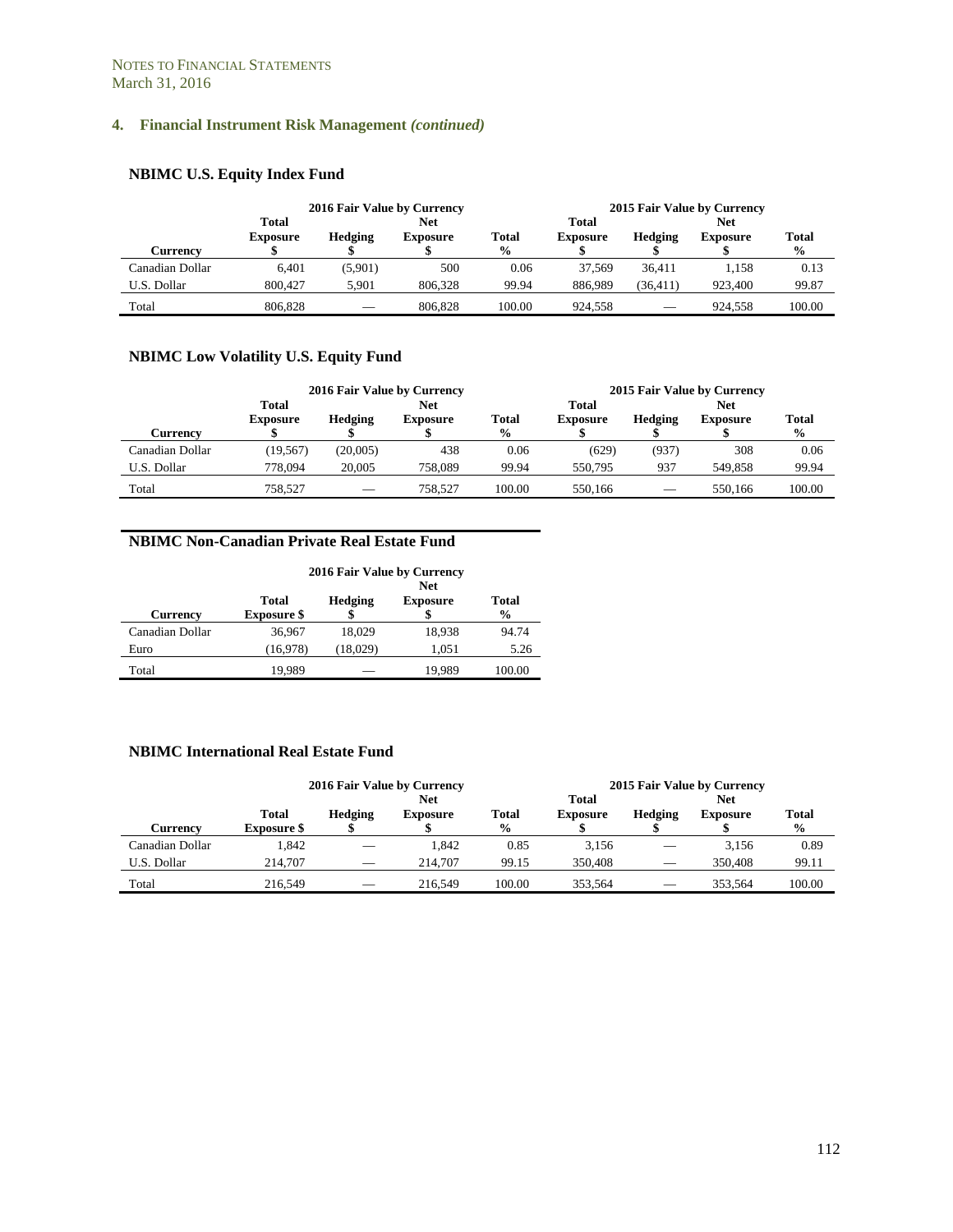NOTES TO FINANCIAL STATEMENTS
March 31, 2016

## 4. Financial Instrument Risk Management *(continued)*

### NBIMC U.S. Equity Index Fund

| | 2016 Fair Value by Currency | | | | 2015 Fair Value by Currency | | | |
|---|---|---|---|---|---|---|---|---|
| **Currency** | **Total Exposure $** | **Hedging $** | **Net Exposure $** | **Total %** | **Total Exposure $** | **Hedging $** | **Net Exposure $** | **Total %** |
| Canadian Dollar | 6,401 | (5,901) | 500 | 0.06 | 37,569 | 36,411 | 1,158 | 0.13 |
| U.S. Dollar | 800,427 | 5,901 | 806,328 | 99.94 | 886,989 | (36,411) | 923,400 | 99.87 |
| Total | 806,828 | — | 806,828 | 100.00 | 924,558 | — | 924,558 | 100.00 |

### NBIMC Low Volatility U.S. Equity Fund

| | 2016 Fair Value by Currency | | | | 2015 Fair Value by Currency | | | |
|---|---|---|---|---|---|---|---|---|
| **Currency** | **Total Exposure $** | **Hedging $** | **Net Exposure $** | **Total %** | **Total Exposure $** | **Hedging $** | **Net Exposure $** | **Total %** |
| Canadian Dollar | (19,567) | (20,005) | 438 | 0.06 | (629) | (937) | 308 | 0.06 |
| U.S. Dollar | 778,094 | 20,005 | 758,089 | 99.94 | 550,795 | 937 | 549,858 | 99.94 |
| Total | 758,527 | — | 758,527 | 100.00 | 550,166 | — | 550,166 | 100.00 |

### NBIMC Non-Canadian Private Real Estate Fund

| | 2016 Fair Value by Currency | | | |
|---|---|---|---|---|
| **Currency** | **Total Exposure $** | **Hedging $** | **Net Exposure $** | **Total %** |
| Canadian Dollar | 36,967 | 18,029 | 18,938 | 94.74 |
| Euro | (16,978) | (18,029) | 1,051 | 5.26 |
| Total | 19,989 | — | 19,989 | 100.00 |

### NBIMC International Real Estate Fund

| | 2016 Fair Value by Currency | | | | 2015 Fair Value by Currency | | | |
|---|---|---|---|---|---|---|---|---|
| **Currency** | **Total Exposure $** | **Hedging $** | **Net Exposure $** | **Total %** | **Total Exposure $** | **Hedging $** | **Net Exposure $** | **Total %** |
| Canadian Dollar | 1,842 | — | 1,842 | 0.85 | 3,156 | — | 3,156 | 0.89 |
| U.S. Dollar | 214,707 | — | 214,707 | 99.15 | 350,408 | — | 350,408 | 99.11 |
| Total | 216,549 | — | 216,549 | 100.00 | 353,564 | — | 353,564 | 100.00 |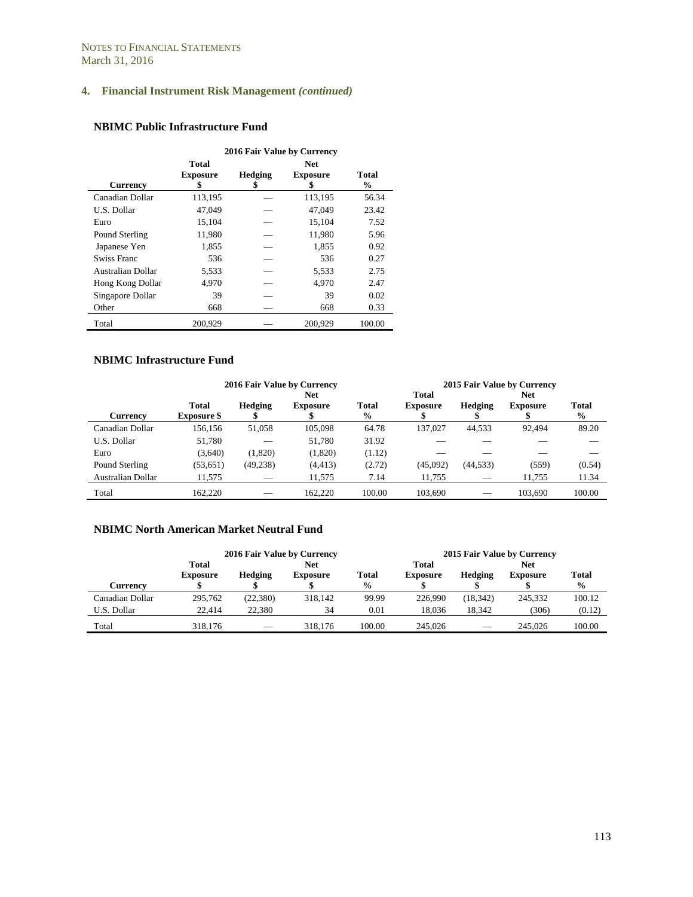## 4. Financial Instrument Risk Management *(continued)*

### NBIMC Public Infrastructure Fund

| Currency | 2016 Fair Value by Currency Total Exposure $ | Hedging $ | Net Exposure $ | Total % |
|---|---|---|---|---|
| Canadian Dollar | 113,195 | — | 113,195 | 56.34 |
| U.S. Dollar | 47,049 | — | 47,049 | 23.42 |
| Euro | 15,104 | — | 15,104 | 7.52 |
| Pound Sterling | 11,980 | — | 11,980 | 5.96 |
| Japanese Yen | 1,855 | — | 1,855 | 0.92 |
| Swiss Franc | 536 | — | 536 | 0.27 |
| Australian Dollar | 5,533 | — | 5,533 | 2.75 |
| Hong Kong Dollar | 4,970 | — | 4,970 | 2.47 |
| Singapore Dollar | 39 | — | 39 | 0.02 |
| Other | 668 | — | 668 | 0.33 |
| Total | 200,929 | — | 200,929 | 100.00 |

### NBIMC Infrastructure Fund

| | 2016 Fair Value by Currency | | | | 2015 Fair Value by Currency | | | |
|---|---|---|---|---|---|---|---|---|
| Currency | Total Exposure $ | Hedging $ | Net Exposure $ | Total % | Total Exposure $ | Hedging $ | Net Exposure $ | Total % |
| Canadian Dollar | 156,156 | 51,058 | 105,098 | 64.78 | 137,027 | 44,533 | 92,494 | 89.20 |
| U.S. Dollar | 51,780 | — | 51,780 | 31.92 | — | — | — | — |
| Euro | (3,640) | (1,820) | (1,820) | (1.12) | — | — | — | — |
| Pound Sterling | (53,651) | (49,238) | (4,413) | (2.72) | (45,092) | (44,533) | (559) | (0.54) |
| Australian Dollar | 11,575 | — | 11,575 | 7.14 | 11,755 | — | 11,755 | 11.34 |
| Total | 162,220 | — | 162,220 | 100.00 | 103,690 | — | 103,690 | 100.00 |

### NBIMC North American Market Neutral Fund

| | 2016 Fair Value by Currency | | | | 2015 Fair Value by Currency | | | |
|---|---|---|---|---|---|---|---|---|
| Currency | Total Exposure $ | Hedging $ | Net Exposure $ | Total % | Total Exposure $ | Hedging $ | Net Exposure $ | Total % |
| Canadian Dollar | 295,762 | (22,380) | 318,142 | 99.99 | 226,990 | (18,342) | 245,332 | 100.12 |
| U.S. Dollar | 22,414 | 22,380 | 34 | 0.01 | 18,036 | 18,342 | (306) | (0.12) |
| Total | 318,176 | — | 318,176 | 100.00 | 245,026 | — | 245,026 | 100.00 |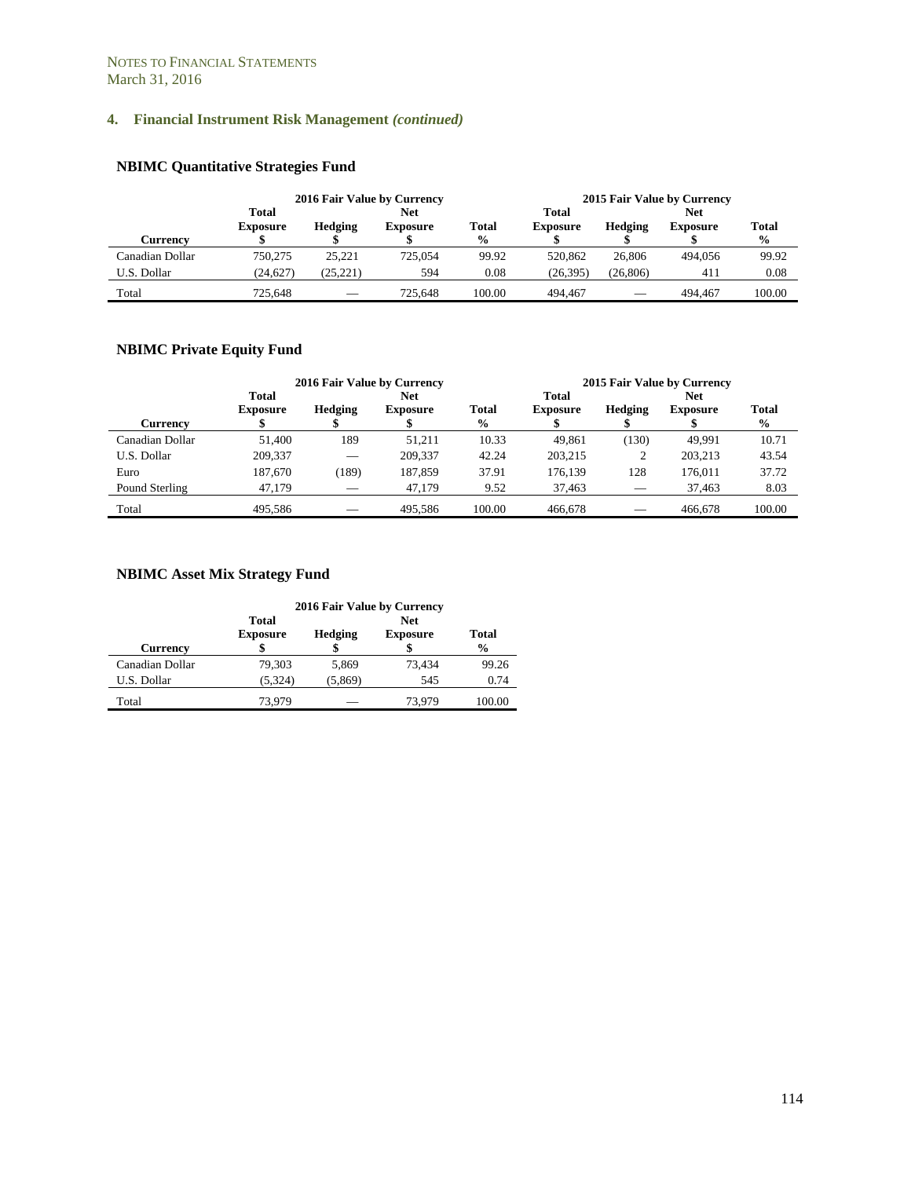## 4. Financial Instrument Risk Management *(continued)*

### NBIMC Quantitative Strategies Fund

| Currency | 2016 Fair Value by Currency Total Exposure $ | Hedging $ | Net Exposure $ | Total % | 2015 Fair Value by Currency Total Exposure $ | Hedging $ | Net Exposure $ | Total % |
|---|---|---|---|---|---|---|---|---|
| Canadian Dollar | 750,275 | 25,221 | 725,054 | 99.92 | 520,862 | 26,806 | 494,056 | 99.92 |
| U.S. Dollar | (24,627) | (25,221) | 594 | 0.08 | (26,395) | (26,806) | 411 | 0.08 |
| Total | 725,648 | — | 725,648 | 100.00 | 494,467 | — | 494,467 | 100.00 |

### NBIMC Private Equity Fund

| Currency | 2016 Fair Value by Currency Total Exposure $ | Hedging $ | Net Exposure $ | Total % | 2015 Fair Value by Currency Total Exposure $ | Hedging $ | Net Exposure $ | Total % |
|---|---|---|---|---|---|---|---|---|
| Canadian Dollar | 51,400 | 189 | 51,211 | 10.33 | 49,861 | (130) | 49,991 | 10.71 |
| U.S. Dollar | 209,337 | — | 209,337 | 42.24 | 203,215 | 2 | 203,213 | 43.54 |
| Euro | 187,670 | (189) | 187,859 | 37.91 | 176,139 | 128 | 176,011 | 37.72 |
| Pound Sterling | 47,179 | — | 47,179 | 9.52 | 37,463 | — | 37,463 | 8.03 |
| Total | 495,586 | — | 495,586 | 100.00 | 466,678 | — | 466,678 | 100.00 |

### NBIMC Asset Mix Strategy Fund

| Currency | 2016 Fair Value by Currency Total Exposure $ | Hedging $ | Net Exposure $ | Total % |
|---|---|---|---|---|
| Canadian Dollar | 79,303 | 5,869 | 73,434 | 99.26 |
| U.S. Dollar | (5,324) | (5,869) | 545 | 0.74 |
| Total | 73,979 | — | 73,979 | 100.00 |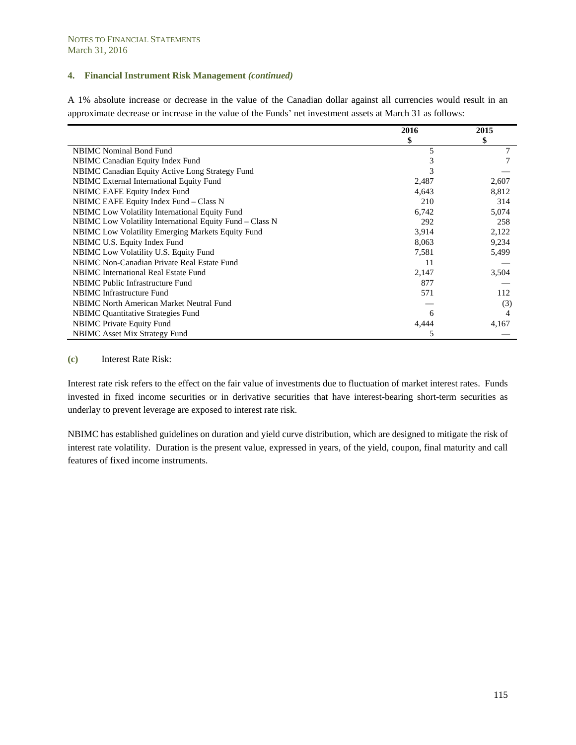NOTES TO FINANCIAL STATEMENTS
March 31, 2016

### 4. Financial Instrument Risk Management *(continued)*

A 1% absolute increase or decrease in the value of the Canadian dollar against all currencies would result in an approximate decrease or increase in the value of the Funds' net investment assets at March 31 as follows:

| | 2016<br>$ | 2015<br>$ |
|---|---|---|
| NBIMC Nominal Bond Fund | 5 | 7 |
| NBIMC Canadian Equity Index Fund | 3 | 7 |
| NBIMC Canadian Equity Active Long Strategy Fund | 3 | — |
| NBIMC External International Equity Fund | 2,487 | 2,607 |
| NBIMC EAFE Equity Index Fund | 4,643 | 8,812 |
| NBIMC EAFE Equity Index Fund – Class N | 210 | 314 |
| NBIMC Low Volatility International Equity Fund | 6,742 | 5,074 |
| NBIMC Low Volatility International Equity Fund – Class N | 292 | 258 |
| NBIMC Low Volatility Emerging Markets Equity Fund | 3,914 | 2,122 |
| NBIMC U.S. Equity Index Fund | 8,063 | 9,234 |
| NBIMC Low Volatility U.S. Equity Fund | 7,581 | 5,499 |
| NBIMC Non-Canadian Private Real Estate Fund | 11 | — |
| NBIMC International Real Estate Fund | 2,147 | 3,504 |
| NBIMC Public Infrastructure Fund | 877 | — |
| NBIMC Infrastructure Fund | 571 | 112 |
| NBIMC North American Market Neutral Fund | — | (3) |
| NBIMC Quantitative Strategies Fund | 6 | 4 |
| NBIMC Private Equity Fund | 4,444 | 4,167 |
| NBIMC Asset Mix Strategy Fund | 5 | — |

**(c)** Interest Rate Risk:

Interest rate risk refers to the effect on the fair value of investments due to fluctuation of market interest rates. Funds invested in fixed income securities or in derivative securities that have interest-bearing short-term securities as underlay to prevent leverage are exposed to interest rate risk.

NBIMC has established guidelines on duration and yield curve distribution, which are designed to mitigate the risk of interest rate volatility. Duration is the present value, expressed in years, of the yield, coupon, final maturity and call features of fixed income instruments.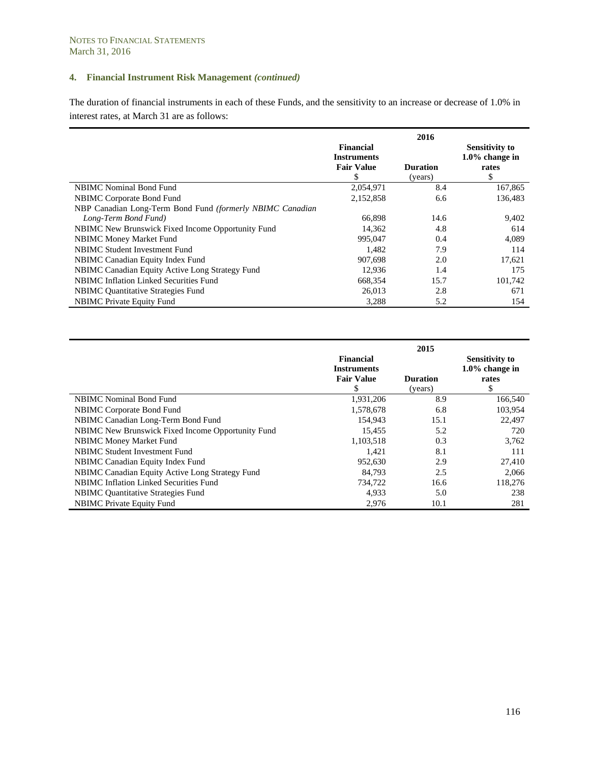NOTES TO FINANCIAL STATEMENTS
March 31, 2016

## 4. Financial Instrument Risk Management *(continued)*

The duration of financial instruments in each of these Funds, and the sensitivity to an increase or decrease of 1.0% in interest rates, at March 31 are as follows:

| | 2016 | | |
|---|---|---|---|
| | **Financial Instruments Fair Value** $ | **Duration** (years) | **Sensitivity to 1.0% change in rates** $ |
| NBIMC Nominal Bond Fund | 2,054,971 | 8.4 | 167,865 |
| NBIMC Corporate Bond Fund | 2,152,858 | 6.6 | 136,483 |
| NBP Canadian Long-Term Bond Fund *(formerly NBIMC Canadian Long-Term Bond Fund)* | 66,898 | 14.6 | 9,402 |
| NBIMC New Brunswick Fixed Income Opportunity Fund | 14,362 | 4.8 | 614 |
| NBIMC Money Market Fund | 995,047 | 0.4 | 4,089 |
| NBIMC Student Investment Fund | 1,482 | 7.9 | 114 |
| NBIMC Canadian Equity Index Fund | 907,698 | 2.0 | 17,621 |
| NBIMC Canadian Equity Active Long Strategy Fund | 12,936 | 1.4 | 175 |
| NBIMC Inflation Linked Securities Fund | 668,354 | 15.7 | 101,742 |
| NBIMC Quantitative Strategies Fund | 26,013 | 2.8 | 671 |
| NBIMC Private Equity Fund | 3,288 | 5.2 | 154 |

| | 2015 | | |
|---|---|---|---|
| | **Financial Instruments Fair Value** $ | **Duration** (years) | **Sensitivity to 1.0% change in rates** $ |
| NBIMC Nominal Bond Fund | 1,931,206 | 8.9 | 166,540 |
| NBIMC Corporate Bond Fund | 1,578,678 | 6.8 | 103,954 |
| NBIMC Canadian Long-Term Bond Fund | 154,943 | 15.1 | 22,497 |
| NBIMC New Brunswick Fixed Income Opportunity Fund | 15,455 | 5.2 | 720 |
| NBIMC Money Market Fund | 1,103,518 | 0.3 | 3,762 |
| NBIMC Student Investment Fund | 1,421 | 8.1 | 111 |
| NBIMC Canadian Equity Index Fund | 952,630 | 2.9 | 27,410 |
| NBIMC Canadian Equity Active Long Strategy Fund | 84,793 | 2.5 | 2,066 |
| NBIMC Inflation Linked Securities Fund | 734,722 | 16.6 | 118,276 |
| NBIMC Quantitative Strategies Fund | 4,933 | 5.0 | 238 |
| NBIMC Private Equity Fund | 2,976 | 10.1 | 281 |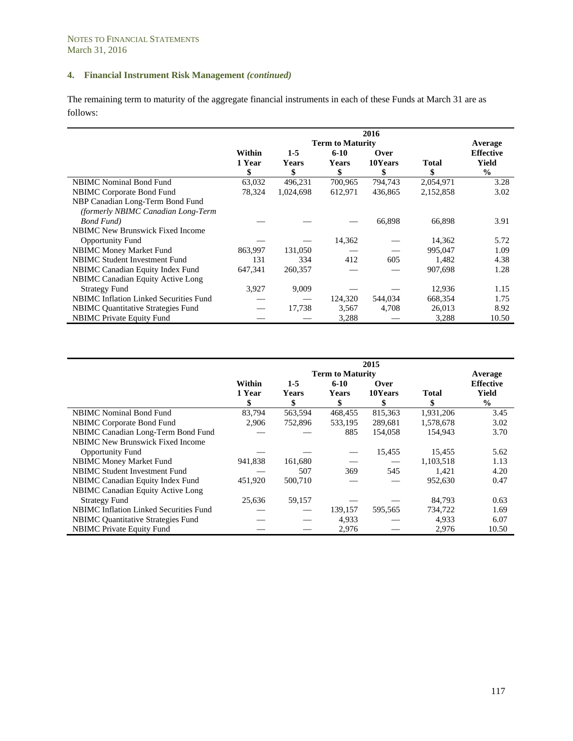NOTES TO FINANCIAL STATEMENTS
March 31, 2016

## 4. Financial Instrument Risk Management *(continued)*

The remaining term to maturity of the aggregate financial instruments in each of these Funds at March 31 are as follows:

| | 2016 | | | | | |
|---|---|---|---|---|---|---|
| | Term to Maturity | | | | | Average |
| | Within 1 Year $ | 1-5 Years $ | 6-10 Years $ | Over 10Years $ | Total $ | Effective Yield % |
| NBIMC Nominal Bond Fund | 63,032 | 496,231 | 700,965 | 794,743 | 2,054,971 | 3.28 |
| NBIMC Corporate Bond Fund | 78,324 | 1,024,698 | 612,971 | 436,865 | 2,152,858 | 3.02 |
| NBP Canadian Long-Term Bond Fund *(formerly NBIMC Canadian Long-Term Bond Fund)* | — | — | — | 66,898 | 66,898 | 3.91 |
| NBIMC New Brunswick Fixed Income Opportunity Fund | — | — | 14,362 | — | 14,362 | 5.72 |
| NBIMC Money Market Fund | 863,997 | 131,050 | — | — | 995,047 | 1.09 |
| NBIMC Student Investment Fund | 131 | 334 | 412 | 605 | 1,482 | 4.38 |
| NBIMC Canadian Equity Index Fund | 647,341 | 260,357 | — | — | 907,698 | 1.28 |
| NBIMC Canadian Equity Active Long Strategy Fund | 3,927 | 9,009 | — | — | 12,936 | 1.15 |
| NBIMC Inflation Linked Securities Fund | — | — | 124,320 | 544,034 | 668,354 | 1.75 |
| NBIMC Quantitative Strategies Fund | — | 17,738 | 3,567 | 4,708 | 26,013 | 8.92 |
| NBIMC Private Equity Fund | — | — | 3,288 | — | 3,288 | 10.50 |

| | 2015 | | | | | |
|---|---|---|---|---|---|---|
| | Term to Maturity | | | | | Average |
| | Within 1 Year $ | 1-5 Years $ | 6-10 Years $ | Over 10Years $ | Total $ | Effective Yield % |
| NBIMC Nominal Bond Fund | 83,794 | 563,594 | 468,455 | 815,363 | 1,931,206 | 3.45 |
| NBIMC Corporate Bond Fund | 2,906 | 752,896 | 533,195 | 289,681 | 1,578,678 | 3.02 |
| NBIMC Canadian Long-Term Bond Fund | — | — | 885 | 154,058 | 154,943 | 3.70 |
| NBIMC New Brunswick Fixed Income Opportunity Fund | — | — | — | 15,455 | 15,455 | 5.62 |
| NBIMC Money Market Fund | 941,838 | 161,680 | — | — | 1,103,518 | 1.13 |
| NBIMC Student Investment Fund | — | 507 | 369 | 545 | 1,421 | 4.20 |
| NBIMC Canadian Equity Index Fund | 451,920 | 500,710 | — | — | 952,630 | 0.47 |
| NBIMC Canadian Equity Active Long Strategy Fund | 25,636 | 59,157 | — | — | 84,793 | 0.63 |
| NBIMC Inflation Linked Securities Fund | — | — | 139,157 | 595,565 | 734,722 | 1.69 |
| NBIMC Quantitative Strategies Fund | — | — | 4,933 | — | 4,933 | 6.07 |
| NBIMC Private Equity Fund | — | — | 2,976 | — | 2,976 | 10.50 |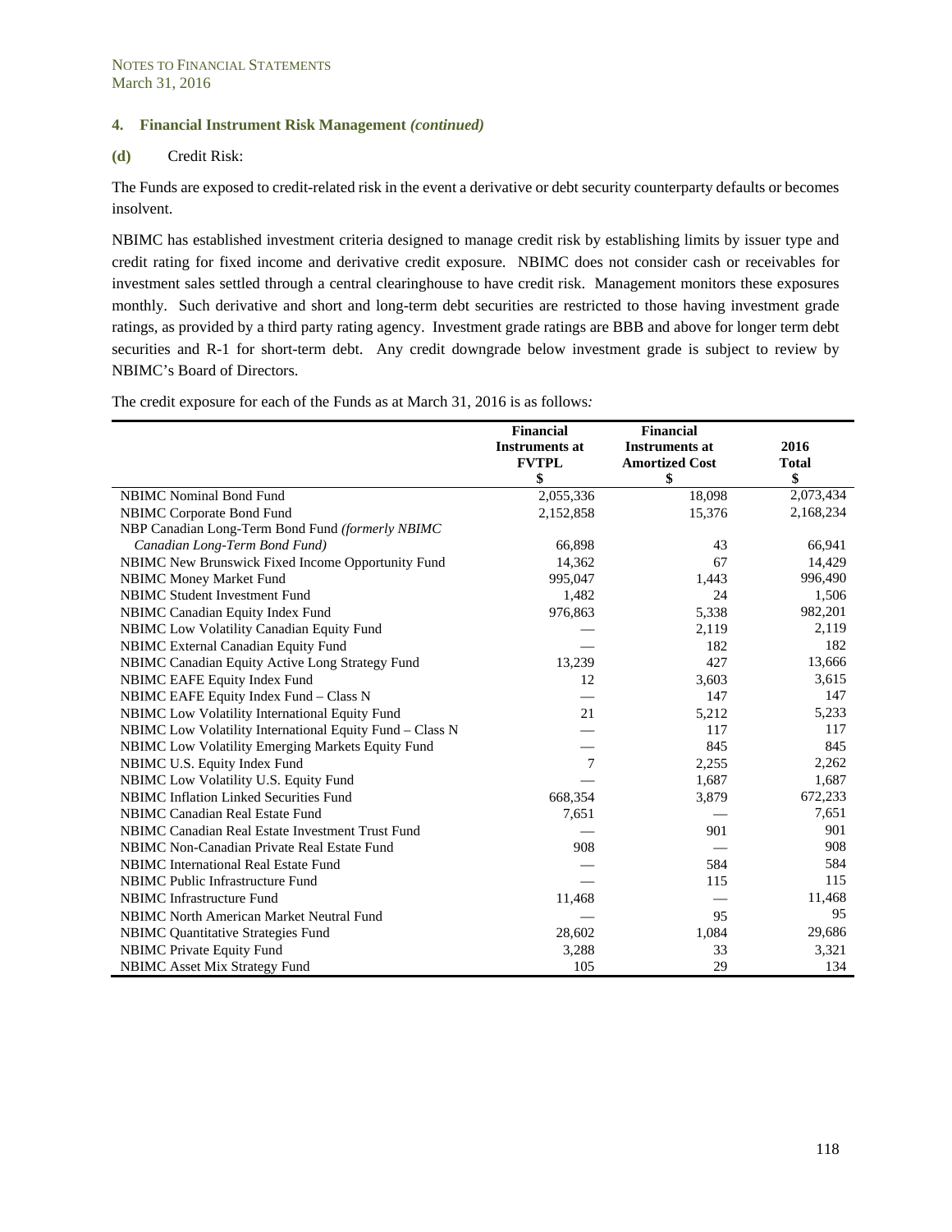NOTES TO FINANCIAL STATEMENTS
March 31, 2016

## 4. Financial Instrument Risk Management *(continued)*

**(d)** Credit Risk:

The Funds are exposed to credit-related risk in the event a derivative or debt security counterparty defaults or becomes insolvent.

NBIMC has established investment criteria designed to manage credit risk by establishing limits by issuer type and credit rating for fixed income and derivative credit exposure. NBIMC does not consider cash or receivables for investment sales settled through a central clearinghouse to have credit risk. Management monitors these exposures monthly. Such derivative and short and long-term debt securities are restricted to those having investment grade ratings, as provided by a third party rating agency. Investment grade ratings are BBB and above for longer term debt securities and R-1 for short-term debt. Any credit downgrade below investment grade is subject to review by NBIMC's Board of Directors.

The credit exposure for each of the Funds as at March 31, 2016 is as follows*:*

| | Financial Instruments at FVTPL $ | Financial Instruments at Amortized Cost $ | 2016 Total $ |
|---|---|---|---|
| NBIMC Nominal Bond Fund | 2,055,336 | 18,098 | 2,073,434 |
| NBIMC Corporate Bond Fund | 2,152,858 | 15,376 | 2,168,234 |
| NBP Canadian Long-Term Bond Fund *(formerly NBIMC Canadian Long-Term Bond Fund)* | 66,898 | 43 | 66,941 |
| NBIMC New Brunswick Fixed Income Opportunity Fund | 14,362 | 67 | 14,429 |
| NBIMC Money Market Fund | 995,047 | 1,443 | 996,490 |
| NBIMC Student Investment Fund | 1,482 | 24 | 1,506 |
| NBIMC Canadian Equity Index Fund | 976,863 | 5,338 | 982,201 |
| NBIMC Low Volatility Canadian Equity Fund | — | 2,119 | 2,119 |
| NBIMC External Canadian Equity Fund | — | 182 | 182 |
| NBIMC Canadian Equity Active Long Strategy Fund | 13,239 | 427 | 13,666 |
| NBIMC EAFE Equity Index Fund | 12 | 3,603 | 3,615 |
| NBIMC EAFE Equity Index Fund – Class N | — | 147 | 147 |
| NBIMC Low Volatility International Equity Fund | 21 | 5,212 | 5,233 |
| NBIMC Low Volatility International Equity Fund – Class N | — | 117 | 117 |
| NBIMC Low Volatility Emerging Markets Equity Fund | — | 845 | 845 |
| NBIMC U.S. Equity Index Fund | 7 | 2,255 | 2,262 |
| NBIMC Low Volatility U.S. Equity Fund | — | 1,687 | 1,687 |
| NBIMC Inflation Linked Securities Fund | 668,354 | 3,879 | 672,233 |
| NBIMC Canadian Real Estate Fund | 7,651 | — | 7,651 |
| NBIMC Canadian Real Estate Investment Trust Fund | — | 901 | 901 |
| NBIMC Non-Canadian Private Real Estate Fund | 908 | — | 908 |
| NBIMC International Real Estate Fund | — | 584 | 584 |
| NBIMC Public Infrastructure Fund | — | 115 | 115 |
| NBIMC Infrastructure Fund | 11,468 | — | 11,468 |
| NBIMC North American Market Neutral Fund | — | 95 | 95 |
| NBIMC Quantitative Strategies Fund | 28,602 | 1,084 | 29,686 |
| NBIMC Private Equity Fund | 3,288 | 33 | 3,321 |
| NBIMC Asset Mix Strategy Fund | 105 | 29 | 134 |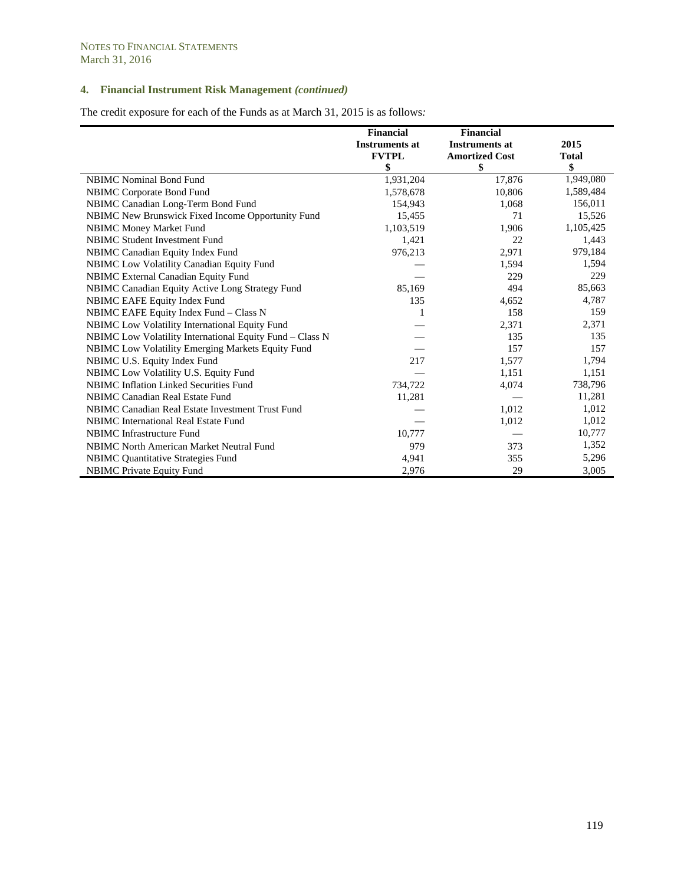NOTES TO FINANCIAL STATEMENTS
March 31, 2016

## 4. Financial Instrument Risk Management *(continued)*

The credit exposure for each of the Funds as at March 31, 2015 is as follows*:*

| | Financial Instruments at FVTPL $ | Financial Instruments at Amortized Cost $ | 2015 Total $ |
|---|---|---|---|
| NBIMC Nominal Bond Fund | 1,931,204 | 17,876 | 1,949,080 |
| NBIMC Corporate Bond Fund | 1,578,678 | 10,806 | 1,589,484 |
| NBIMC Canadian Long-Term Bond Fund | 154,943 | 1,068 | 156,011 |
| NBIMC New Brunswick Fixed Income Opportunity Fund | 15,455 | 71 | 15,526 |
| NBIMC Money Market Fund | 1,103,519 | 1,906 | 1,105,425 |
| NBIMC Student Investment Fund | 1,421 | 22 | 1,443 |
| NBIMC Canadian Equity Index Fund | 976,213 | 2,971 | 979,184 |
| NBIMC Low Volatility Canadian Equity Fund | — | 1,594 | 1,594 |
| NBIMC External Canadian Equity Fund | — | 229 | 229 |
| NBIMC Canadian Equity Active Long Strategy Fund | 85,169 | 494 | 85,663 |
| NBIMC EAFE Equity Index Fund | 135 | 4,652 | 4,787 |
| NBIMC EAFE Equity Index Fund – Class N | 1 | 158 | 159 |
| NBIMC Low Volatility International Equity Fund | — | 2,371 | 2,371 |
| NBIMC Low Volatility International Equity Fund – Class N | — | 135 | 135 |
| NBIMC Low Volatility Emerging Markets Equity Fund | — | 157 | 157 |
| NBIMC U.S. Equity Index Fund | 217 | 1,577 | 1,794 |
| NBIMC Low Volatility U.S. Equity Fund | — | 1,151 | 1,151 |
| NBIMC Inflation Linked Securities Fund | 734,722 | 4,074 | 738,796 |
| NBIMC Canadian Real Estate Fund | 11,281 | — | 11,281 |
| NBIMC Canadian Real Estate Investment Trust Fund | — | 1,012 | 1,012 |
| NBIMC International Real Estate Fund | — | 1,012 | 1,012 |
| NBIMC Infrastructure Fund | 10,777 | — | 10,777 |
| NBIMC North American Market Neutral Fund | 979 | 373 | 1,352 |
| NBIMC Quantitative Strategies Fund | 4,941 | 355 | 5,296 |
| NBIMC Private Equity Fund | 2,976 | 29 | 3,005 |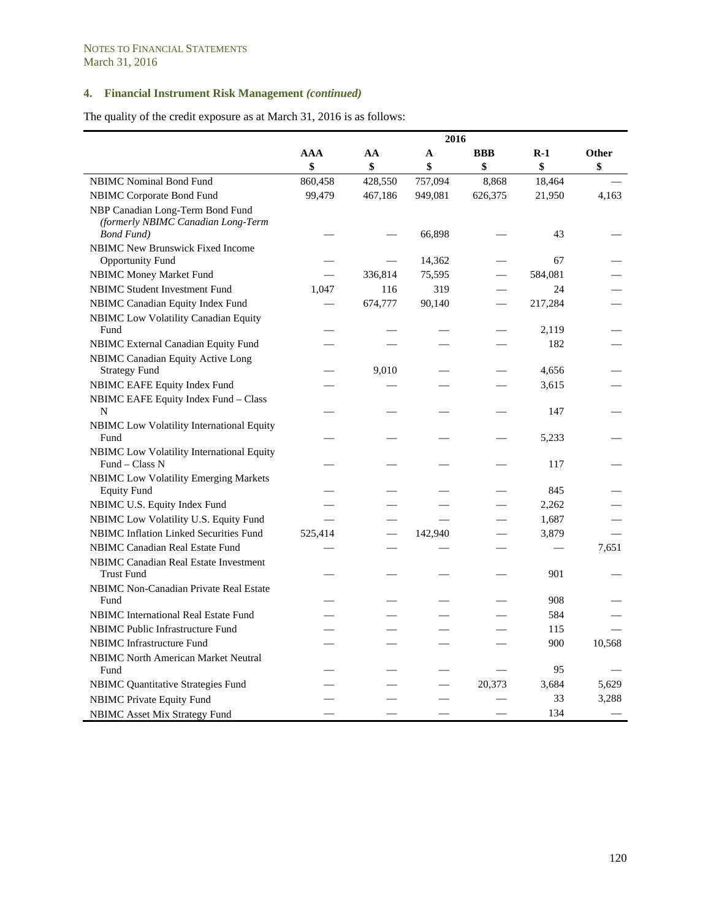NOTES TO FINANCIAL STATEMENTS
March 31, 2016

## 4. Financial Instrument Risk Management *(continued)*

The quality of the credit exposure as at March 31, 2016 is as follows:

| | 2016 | | | | | |
|---|---|---|---|---|---|---|
| | **AAA** | **AA** | **A** | **BBB** | **R-1** | **Other** |
| | **$** | **$** | **$** | **$** | **$** | **$** |
| NBIMC Nominal Bond Fund | 860,458 | 428,550 | 757,094 | 8,868 | 18,464 | — |
| NBIMC Corporate Bond Fund | 99,479 | 467,186 | 949,081 | 626,375 | 21,950 | 4,163 |
| NBP Canadian Long-Term Bond Fund *(formerly NBIMC Canadian Long-Term Bond Fund)* | — | — | 66,898 | — | 43 | — |
| NBIMC New Brunswick Fixed Income Opportunity Fund | — | — | 14,362 | — | 67 | — |
| NBIMC Money Market Fund | — | 336,814 | 75,595 | — | 584,081 | — |
| NBIMC Student Investment Fund | 1,047 | 116 | 319 | — | 24 | — |
| NBIMC Canadian Equity Index Fund | — | 674,777 | 90,140 | — | 217,284 | — |
| NBIMC Low Volatility Canadian Equity Fund | — | — | — | — | 2,119 | — |
| NBIMC External Canadian Equity Fund | — | — | — | — | 182 | — |
| NBIMC Canadian Equity Active Long Strategy Fund | — | 9,010 | — | — | 4,656 | — |
| NBIMC EAFE Equity Index Fund | — | — | — | — | 3,615 | — |
| NBIMC EAFE Equity Index Fund – Class N | — | — | — | — | 147 | — |
| NBIMC Low Volatility International Equity Fund | — | — | — | — | 5,233 | — |
| NBIMC Low Volatility International Equity Fund – Class N | — | — | — | — | 117 | — |
| NBIMC Low Volatility Emerging Markets Equity Fund | — | — | — | — | 845 | — |
| NBIMC U.S. Equity Index Fund | — | — | — | — | 2,262 | — |
| NBIMC Low Volatility U.S. Equity Fund | — | — | — | — | 1,687 | — |
| NBIMC Inflation Linked Securities Fund | 525,414 | — | 142,940 | — | 3,879 | — |
| NBIMC Canadian Real Estate Fund | — | — | — | — | — | 7,651 |
| NBIMC Canadian Real Estate Investment Trust Fund | — | — | — | — | 901 | — |
| NBIMC Non-Canadian Private Real Estate Fund | — | — | — | — | 908 | — |
| NBIMC International Real Estate Fund | — | — | — | — | 584 | — |
| NBIMC Public Infrastructure Fund | — | — | — | — | 115 | — |
| NBIMC Infrastructure Fund | — | — | — | — | 900 | 10,568 |
| NBIMC North American Market Neutral Fund | — | — | — | — | 95 | — |
| NBIMC Quantitative Strategies Fund | — | — | — | 20,373 | 3,684 | 5,629 |
| NBIMC Private Equity Fund | — | — | — | — | 33 | 3,288 |
| NBIMC Asset Mix Strategy Fund | — | — | — | — | 134 | — |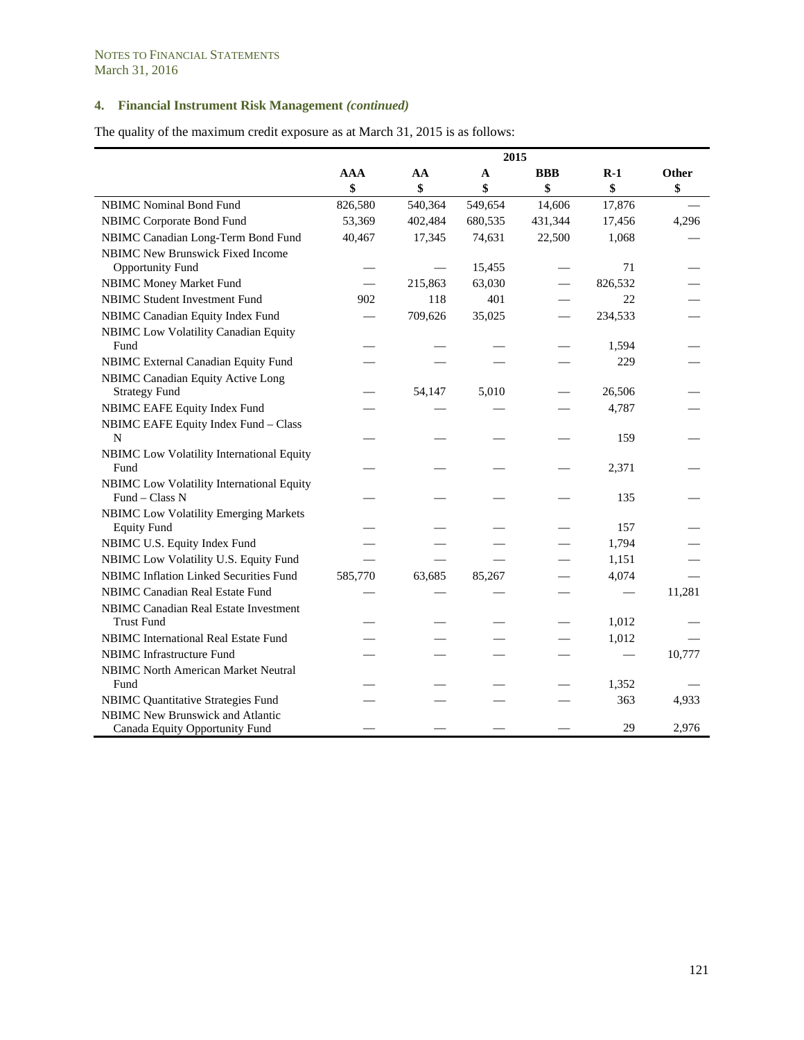NOTES TO FINANCIAL STATEMENTS
March 31, 2016

## 4. Financial Instrument Risk Management *(continued)*

The quality of the maximum credit exposure as at March 31, 2015 is as follows:

| | 2015 | | | | | |
|---|---|---|---|---|---|---|
| | **AAA** | **AA** | **A** | **BBB** | **R-1** | **Other** |
| | **$** | **$** | **$** | **$** | **$** | **$** |
| NBIMC Nominal Bond Fund | 826,580 | 540,364 | 549,654 | 14,606 | 17,876 | — |
| NBIMC Corporate Bond Fund | 53,369 | 402,484 | 680,535 | 431,344 | 17,456 | 4,296 |
| NBIMC Canadian Long-Term Bond Fund | 40,467 | 17,345 | 74,631 | 22,500 | 1,068 | — |
| NBIMC New Brunswick Fixed Income Opportunity Fund | — | — | 15,455 | — | 71 | — |
| NBIMC Money Market Fund | — | 215,863 | 63,030 | — | 826,532 | — |
| NBIMC Student Investment Fund | 902 | 118 | 401 | — | 22 | — |
| NBIMC Canadian Equity Index Fund | — | 709,626 | 35,025 | — | 234,533 | — |
| NBIMC Low Volatility Canadian Equity Fund | — | — | — | — | 1,594 | — |
| NBIMC External Canadian Equity Fund | — | — | — | — | 229 | — |
| NBIMC Canadian Equity Active Long Strategy Fund | — | 54,147 | 5,010 | — | 26,506 | — |
| NBIMC EAFE Equity Index Fund | — | — | — | — | 4,787 | — |
| NBIMC EAFE Equity Index Fund – Class N | — | — | — | — | 159 | — |
| NBIMC Low Volatility International Equity Fund | — | — | — | — | 2,371 | — |
| NBIMC Low Volatility International Equity Fund – Class N | — | — | — | — | 135 | — |
| NBIMC Low Volatility Emerging Markets Equity Fund | — | — | — | — | 157 | — |
| NBIMC U.S. Equity Index Fund | — | — | — | — | 1,794 | — |
| NBIMC Low Volatility U.S. Equity Fund | — | — | — | — | 1,151 | — |
| NBIMC Inflation Linked Securities Fund | 585,770 | 63,685 | 85,267 | — | 4,074 | — |
| NBIMC Canadian Real Estate Fund | — | — | — | — | — | 11,281 |
| NBIMC Canadian Real Estate Investment Trust Fund | — | — | — | — | 1,012 | — |
| NBIMC International Real Estate Fund | — | — | — | — | 1,012 | — |
| NBIMC Infrastructure Fund | — | — | — | — | — | 10,777 |
| NBIMC North American Market Neutral Fund | — | — | — | — | 1,352 | — |
| NBIMC Quantitative Strategies Fund | — | — | — | — | 363 | 4,933 |
| NBIMC New Brunswick and Atlantic Canada Equity Opportunity Fund | — | — | — | — | 29 | 2,976 |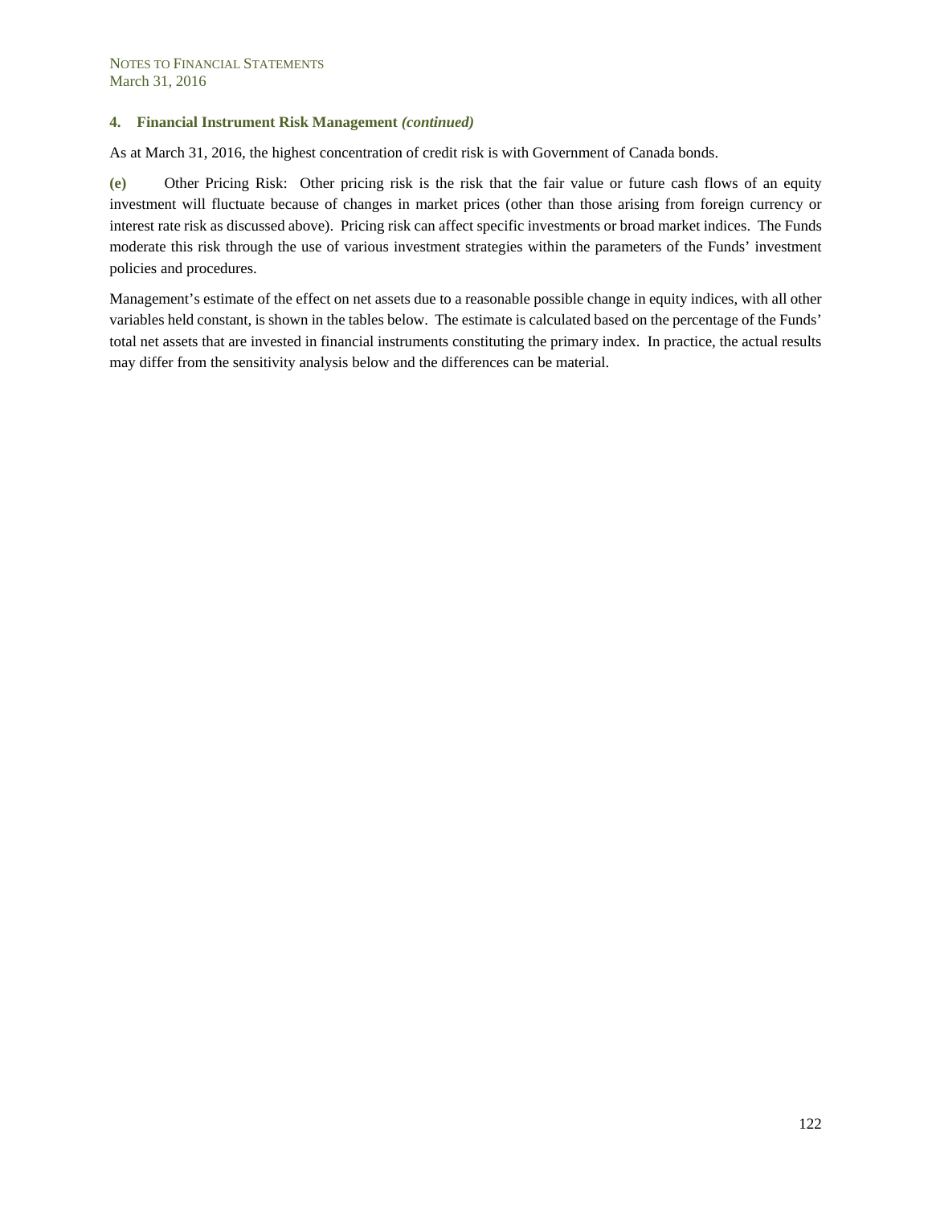### 4. Financial Instrument Risk Management *(continued)*

As at March 31, 2016, the highest concentration of credit risk is with Government of Canada bonds.

**(e)** Other Pricing Risk: Other pricing risk is the risk that the fair value or future cash flows of an equity investment will fluctuate because of changes in market prices (other than those arising from foreign currency or interest rate risk as discussed above). Pricing risk can affect specific investments or broad market indices. The Funds moderate this risk through the use of various investment strategies within the parameters of the Funds' investment policies and procedures.

Management's estimate of the effect on net assets due to a reasonable possible change in equity indices, with all other variables held constant, is shown in the tables below. The estimate is calculated based on the percentage of the Funds' total net assets that are invested in financial instruments constituting the primary index. In practice, the actual results may differ from the sensitivity analysis below and the differences can be material.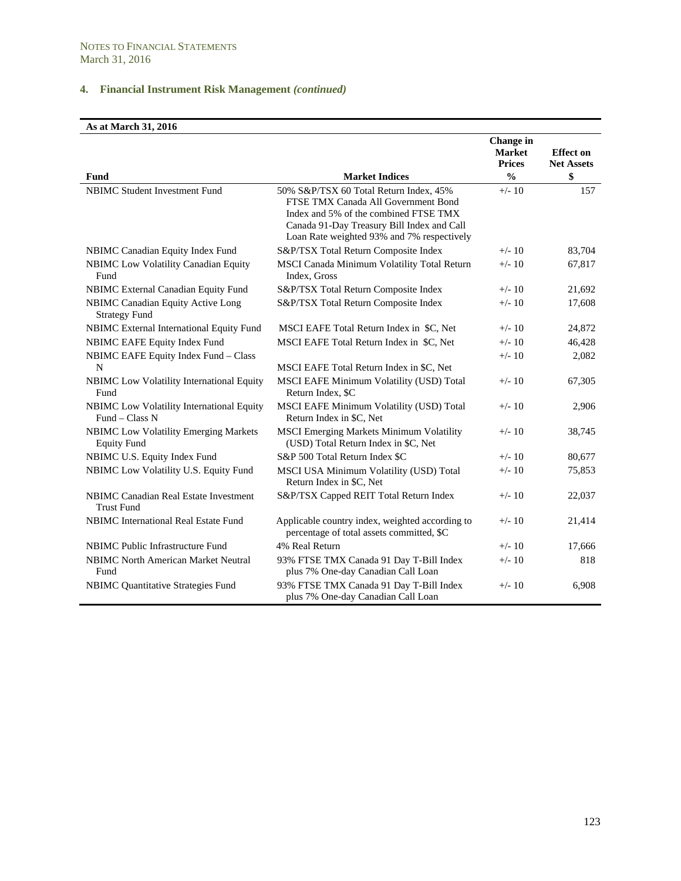## 4. Financial Instrument Risk Management *(continued)*

**As at March 31, 2016**

| Fund | Market Indices | Change in Market Prices % | Effect on Net Assets $ |
|---|---|---|---|
| NBIMC Student Investment Fund | 50% S&P/TSX 60 Total Return Index, 45% FTSE TMX Canada All Government Bond Index and 5% of the combined FTSE TMX Canada 91-Day Treasury Bill Index and Call Loan Rate weighted 93% and 7% respectively | +/- 10 | 157 |
| NBIMC Canadian Equity Index Fund | S&P/TSX Total Return Composite Index | +/- 10 | 83,704 |
| NBIMC Low Volatility Canadian Equity Fund | MSCI Canada Minimum Volatility Total Return Index, Gross | +/- 10 | 67,817 |
| NBIMC External Canadian Equity Fund | S&P/TSX Total Return Composite Index | +/- 10 | 21,692 |
| NBIMC Canadian Equity Active Long Strategy Fund | S&P/TSX Total Return Composite Index | +/- 10 | 17,608 |
| NBIMC External International Equity Fund | MSCI EAFE Total Return Index in $C, Net | +/- 10 | 24,872 |
| NBIMC EAFE Equity Index Fund | MSCI EAFE Total Return Index in $C, Net | +/- 10 | 46,428 |
| NBIMC EAFE Equity Index Fund – Class N | MSCI EAFE Total Return Index in $C, Net | +/- 10 | 2,082 |
| NBIMC Low Volatility International Equity Fund | MSCI EAFE Minimum Volatility (USD) Total Return Index, $C | +/- 10 | 67,305 |
| NBIMC Low Volatility International Equity Fund – Class N | MSCI EAFE Minimum Volatility (USD) Total Return Index in $C, Net | +/- 10 | 2,906 |
| NBIMC Low Volatility Emerging Markets Equity Fund | MSCI Emerging Markets Minimum Volatility (USD) Total Return Index in $C, Net | +/- 10 | 38,745 |
| NBIMC U.S. Equity Index Fund | S&P 500 Total Return Index $C | +/- 10 | 80,677 |
| NBIMC Low Volatility U.S. Equity Fund | MSCI USA Minimum Volatility (USD) Total Return Index in $C, Net | +/- 10 | 75,853 |
| NBIMC Canadian Real Estate Investment Trust Fund | S&P/TSX Capped REIT Total Return Index | +/- 10 | 22,037 |
| NBIMC International Real Estate Fund | Applicable country index, weighted according to percentage of total assets committed, $C | +/- 10 | 21,414 |
| NBIMC Public Infrastructure Fund | 4% Real Return | +/- 10 | 17,666 |
| NBIMC North American Market Neutral Fund | 93% FTSE TMX Canada 91 Day T-Bill Index plus 7% One-day Canadian Call Loan | +/- 10 | 818 |
| NBIMC Quantitative Strategies Fund | 93% FTSE TMX Canada 91 Day T-Bill Index plus 7% One-day Canadian Call Loan | +/- 10 | 6,908 |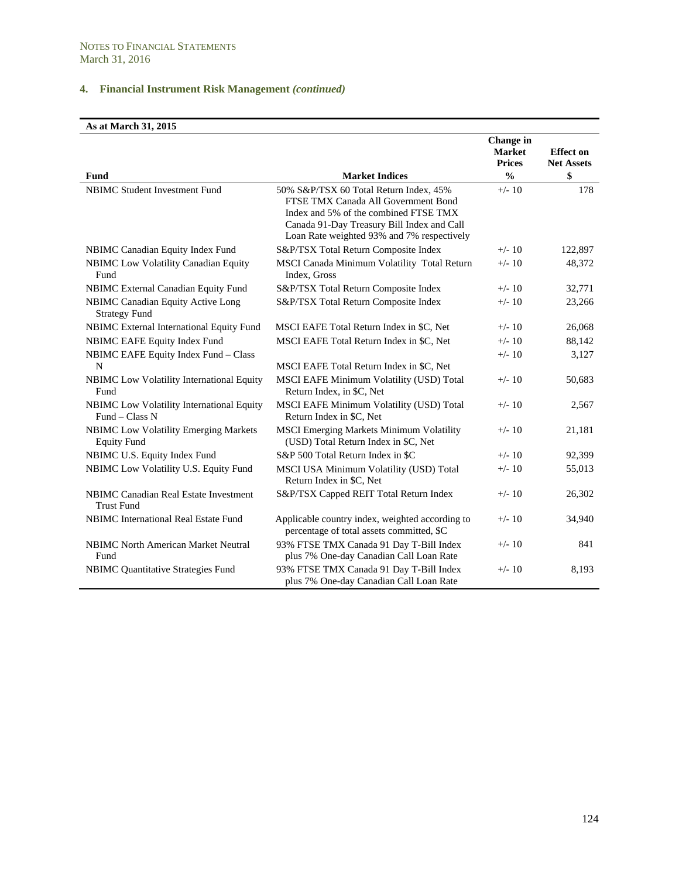NOTES TO FINANCIAL STATEMENTS
March 31, 2016

## 4. Financial Instrument Risk Management *(continued)*

| As at March 31, 2015 | | | |
|---|---|---|---|
| **Fund** | **Market Indices** | **Change in Market Prices %** | **Effect on Net Assets $** |
| NBIMC Student Investment Fund | 50% S&P/TSX 60 Total Return Index, 45% FTSE TMX Canada All Government Bond Index and 5% of the combined FTSE TMX Canada 91-Day Treasury Bill Index and Call Loan Rate weighted 93% and 7% respectively | +/- 10 | 178 |
| NBIMC Canadian Equity Index Fund | S&P/TSX Total Return Composite Index | +/- 10 | 122,897 |
| NBIMC Low Volatility Canadian Equity Fund | MSCI Canada Minimum Volatility Total Return Index, Gross | +/- 10 | 48,372 |
| NBIMC External Canadian Equity Fund | S&P/TSX Total Return Composite Index | +/- 10 | 32,771 |
| NBIMC Canadian Equity Active Long Strategy Fund | S&P/TSX Total Return Composite Index | +/- 10 | 23,266 |
| NBIMC External International Equity Fund | MSCI EAFE Total Return Index in $C, Net | +/- 10 | 26,068 |
| NBIMC EAFE Equity Index Fund | MSCI EAFE Total Return Index in $C, Net | +/- 10 | 88,142 |
| NBIMC EAFE Equity Index Fund – Class N | MSCI EAFE Total Return Index in $C, Net | +/- 10 | 3,127 |
| NBIMC Low Volatility International Equity Fund | MSCI EAFE Minimum Volatility (USD) Total Return Index, in $C, Net | +/- 10 | 50,683 |
| NBIMC Low Volatility International Equity Fund – Class N | MSCI EAFE Minimum Volatility (USD) Total Return Index in $C, Net | +/- 10 | 2,567 |
| NBIMC Low Volatility Emerging Markets Equity Fund | MSCI Emerging Markets Minimum Volatility (USD) Total Return Index in $C, Net | +/- 10 | 21,181 |
| NBIMC U.S. Equity Index Fund | S&P 500 Total Return Index in $C | +/- 10 | 92,399 |
| NBIMC Low Volatility U.S. Equity Fund | MSCI USA Minimum Volatility (USD) Total Return Index in $C, Net | +/- 10 | 55,013 |
| NBIMC Canadian Real Estate Investment Trust Fund | S&P/TSX Capped REIT Total Return Index | +/- 10 | 26,302 |
| NBIMC International Real Estate Fund | Applicable country index, weighted according to percentage of total assets committed, $C | +/- 10 | 34,940 |
| NBIMC North American Market Neutral Fund | 93% FTSE TMX Canada 91 Day T-Bill Index plus 7% One-day Canadian Call Loan Rate | +/- 10 | 841 |
| NBIMC Quantitative Strategies Fund | 93% FTSE TMX Canada 91 Day T-Bill Index plus 7% One-day Canadian Call Loan Rate | +/- 10 | 8,193 |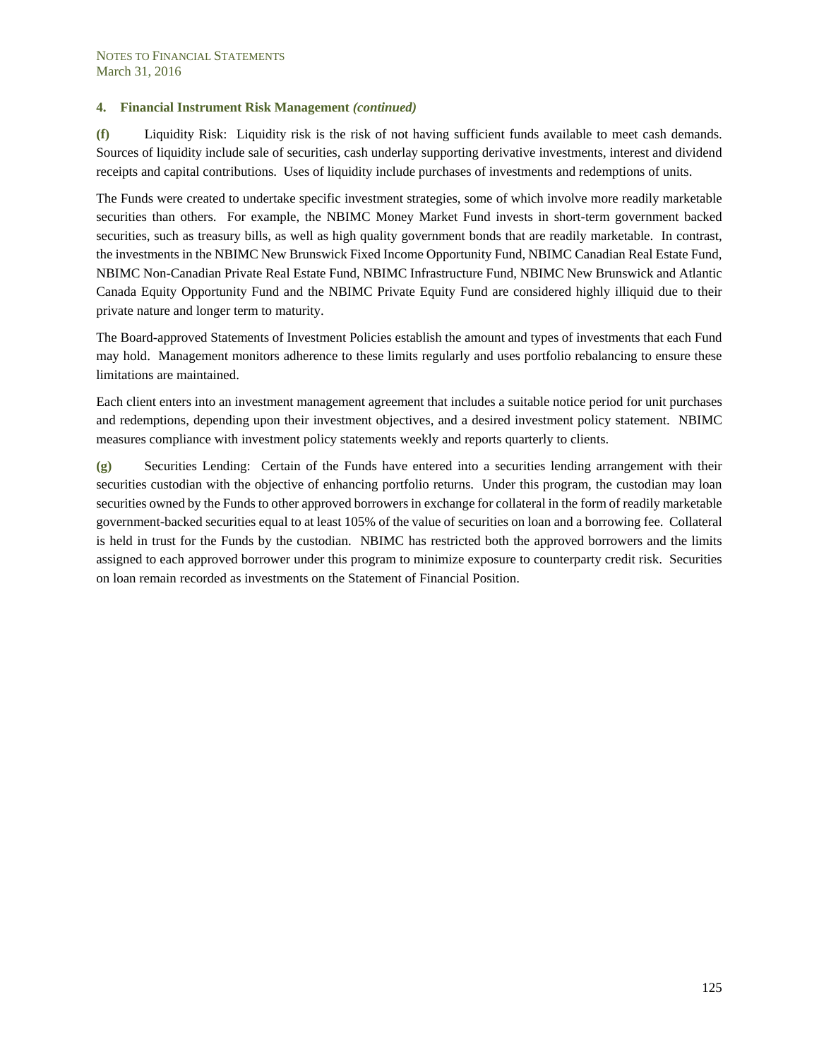### 4. Financial Instrument Risk Management *(continued)*

**(f)** Liquidity Risk: Liquidity risk is the risk of not having sufficient funds available to meet cash demands. Sources of liquidity include sale of securities, cash underlay supporting derivative investments, interest and dividend receipts and capital contributions. Uses of liquidity include purchases of investments and redemptions of units.

The Funds were created to undertake specific investment strategies, some of which involve more readily marketable securities than others. For example, the NBIMC Money Market Fund invests in short-term government backed securities, such as treasury bills, as well as high quality government bonds that are readily marketable. In contrast, the investments in the NBIMC New Brunswick Fixed Income Opportunity Fund, NBIMC Canadian Real Estate Fund, NBIMC Non-Canadian Private Real Estate Fund, NBIMC Infrastructure Fund, NBIMC New Brunswick and Atlantic Canada Equity Opportunity Fund and the NBIMC Private Equity Fund are considered highly illiquid due to their private nature and longer term to maturity.

The Board-approved Statements of Investment Policies establish the amount and types of investments that each Fund may hold. Management monitors adherence to these limits regularly and uses portfolio rebalancing to ensure these limitations are maintained.

Each client enters into an investment management agreement that includes a suitable notice period for unit purchases and redemptions, depending upon their investment objectives, and a desired investment policy statement. NBIMC measures compliance with investment policy statements weekly and reports quarterly to clients.

**(g)** Securities Lending: Certain of the Funds have entered into a securities lending arrangement with their securities custodian with the objective of enhancing portfolio returns. Under this program, the custodian may loan securities owned by the Funds to other approved borrowers in exchange for collateral in the form of readily marketable government-backed securities equal to at least 105% of the value of securities on loan and a borrowing fee. Collateral is held in trust for the Funds by the custodian. NBIMC has restricted both the approved borrowers and the limits assigned to each approved borrower under this program to minimize exposure to counterparty credit risk. Securities on loan remain recorded as investments on the Statement of Financial Position.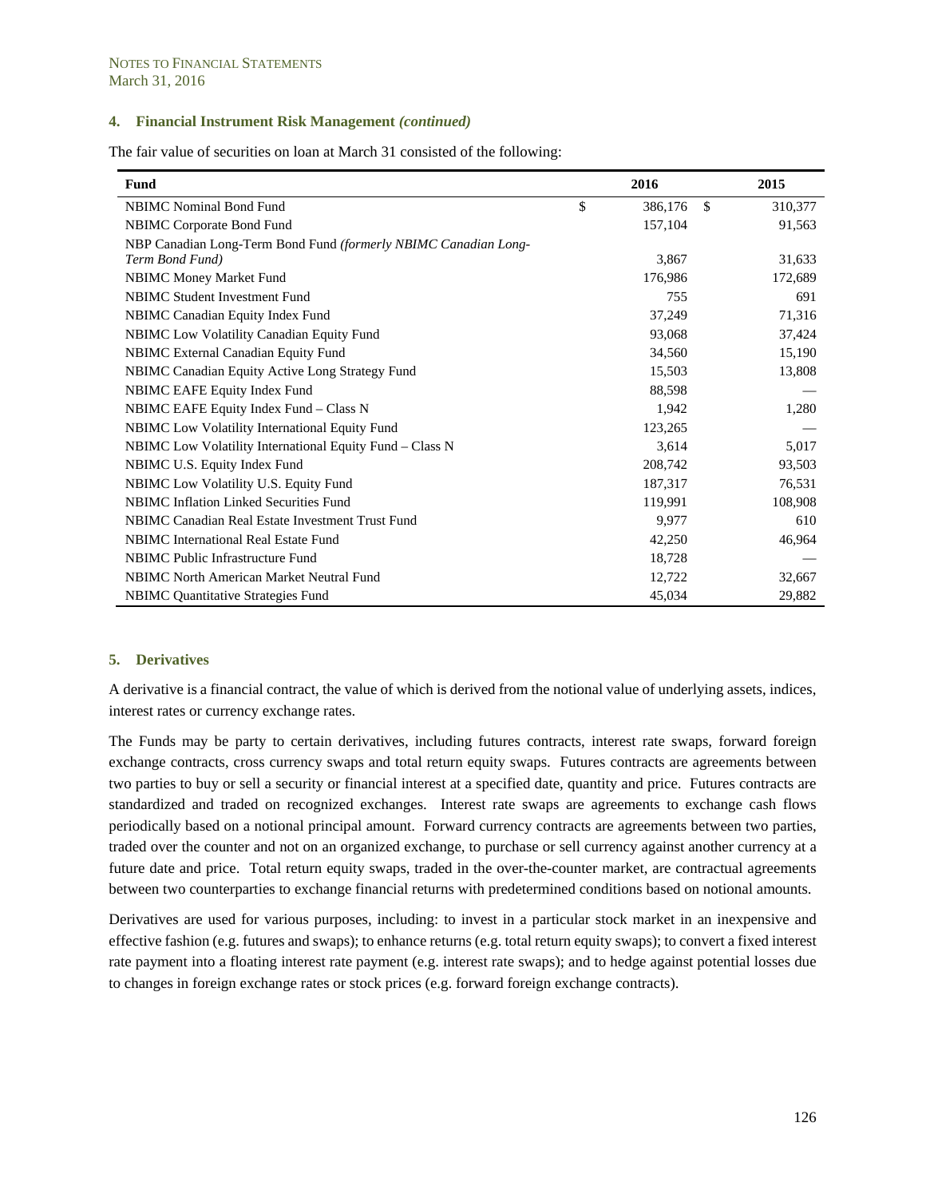NOTES TO FINANCIAL STATEMENTS
March 31, 2016

### 4. Financial Instrument Risk Management *(continued)*

The fair value of securities on loan at March 31 consisted of the following:

| Fund | 2016 | 2015 |
|---|---|---|
| NBIMC Nominal Bond Fund | $ 386,176 | $ 310,377 |
| NBIMC Corporate Bond Fund | 157,104 | 91,563 |
| NBP Canadian Long-Term Bond Fund *(formerly NBIMC Canadian Long-Term Bond Fund)* | 3,867 | 31,633 |
| NBIMC Money Market Fund | 176,986 | 172,689 |
| NBIMC Student Investment Fund | 755 | 691 |
| NBIMC Canadian Equity Index Fund | 37,249 | 71,316 |
| NBIMC Low Volatility Canadian Equity Fund | 93,068 | 37,424 |
| NBIMC External Canadian Equity Fund | 34,560 | 15,190 |
| NBIMC Canadian Equity Active Long Strategy Fund | 15,503 | 13,808 |
| NBIMC EAFE Equity Index Fund | 88,598 | — |
| NBIMC EAFE Equity Index Fund – Class N | 1,942 | 1,280 |
| NBIMC Low Volatility International Equity Fund | 123,265 | — |
| NBIMC Low Volatility International Equity Fund – Class N | 3,614 | 5,017 |
| NBIMC U.S. Equity Index Fund | 208,742 | 93,503 |
| NBIMC Low Volatility U.S. Equity Fund | 187,317 | 76,531 |
| NBIMC Inflation Linked Securities Fund | 119,991 | 108,908 |
| NBIMC Canadian Real Estate Investment Trust Fund | 9,977 | 610 |
| NBIMC International Real Estate Fund | 42,250 | 46,964 |
| NBIMC Public Infrastructure Fund | 18,728 | — |
| NBIMC North American Market Neutral Fund | 12,722 | 32,667 |
| NBIMC Quantitative Strategies Fund | 45,034 | 29,882 |

### 5. Derivatives

A derivative is a financial contract, the value of which is derived from the notional value of underlying assets, indices, interest rates or currency exchange rates.

The Funds may be party to certain derivatives, including futures contracts, interest rate swaps, forward foreign exchange contracts, cross currency swaps and total return equity swaps. Futures contracts are agreements between two parties to buy or sell a security or financial interest at a specified date, quantity and price. Futures contracts are standardized and traded on recognized exchanges. Interest rate swaps are agreements to exchange cash flows periodically based on a notional principal amount. Forward currency contracts are agreements between two parties, traded over the counter and not on an organized exchange, to purchase or sell currency against another currency at a future date and price. Total return equity swaps, traded in the over-the-counter market, are contractual agreements between two counterparties to exchange financial returns with predetermined conditions based on notional amounts.

Derivatives are used for various purposes, including: to invest in a particular stock market in an inexpensive and effective fashion (e.g. futures and swaps); to enhance returns (e.g. total return equity swaps); to convert a fixed interest rate payment into a floating interest rate payment (e.g. interest rate swaps); and to hedge against potential losses due to changes in foreign exchange rates or stock prices (e.g. forward foreign exchange contracts).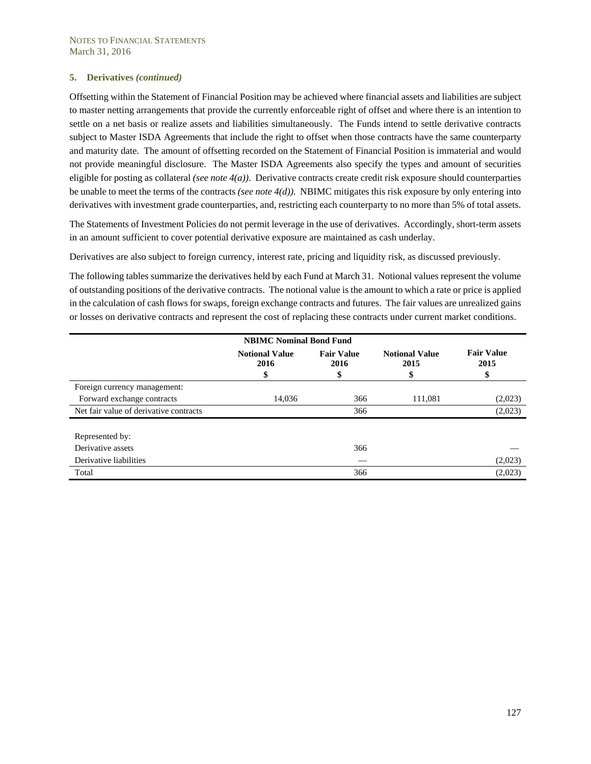## 5. Derivatives *(continued)*

Offsetting within the Statement of Financial Position may be achieved where financial assets and liabilities are subject to master netting arrangements that provide the currently enforceable right of offset and where there is an intention to settle on a net basis or realize assets and liabilities simultaneously. The Funds intend to settle derivative contracts subject to Master ISDA Agreements that include the right to offset when those contracts have the same counterparty and maturity date. The amount of offsetting recorded on the Statement of Financial Position is immaterial and would not provide meaningful disclosure. The Master ISDA Agreements also specify the types and amount of securities eligible for posting as collateral *(see note 4(a))*. Derivative contracts create credit risk exposure should counterparties be unable to meet the terms of the contracts *(see note 4(d))*. NBIMC mitigates this risk exposure by only entering into derivatives with investment grade counterparties, and, restricting each counterparty to no more than 5% of total assets.

The Statements of Investment Policies do not permit leverage in the use of derivatives. Accordingly, short-term assets in an amount sufficient to cover potential derivative exposure are maintained as cash underlay.

Derivatives are also subject to foreign currency, interest rate, pricing and liquidity risk, as discussed previously.

The following tables summarize the derivatives held by each Fund at March 31. Notional values represent the volume of outstanding positions of the derivative contracts. The notional value is the amount to which a rate or price is applied in the calculation of cash flows for swaps, foreign exchange contracts and futures. The fair values are unrealized gains or losses on derivative contracts and represent the cost of replacing these contracts under current market conditions.

| | **NBIMC Nominal Bond Fund** | | | |
|---|---|---|---|---|
| | **Notional Value 2016 $** | **Fair Value 2016 $** | **Notional Value 2015 $** | **Fair Value 2015 $** |
| Foreign currency management: | | | | |
| Forward exchange contracts | 14,036 | 366 | 111,081 | (2,023) |
| Net fair value of derivative contracts | | 366 | | (2,023) |
| | | | | |
| Represented by: | | | | |
| Derivative assets | | 366 | | — |
| Derivative liabilities | | — | | (2,023) |
| Total | | 366 | | (2,023) |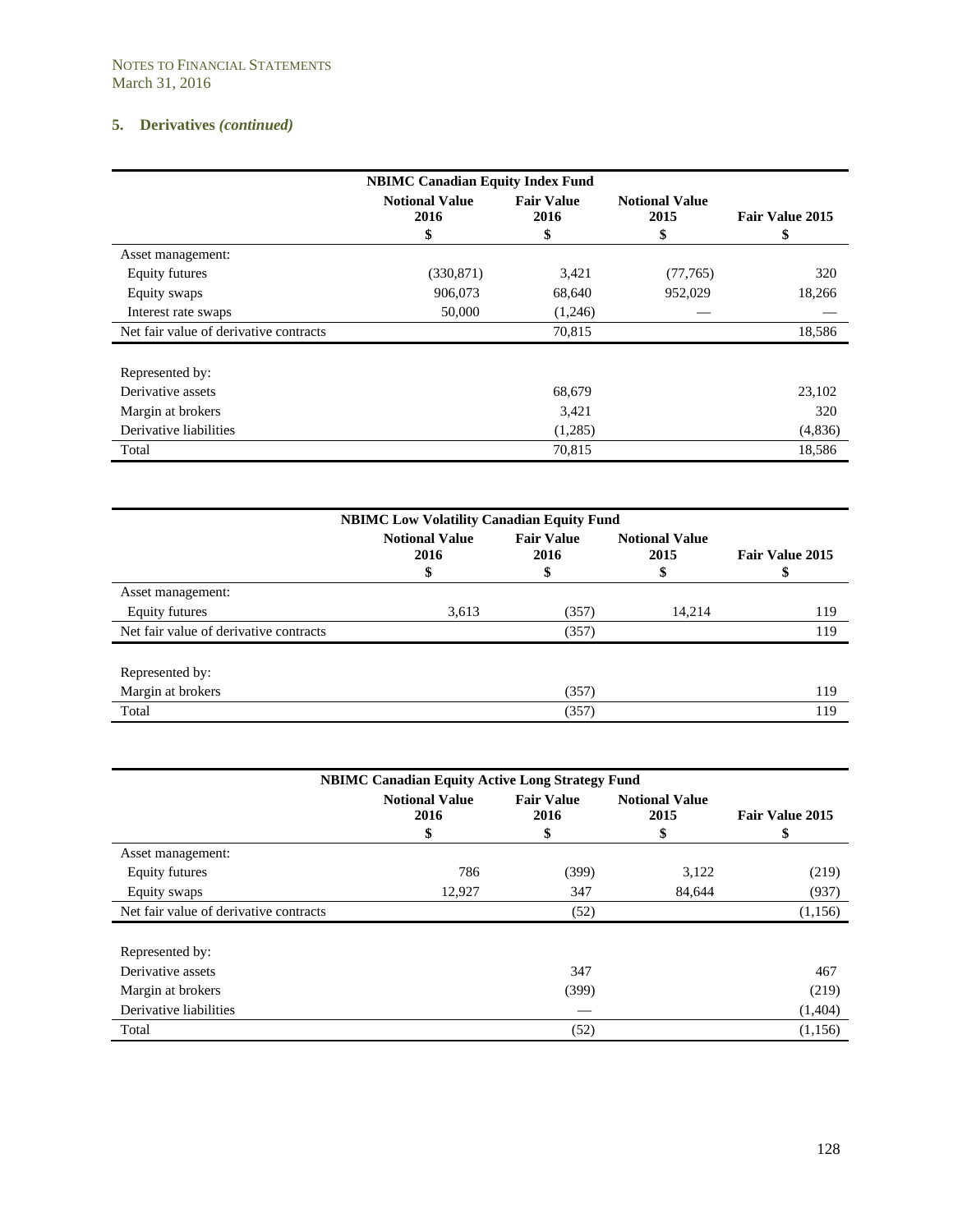NOTES TO FINANCIAL STATEMENTS
March 31, 2016

## 5. Derivatives *(continued)*

| NBIMC Canadian Equity Index Fund | Notional Value 2016 $ | Fair Value 2016 $ | Notional Value 2015 $ | Fair Value 2015 $ |
|---|---|---|---|---|
| Asset management: | | | | |
| Equity futures | (330,871) | 3,421 | (77,765) | 320 |
| Equity swaps | 906,073 | 68,640 | 952,029 | 18,266 |
| Interest rate swaps | 50,000 | (1,246) | — | — |
| Net fair value of derivative contracts | | 70,815 | | 18,586 |
| Represented by: | | | | |
| Derivative assets | | 68,679 | | 23,102 |
| Margin at brokers | | 3,421 | | 320 |
| Derivative liabilities | | (1,285) | | (4,836) |
| Total | | 70,815 | | 18,586 |

| NBIMC Low Volatility Canadian Equity Fund | Notional Value 2016 $ | Fair Value 2016 $ | Notional Value 2015 $ | Fair Value 2015 $ |
|---|---|---|---|---|
| Asset management: | | | | |
| Equity futures | 3,613 | (357) | 14,214 | 119 |
| Net fair value of derivative contracts | | (357) | | 119 |
| Represented by: | | | | |
| Margin at brokers | | (357) | | 119 |
| Total | | (357) | | 119 |

| NBIMC Canadian Equity Active Long Strategy Fund | Notional Value 2016 $ | Fair Value 2016 $ | Notional Value 2015 $ | Fair Value 2015 $ |
|---|---|---|---|---|
| Asset management: | | | | |
| Equity futures | 786 | (399) | 3,122 | (219) |
| Equity swaps | 12,927 | 347 | 84,644 | (937) |
| Net fair value of derivative contracts | | (52) | | (1,156) |
| Represented by: | | | | |
| Derivative assets | | 347 | | 467 |
| Margin at brokers | | (399) | | (219) |
| Derivative liabilities | | — | | (1,404) |
| Total | | (52) | | (1,156) |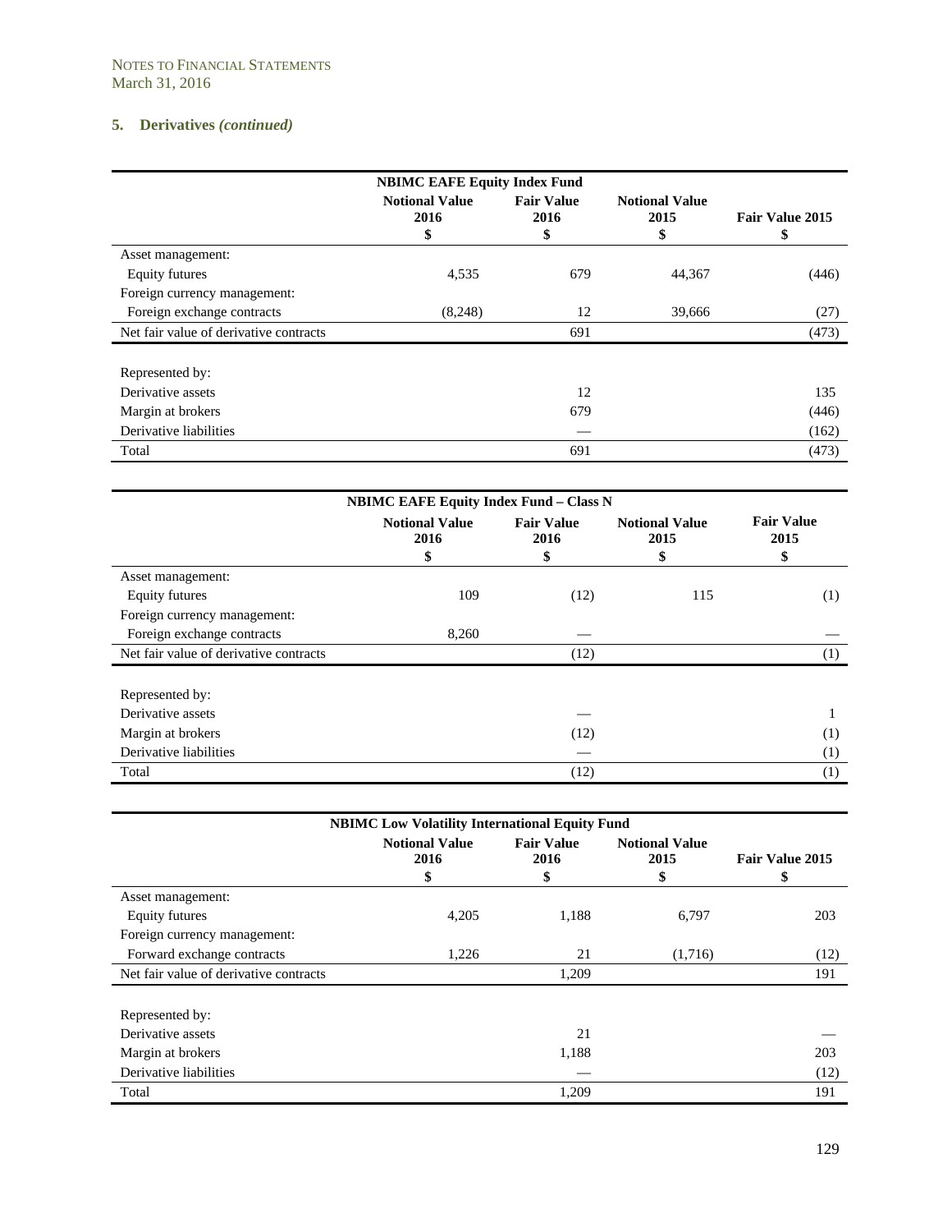NOTES TO FINANCIAL STATEMENTS
March 31, 2016

## 5. Derivatives *(continued)*

| NBIMC EAFE Equity Index Fund | Notional Value 2016 $ | Fair Value 2016 $ | Notional Value 2015 $ | Fair Value 2015 $ |
|---|---|---|---|---|
| Asset management: | | | | |
| Equity futures | 4,535 | 679 | 44,367 | (446) |
| Foreign currency management: | | | | |
| Foreign exchange contracts | (8,248) | 12 | 39,666 | (27) |
| Net fair value of derivative contracts | | 691 | | (473) |
| | | | | |
| Represented by: | | | | |
| Derivative assets | | 12 | | 135 |
| Margin at brokers | | 679 | | (446) |
| Derivative liabilities | | — | | (162) |
| Total | | 691 | | (473) |

| NBIMC EAFE Equity Index Fund – Class N | Notional Value 2016 $ | Fair Value 2016 $ | Notional Value 2015 $ | Fair Value 2015 $ |
|---|---|---|---|---|
| Asset management: | | | | |
| Equity futures | 109 | (12) | 115 | (1) |
| Foreign currency management: | | | | |
| Foreign exchange contracts | 8,260 | — | | — |
| Net fair value of derivative contracts | | (12) | | (1) |
| | | | | |
| Represented by: | | | | |
| Derivative assets | | — | | 1 |
| Margin at brokers | | (12) | | (1) |
| Derivative liabilities | | — | | (1) |
| Total | | (12) | | (1) |

| NBIMC Low Volatility International Equity Fund | Notional Value 2016 $ | Fair Value 2016 $ | Notional Value 2015 $ | Fair Value 2015 $ |
|---|---|---|---|---|
| Asset management: | | | | |
| Equity futures | 4,205 | 1,188 | 6,797 | 203 |
| Foreign currency management: | | | | |
| Forward exchange contracts | 1,226 | 21 | (1,716) | (12) |
| Net fair value of derivative contracts | | 1,209 | | 191 |
| | | | | |
| Represented by: | | | | |
| Derivative assets | | 21 | | — |
| Margin at brokers | | 1,188 | | 203 |
| Derivative liabilities | | — | | (12) |
| Total | | 1,209 | | 191 |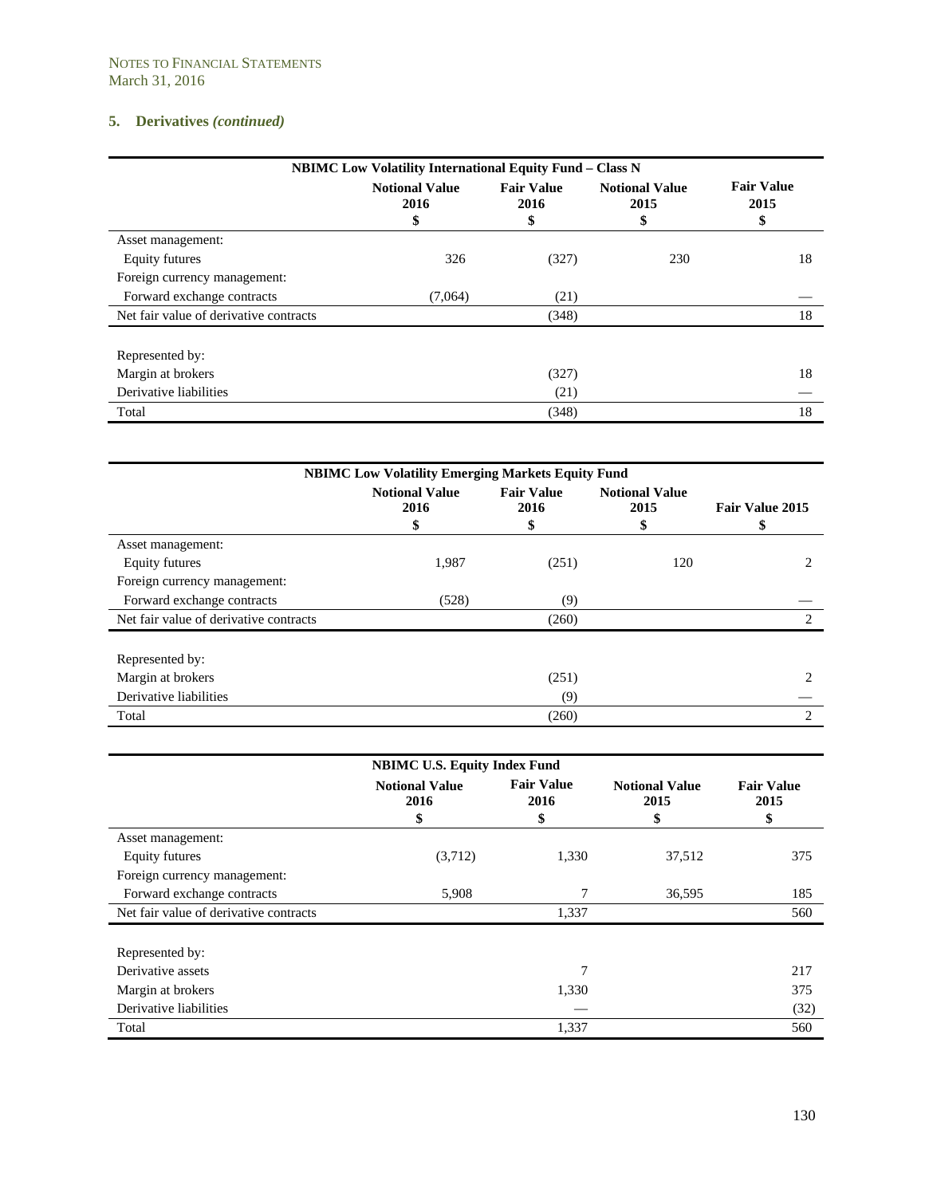NOTES TO FINANCIAL STATEMENTS
March 31, 2016

## 5. Derivatives *(continued)*

| NBIMC Low Volatility International Equity Fund – Class N | Notional Value 2016 $ | Fair Value 2016 $ | Notional Value 2015 $ | Fair Value 2015 $ |
|---|---|---|---|---|
| Asset management: | | | | |
| Equity futures | 326 | (327) | 230 | 18 |
| Foreign currency management: | | | | |
| Forward exchange contracts | (7,064) | (21) | | — |
| Net fair value of derivative contracts | | (348) | | 18 |
| Represented by: | | | | |
| Margin at brokers | | (327) | | 18 |
| Derivative liabilities | | (21) | | — |
| Total | | (348) | | 18 |

| NBIMC Low Volatility Emerging Markets Equity Fund | Notional Value 2016 $ | Fair Value 2016 $ | Notional Value 2015 $ | Fair Value 2015 $ |
|---|---|---|---|---|
| Asset management: | | | | |
| Equity futures | 1,987 | (251) | 120 | 2 |
| Foreign currency management: | | | | |
| Forward exchange contracts | (528) | (9) | | — |
| Net fair value of derivative contracts | | (260) | | 2 |
| Represented by: | | | | |
| Margin at brokers | | (251) | | 2 |
| Derivative liabilities | | (9) | | — |
| Total | | (260) | | 2 |

| NBIMC U.S. Equity Index Fund | Notional Value 2016 $ | Fair Value 2016 $ | Notional Value 2015 $ | Fair Value 2015 $ |
|---|---|---|---|---|
| Asset management: | | | | |
| Equity futures | (3,712) | 1,330 | 37,512 | 375 |
| Foreign currency management: | | | | |
| Forward exchange contracts | 5,908 | 7 | 36,595 | 185 |
| Net fair value of derivative contracts | | 1,337 | | 560 |
| Represented by: | | | | |
| Derivative assets | | 7 | | 217 |
| Margin at brokers | | 1,330 | | 375 |
| Derivative liabilities | | — | | (32) |
| Total | | 1,337 | | 560 |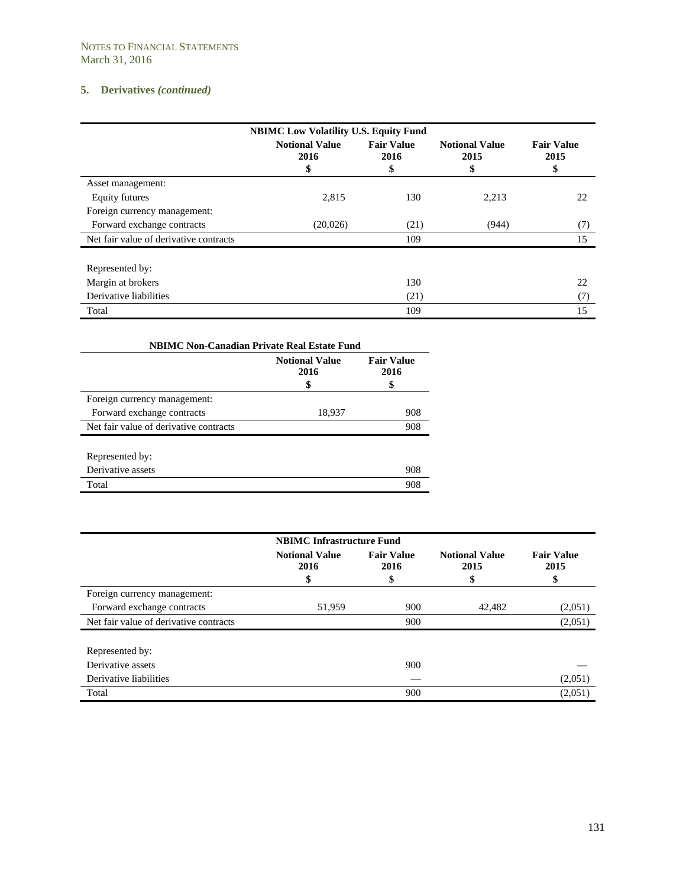NOTES TO FINANCIAL STATEMENTS
March 31, 2016

## 5. Derivatives *(continued)*

| NBIMC Low Volatility U.S. Equity Fund | Notional Value 2016 $ | Fair Value 2016 $ | Notional Value 2015 $ | Fair Value 2015 $ |
|---|---|---|---|---|
| Asset management: | | | | |
| Equity futures | 2,815 | 130 | 2,213 | 22 |
| Foreign currency management: | | | | |
| Forward exchange contracts | (20,026) | (21) | (944) | (7) |
| Net fair value of derivative contracts | | 109 | | 15 |
| | | | | |
| Represented by: | | | | |
| Margin at brokers | | 130 | | 22 |
| Derivative liabilities | | (21) | | (7) |
| Total | | 109 | | 15 |

| NBIMC Non-Canadian Private Real Estate Fund | Notional Value 2016 $ | Fair Value 2016 $ |
|---|---|---|
| Foreign currency management: | | |
| Forward exchange contracts | 18,937 | 908 |
| Net fair value of derivative contracts | | 908 |
| | | |
| Represented by: | | |
| Derivative assets | | 908 |
| Total | | 908 |

| NBIMC Infrastructure Fund | Notional Value 2016 $ | Fair Value 2016 $ | Notional Value 2015 $ | Fair Value 2015 $ |
|---|---|---|---|---|
| Foreign currency management: | | | | |
| Forward exchange contracts | 51,959 | 900 | 42,482 | (2,051) |
| Net fair value of derivative contracts | | 900 | | (2,051) |
| | | | | |
| Represented by: | | | | |
| Derivative assets | | 900 | | — |
| Derivative liabilities | | — | | (2,051) |
| Total | | 900 | | (2,051) |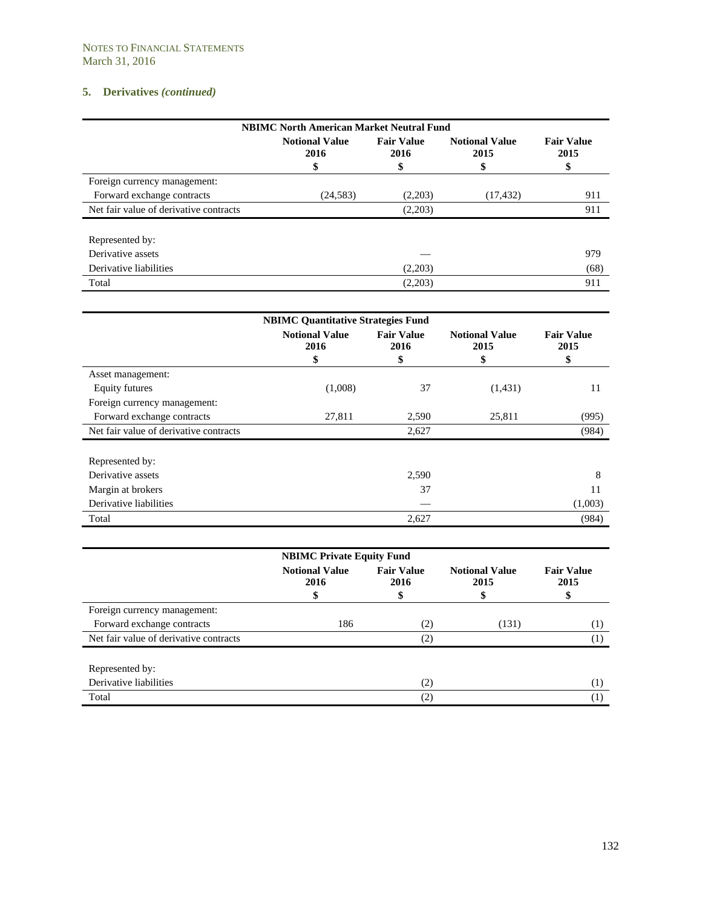NOTES TO FINANCIAL STATEMENTS
March 31, 2016

## 5. Derivatives *(continued)*

| NBIMC North American Market Neutral Fund | | | | |
|---|---|---|---|---|
| | Notional Value 2016 $ | Fair Value 2016 $ | Notional Value 2015 $ | Fair Value 2015 $ |
| Foreign currency management: | | | | |
| Forward exchange contracts | (24,583) | (2,203) | (17,432) | 911 |
| Net fair value of derivative contracts | | (2,203) | | 911 |
| | | | | |
| Represented by: | | | | |
| Derivative assets | | — | | 979 |
| Derivative liabilities | | (2,203) | | (68) |
| Total | | (2,203) | | 911 |

| NBIMC Quantitative Strategies Fund | | | | |
|---|---|---|---|---|
| | Notional Value 2016 $ | Fair Value 2016 $ | Notional Value 2015 $ | Fair Value 2015 $ |
| Asset management: | | | | |
| Equity futures | (1,008) | 37 | (1,431) | 11 |
| Foreign currency management: | | | | |
| Forward exchange contracts | 27,811 | 2,590 | 25,811 | (995) |
| Net fair value of derivative contracts | | 2,627 | | (984) |
| | | | | |
| Represented by: | | | | |
| Derivative assets | | 2,590 | | 8 |
| Margin at brokers | | 37 | | 11 |
| Derivative liabilities | | — | | (1,003) |
| Total | | 2,627 | | (984) |

| NBIMC Private Equity Fund | | | | |
|---|---|---|---|---|
| | Notional Value 2016 $ | Fair Value 2016 $ | Notional Value 2015 $ | Fair Value 2015 $ |
| Foreign currency management: | | | | |
| Forward exchange contracts | 186 | (2) | (131) | (1) |
| Net fair value of derivative contracts | | (2) | | (1) |
| | | | | |
| Represented by: | | | | |
| Derivative liabilities | | (2) | | (1) |
| Total | | (2) | | (1) |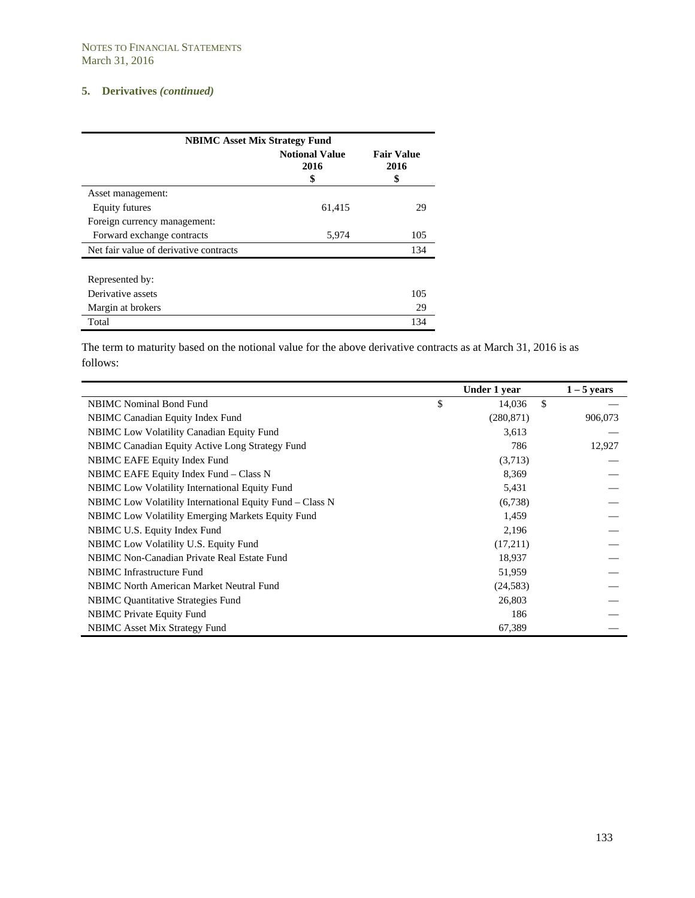NOTES TO FINANCIAL STATEMENTS
March 31, 2016

## 5. Derivatives *(continued)*

| NBIMC Asset Mix Strategy Fund | Notional Value 2016 $ | Fair Value 2016 $ |
|---|---|---|
| Asset management: | | |
| Equity futures | 61,415 | 29 |
| Foreign currency management: | | |
| Forward exchange contracts | 5,974 | 105 |
| Net fair value of derivative contracts | | 134 |
| | | |
| Represented by: | | |
| Derivative assets | | 105 |
| Margin at brokers | | 29 |
| Total | | 134 |

The term to maturity based on the notional value for the above derivative contracts as at March 31, 2016 is as follows:

| | Under 1 year | 1 – 5 years |
|---|---|---|
| NBIMC Nominal Bond Fund | $ 14,036 | $ — |
| NBIMC Canadian Equity Index Fund | (280,871) | 906,073 |
| NBIMC Low Volatility Canadian Equity Fund | 3,613 | — |
| NBIMC Canadian Equity Active Long Strategy Fund | 786 | 12,927 |
| NBIMC EAFE Equity Index Fund | (3,713) | — |
| NBIMC EAFE Equity Index Fund – Class N | 8,369 | — |
| NBIMC Low Volatility International Equity Fund | 5,431 | — |
| NBIMC Low Volatility International Equity Fund – Class N | (6,738) | — |
| NBIMC Low Volatility Emerging Markets Equity Fund | 1,459 | — |
| NBIMC U.S. Equity Index Fund | 2,196 | — |
| NBIMC Low Volatility U.S. Equity Fund | (17,211) | — |
| NBIMC Non-Canadian Private Real Estate Fund | 18,937 | — |
| NBIMC Infrastructure Fund | 51,959 | — |
| NBIMC North American Market Neutral Fund | (24,583) | — |
| NBIMC Quantitative Strategies Fund | 26,803 | — |
| NBIMC Private Equity Fund | 186 | — |
| NBIMC Asset Mix Strategy Fund | 67,389 | — |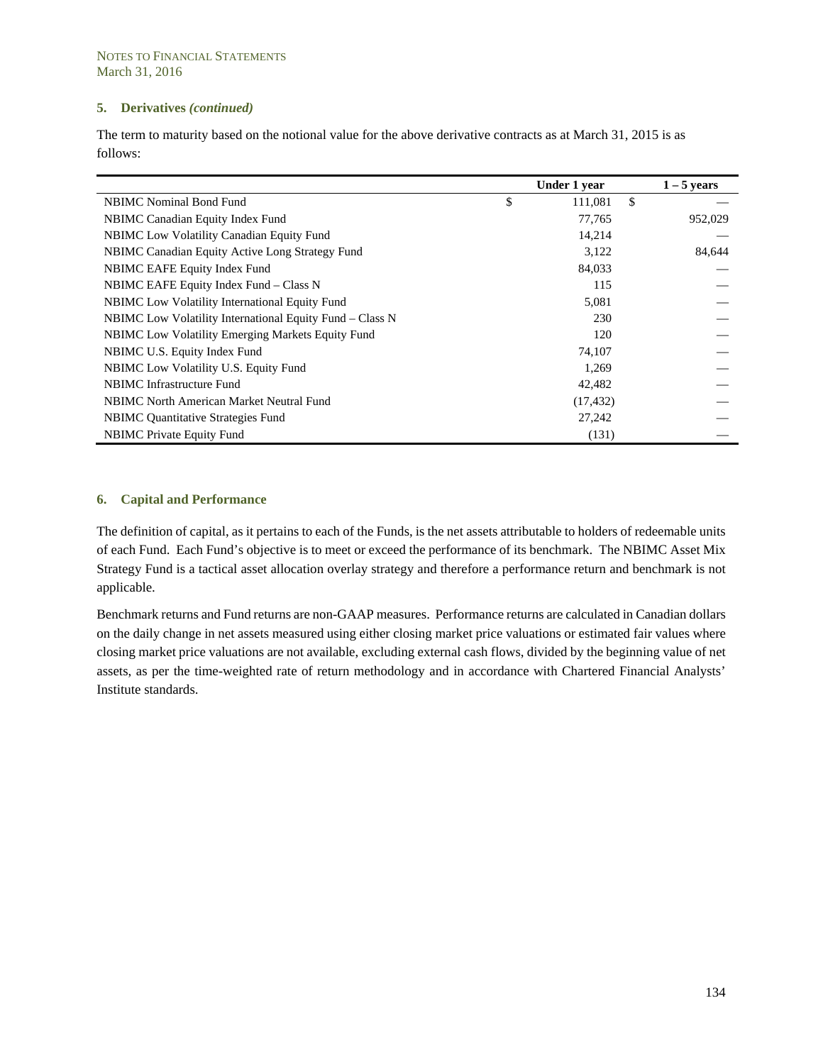NOTES TO FINANCIAL STATEMENTS
March 31, 2016

### 5. Derivatives *(continued)*

The term to maturity based on the notional value for the above derivative contracts as at March 31, 2015 is as follows:

| | Under 1 year | 1 – 5 years |
|---|---|---|
| NBIMC Nominal Bond Fund | $ 111,081 | $ — |
| NBIMC Canadian Equity Index Fund | 77,765 | 952,029 |
| NBIMC Low Volatility Canadian Equity Fund | 14,214 | — |
| NBIMC Canadian Equity Active Long Strategy Fund | 3,122 | 84,644 |
| NBIMC EAFE Equity Index Fund | 84,033 | — |
| NBIMC EAFE Equity Index Fund – Class N | 115 | — |
| NBIMC Low Volatility International Equity Fund | 5,081 | — |
| NBIMC Low Volatility International Equity Fund – Class N | 230 | — |
| NBIMC Low Volatility Emerging Markets Equity Fund | 120 | — |
| NBIMC U.S. Equity Index Fund | 74,107 | — |
| NBIMC Low Volatility U.S. Equity Fund | 1,269 | — |
| NBIMC Infrastructure Fund | 42,482 | — |
| NBIMC North American Market Neutral Fund | (17,432) | — |
| NBIMC Quantitative Strategies Fund | 27,242 | — |
| NBIMC Private Equity Fund | (131) | — |

### 6. Capital and Performance

The definition of capital, as it pertains to each of the Funds, is the net assets attributable to holders of redeemable units of each Fund. Each Fund's objective is to meet or exceed the performance of its benchmark. The NBIMC Asset Mix Strategy Fund is a tactical asset allocation overlay strategy and therefore a performance return and benchmark is not applicable.

Benchmark returns and Fund returns are non-GAAP measures. Performance returns are calculated in Canadian dollars on the daily change in net assets measured using either closing market price valuations or estimated fair values where closing market price valuations are not available, excluding external cash flows, divided by the beginning value of net assets, as per the time-weighted rate of return methodology and in accordance with Chartered Financial Analysts' Institute standards.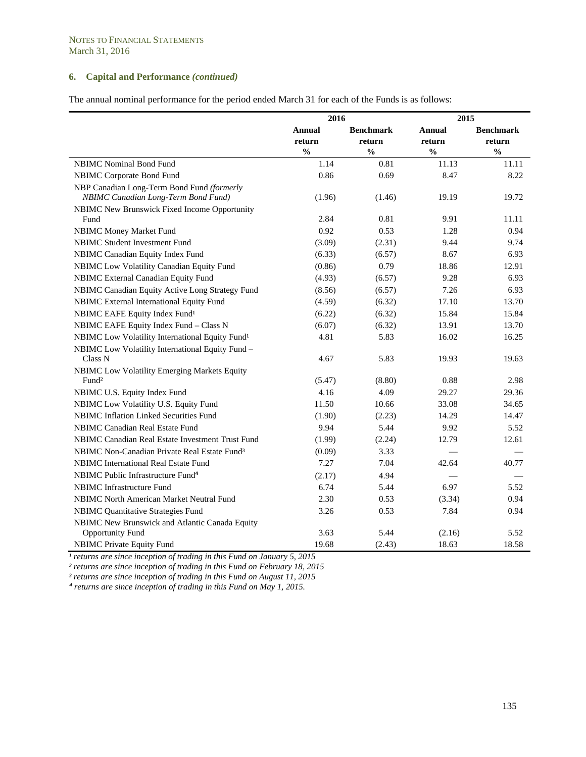NOTES TO FINANCIAL STATEMENTS
March 31, 2016

## 6. Capital and Performance *(continued)*

The annual nominal performance for the period ended March 31 for each of the Funds is as follows:

| | 2016 | | 2015 | |
|---|---|---|---|---|
| | Annual return % | Benchmark return % | Annual return % | Benchmark return % |
| NBIMC Nominal Bond Fund | 1.14 | 0.81 | 11.13 | 11.11 |
| NBIMC Corporate Bond Fund | 0.86 | 0.69 | 8.47 | 8.22 |
| NBP Canadian Long-Term Bond Fund *(formerly NBIMC Canadian Long-Term Bond Fund)* | (1.96) | (1.46) | 19.19 | 19.72 |
| NBIMC New Brunswick Fixed Income Opportunity Fund | 2.84 | 0.81 | 9.91 | 11.11 |
| NBIMC Money Market Fund | 0.92 | 0.53 | 1.28 | 0.94 |
| NBIMC Student Investment Fund | (3.09) | (2.31) | 9.44 | 9.74 |
| NBIMC Canadian Equity Index Fund | (6.33) | (6.57) | 8.67 | 6.93 |
| NBIMC Low Volatility Canadian Equity Fund | (0.86) | 0.79 | 18.86 | 12.91 |
| NBIMC External Canadian Equity Fund | (4.93) | (6.57) | 9.28 | 6.93 |
| NBIMC Canadian Equity Active Long Strategy Fund | (8.56) | (6.57) | 7.26 | 6.93 |
| NBIMC External International Equity Fund | (4.59) | (6.32) | 17.10 | 13.70 |
| NBIMC EAFE Equity Index Fund[1] | (6.22) | (6.32) | 15.84 | 15.84 |
| NBIMC EAFE Equity Index Fund – Class N | (6.07) | (6.32) | 13.91 | 13.70 |
| NBIMC Low Volatility International Equity Fund[1] | 4.81 | 5.83 | 16.02 | 16.25 |
| NBIMC Low Volatility International Equity Fund – Class N | 4.67 | 5.83 | 19.93 | 19.63 |
| NBIMC Low Volatility Emerging Markets Equity Fund[2] | (5.47) | (8.80) | 0.88 | 2.98 |
| NBIMC U.S. Equity Index Fund | 4.16 | 4.09 | 29.27 | 29.36 |
| NBIMC Low Volatility U.S. Equity Fund | 11.50 | 10.66 | 33.08 | 34.65 |
| NBIMC Inflation Linked Securities Fund | (1.90) | (2.23) | 14.29 | 14.47 |
| NBIMC Canadian Real Estate Fund | 9.94 | 5.44 | 9.92 | 5.52 |
| NBIMC Canadian Real Estate Investment Trust Fund | (1.99) | (2.24) | 12.79 | 12.61 |
| NBIMC Non-Canadian Private Real Estate Fund[3] | (0.09) | 3.33 | — | — |
| NBIMC International Real Estate Fund | 7.27 | 7.04 | 42.64 | 40.77 |
| NBIMC Public Infrastructure Fund[4] | (2.17) | 4.94 | — | — |
| NBIMC Infrastructure Fund | 6.74 | 5.44 | 6.97 | 5.52 |
| NBIMC North American Market Neutral Fund | 2.30 | 0.53 | (3.34) | 0.94 |
| NBIMC Quantitative Strategies Fund | 3.26 | 0.53 | 7.84 | 0.94 |
| NBIMC New Brunswick and Atlantic Canada Equity Opportunity Fund | 3.63 | 5.44 | (2.16) | 5.52 |
| NBIMC Private Equity Fund | 19.68 | (2.43) | 18.63 | 18.58 |

*[1] returns are since inception of trading in this Fund on January 5, 2015*
*[2] returns are since inception of trading in this Fund on February 18, 2015*
*[3] returns are since inception of trading in this Fund on August 11, 2015*
*[4] returns are since inception of trading in this Fund on May 1, 2015.*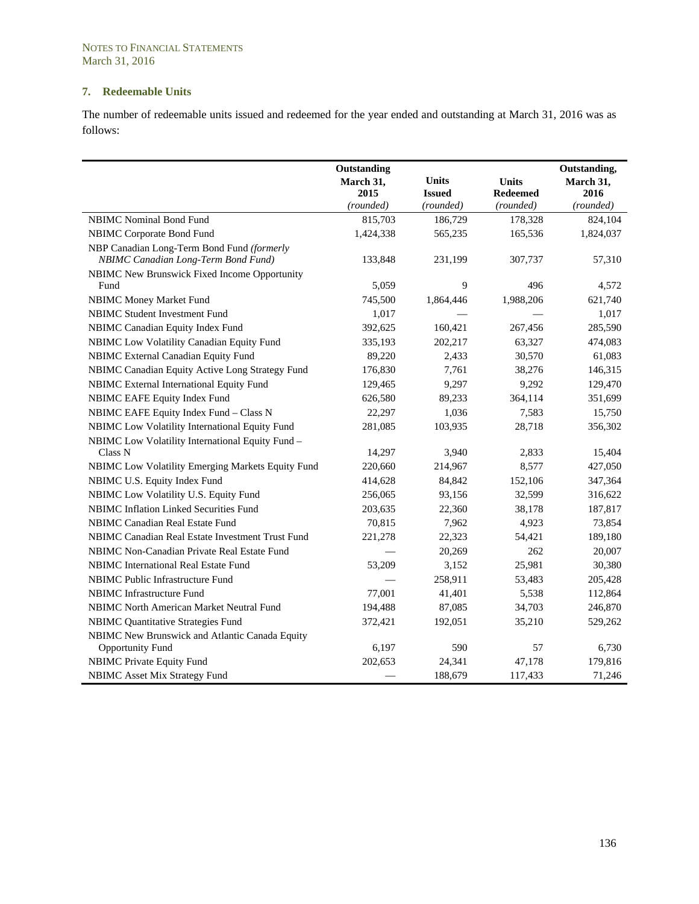NOTES TO FINANCIAL STATEMENTS
March 31, 2016

## 7. Redeemable Units

The number of redeemable units issued and redeemed for the year ended and outstanding at March 31, 2016 was as follows:

| | Outstanding March 31, 2015 *(rounded)* | Units Issued *(rounded)* | Units Redeemed *(rounded)* | Outstanding, March 31, 2016 *(rounded)* |
|---|---|---|---|---|
| NBIMC Nominal Bond Fund | 815,703 | 186,729 | 178,328 | 824,104 |
| NBIMC Corporate Bond Fund | 1,424,338 | 565,235 | 165,536 | 1,824,037 |
| NBP Canadian Long-Term Bond Fund *(formerly NBIMC Canadian Long-Term Bond Fund)* | 133,848 | 231,199 | 307,737 | 57,310 |
| NBIMC New Brunswick Fixed Income Opportunity Fund | 5,059 | 9 | 496 | 4,572 |
| NBIMC Money Market Fund | 745,500 | 1,864,446 | 1,988,206 | 621,740 |
| NBIMC Student Investment Fund | 1,017 | — | — | 1,017 |
| NBIMC Canadian Equity Index Fund | 392,625 | 160,421 | 267,456 | 285,590 |
| NBIMC Low Volatility Canadian Equity Fund | 335,193 | 202,217 | 63,327 | 474,083 |
| NBIMC External Canadian Equity Fund | 89,220 | 2,433 | 30,570 | 61,083 |
| NBIMC Canadian Equity Active Long Strategy Fund | 176,830 | 7,761 | 38,276 | 146,315 |
| NBIMC External International Equity Fund | 129,465 | 9,297 | 9,292 | 129,470 |
| NBIMC EAFE Equity Index Fund | 626,580 | 89,233 | 364,114 | 351,699 |
| NBIMC EAFE Equity Index Fund – Class N | 22,297 | 1,036 | 7,583 | 15,750 |
| NBIMC Low Volatility International Equity Fund | 281,085 | 103,935 | 28,718 | 356,302 |
| NBIMC Low Volatility International Equity Fund – Class N | 14,297 | 3,940 | 2,833 | 15,404 |
| NBIMC Low Volatility Emerging Markets Equity Fund | 220,660 | 214,967 | 8,577 | 427,050 |
| NBIMC U.S. Equity Index Fund | 414,628 | 84,842 | 152,106 | 347,364 |
| NBIMC Low Volatility U.S. Equity Fund | 256,065 | 93,156 | 32,599 | 316,622 |
| NBIMC Inflation Linked Securities Fund | 203,635 | 22,360 | 38,178 | 187,817 |
| NBIMC Canadian Real Estate Fund | 70,815 | 7,962 | 4,923 | 73,854 |
| NBIMC Canadian Real Estate Investment Trust Fund | 221,278 | 22,323 | 54,421 | 189,180 |
| NBIMC Non-Canadian Private Real Estate Fund | — | 20,269 | 262 | 20,007 |
| NBIMC International Real Estate Fund | 53,209 | 3,152 | 25,981 | 30,380 |
| NBIMC Public Infrastructure Fund | — | 258,911 | 53,483 | 205,428 |
| NBIMC Infrastructure Fund | 77,001 | 41,401 | 5,538 | 112,864 |
| NBIMC North American Market Neutral Fund | 194,488 | 87,085 | 34,703 | 246,870 |
| NBIMC Quantitative Strategies Fund | 372,421 | 192,051 | 35,210 | 529,262 |
| NBIMC New Brunswick and Atlantic Canada Equity Opportunity Fund | 6,197 | 590 | 57 | 6,730 |
| NBIMC Private Equity Fund | 202,653 | 24,341 | 47,178 | 179,816 |
| NBIMC Asset Mix Strategy Fund | — | 188,679 | 117,433 | 71,246 |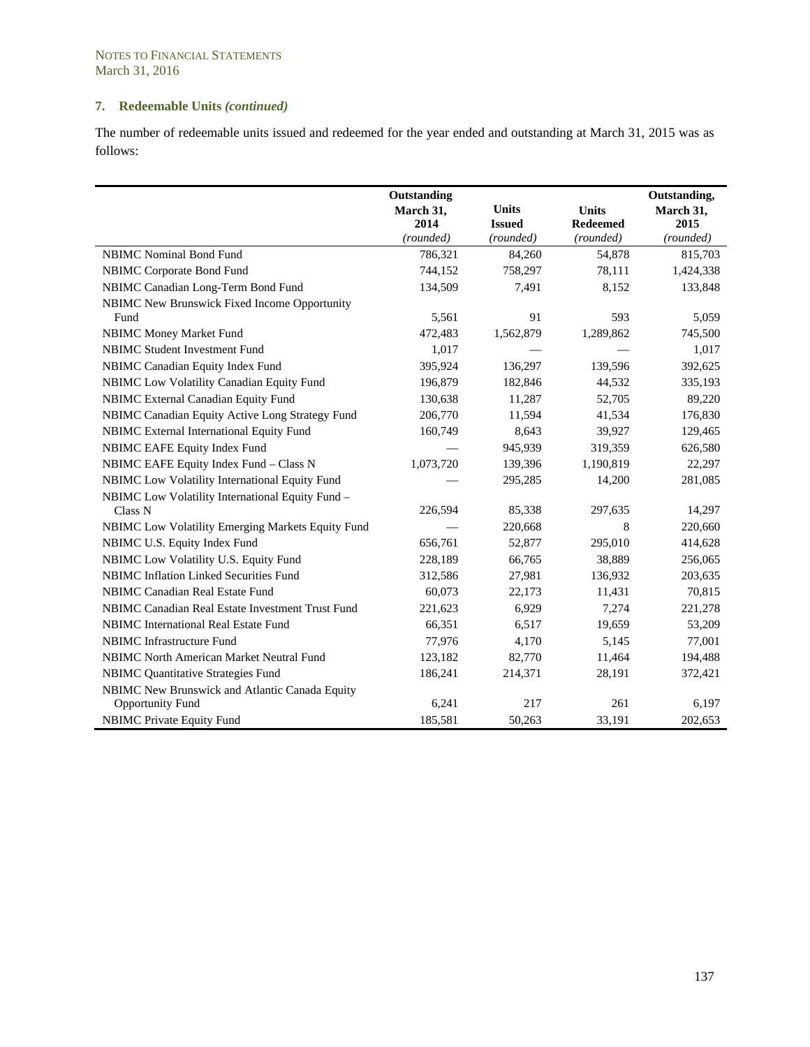NOTES TO FINANCIAL STATEMENTS
March 31, 2016

### 7. Redeemable Units *(continued)*

The number of redeemable units issued and redeemed for the year ended and outstanding at March 31, 2015 was as follows:

| | Outstanding March 31, 2014 *(rounded)* | Units Issued *(rounded)* | Units Redeemed *(rounded)* | Outstanding, March 31, 2015 *(rounded)* |
|---|---|---|---|---|
| NBIMC Nominal Bond Fund | 786,321 | 84,260 | 54,878 | 815,703 |
| NBIMC Corporate Bond Fund | 744,152 | 758,297 | 78,111 | 1,424,338 |
| NBIMC Canadian Long-Term Bond Fund | 134,509 | 7,491 | 8,152 | 133,848 |
| NBIMC New Brunswick Fixed Income Opportunity Fund | 5,561 | 91 | 593 | 5,059 |
| NBIMC Money Market Fund | 472,483 | 1,562,879 | 1,289,862 | 745,500 |
| NBIMC Student Investment Fund | 1,017 | — | — | 1,017 |
| NBIMC Canadian Equity Index Fund | 395,924 | 136,297 | 139,596 | 392,625 |
| NBIMC Low Volatility Canadian Equity Fund | 196,879 | 182,846 | 44,532 | 335,193 |
| NBIMC External Canadian Equity Fund | 130,638 | 11,287 | 52,705 | 89,220 |
| NBIMC Canadian Equity Active Long Strategy Fund | 206,770 | 11,594 | 41,534 | 176,830 |
| NBIMC External International Equity Fund | 160,749 | 8,643 | 39,927 | 129,465 |
| NBIMC EAFE Equity Index Fund | — | 945,939 | 319,359 | 626,580 |
| NBIMC EAFE Equity Index Fund – Class N | 1,073,720 | 139,396 | 1,190,819 | 22,297 |
| NBIMC Low Volatility International Equity Fund | — | 295,285 | 14,200 | 281,085 |
| NBIMC Low Volatility International Equity Fund – Class N | 226,594 | 85,338 | 297,635 | 14,297 |
| NBIMC Low Volatility Emerging Markets Equity Fund | — | 220,668 | 8 | 220,660 |
| NBIMC U.S. Equity Index Fund | 656,761 | 52,877 | 295,010 | 414,628 |
| NBIMC Low Volatility U.S. Equity Fund | 228,189 | 66,765 | 38,889 | 256,065 |
| NBIMC Inflation Linked Securities Fund | 312,586 | 27,981 | 136,932 | 203,635 |
| NBIMC Canadian Real Estate Fund | 60,073 | 22,173 | 11,431 | 70,815 |
| NBIMC Canadian Real Estate Investment Trust Fund | 221,623 | 6,929 | 7,274 | 221,278 |
| NBIMC International Real Estate Fund | 66,351 | 6,517 | 19,659 | 53,209 |
| NBIMC Infrastructure Fund | 77,976 | 4,170 | 5,145 | 77,001 |
| NBIMC North American Market Neutral Fund | 123,182 | 82,770 | 11,464 | 194,488 |
| NBIMC Quantitative Strategies Fund | 186,241 | 214,371 | 28,191 | 372,421 |
| NBIMC New Brunswick and Atlantic Canada Equity Opportunity Fund | 6,241 | 217 | 261 | 6,197 |
| NBIMC Private Equity Fund | 185,581 | 50,263 | 33,191 | 202,653 |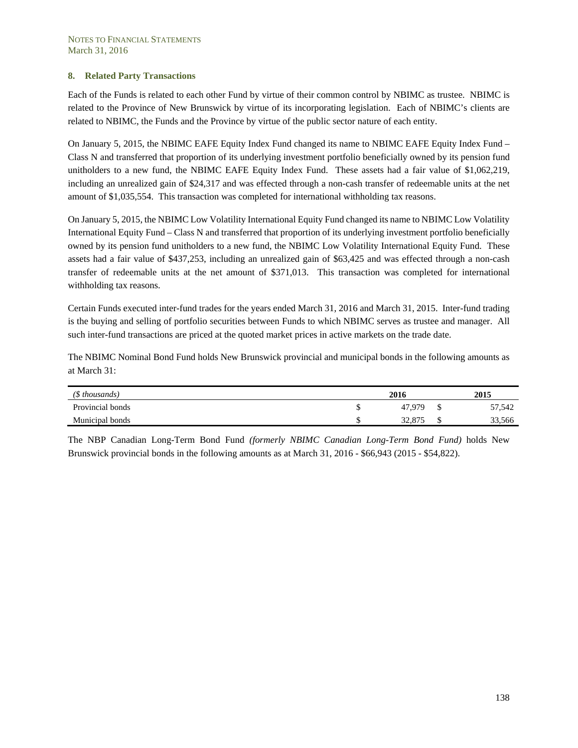## 8. Related Party Transactions

Each of the Funds is related to each other Fund by virtue of their common control by NBIMC as trustee. NBIMC is related to the Province of New Brunswick by virtue of its incorporating legislation. Each of NBIMC's clients are related to NBIMC, the Funds and the Province by virtue of the public sector nature of each entity.

On January 5, 2015, the NBIMC EAFE Equity Index Fund changed its name to NBIMC EAFE Equity Index Fund – Class N and transferred that proportion of its underlying investment portfolio beneficially owned by its pension fund unitholders to a new fund, the NBIMC EAFE Equity Index Fund. These assets had a fair value of $1,062,219, including an unrealized gain of $24,317 and was effected through a non-cash transfer of redeemable units at the net amount of $1,035,554. This transaction was completed for international withholding tax reasons.

On January 5, 2015, the NBIMC Low Volatility International Equity Fund changed its name to NBIMC Low Volatility International Equity Fund – Class N and transferred that proportion of its underlying investment portfolio beneficially owned by its pension fund unitholders to a new fund, the NBIMC Low Volatility International Equity Fund. These assets had a fair value of $437,253, including an unrealized gain of $63,425 and was effected through a non-cash transfer of redeemable units at the net amount of $371,013. This transaction was completed for international withholding tax reasons.

Certain Funds executed inter-fund trades for the years ended March 31, 2016 and March 31, 2015. Inter-fund trading is the buying and selling of portfolio securities between Funds to which NBIMC serves as trustee and manager. All such inter-fund transactions are priced at the quoted market prices in active markets on the trade date.

The NBIMC Nominal Bond Fund holds New Brunswick provincial and municipal bonds in the following amounts as at March 31:

| *($ thousands)* | 2016 | 2015 |
|---|---|---|
| Provincial bonds | $ 47,979 | $ 57,542 |
| Municipal bonds | $ 32,875 | $ 33,566 |

The NBP Canadian Long-Term Bond Fund *(formerly NBIMC Canadian Long-Term Bond Fund)* holds New Brunswick provincial bonds in the following amounts as at March 31, 2016 - $66,943 (2015 - $54,822).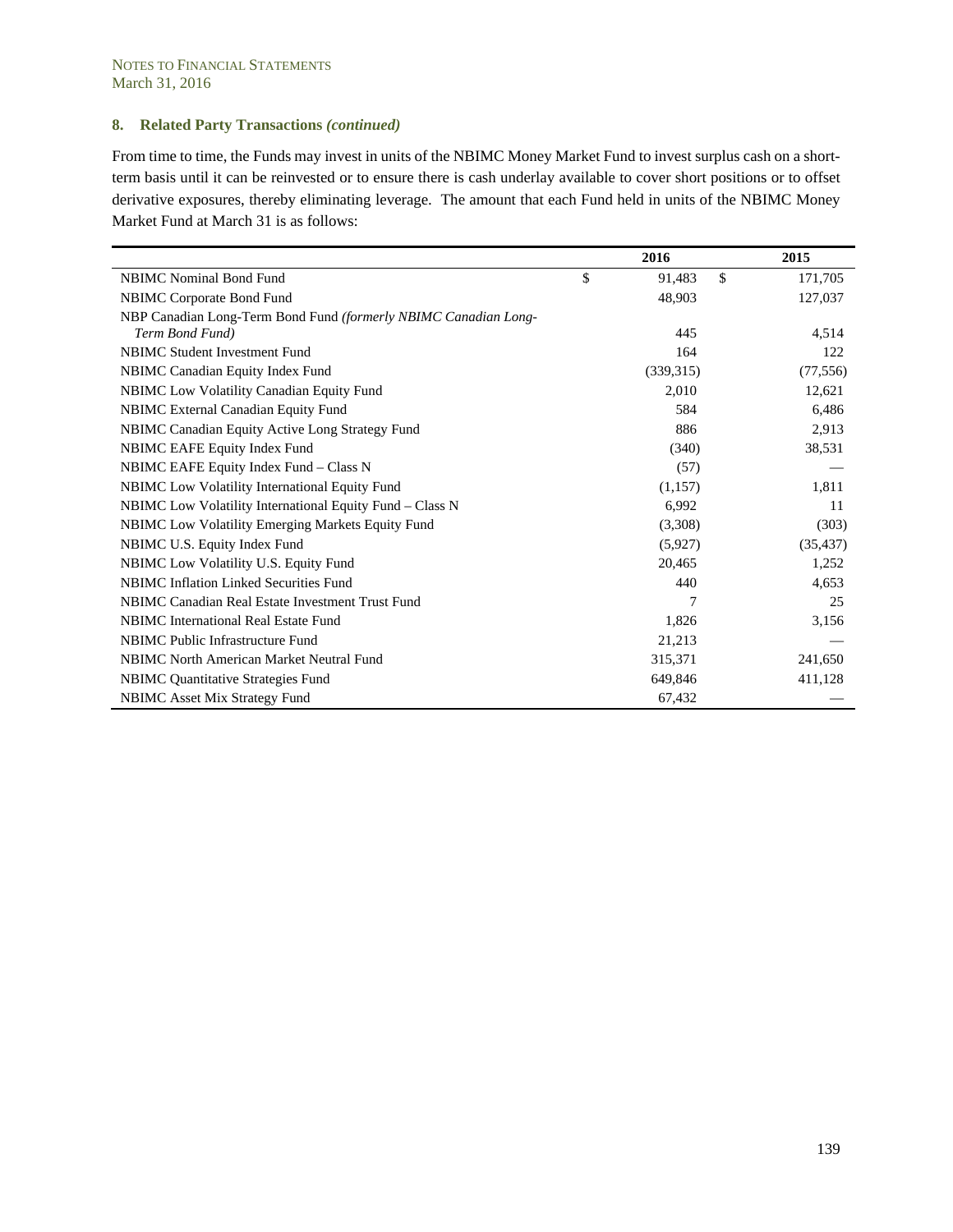NOTES TO FINANCIAL STATEMENTS
March 31, 2016

### 8. Related Party Transactions *(continued)*

From time to time, the Funds may invest in units of the NBIMC Money Market Fund to invest surplus cash on a short-term basis until it can be reinvested or to ensure there is cash underlay available to cover short positions or to offset derivative exposures, thereby eliminating leverage. The amount that each Fund held in units of the NBIMC Money Market Fund at March 31 is as follows:

| | 2016 | 2015 |
|---|---|---|
| NBIMC Nominal Bond Fund | $ 91,483 | $ 171,705 |
| NBIMC Corporate Bond Fund | 48,903 | 127,037 |
| NBP Canadian Long-Term Bond Fund *(formerly NBIMC Canadian Long-Term Bond Fund)* | 445 | 4,514 |
| NBIMC Student Investment Fund | 164 | 122 |
| NBIMC Canadian Equity Index Fund | (339,315) | (77,556) |
| NBIMC Low Volatility Canadian Equity Fund | 2,010 | 12,621 |
| NBIMC External Canadian Equity Fund | 584 | 6,486 |
| NBIMC Canadian Equity Active Long Strategy Fund | 886 | 2,913 |
| NBIMC EAFE Equity Index Fund | (340) | 38,531 |
| NBIMC EAFE Equity Index Fund – Class N | (57) | — |
| NBIMC Low Volatility International Equity Fund | (1,157) | 1,811 |
| NBIMC Low Volatility International Equity Fund – Class N | 6,992 | 11 |
| NBIMC Low Volatility Emerging Markets Equity Fund | (3,308) | (303) |
| NBIMC U.S. Equity Index Fund | (5,927) | (35,437) |
| NBIMC Low Volatility U.S. Equity Fund | 20,465 | 1,252 |
| NBIMC Inflation Linked Securities Fund | 440 | 4,653 |
| NBIMC Canadian Real Estate Investment Trust Fund | 7 | 25 |
| NBIMC International Real Estate Fund | 1,826 | 3,156 |
| NBIMC Public Infrastructure Fund | 21,213 | — |
| NBIMC North American Market Neutral Fund | 315,371 | 241,650 |
| NBIMC Quantitative Strategies Fund | 649,846 | 411,128 |
| NBIMC Asset Mix Strategy Fund | 67,432 | — |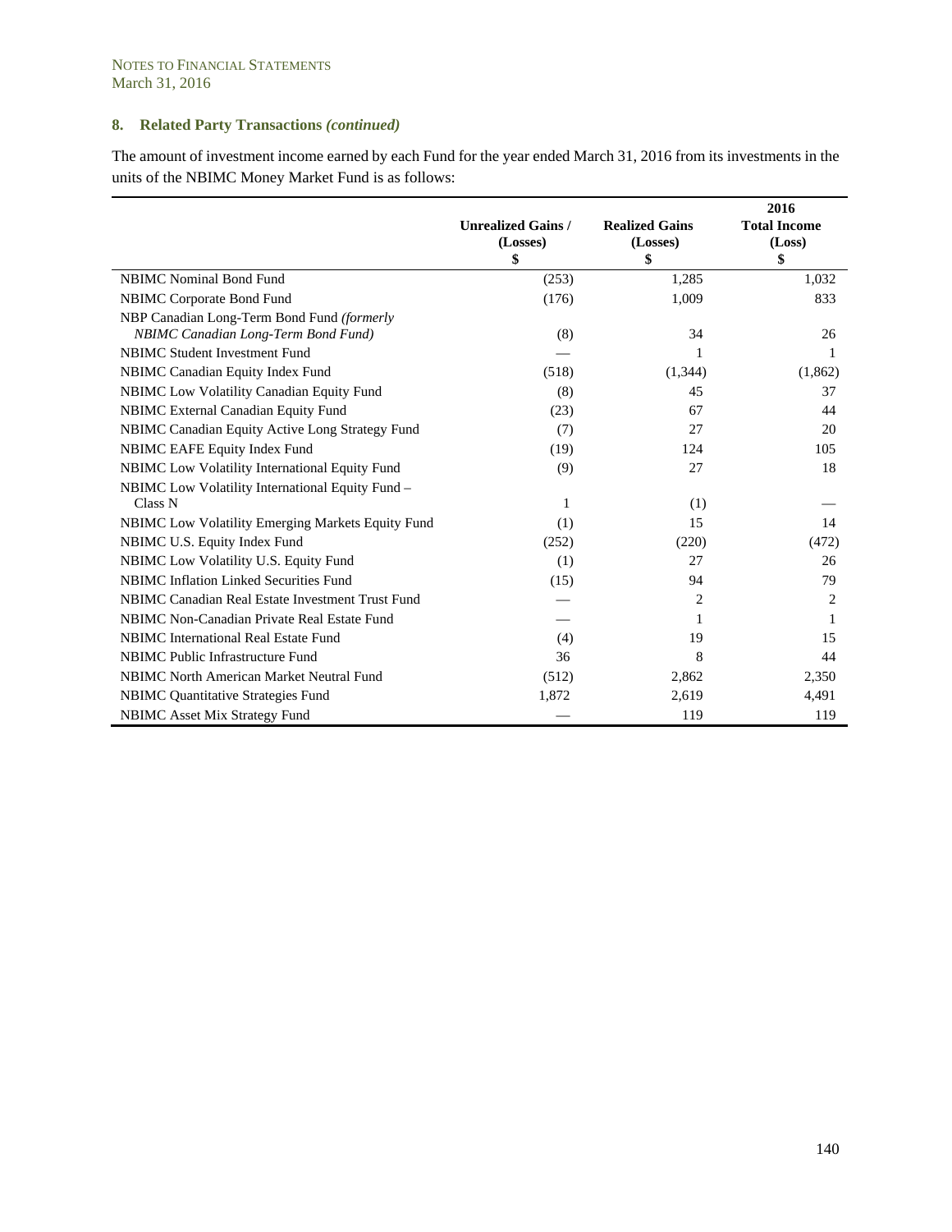## 8. Related Party Transactions *(continued)*

The amount of investment income earned by each Fund for the year ended March 31, 2016 from its investments in the units of the NBIMC Money Market Fund is as follows:

| | Unrealized Gains / (Losses) $ | Realized Gains (Losses) $ | 2016 Total Income (Loss) $ |
|---|---|---|---|
| NBIMC Nominal Bond Fund | (253) | 1,285 | 1,032 |
| NBIMC Corporate Bond Fund | (176) | 1,009 | 833 |
| NBP Canadian Long-Term Bond Fund *(formerly NBIMC Canadian Long-Term Bond Fund)* | (8) | 34 | 26 |
| NBIMC Student Investment Fund | — | 1 | 1 |
| NBIMC Canadian Equity Index Fund | (518) | (1,344) | (1,862) |
| NBIMC Low Volatility Canadian Equity Fund | (8) | 45 | 37 |
| NBIMC External Canadian Equity Fund | (23) | 67 | 44 |
| NBIMC Canadian Equity Active Long Strategy Fund | (7) | 27 | 20 |
| NBIMC EAFE Equity Index Fund | (19) | 124 | 105 |
| NBIMC Low Volatility International Equity Fund | (9) | 27 | 18 |
| NBIMC Low Volatility International Equity Fund – Class N | 1 | (1) | — |
| NBIMC Low Volatility Emerging Markets Equity Fund | (1) | 15 | 14 |
| NBIMC U.S. Equity Index Fund | (252) | (220) | (472) |
| NBIMC Low Volatility U.S. Equity Fund | (1) | 27 | 26 |
| NBIMC Inflation Linked Securities Fund | (15) | 94 | 79 |
| NBIMC Canadian Real Estate Investment Trust Fund | — | 2 | 2 |
| NBIMC Non-Canadian Private Real Estate Fund | — | 1 | 1 |
| NBIMC International Real Estate Fund | (4) | 19 | 15 |
| NBIMC Public Infrastructure Fund | 36 | 8 | 44 |
| NBIMC North American Market Neutral Fund | (512) | 2,862 | 2,350 |
| NBIMC Quantitative Strategies Fund | 1,872 | 2,619 | 4,491 |
| NBIMC Asset Mix Strategy Fund | — | 119 | 119 |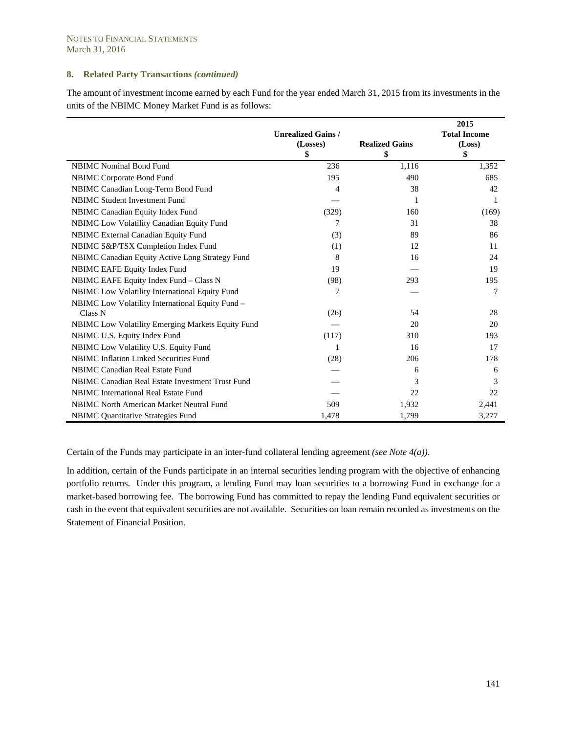## 8. Related Party Transactions *(continued)*

The amount of investment income earned by each Fund for the year ended March 31, 2015 from its investments in the units of the NBIMC Money Market Fund is as follows:

| | Unrealized Gains / (Losses) $ | Realized Gains $ | 2015 Total Income (Loss) $ |
|---|---|---|---|
| NBIMC Nominal Bond Fund | 236 | 1,116 | 1,352 |
| NBIMC Corporate Bond Fund | 195 | 490 | 685 |
| NBIMC Canadian Long-Term Bond Fund | 4 | 38 | 42 |
| NBIMC Student Investment Fund | — | 1 | 1 |
| NBIMC Canadian Equity Index Fund | (329) | 160 | (169) |
| NBIMC Low Volatility Canadian Equity Fund | 7 | 31 | 38 |
| NBIMC External Canadian Equity Fund | (3) | 89 | 86 |
| NBIMC S&P/TSX Completion Index Fund | (1) | 12 | 11 |
| NBIMC Canadian Equity Active Long Strategy Fund | 8 | 16 | 24 |
| NBIMC EAFE Equity Index Fund | 19 | — | 19 |
| NBIMC EAFE Equity Index Fund – Class N | (98) | 293 | 195 |
| NBIMC Low Volatility International Equity Fund | 7 | — | 7 |
| NBIMC Low Volatility International Equity Fund – Class N | (26) | 54 | 28 |
| NBIMC Low Volatility Emerging Markets Equity Fund | — | 20 | 20 |
| NBIMC U.S. Equity Index Fund | (117) | 310 | 193 |
| NBIMC Low Volatility U.S. Equity Fund | 1 | 16 | 17 |
| NBIMC Inflation Linked Securities Fund | (28) | 206 | 178 |
| NBIMC Canadian Real Estate Fund | — | 6 | 6 |
| NBIMC Canadian Real Estate Investment Trust Fund | — | 3 | 3 |
| NBIMC International Real Estate Fund | — | 22 | 22 |
| NBIMC North American Market Neutral Fund | 509 | 1,932 | 2,441 |
| NBIMC Quantitative Strategies Fund | 1,478 | 1,799 | 3,277 |

Certain of the Funds may participate in an inter-fund collateral lending agreement *(see Note 4(a))*.

In addition, certain of the Funds participate in an internal securities lending program with the objective of enhancing portfolio returns. Under this program, a lending Fund may loan securities to a borrowing Fund in exchange for a market-based borrowing fee. The borrowing Fund has committed to repay the lending Fund equivalent securities or cash in the event that equivalent securities are not available. Securities on loan remain recorded as investments on the Statement of Financial Position.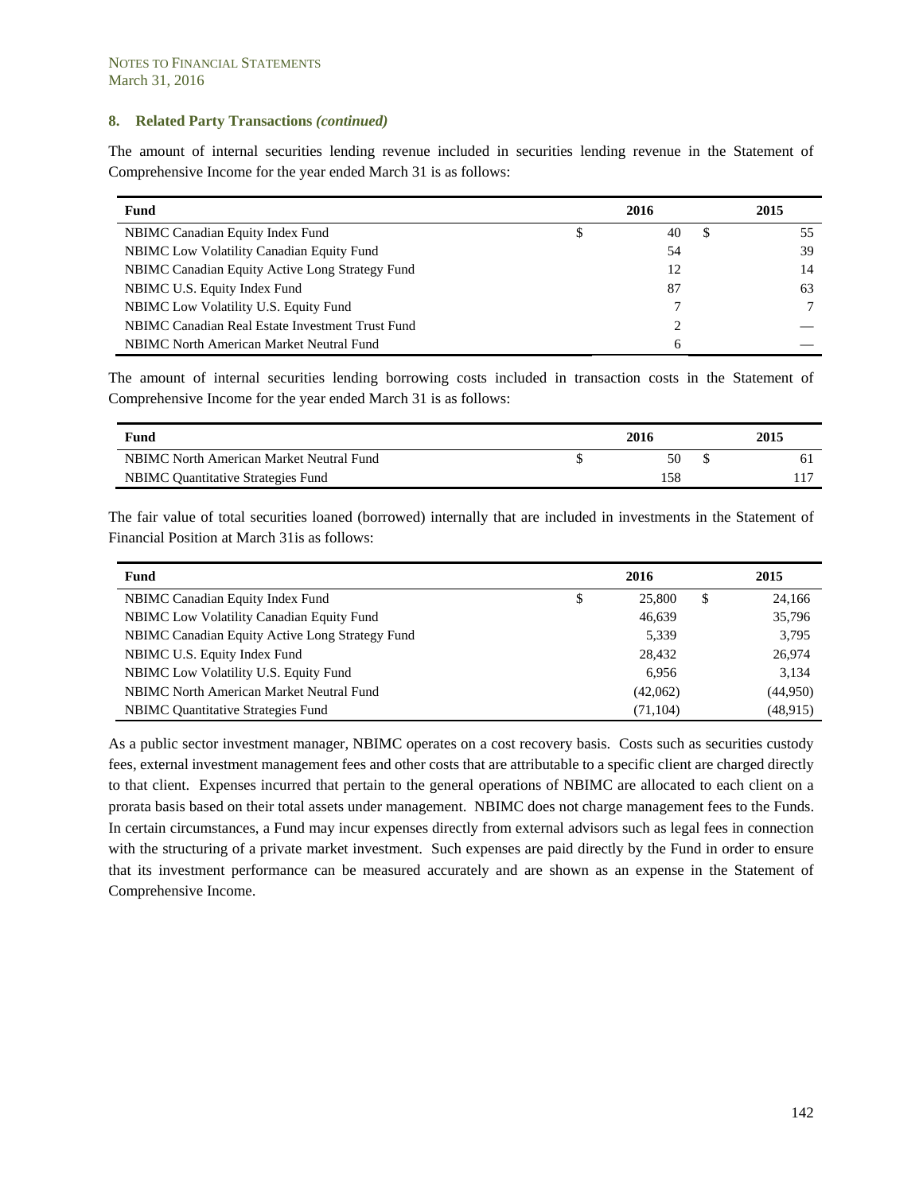NOTES TO FINANCIAL STATEMENTS
March 31, 2016

## 8. Related Party Transactions *(continued)*

The amount of internal securities lending revenue included in securities lending revenue in the Statement of Comprehensive Income for the year ended March 31 is as follows:

| Fund | 2016 | 2015 |
|---|---|---|
| NBIMC Canadian Equity Index Fund | $ 40 | $ 55 |
| NBIMC Low Volatility Canadian Equity Fund | 54 | 39 |
| NBIMC Canadian Equity Active Long Strategy Fund | 12 | 14 |
| NBIMC U.S. Equity Index Fund | 87 | 63 |
| NBIMC Low Volatility U.S. Equity Fund | 7 | 7 |
| NBIMC Canadian Real Estate Investment Trust Fund | 2 | — |
| NBIMC North American Market Neutral Fund | 6 | — |

The amount of internal securities lending borrowing costs included in transaction costs in the Statement of Comprehensive Income for the year ended March 31 is as follows:

| Fund | 2016 | 2015 |
|---|---|---|
| NBIMC North American Market Neutral Fund | $ 50 | $ 61 |
| NBIMC Quantitative Strategies Fund | 158 | 117 |

The fair value of total securities loaned (borrowed) internally that are included in investments in the Statement of Financial Position at March 31is as follows:

| Fund | 2016 | 2015 |
|---|---|---|
| NBIMC Canadian Equity Index Fund | $ 25,800 | $ 24,166 |
| NBIMC Low Volatility Canadian Equity Fund | 46,639 | 35,796 |
| NBIMC Canadian Equity Active Long Strategy Fund | 5,339 | 3,795 |
| NBIMC U.S. Equity Index Fund | 28,432 | 26,974 |
| NBIMC Low Volatility U.S. Equity Fund | 6,956 | 3,134 |
| NBIMC North American Market Neutral Fund | (42,062) | (44,950) |
| NBIMC Quantitative Strategies Fund | (71,104) | (48,915) |

As a public sector investment manager, NBIMC operates on a cost recovery basis. Costs such as securities custody fees, external investment management fees and other costs that are attributable to a specific client are charged directly to that client. Expenses incurred that pertain to the general operations of NBIMC are allocated to each client on a prorata basis based on their total assets under management. NBIMC does not charge management fees to the Funds. In certain circumstances, a Fund may incur expenses directly from external advisors such as legal fees in connection with the structuring of a private market investment. Such expenses are paid directly by the Fund in order to ensure that its investment performance can be measured accurately and are shown as an expense in the Statement of Comprehensive Income.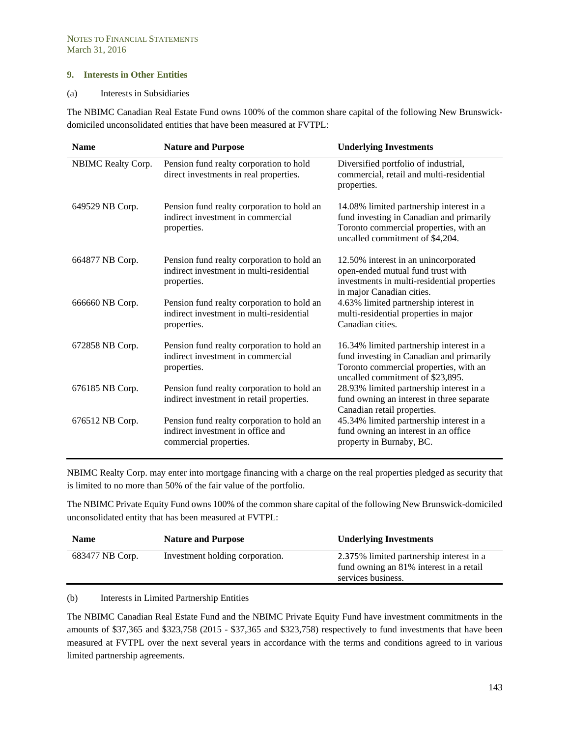NOTES TO FINANCIAL STATEMENTS
March 31, 2016

## 9. Interests in Other Entities

(a) Interests in Subsidiaries

The NBIMC Canadian Real Estate Fund owns 100% of the common share capital of the following New Brunswick-domiciled unconsolidated entities that have been measured at FVTPL:

| Name | Nature and Purpose | Underlying Investments |
|---|---|---|
| NBIMC Realty Corp. | Pension fund realty corporation to hold direct investments in real properties. | Diversified portfolio of industrial, commercial, retail and multi-residential properties. |
| 649529 NB Corp. | Pension fund realty corporation to hold an indirect investment in commercial properties. | 14.08% limited partnership interest in a fund investing in Canadian and primarily Toronto commercial properties, with an uncalled commitment of $4,204. |
| 664877 NB Corp. | Pension fund realty corporation to hold an indirect investment in multi-residential properties. | 12.50% interest in an unincorporated open-ended mutual fund trust with investments in multi-residential properties in major Canadian cities. |
| 666660 NB Corp. | Pension fund realty corporation to hold an indirect investment in multi-residential properties. | 4.63% limited partnership interest in multi-residential properties in major Canadian cities. |
| 672858 NB Corp. | Pension fund realty corporation to hold an indirect investment in commercial properties. | 16.34% limited partnership interest in a fund investing in Canadian and primarily Toronto commercial properties, with an uncalled commitment of $23,895. |
| 676185 NB Corp. | Pension fund realty corporation to hold an indirect investment in retail properties. | 28.93% limited partnership interest in a fund owning an interest in three separate Canadian retail properties. |
| 676512 NB Corp. | Pension fund realty corporation to hold an indirect investment in office and commercial properties. | 45.34% limited partnership interest in a fund owning an interest in an office property in Burnaby, BC. |

NBIMC Realty Corp. may enter into mortgage financing with a charge on the real properties pledged as security that is limited to no more than 50% of the fair value of the portfolio.

The NBIMC Private Equity Fund owns 100% of the common share capital of the following New Brunswick-domiciled unconsolidated entity that has been measured at FVTPL:

| Name | Nature and Purpose | Underlying Investments |
|---|---|---|
| 683477 NB Corp. | Investment holding corporation. | 2.375% limited partnership interest in a fund owning an 81% interest in a retail services business. |

(b) Interests in Limited Partnership Entities

The NBIMC Canadian Real Estate Fund and the NBIMC Private Equity Fund have investment commitments in the amounts of $37,365 and $323,758 (2015 - $37,365 and $323,758) respectively to fund investments that have been measured at FVTPL over the next several years in accordance with the terms and conditions agreed to in various limited partnership agreements.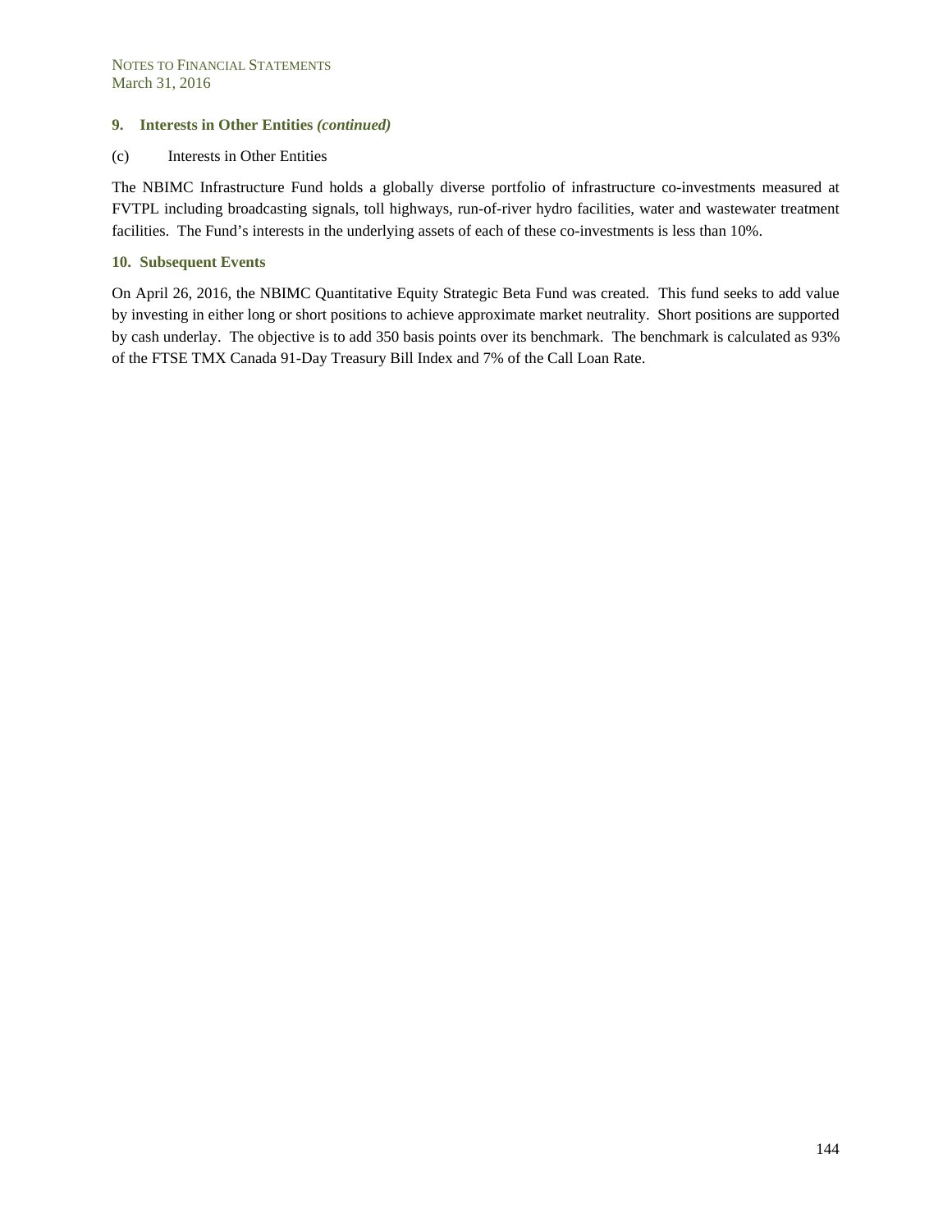### 9. Interests in Other Entities *(continued)*

(c) Interests in Other Entities

The NBIMC Infrastructure Fund holds a globally diverse portfolio of infrastructure co-investments measured at FVTPL including broadcasting signals, toll highways, run-of-river hydro facilities, water and wastewater treatment facilities. The Fund's interests in the underlying assets of each of these co-investments is less than 10%.

### 10. Subsequent Events

On April 26, 2016, the NBIMC Quantitative Equity Strategic Beta Fund was created. This fund seeks to add value by investing in either long or short positions to achieve approximate market neutrality. Short positions are supported by cash underlay. The objective is to add 350 basis points over its benchmark. The benchmark is calculated as 93% of the FTSE TMX Canada 91-Day Treasury Bill Index and 7% of the Call Loan Rate.